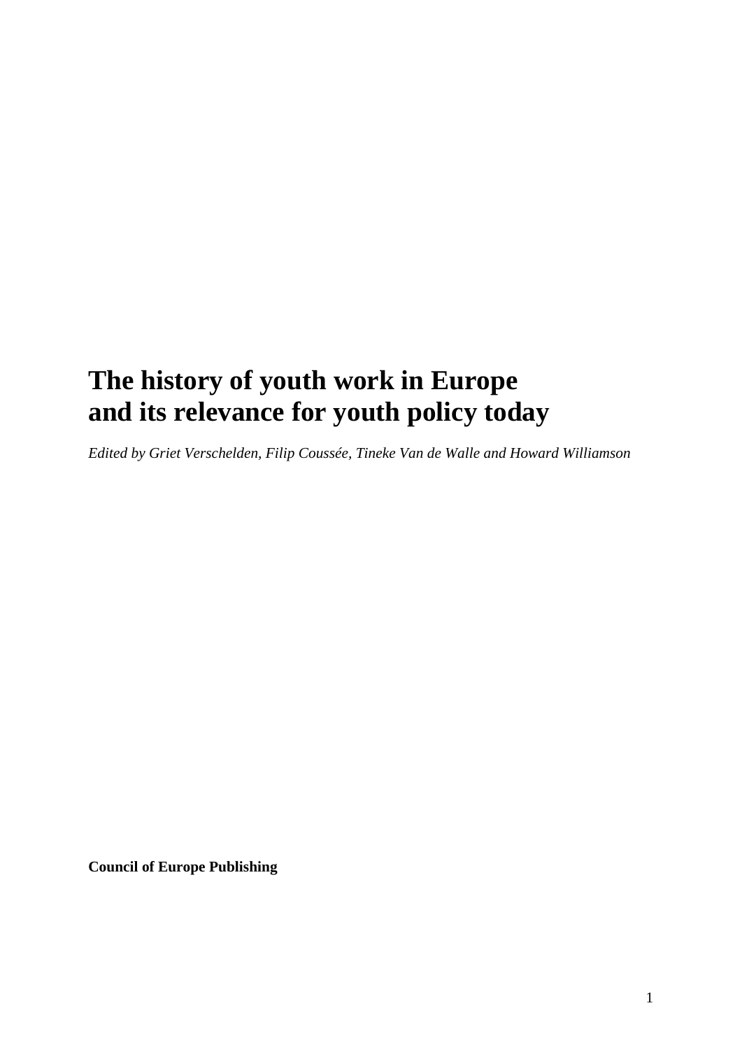# The history of youth work in Europe and its relevance for youth policy today

*Edited by Griet Verschelden, Filip Coussée, Tineke Van de Walle and Howard Williamson*

**Council of Europe Publishing**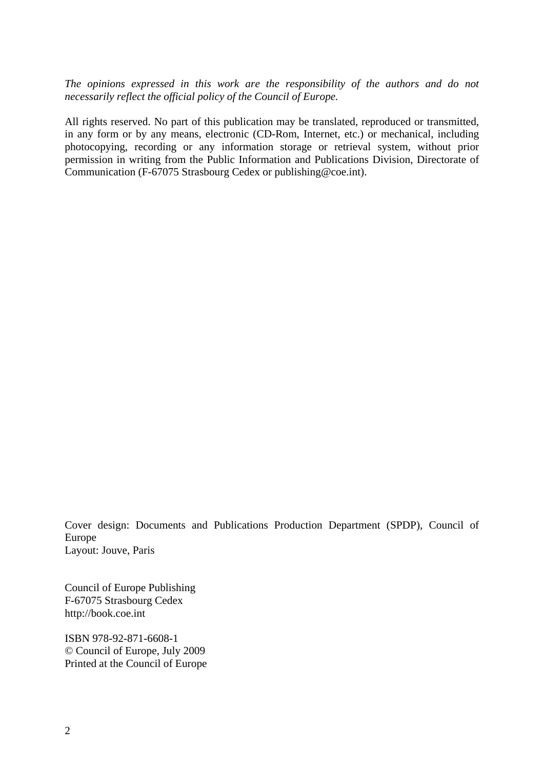*The opinions expressed in this work are the responsibility of the authors and do not necessarily reflect the official policy of the Council of Europe.*

All rights reserved. No part of this publication may be translated, reproduced or transmitted, in any form or by any means, electronic (CD-Rom, Internet, etc.) or mechanical, including photocopying, recording or any information storage or retrieval system, without prior permission in writing from the Public Information and Publications Division, Directorate of Communication (F-67075 Strasbourg Cedex or publishing@coe.int).

Cover design: Documents and Publications Production Department (SPDP), Council of Europe
Layout: Jouve, Paris

Council of Europe Publishing
F-67075 Strasbourg Cedex
http://book.coe.int

ISBN 978-92-871-6608-1
© Council of Europe, July 2009
Printed at the Council of Europe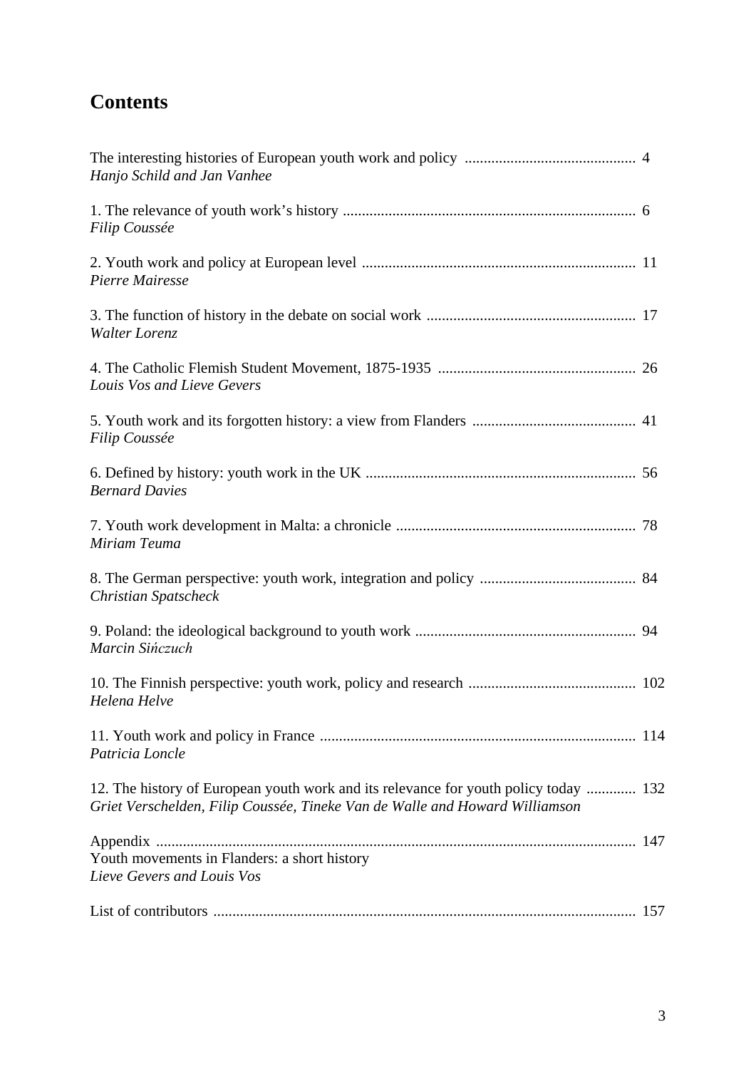# Contents

The interesting histories of European youth work and policy ............................................ 4
*Hanjo Schild and Jan Vanhee*

1. The relevance of youth work's history ............................................................................ 6
*Filip Coussée*

2. Youth work and policy at European level ....................................................................... 11
*Pierre Mairesse*

3. The function of history in the debate on social work ...................................................... 17
*Walter Lorenz*

4. The Catholic Flemish Student Movement, 1875-1935 .................................................... 26
*Louis Vos and Lieve Gevers*

5. Youth work and its forgotten history: a view from Flanders ........................................... 41
*Filip Coussée*

6. Defined by history: youth work in the UK ....................................................................... 56
*Bernard Davies*

7. Youth work development in Malta: a chronicle ............................................................... 78
*Miriam Teuma*

8. The German perspective: youth work, integration and policy ......................................... 84
*Christian Spatscheck*

9. Poland: the ideological background to youth work .......................................................... 94
*Marcin Sińczuch*

10. The Finnish perspective: youth work, policy and research ............................................ 102
*Helena Helve*

11. Youth work and policy in France .................................................................................. 114
*Patricia Loncle*

12. The history of European youth work and its relevance for youth policy today ............. 132
*Griet Verschelden, Filip Coussée, Tineke Van de Walle and Howard Williamson*

Appendix ............................................................................................................................. 147
Youth movements in Flanders: a short history
*Lieve Gevers and Louis Vos*

List of contributors .............................................................................................................. 157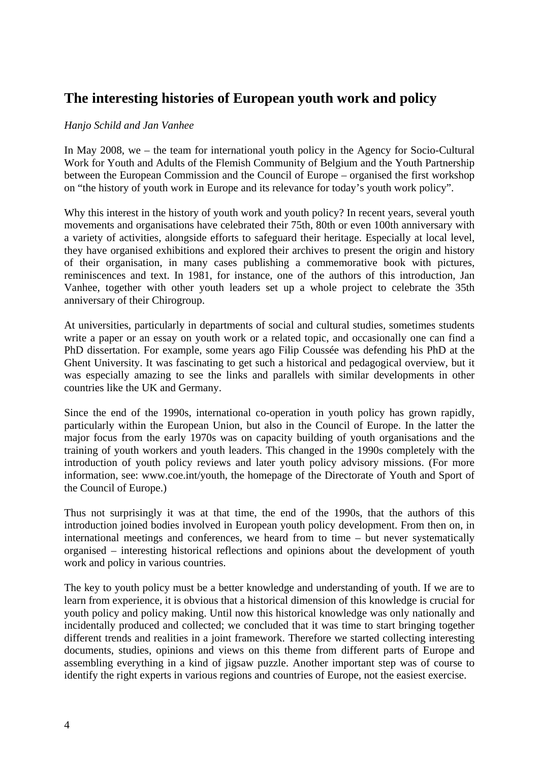## The interesting histories of European youth work and policy

*Hanjo Schild and Jan Vanhee*

In May 2008, we – the team for international youth policy in the Agency for Socio-Cultural Work for Youth and Adults of the Flemish Community of Belgium and the Youth Partnership between the European Commission and the Council of Europe – organised the first workshop on "the history of youth work in Europe and its relevance for today's youth work policy".

Why this interest in the history of youth work and youth policy? In recent years, several youth movements and organisations have celebrated their 75th, 80th or even 100th anniversary with a variety of activities, alongside efforts to safeguard their heritage. Especially at local level, they have organised exhibitions and explored their archives to present the origin and history of their organisation, in many cases publishing a commemorative book with pictures, reminiscences and text. In 1981, for instance, one of the authors of this introduction, Jan Vanhee, together with other youth leaders set up a whole project to celebrate the 35th anniversary of their Chirogroup.

At universities, particularly in departments of social and cultural studies, sometimes students write a paper or an essay on youth work or a related topic, and occasionally one can find a PhD dissertation. For example, some years ago Filip Coussée was defending his PhD at the Ghent University. It was fascinating to get such a historical and pedagogical overview, but it was especially amazing to see the links and parallels with similar developments in other countries like the UK and Germany.

Since the end of the 1990s, international co-operation in youth policy has grown rapidly, particularly within the European Union, but also in the Council of Europe. In the latter the major focus from the early 1970s was on capacity building of youth organisations and the training of youth workers and youth leaders. This changed in the 1990s completely with the introduction of youth policy reviews and later youth policy advisory missions. (For more information, see: www.coe.int/youth, the homepage of the Directorate of Youth and Sport of the Council of Europe.)

Thus not surprisingly it was at that time, the end of the 1990s, that the authors of this introduction joined bodies involved in European youth policy development. From then on, in international meetings and conferences, we heard from to time – but never systematically organised – interesting historical reflections and opinions about the development of youth work and policy in various countries.

The key to youth policy must be a better knowledge and understanding of youth. If we are to learn from experience, it is obvious that a historical dimension of this knowledge is crucial for youth policy and policy making. Until now this historical knowledge was only nationally and incidentally produced and collected; we concluded that it was time to start bringing together different trends and realities in a joint framework. Therefore we started collecting interesting documents, studies, opinions and views on this theme from different parts of Europe and assembling everything in a kind of jigsaw puzzle. Another important step was of course to identify the right experts in various regions and countries of Europe, not the easiest exercise.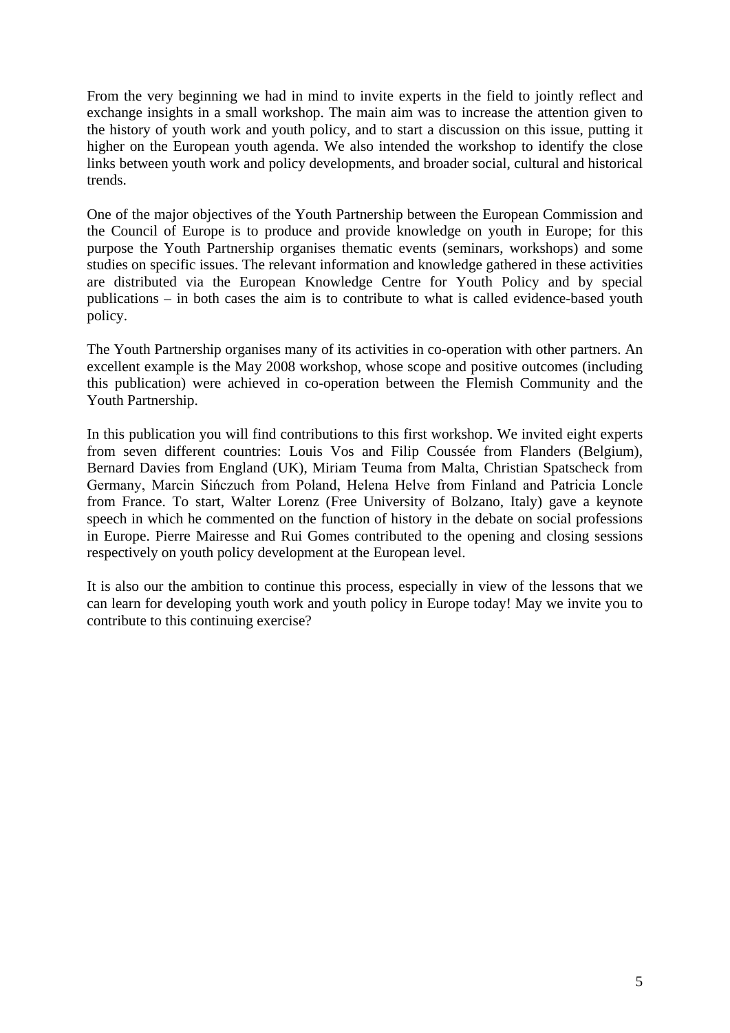From the very beginning we had in mind to invite experts in the field to jointly reflect and exchange insights in a small workshop. The main aim was to increase the attention given to the history of youth work and youth policy, and to start a discussion on this issue, putting it higher on the European youth agenda. We also intended the workshop to identify the close links between youth work and policy developments, and broader social, cultural and historical trends.

One of the major objectives of the Youth Partnership between the European Commission and the Council of Europe is to produce and provide knowledge on youth in Europe; for this purpose the Youth Partnership organises thematic events (seminars, workshops) and some studies on specific issues. The relevant information and knowledge gathered in these activities are distributed via the European Knowledge Centre for Youth Policy and by special publications – in both cases the aim is to contribute to what is called evidence-based youth policy.

The Youth Partnership organises many of its activities in co-operation with other partners. An excellent example is the May 2008 workshop, whose scope and positive outcomes (including this publication) were achieved in co-operation between the Flemish Community and the Youth Partnership.

In this publication you will find contributions to this first workshop. We invited eight experts from seven different countries: Louis Vos and Filip Coussée from Flanders (Belgium), Bernard Davies from England (UK), Miriam Teuma from Malta, Christian Spatscheck from Germany, Marcin Sińczuch from Poland, Helena Helve from Finland and Patricia Loncle from France. To start, Walter Lorenz (Free University of Bolzano, Italy) gave a keynote speech in which he commented on the function of history in the debate on social professions in Europe. Pierre Mairesse and Rui Gomes contributed to the opening and closing sessions respectively on youth policy development at the European level.

It is also our the ambition to continue this process, especially in view of the lessons that we can learn for developing youth work and youth policy in Europe today! May we invite you to contribute to this continuing exercise?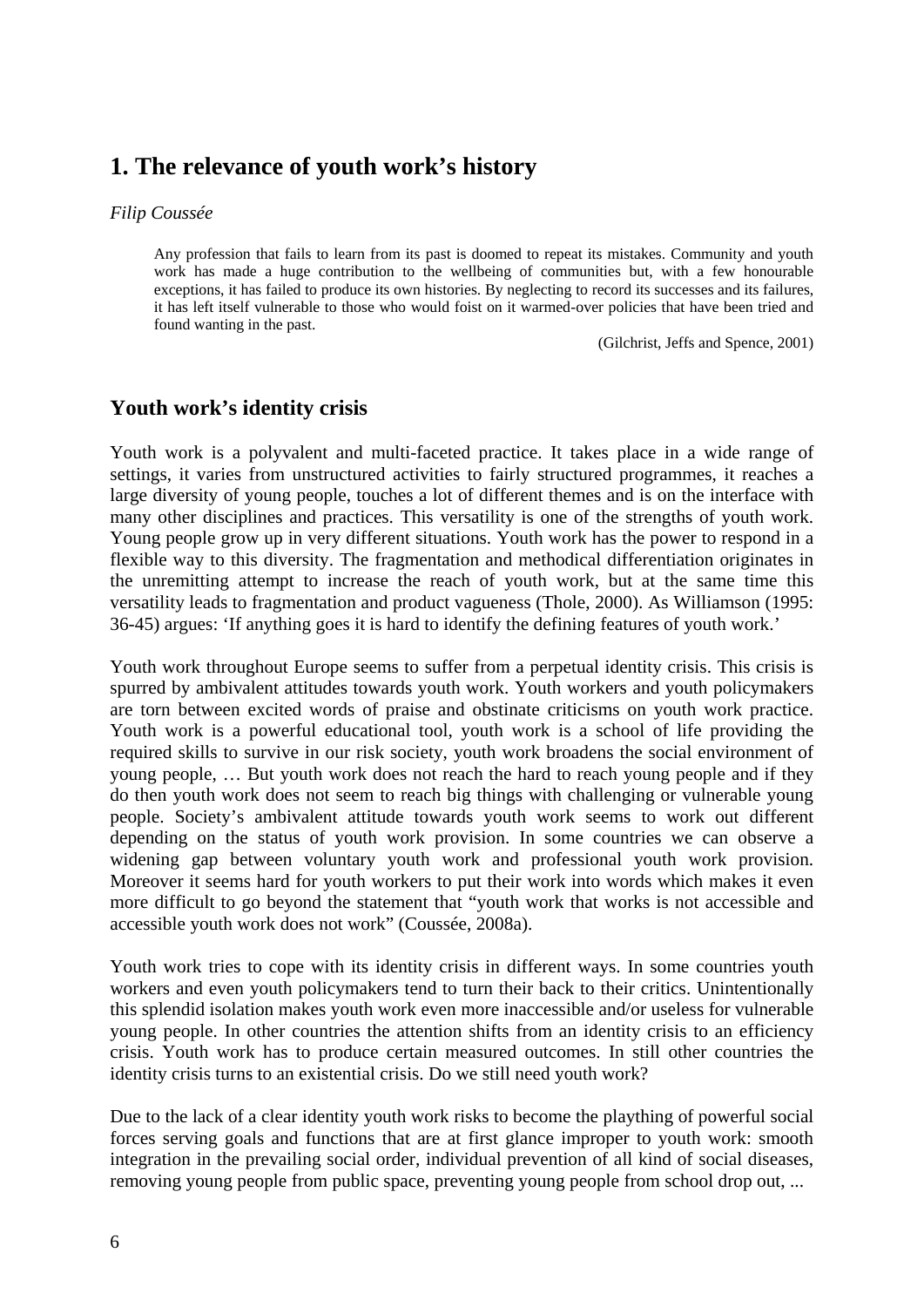# 1. The relevance of youth work's history

*Filip Coussée*

> Any profession that fails to learn from its past is doomed to repeat its mistakes. Community and youth work has made a huge contribution to the wellbeing of communities but, with a few honourable exceptions, it has failed to produce its own histories. By neglecting to record its successes and its failures, it has left itself vulnerable to those who would foist on it warmed-over policies that have been tried and found wanting in the past.
>
> (Gilchrist, Jeffs and Spence, 2001)

## Youth work's identity crisis

Youth work is a polyvalent and multi-faceted practice. It takes place in a wide range of settings, it varies from unstructured activities to fairly structured programmes, it reaches a large diversity of young people, touches a lot of different themes and is on the interface with many other disciplines and practices. This versatility is one of the strengths of youth work. Young people grow up in very different situations. Youth work has the power to respond in a flexible way to this diversity. The fragmentation and methodical differentiation originates in the unremitting attempt to increase the reach of youth work, but at the same time this versatility leads to fragmentation and product vagueness (Thole, 2000). As Williamson (1995: 36-45) argues: 'If anything goes it is hard to identify the defining features of youth work.'

Youth work throughout Europe seems to suffer from a perpetual identity crisis. This crisis is spurred by ambivalent attitudes towards youth work. Youth workers and youth policymakers are torn between excited words of praise and obstinate criticisms on youth work practice. Youth work is a powerful educational tool, youth work is a school of life providing the required skills to survive in our risk society, youth work broadens the social environment of young people, … But youth work does not reach the hard to reach young people and if they do then youth work does not seem to reach big things with challenging or vulnerable young people. Society's ambivalent attitude towards youth work seems to work out different depending on the status of youth work provision. In some countries we can observe a widening gap between voluntary youth work and professional youth work provision. Moreover it seems hard for youth workers to put their work into words which makes it even more difficult to go beyond the statement that "youth work that works is not accessible and accessible youth work does not work" (Coussée, 2008a).

Youth work tries to cope with its identity crisis in different ways. In some countries youth workers and even youth policymakers tend to turn their back to their critics. Unintentionally this splendid isolation makes youth work even more inaccessible and/or useless for vulnerable young people. In other countries the attention shifts from an identity crisis to an efficiency crisis. Youth work has to produce certain measured outcomes. In still other countries the identity crisis turns to an existential crisis. Do we still need youth work?

Due to the lack of a clear identity youth work risks to become the plaything of powerful social forces serving goals and functions that are at first glance improper to youth work: smooth integration in the prevailing social order, individual prevention of all kind of social diseases, removing young people from public space, preventing young people from school drop out, ...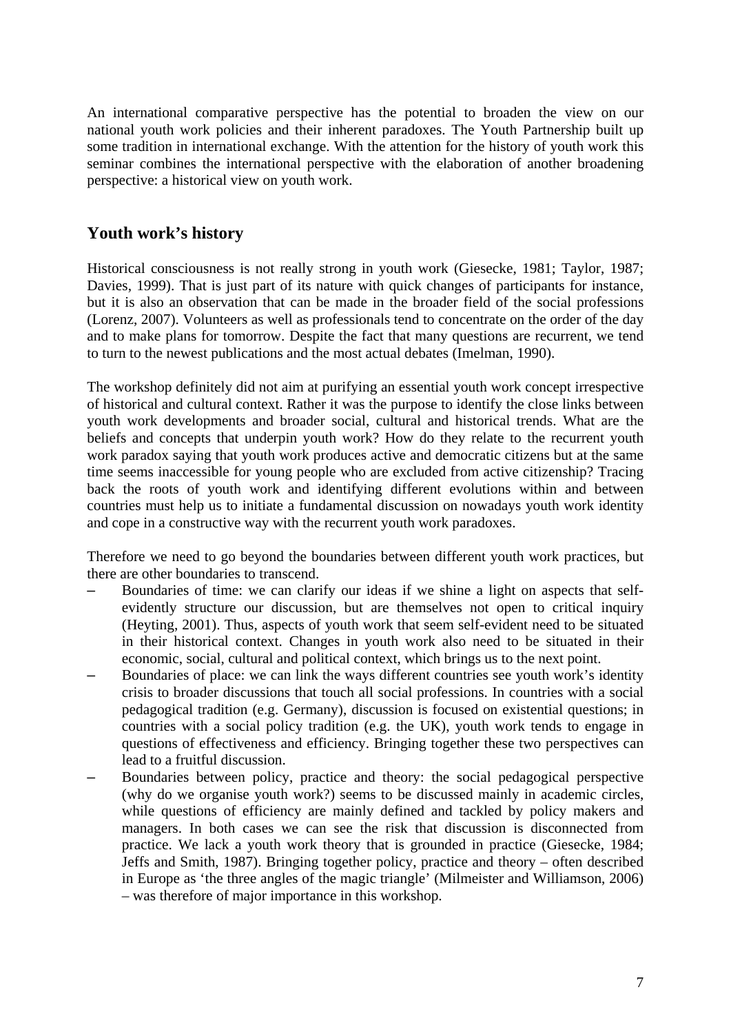An international comparative perspective has the potential to broaden the view on our national youth work policies and their inherent paradoxes. The Youth Partnership built up some tradition in international exchange. With the attention for the history of youth work this seminar combines the international perspective with the elaboration of another broadening perspective: a historical view on youth work.

## Youth work's history

Historical consciousness is not really strong in youth work (Giesecke, 1981; Taylor, 1987; Davies, 1999). That is just part of its nature with quick changes of participants for instance, but it is also an observation that can be made in the broader field of the social professions (Lorenz, 2007). Volunteers as well as professionals tend to concentrate on the order of the day and to make plans for tomorrow. Despite the fact that many questions are recurrent, we tend to turn to the newest publications and the most actual debates (Imelman, 1990).

The workshop definitely did not aim at purifying an essential youth work concept irrespective of historical and cultural context. Rather it was the purpose to identify the close links between youth work developments and broader social, cultural and historical trends. What are the beliefs and concepts that underpin youth work? How do they relate to the recurrent youth work paradox saying that youth work produces active and democratic citizens but at the same time seems inaccessible for young people who are excluded from active citizenship? Tracing back the roots of youth work and identifying different evolutions within and between countries must help us to initiate a fundamental discussion on nowadays youth work identity and cope in a constructive way with the recurrent youth work paradoxes.

Therefore we need to go beyond the boundaries between different youth work practices, but there are other boundaries to transcend.

- Boundaries of time: we can clarify our ideas if we shine a light on aspects that self-evidently structure our discussion, but are themselves not open to critical inquiry (Heyting, 2001). Thus, aspects of youth work that seem self-evident need to be situated in their historical context. Changes in youth work also need to be situated in their economic, social, cultural and political context, which brings us to the next point.
- Boundaries of place: we can link the ways different countries see youth work's identity crisis to broader discussions that touch all social professions. In countries with a social pedagogical tradition (e.g. Germany), discussion is focused on existential questions; in countries with a social policy tradition (e.g. the UK), youth work tends to engage in questions of effectiveness and efficiency. Bringing together these two perspectives can lead to a fruitful discussion.
- Boundaries between policy, practice and theory: the social pedagogical perspective (why do we organise youth work?) seems to be discussed mainly in academic circles, while questions of efficiency are mainly defined and tackled by policy makers and managers. In both cases we can see the risk that discussion is disconnected from practice. We lack a youth work theory that is grounded in practice (Giesecke, 1984; Jeffs and Smith, 1987). Bringing together policy, practice and theory – often described in Europe as 'the three angles of the magic triangle' (Milmeister and Williamson, 2006) – was therefore of major importance in this workshop.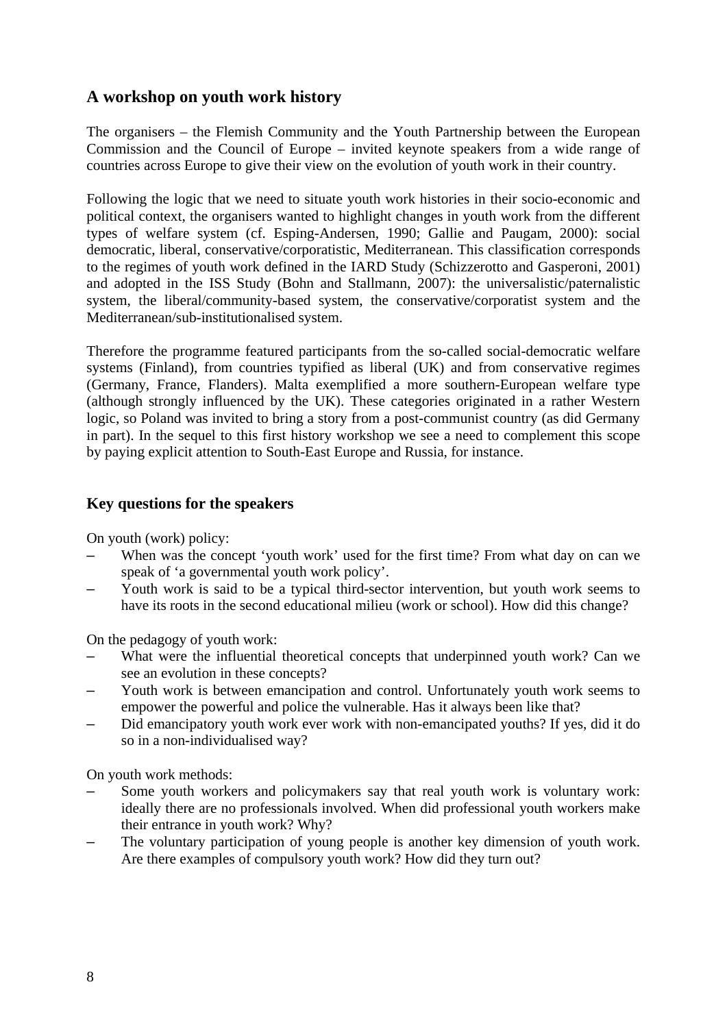## A workshop on youth work history

The organisers – the Flemish Community and the Youth Partnership between the European Commission and the Council of Europe – invited keynote speakers from a wide range of countries across Europe to give their view on the evolution of youth work in their country.

Following the logic that we need to situate youth work histories in their socio-economic and political context, the organisers wanted to highlight changes in youth work from the different types of welfare system (cf. Esping-Andersen, 1990; Gallie and Paugam, 2000): social democratic, liberal, conservative/corporatistic, Mediterranean. This classification corresponds to the regimes of youth work defined in the IARD Study (Schizzerotto and Gasperoni, 2001) and adopted in the ISS Study (Bohn and Stallmann, 2007): the universalistic/paternalistic system, the liberal/community-based system, the conservative/corporatist system and the Mediterranean/sub-institutionalised system.

Therefore the programme featured participants from the so-called social-democratic welfare systems (Finland), from countries typified as liberal (UK) and from conservative regimes (Germany, France, Flanders). Malta exemplified a more southern-European welfare type (although strongly influenced by the UK). These categories originated in a rather Western logic, so Poland was invited to bring a story from a post-communist country (as did Germany in part). In the sequel to this first history workshop we see a need to complement this scope by paying explicit attention to South-East Europe and Russia, for instance.

## Key questions for the speakers

On youth (work) policy:

- When was the concept 'youth work' used for the first time? From what day on can we speak of 'a governmental youth work policy'.
- Youth work is said to be a typical third-sector intervention, but youth work seems to have its roots in the second educational milieu (work or school). How did this change?

On the pedagogy of youth work:

- What were the influential theoretical concepts that underpinned youth work? Can we see an evolution in these concepts?
- Youth work is between emancipation and control. Unfortunately youth work seems to empower the powerful and police the vulnerable. Has it always been like that?
- Did emancipatory youth work ever work with non-emancipated youths? If yes, did it do so in a non-individualised way?

On youth work methods:

- Some youth workers and policymakers say that real youth work is voluntary work: ideally there are no professionals involved. When did professional youth workers make their entrance in youth work? Why?
- The voluntary participation of young people is another key dimension of youth work. Are there examples of compulsory youth work? How did they turn out?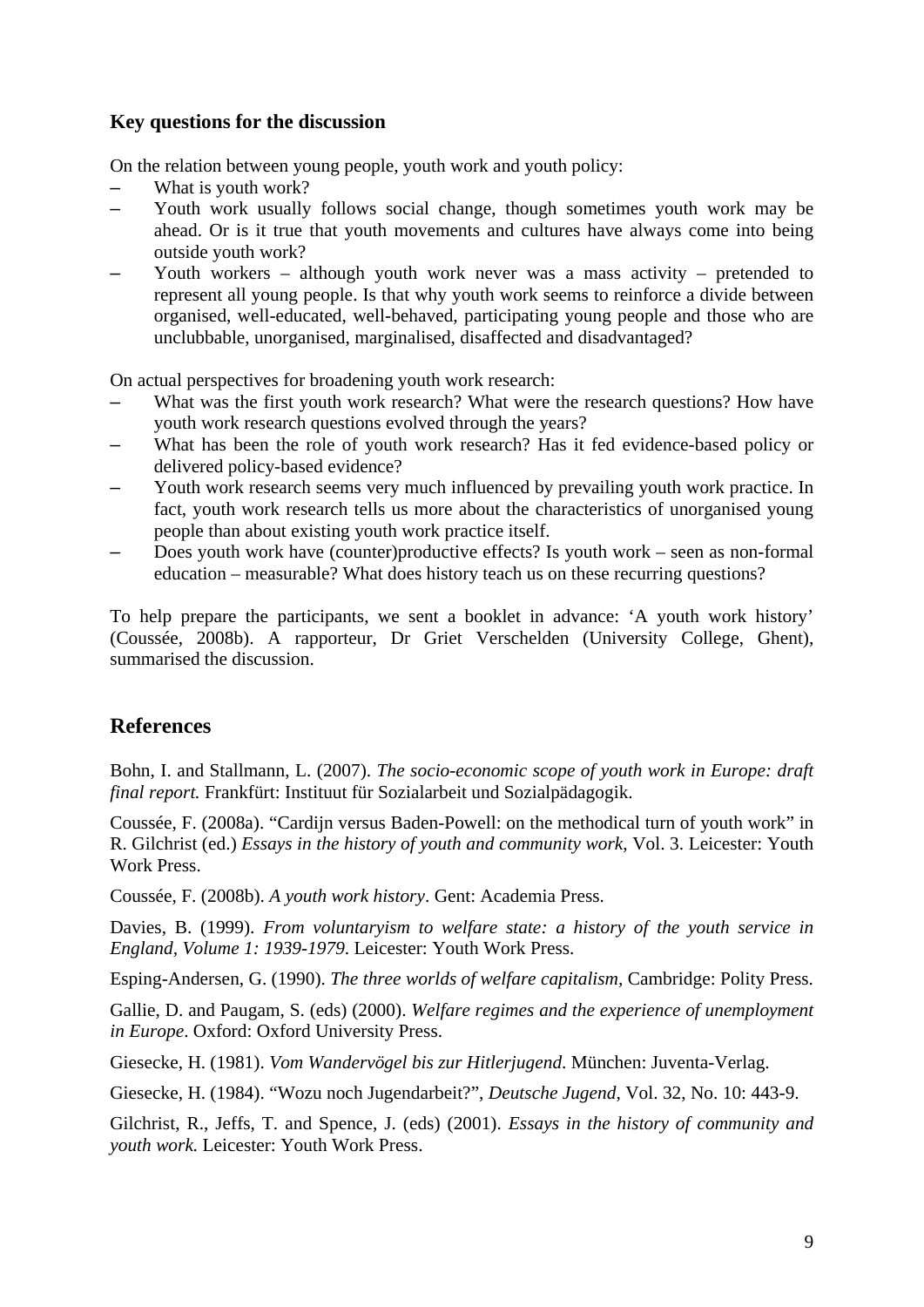### Key questions for the discussion

On the relation between young people, youth work and youth policy:

- What is youth work?
- Youth work usually follows social change, though sometimes youth work may be ahead. Or is it true that youth movements and cultures have always come into being outside youth work?
- Youth workers – although youth work never was a mass activity – pretended to represent all young people. Is that why youth work seems to reinforce a divide between organised, well-educated, well-behaved, participating young people and those who are unclubbable, unorganised, marginalised, disaffected and disadvantaged?

On actual perspectives for broadening youth work research:

- What was the first youth work research? What were the research questions? How have youth work research questions evolved through the years?
- What has been the role of youth work research? Has it fed evidence-based policy or delivered policy-based evidence?
- Youth work research seems very much influenced by prevailing youth work practice. In fact, youth work research tells us more about the characteristics of unorganised young people than about existing youth work practice itself.
- Does youth work have (counter)productive effects? Is youth work – seen as non-formal education – measurable? What does history teach us on these recurring questions?

To help prepare the participants, we sent a booklet in advance: 'A youth work history' (Coussée, 2008b). A rapporteur, Dr Griet Verschelden (University College, Ghent), summarised the discussion.

## References

Bohn, I. and Stallmann, L. (2007). *The socio-economic scope of youth work in Europe: draft final report.* Frankfürt: Instituut für Sozialarbeit und Sozialpädagogik.

Coussée, F. (2008a). "Cardijn versus Baden-Powell: on the methodical turn of youth work" in R. Gilchrist (ed.) *Essays in the history of youth and community work*, Vol. 3. Leicester: Youth Work Press.

Coussée, F. (2008b). *A youth work history*. Gent: Academia Press.

Davies, B. (1999). *From voluntaryism to welfare state: a history of the youth service in England, Volume 1: 1939-1979.* Leicester: Youth Work Press.

Esping-Andersen, G. (1990). *The three worlds of welfare capitalism*, Cambridge: Polity Press.

Gallie, D. and Paugam, S. (eds) (2000). *Welfare regimes and the experience of unemployment in Europe*. Oxford: Oxford University Press.

Giesecke, H. (1981). *Vom Wandervögel bis zur Hitlerjugend*. München: Juventa-Verlag.

Giesecke, H. (1984). "Wozu noch Jugendarbeit?", *Deutsche Jugend*, Vol. 32, No. 10: 443-9.

Gilchrist, R., Jeffs, T. and Spence, J. (eds) (2001). *Essays in the history of community and youth work.* Leicester: Youth Work Press.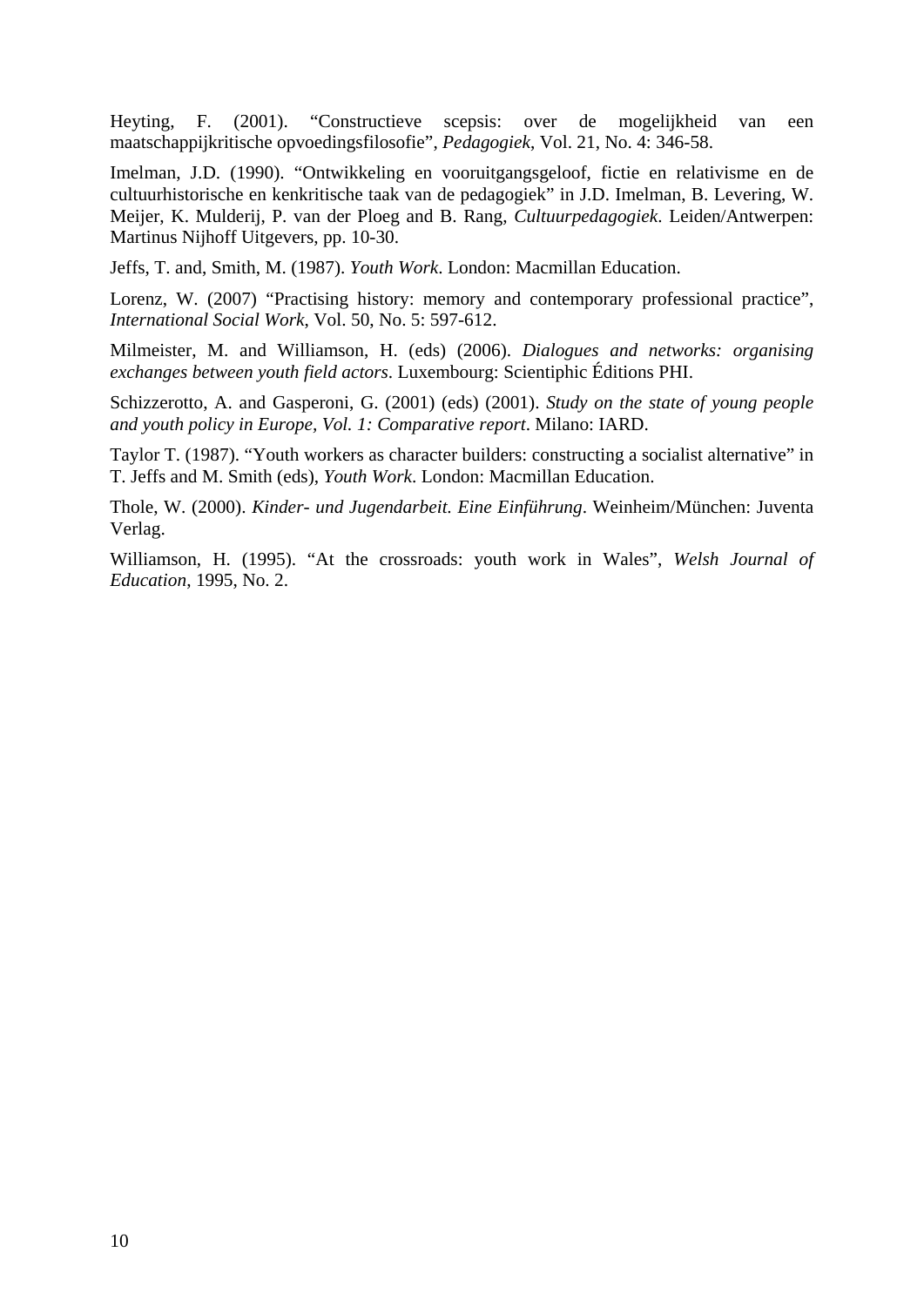Heyting, F. (2001). "Constructieve scepsis: over de mogelijkheid van een maatschappijkritische opvoedingsfilosofie", *Pedagogiek*, Vol. 21, No. 4: 346-58.

Imelman, J.D. (1990). "Ontwikkeling en vooruitgangsgeloof, fictie en relativisme en de cultuurhistorische en kenkritische taak van de pedagogiek" in J.D. Imelman, B. Levering, W. Meijer, K. Mulderij, P. van der Ploeg and B. Rang, *Cultuurpedagogiek*. Leiden/Antwerpen: Martinus Nijhoff Uitgevers, pp. 10-30.

Jeffs, T. and, Smith, M. (1987). *Youth Work*. London: Macmillan Education.

Lorenz, W. (2007) "Practising history: memory and contemporary professional practice", *International Social Work*, Vol. 50, No. 5: 597-612.

Milmeister, M. and Williamson, H. (eds) (2006). *Dialogues and networks: organising exchanges between youth field actors*. Luxembourg: Scientiphic Éditions PHI.

Schizzerotto, A. and Gasperoni, G. (2001) (eds) (2001). *Study on the state of young people and youth policy in Europe, Vol. 1: Comparative report*. Milano: IARD.

Taylor T. (1987). "Youth workers as character builders: constructing a socialist alternative" in T. Jeffs and M. Smith (eds), *Youth Work*. London: Macmillan Education.

Thole, W. (2000). *Kinder- und Jugendarbeit. Eine Einführung*. Weinheim/München: Juventa Verlag.

Williamson, H. (1995). "At the crossroads: youth work in Wales", *Welsh Journal of Education*, 1995, No. 2.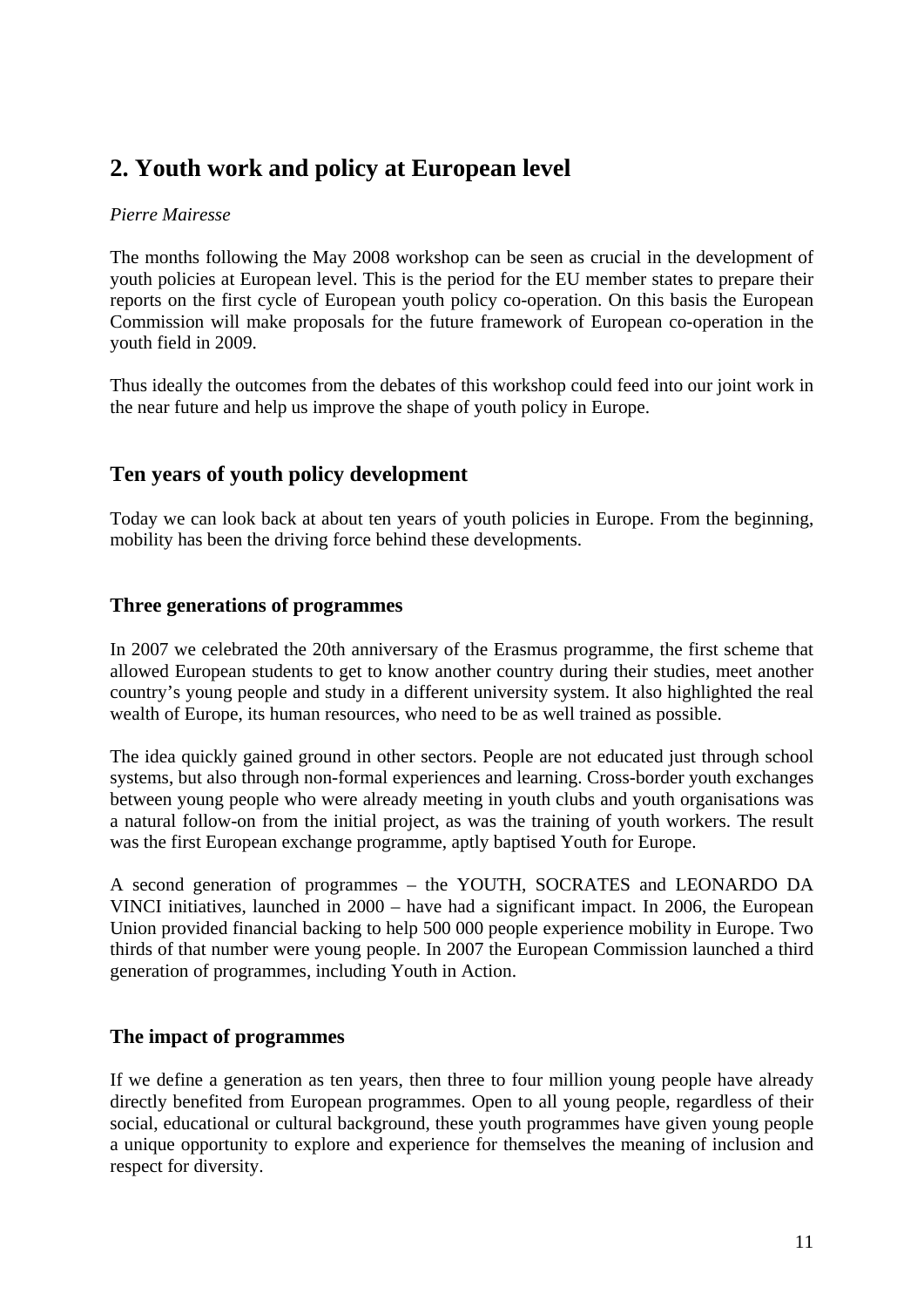## 2. Youth work and policy at European level

*Pierre Mairesse*

The months following the May 2008 workshop can be seen as crucial in the development of youth policies at European level. This is the period for the EU member states to prepare their reports on the first cycle of European youth policy co-operation. On this basis the European Commission will make proposals for the future framework of European co-operation in the youth field in 2009.

Thus ideally the outcomes from the debates of this workshop could feed into our joint work in the near future and help us improve the shape of youth policy in Europe.

### Ten years of youth policy development

Today we can look back at about ten years of youth policies in Europe. From the beginning, mobility has been the driving force behind these developments.

#### Three generations of programmes

In 2007 we celebrated the 20th anniversary of the Erasmus programme, the first scheme that allowed European students to get to know another country during their studies, meet another country's young people and study in a different university system. It also highlighted the real wealth of Europe, its human resources, who need to be as well trained as possible.

The idea quickly gained ground in other sectors. People are not educated just through school systems, but also through non-formal experiences and learning. Cross-border youth exchanges between young people who were already meeting in youth clubs and youth organisations was a natural follow-on from the initial project, as was the training of youth workers. The result was the first European exchange programme, aptly baptised Youth for Europe.

A second generation of programmes – the YOUTH, SOCRATES and LEONARDO DA VINCI initiatives, launched in 2000 – have had a significant impact. In 2006, the European Union provided financial backing to help 500 000 people experience mobility in Europe. Two thirds of that number were young people. In 2007 the European Commission launched a third generation of programmes, including Youth in Action.

#### The impact of programmes

If we define a generation as ten years, then three to four million young people have already directly benefited from European programmes. Open to all young people, regardless of their social, educational or cultural background, these youth programmes have given young people a unique opportunity to explore and experience for themselves the meaning of inclusion and respect for diversity.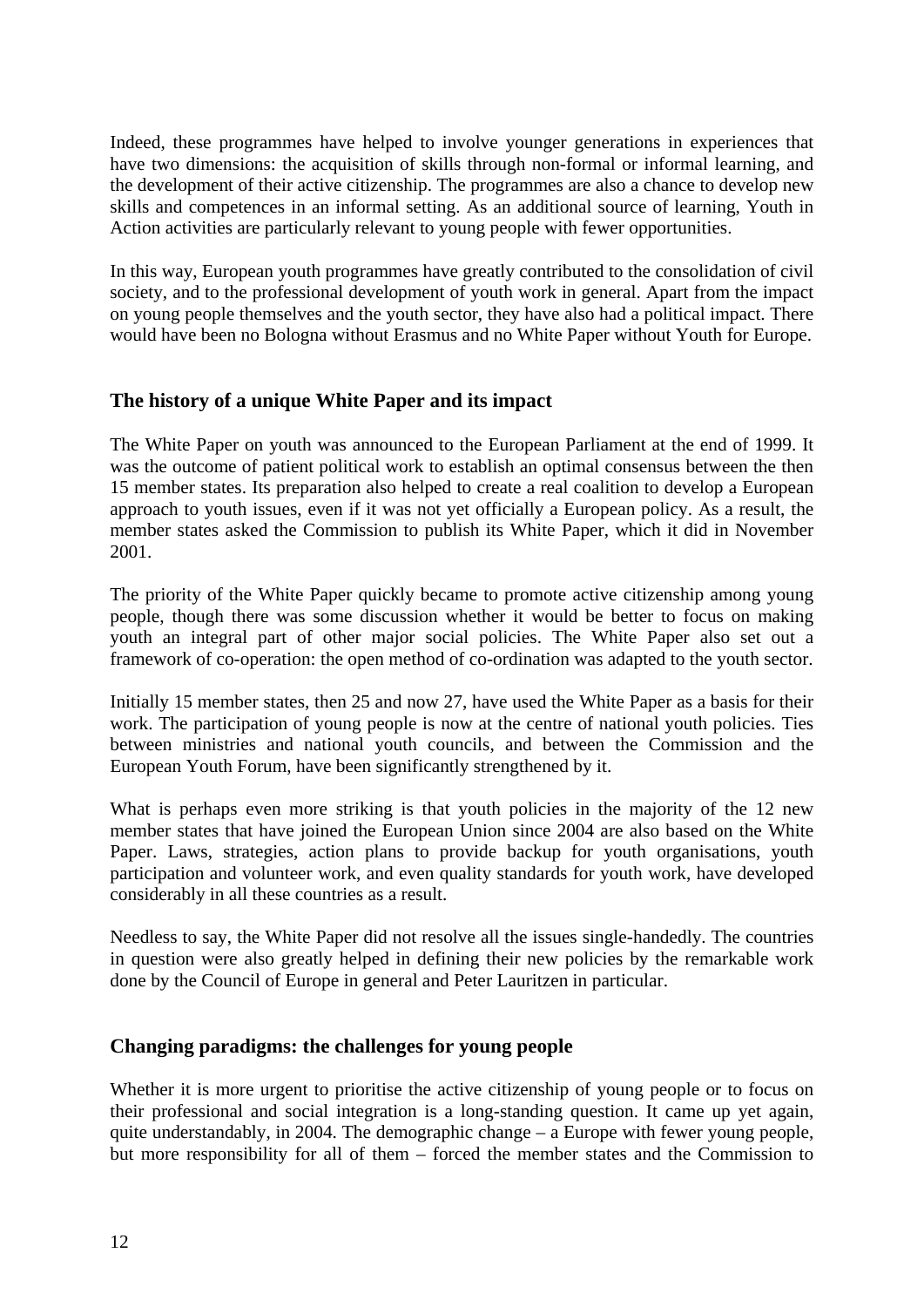Indeed, these programmes have helped to involve younger generations in experiences that have two dimensions: the acquisition of skills through non-formal or informal learning, and the development of their active citizenship. The programmes are also a chance to develop new skills and competences in an informal setting. As an additional source of learning, Youth in Action activities are particularly relevant to young people with fewer opportunities.

In this way, European youth programmes have greatly contributed to the consolidation of civil society, and to the professional development of youth work in general. Apart from the impact on young people themselves and the youth sector, they have also had a political impact. There would have been no Bologna without Erasmus and no White Paper without Youth for Europe.

## The history of a unique White Paper and its impact

The White Paper on youth was announced to the European Parliament at the end of 1999. It was the outcome of patient political work to establish an optimal consensus between the then 15 member states. Its preparation also helped to create a real coalition to develop a European approach to youth issues, even if it was not yet officially a European policy. As a result, the member states asked the Commission to publish its White Paper, which it did in November 2001.

The priority of the White Paper quickly became to promote active citizenship among young people, though there was some discussion whether it would be better to focus on making youth an integral part of other major social policies. The White Paper also set out a framework of co-operation: the open method of co-ordination was adapted to the youth sector.

Initially 15 member states, then 25 and now 27, have used the White Paper as a basis for their work. The participation of young people is now at the centre of national youth policies. Ties between ministries and national youth councils, and between the Commission and the European Youth Forum, have been significantly strengthened by it.

What is perhaps even more striking is that youth policies in the majority of the 12 new member states that have joined the European Union since 2004 are also based on the White Paper. Laws, strategies, action plans to provide backup for youth organisations, youth participation and volunteer work, and even quality standards for youth work, have developed considerably in all these countries as a result.

Needless to say, the White Paper did not resolve all the issues single-handedly. The countries in question were also greatly helped in defining their new policies by the remarkable work done by the Council of Europe in general and Peter Lauritzen in particular.

## Changing paradigms: the challenges for young people

Whether it is more urgent to prioritise the active citizenship of young people or to focus on their professional and social integration is a long-standing question. It came up yet again, quite understandably, in 2004. The demographic change – a Europe with fewer young people, but more responsibility for all of them – forced the member states and the Commission to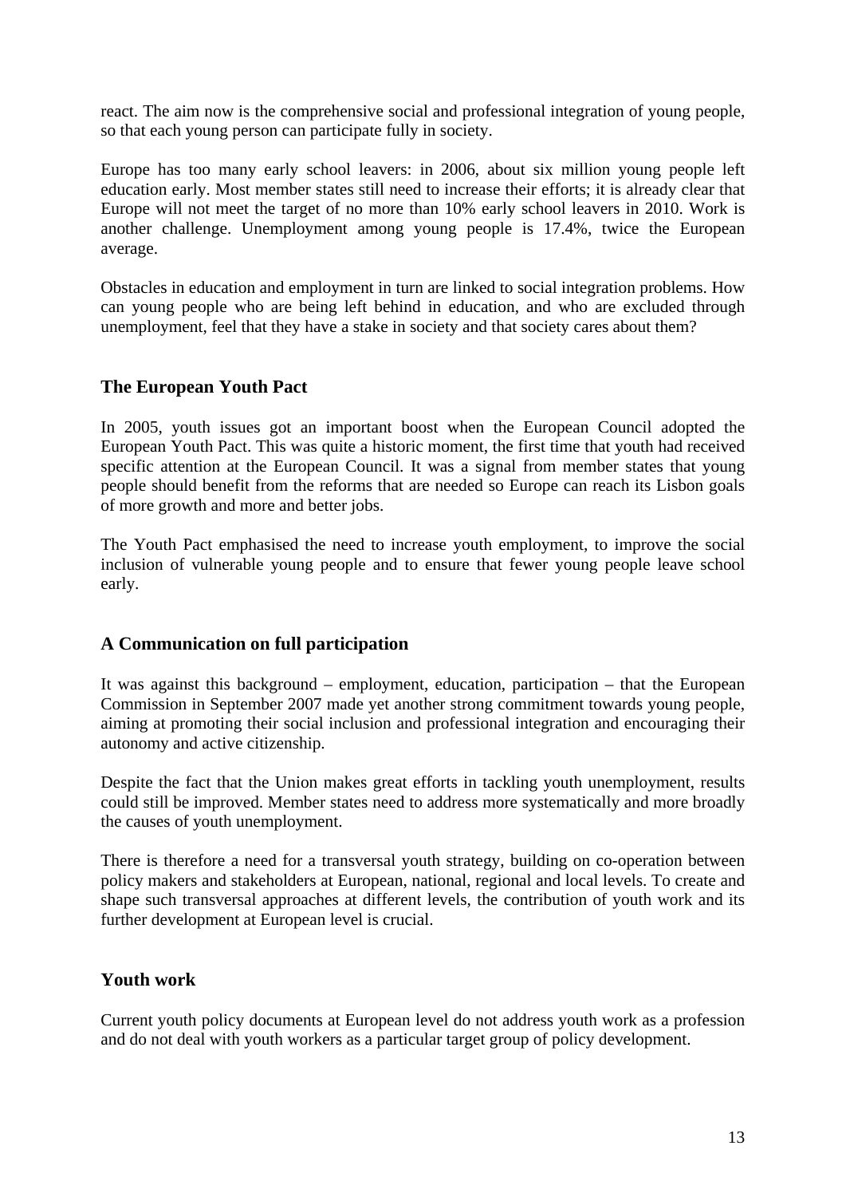react. The aim now is the comprehensive social and professional integration of young people, so that each young person can participate fully in society.

Europe has too many early school leavers: in 2006, about six million young people left education early. Most member states still need to increase their efforts; it is already clear that Europe will not meet the target of no more than 10% early school leavers in 2010. Work is another challenge. Unemployment among young people is 17.4%, twice the European average.

Obstacles in education and employment in turn are linked to social integration problems. How can young people who are being left behind in education, and who are excluded through unemployment, feel that they have a stake in society and that society cares about them?

### The European Youth Pact

In 2005, youth issues got an important boost when the European Council adopted the European Youth Pact. This was quite a historic moment, the first time that youth had received specific attention at the European Council. It was a signal from member states that young people should benefit from the reforms that are needed so Europe can reach its Lisbon goals of more growth and more and better jobs.

The Youth Pact emphasised the need to increase youth employment, to improve the social inclusion of vulnerable young people and to ensure that fewer young people leave school early.

### A Communication on full participation

It was against this background – employment, education, participation – that the European Commission in September 2007 made yet another strong commitment towards young people, aiming at promoting their social inclusion and professional integration and encouraging their autonomy and active citizenship.

Despite the fact that the Union makes great efforts in tackling youth unemployment, results could still be improved. Member states need to address more systematically and more broadly the causes of youth unemployment.

There is therefore a need for a transversal youth strategy, building on co-operation between policy makers and stakeholders at European, national, regional and local levels. To create and shape such transversal approaches at different levels, the contribution of youth work and its further development at European level is crucial.

### Youth work

Current youth policy documents at European level do not address youth work as a profession and do not deal with youth workers as a particular target group of policy development.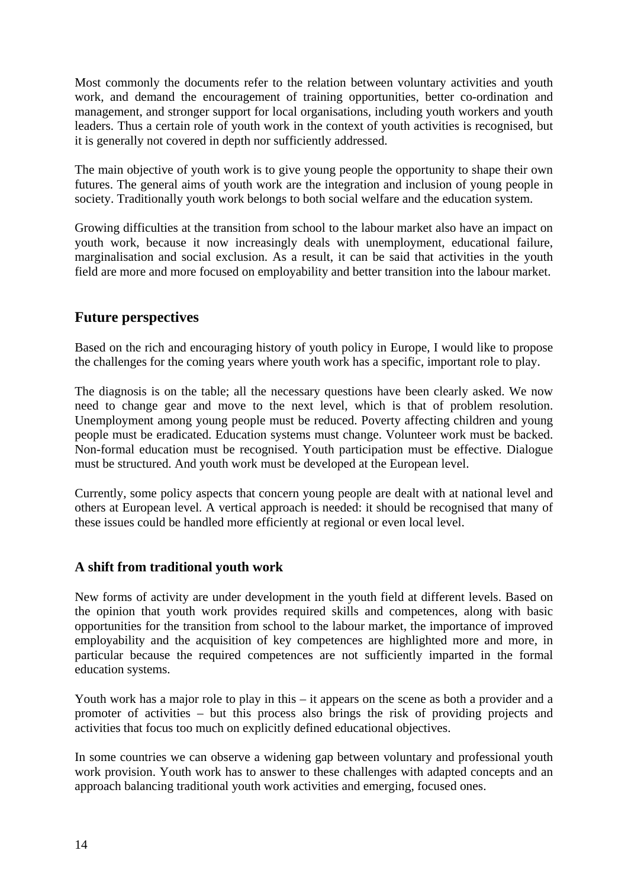Most commonly the documents refer to the relation between voluntary activities and youth work, and demand the encouragement of training opportunities, better co-ordination and management, and stronger support for local organisations, including youth workers and youth leaders. Thus a certain role of youth work in the context of youth activities is recognised, but it is generally not covered in depth nor sufficiently addressed.

The main objective of youth work is to give young people the opportunity to shape their own futures. The general aims of youth work are the integration and inclusion of young people in society. Traditionally youth work belongs to both social welfare and the education system.

Growing difficulties at the transition from school to the labour market also have an impact on youth work, because it now increasingly deals with unemployment, educational failure, marginalisation and social exclusion. As a result, it can be said that activities in the youth field are more and more focused on employability and better transition into the labour market.

## Future perspectives

Based on the rich and encouraging history of youth policy in Europe, I would like to propose the challenges for the coming years where youth work has a specific, important role to play.

The diagnosis is on the table; all the necessary questions have been clearly asked. We now need to change gear and move to the next level, which is that of problem resolution. Unemployment among young people must be reduced. Poverty affecting children and young people must be eradicated. Education systems must change. Volunteer work must be backed. Non-formal education must be recognised. Youth participation must be effective. Dialogue must be structured. And youth work must be developed at the European level.

Currently, some policy aspects that concern young people are dealt with at national level and others at European level. A vertical approach is needed: it should be recognised that many of these issues could be handled more efficiently at regional or even local level.

### A shift from traditional youth work

New forms of activity are under development in the youth field at different levels. Based on the opinion that youth work provides required skills and competences, along with basic opportunities for the transition from school to the labour market, the importance of improved employability and the acquisition of key competences are highlighted more and more, in particular because the required competences are not sufficiently imparted in the formal education systems.

Youth work has a major role to play in this – it appears on the scene as both a provider and a promoter of activities – but this process also brings the risk of providing projects and activities that focus too much on explicitly defined educational objectives.

In some countries we can observe a widening gap between voluntary and professional youth work provision. Youth work has to answer to these challenges with adapted concepts and an approach balancing traditional youth work activities and emerging, focused ones.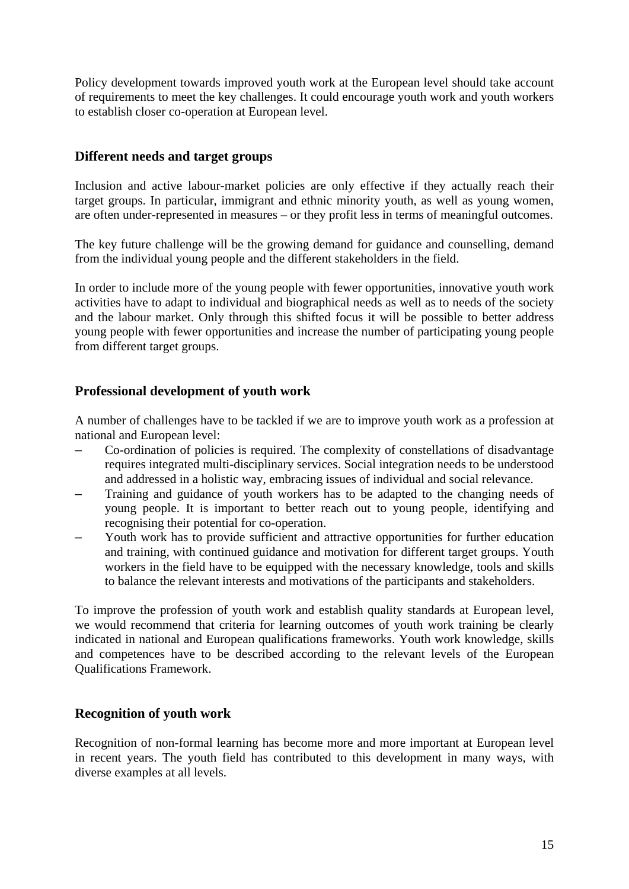Policy development towards improved youth work at the European level should take account of requirements to meet the key challenges. It could encourage youth work and youth workers to establish closer co-operation at European level.

## Different needs and target groups

Inclusion and active labour-market policies are only effective if they actually reach their target groups. In particular, immigrant and ethnic minority youth, as well as young women, are often under-represented in measures – or they profit less in terms of meaningful outcomes.

The key future challenge will be the growing demand for guidance and counselling, demand from the individual young people and the different stakeholders in the field.

In order to include more of the young people with fewer opportunities, innovative youth work activities have to adapt to individual and biographical needs as well as to needs of the society and the labour market. Only through this shifted focus it will be possible to better address young people with fewer opportunities and increase the number of participating young people from different target groups.

## Professional development of youth work

A number of challenges have to be tackled if we are to improve youth work as a profession at national and European level:

– Co-ordination of policies is required. The complexity of constellations of disadvantage requires integrated multi-disciplinary services. Social integration needs to be understood and addressed in a holistic way, embracing issues of individual and social relevance.
– Training and guidance of youth workers has to be adapted to the changing needs of young people. It is important to better reach out to young people, identifying and recognising their potential for co-operation.
– Youth work has to provide sufficient and attractive opportunities for further education and training, with continued guidance and motivation for different target groups. Youth workers in the field have to be equipped with the necessary knowledge, tools and skills to balance the relevant interests and motivations of the participants and stakeholders.

To improve the profession of youth work and establish quality standards at European level, we would recommend that criteria for learning outcomes of youth work training be clearly indicated in national and European qualifications frameworks. Youth work knowledge, skills and competences have to be described according to the relevant levels of the European Qualifications Framework.

## Recognition of youth work

Recognition of non-formal learning has become more and more important at European level in recent years. The youth field has contributed to this development in many ways, with diverse examples at all levels.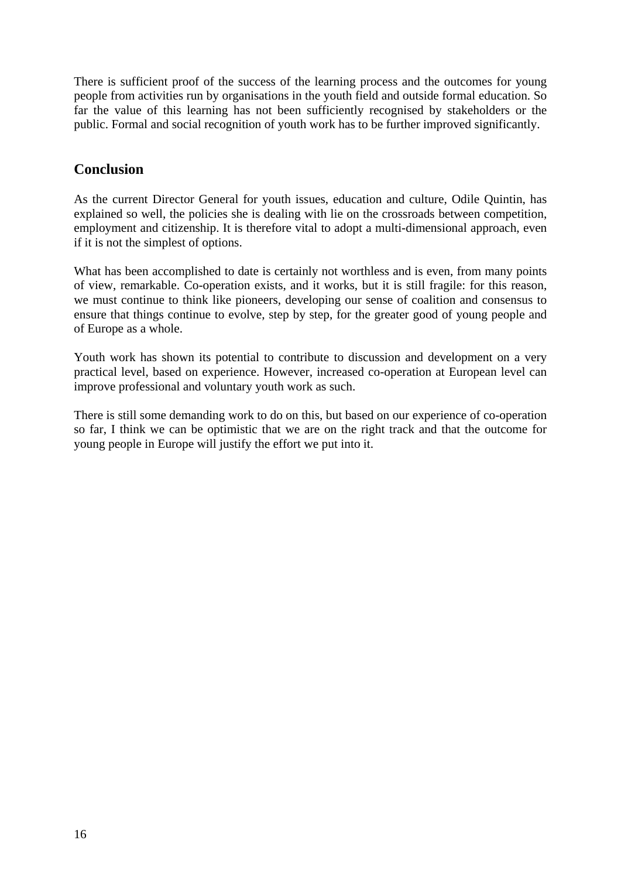There is sufficient proof of the success of the learning process and the outcomes for young people from activities run by organisations in the youth field and outside formal education. So far the value of this learning has not been sufficiently recognised by stakeholders or the public. Formal and social recognition of youth work has to be further improved significantly.

## Conclusion

As the current Director General for youth issues, education and culture, Odile Quintin, has explained so well, the policies she is dealing with lie on the crossroads between competition, employment and citizenship. It is therefore vital to adopt a multi-dimensional approach, even if it is not the simplest of options.

What has been accomplished to date is certainly not worthless and is even, from many points of view, remarkable. Co-operation exists, and it works, but it is still fragile: for this reason, we must continue to think like pioneers, developing our sense of coalition and consensus to ensure that things continue to evolve, step by step, for the greater good of young people and of Europe as a whole.

Youth work has shown its potential to contribute to discussion and development on a very practical level, based on experience. However, increased co-operation at European level can improve professional and voluntary youth work as such.

There is still some demanding work to do on this, but based on our experience of co-operation so far, I think we can be optimistic that we are on the right track and that the outcome for young people in Europe will justify the effort we put into it.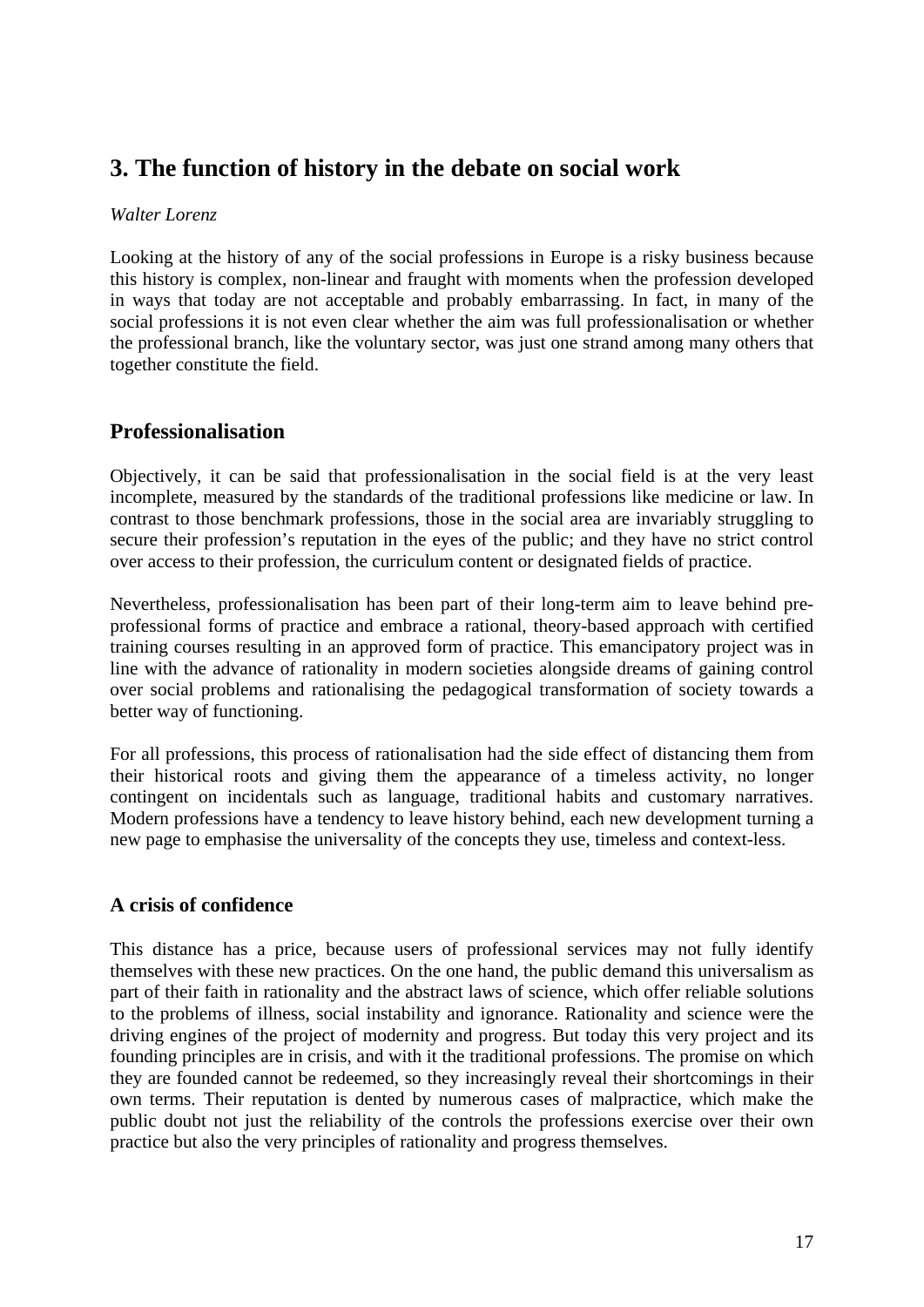# 3. The function of history in the debate on social work

*Walter Lorenz*

Looking at the history of any of the social professions in Europe is a risky business because this history is complex, non-linear and fraught with moments when the profession developed in ways that today are not acceptable and probably embarrassing. In fact, in many of the social professions it is not even clear whether the aim was full professionalisation or whether the professional branch, like the voluntary sector, was just one strand among many others that together constitute the field.

## Professionalisation

Objectively, it can be said that professionalisation in the social field is at the very least incomplete, measured by the standards of the traditional professions like medicine or law. In contrast to those benchmark professions, those in the social area are invariably struggling to secure their profession's reputation in the eyes of the public; and they have no strict control over access to their profession, the curriculum content or designated fields of practice.

Nevertheless, professionalisation has been part of their long-term aim to leave behind pre-professional forms of practice and embrace a rational, theory-based approach with certified training courses resulting in an approved form of practice. This emancipatory project was in line with the advance of rationality in modern societies alongside dreams of gaining control over social problems and rationalising the pedagogical transformation of society towards a better way of functioning.

For all professions, this process of rationalisation had the side effect of distancing them from their historical roots and giving them the appearance of a timeless activity, no longer contingent on incidentals such as language, traditional habits and customary narratives. Modern professions have a tendency to leave history behind, each new development turning a new page to emphasise the universality of the concepts they use, timeless and context-less.

### A crisis of confidence

This distance has a price, because users of professional services may not fully identify themselves with these new practices. On the one hand, the public demand this universalism as part of their faith in rationality and the abstract laws of science, which offer reliable solutions to the problems of illness, social instability and ignorance. Rationality and science were the driving engines of the project of modernity and progress. But today this very project and its founding principles are in crisis, and with it the traditional professions. The promise on which they are founded cannot be redeemed, so they increasingly reveal their shortcomings in their own terms. Their reputation is dented by numerous cases of malpractice, which make the public doubt not just the reliability of the controls the professions exercise over their own practice but also the very principles of rationality and progress themselves.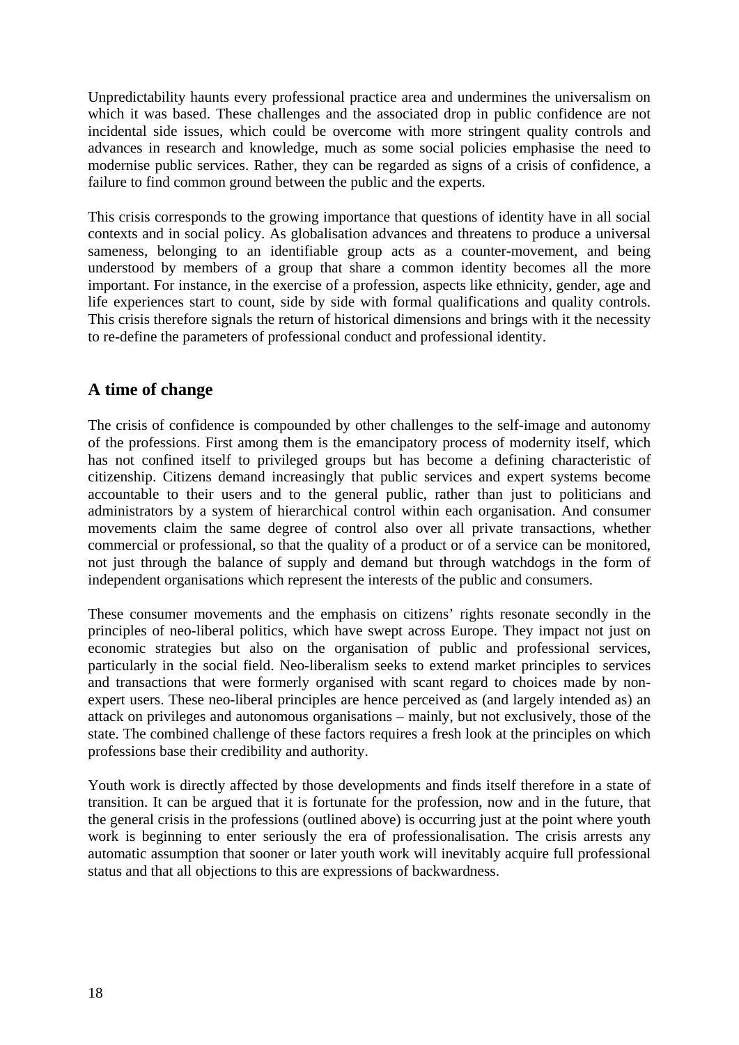Unpredictability haunts every professional practice area and undermines the universalism on which it was based. These challenges and the associated drop in public confidence are not incidental side issues, which could be overcome with more stringent quality controls and advances in research and knowledge, much as some social policies emphasise the need to modernise public services. Rather, they can be regarded as signs of a crisis of confidence, a failure to find common ground between the public and the experts.

This crisis corresponds to the growing importance that questions of identity have in all social contexts and in social policy. As globalisation advances and threatens to produce a universal sameness, belonging to an identifiable group acts as a counter-movement, and being understood by members of a group that share a common identity becomes all the more important. For instance, in the exercise of a profession, aspects like ethnicity, gender, age and life experiences start to count, side by side with formal qualifications and quality controls. This crisis therefore signals the return of historical dimensions and brings with it the necessity to re-define the parameters of professional conduct and professional identity.

## A time of change

The crisis of confidence is compounded by other challenges to the self-image and autonomy of the professions. First among them is the emancipatory process of modernity itself, which has not confined itself to privileged groups but has become a defining characteristic of citizenship. Citizens demand increasingly that public services and expert systems become accountable to their users and to the general public, rather than just to politicians and administrators by a system of hierarchical control within each organisation. And consumer movements claim the same degree of control also over all private transactions, whether commercial or professional, so that the quality of a product or of a service can be monitored, not just through the balance of supply and demand but through watchdogs in the form of independent organisations which represent the interests of the public and consumers.

These consumer movements and the emphasis on citizens' rights resonate secondly in the principles of neo-liberal politics, which have swept across Europe. They impact not just on economic strategies but also on the organisation of public and professional services, particularly in the social field. Neo-liberalism seeks to extend market principles to services and transactions that were formerly organised with scant regard to choices made by non-expert users. These neo-liberal principles are hence perceived as (and largely intended as) an attack on privileges and autonomous organisations – mainly, but not exclusively, those of the state. The combined challenge of these factors requires a fresh look at the principles on which professions base their credibility and authority.

Youth work is directly affected by those developments and finds itself therefore in a state of transition. It can be argued that it is fortunate for the profession, now and in the future, that the general crisis in the professions (outlined above) is occurring just at the point where youth work is beginning to enter seriously the era of professionalisation. The crisis arrests any automatic assumption that sooner or later youth work will inevitably acquire full professional status and that all objections to this are expressions of backwardness.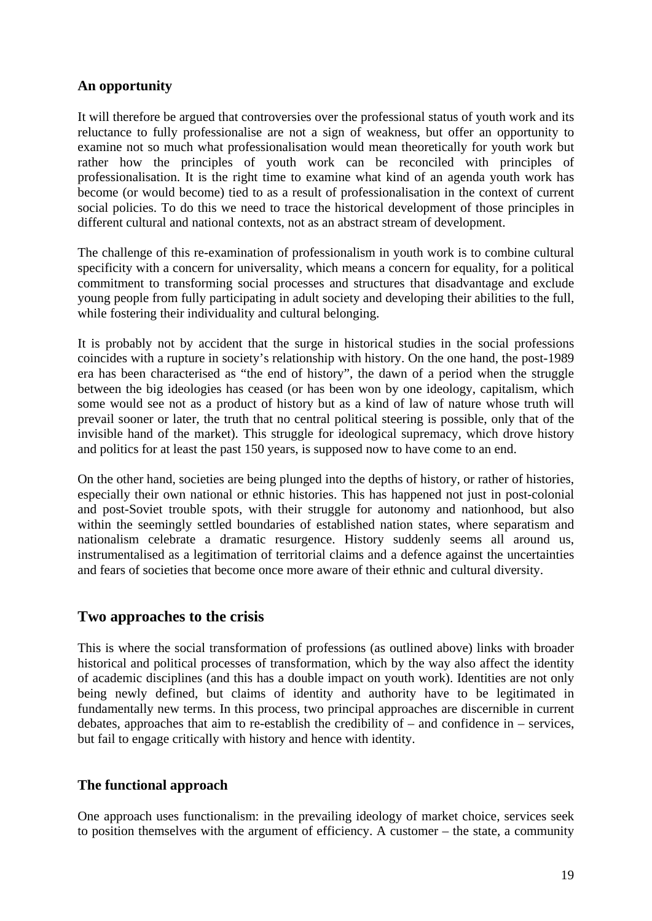### An opportunity

It will therefore be argued that controversies over the professional status of youth work and its reluctance to fully professionalise are not a sign of weakness, but offer an opportunity to examine not so much what professionalisation would mean theoretically for youth work but rather how the principles of youth work can be reconciled with principles of professionalisation. It is the right time to examine what kind of an agenda youth work has become (or would become) tied to as a result of professionalisation in the context of current social policies. To do this we need to trace the historical development of those principles in different cultural and national contexts, not as an abstract stream of development.

The challenge of this re-examination of professionalism in youth work is to combine cultural specificity with a concern for universality, which means a concern for equality, for a political commitment to transforming social processes and structures that disadvantage and exclude young people from fully participating in adult society and developing their abilities to the full, while fostering their individuality and cultural belonging.

It is probably not by accident that the surge in historical studies in the social professions coincides with a rupture in society's relationship with history. On the one hand, the post-1989 era has been characterised as "the end of history", the dawn of a period when the struggle between the big ideologies has ceased (or has been won by one ideology, capitalism, which some would see not as a product of history but as a kind of law of nature whose truth will prevail sooner or later, the truth that no central political steering is possible, only that of the invisible hand of the market). This struggle for ideological supremacy, which drove history and politics for at least the past 150 years, is supposed now to have come to an end.

On the other hand, societies are being plunged into the depths of history, or rather of histories, especially their own national or ethnic histories. This has happened not just in post-colonial and post-Soviet trouble spots, with their struggle for autonomy and nationhood, but also within the seemingly settled boundaries of established nation states, where separatism and nationalism celebrate a dramatic resurgence. History suddenly seems all around us, instrumentalised as a legitimation of territorial claims and a defence against the uncertainties and fears of societies that become once more aware of their ethnic and cultural diversity.

## Two approaches to the crisis

This is where the social transformation of professions (as outlined above) links with broader historical and political processes of transformation, which by the way also affect the identity of academic disciplines (and this has a double impact on youth work). Identities are not only being newly defined, but claims of identity and authority have to be legitimated in fundamentally new terms. In this process, two principal approaches are discernible in current debates, approaches that aim to re-establish the credibility of – and confidence in – services, but fail to engage critically with history and hence with identity.

### The functional approach

One approach uses functionalism: in the prevailing ideology of market choice, services seek to position themselves with the argument of efficiency. A customer – the state, a community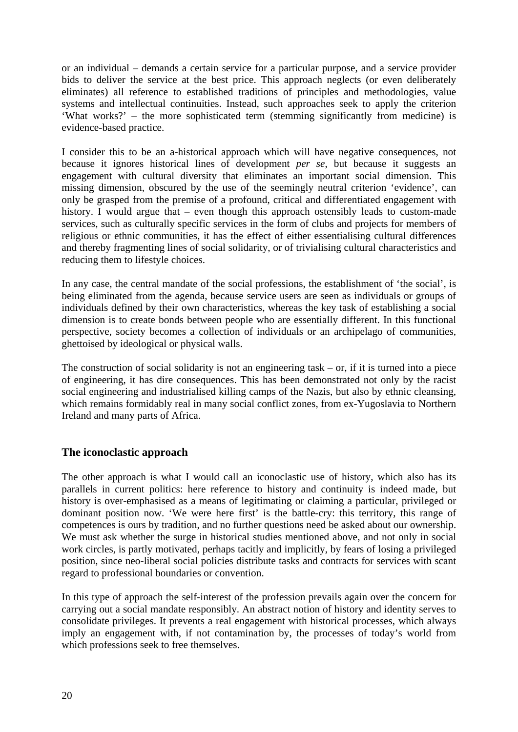or an individual – demands a certain service for a particular purpose, and a service provider bids to deliver the service at the best price. This approach neglects (or even deliberately eliminates) all reference to established traditions of principles and methodologies, value systems and intellectual continuities. Instead, such approaches seek to apply the criterion 'What works?' – the more sophisticated term (stemming significantly from medicine) is evidence-based practice.

I consider this to be an a-historical approach which will have negative consequences, not because it ignores historical lines of development *per se*, but because it suggests an engagement with cultural diversity that eliminates an important social dimension. This missing dimension, obscured by the use of the seemingly neutral criterion 'evidence', can only be grasped from the premise of a profound, critical and differentiated engagement with history. I would argue that – even though this approach ostensibly leads to custom-made services, such as culturally specific services in the form of clubs and projects for members of religious or ethnic communities, it has the effect of either essentialising cultural differences and thereby fragmenting lines of social solidarity, or of trivialising cultural characteristics and reducing them to lifestyle choices.

In any case, the central mandate of the social professions, the establishment of 'the social', is being eliminated from the agenda, because service users are seen as individuals or groups of individuals defined by their own characteristics, whereas the key task of establishing a social dimension is to create bonds between people who are essentially different. In this functional perspective, society becomes a collection of individuals or an archipelago of communities, ghettoised by ideological or physical walls.

The construction of social solidarity is not an engineering task – or, if it is turned into a piece of engineering, it has dire consequences. This has been demonstrated not only by the racist social engineering and industrialised killing camps of the Nazis, but also by ethnic cleansing, which remains formidably real in many social conflict zones, from ex-Yugoslavia to Northern Ireland and many parts of Africa.

### The iconoclastic approach

The other approach is what I would call an iconoclastic use of history, which also has its parallels in current politics: here reference to history and continuity is indeed made, but history is over-emphasised as a means of legitimating or claiming a particular, privileged or dominant position now. 'We were here first' is the battle-cry: this territory, this range of competences is ours by tradition, and no further questions need be asked about our ownership. We must ask whether the surge in historical studies mentioned above, and not only in social work circles, is partly motivated, perhaps tacitly and implicitly, by fears of losing a privileged position, since neo-liberal social policies distribute tasks and contracts for services with scant regard to professional boundaries or convention.

In this type of approach the self-interest of the profession prevails again over the concern for carrying out a social mandate responsibly. An abstract notion of history and identity serves to consolidate privileges. It prevents a real engagement with historical processes, which always imply an engagement with, if not contamination by, the processes of today's world from which professions seek to free themselves.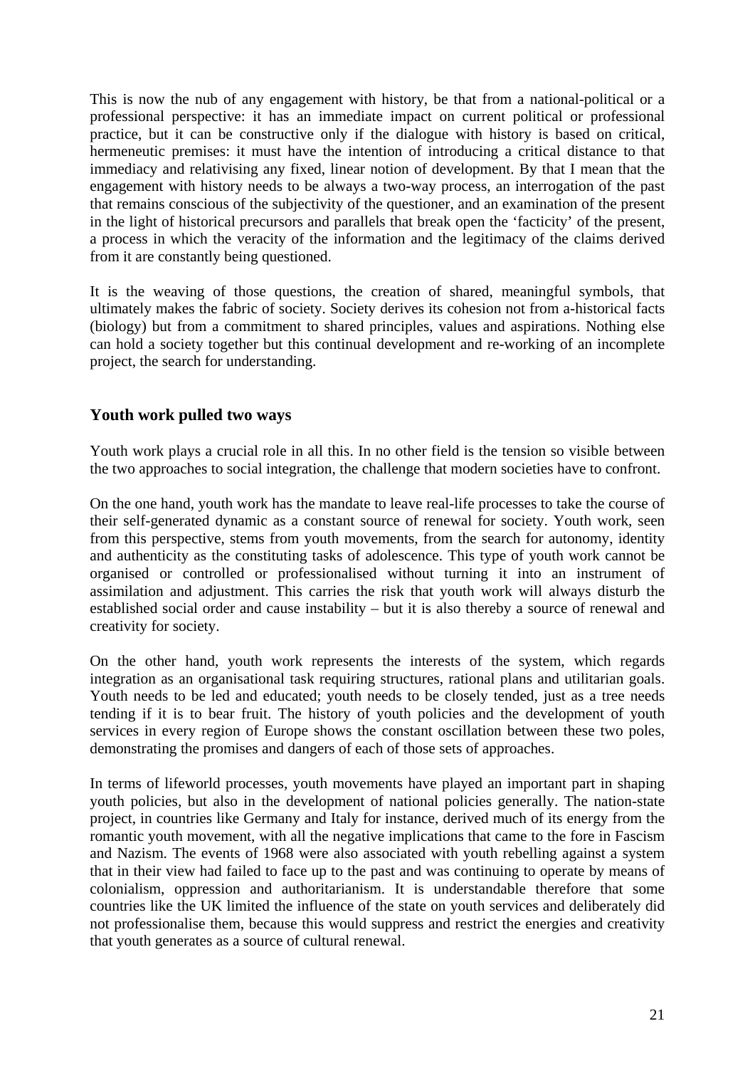This is now the nub of any engagement with history, be that from a national-political or a professional perspective: it has an immediate impact on current political or professional practice, but it can be constructive only if the dialogue with history is based on critical, hermeneutic premises: it must have the intention of introducing a critical distance to that immediacy and relativising any fixed, linear notion of development. By that I mean that the engagement with history needs to be always a two-way process, an interrogation of the past that remains conscious of the subjectivity of the questioner, and an examination of the present in the light of historical precursors and parallels that break open the 'facticity' of the present, a process in which the veracity of the information and the legitimacy of the claims derived from it are constantly being questioned.

It is the weaving of those questions, the creation of shared, meaningful symbols, that ultimately makes the fabric of society. Society derives its cohesion not from a-historical facts (biology) but from a commitment to shared principles, values and aspirations. Nothing else can hold a society together but this continual development and re-working of an incomplete project, the search for understanding.

## Youth work pulled two ways

Youth work plays a crucial role in all this. In no other field is the tension so visible between the two approaches to social integration, the challenge that modern societies have to confront.

On the one hand, youth work has the mandate to leave real-life processes to take the course of their self-generated dynamic as a constant source of renewal for society. Youth work, seen from this perspective, stems from youth movements, from the search for autonomy, identity and authenticity as the constituting tasks of adolescence. This type of youth work cannot be organised or controlled or professionalised without turning it into an instrument of assimilation and adjustment. This carries the risk that youth work will always disturb the established social order and cause instability – but it is also thereby a source of renewal and creativity for society.

On the other hand, youth work represents the interests of the system, which regards integration as an organisational task requiring structures, rational plans and utilitarian goals. Youth needs to be led and educated; youth needs to be closely tended, just as a tree needs tending if it is to bear fruit. The history of youth policies and the development of youth services in every region of Europe shows the constant oscillation between these two poles, demonstrating the promises and dangers of each of those sets of approaches.

In terms of lifeworld processes, youth movements have played an important part in shaping youth policies, but also in the development of national policies generally. The nation-state project, in countries like Germany and Italy for instance, derived much of its energy from the romantic youth movement, with all the negative implications that came to the fore in Fascism and Nazism. The events of 1968 were also associated with youth rebelling against a system that in their view had failed to face up to the past and was continuing to operate by means of colonialism, oppression and authoritarianism. It is understandable therefore that some countries like the UK limited the influence of the state on youth services and deliberately did not professionalise them, because this would suppress and restrict the energies and creativity that youth generates as a source of cultural renewal.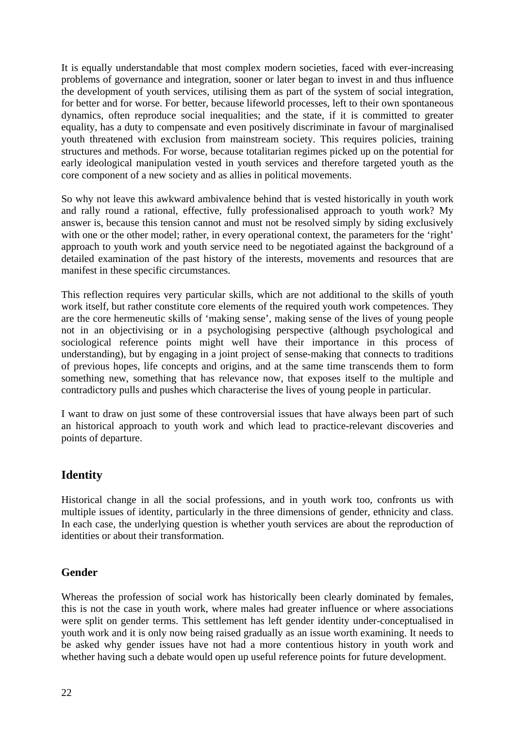It is equally understandable that most complex modern societies, faced with ever-increasing problems of governance and integration, sooner or later began to invest in and thus influence the development of youth services, utilising them as part of the system of social integration, for better and for worse. For better, because lifeworld processes, left to their own spontaneous dynamics, often reproduce social inequalities; and the state, if it is committed to greater equality, has a duty to compensate and even positively discriminate in favour of marginalised youth threatened with exclusion from mainstream society. This requires policies, training structures and methods. For worse, because totalitarian regimes picked up on the potential for early ideological manipulation vested in youth services and therefore targeted youth as the core component of a new society and as allies in political movements.

So why not leave this awkward ambivalence behind that is vested historically in youth work and rally round a rational, effective, fully professionalised approach to youth work? My answer is, because this tension cannot and must not be resolved simply by siding exclusively with one or the other model; rather, in every operational context, the parameters for the 'right' approach to youth work and youth service need to be negotiated against the background of a detailed examination of the past history of the interests, movements and resources that are manifest in these specific circumstances.

This reflection requires very particular skills, which are not additional to the skills of youth work itself, but rather constitute core elements of the required youth work competences. They are the core hermeneutic skills of 'making sense', making sense of the lives of young people not in an objectivising or in a psychologising perspective (although psychological and sociological reference points might well have their importance in this process of understanding), but by engaging in a joint project of sense-making that connects to traditions of previous hopes, life concepts and origins, and at the same time transcends them to form something new, something that has relevance now, that exposes itself to the multiple and contradictory pulls and pushes which characterise the lives of young people in particular.

I want to draw on just some of these controversial issues that have always been part of such an historical approach to youth work and which lead to practice-relevant discoveries and points of departure.

## Identity

Historical change in all the social professions, and in youth work too, confronts us with multiple issues of identity, particularly in the three dimensions of gender, ethnicity and class. In each case, the underlying question is whether youth services are about the reproduction of identities or about their transformation.

### Gender

Whereas the profession of social work has historically been clearly dominated by females, this is not the case in youth work, where males had greater influence or where associations were split on gender terms. This settlement has left gender identity under-conceptualised in youth work and it is only now being raised gradually as an issue worth examining. It needs to be asked why gender issues have not had a more contentious history in youth work and whether having such a debate would open up useful reference points for future development.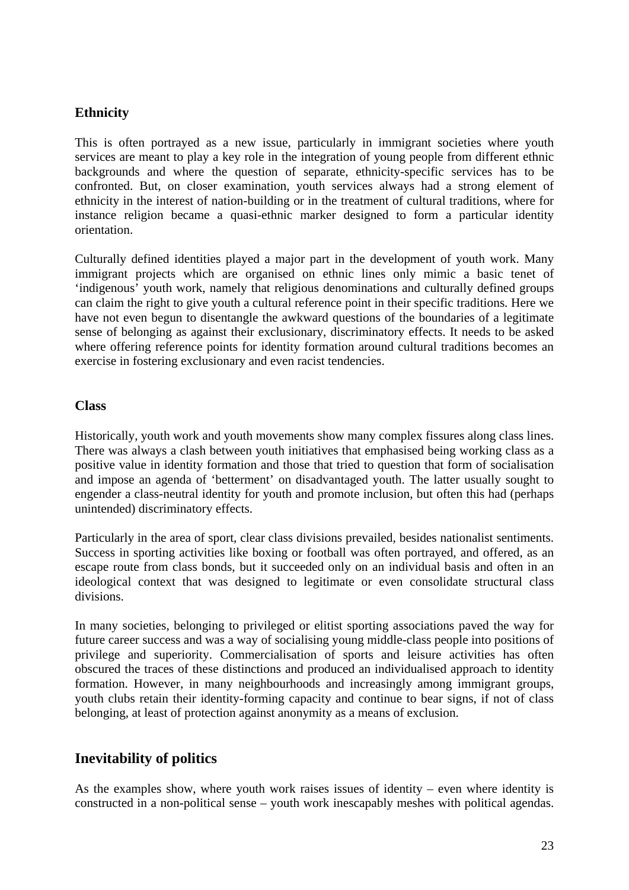### Ethnicity

This is often portrayed as a new issue, particularly in immigrant societies where youth services are meant to play a key role in the integration of young people from different ethnic backgrounds and where the question of separate, ethnicity-specific services has to be confronted. But, on closer examination, youth services always had a strong element of ethnicity in the interest of nation-building or in the treatment of cultural traditions, where for instance religion became a quasi-ethnic marker designed to form a particular identity orientation.

Culturally defined identities played a major part in the development of youth work. Many immigrant projects which are organised on ethnic lines only mimic a basic tenet of 'indigenous' youth work, namely that religious denominations and culturally defined groups can claim the right to give youth a cultural reference point in their specific traditions. Here we have not even begun to disentangle the awkward questions of the boundaries of a legitimate sense of belonging as against their exclusionary, discriminatory effects. It needs to be asked where offering reference points for identity formation around cultural traditions becomes an exercise in fostering exclusionary and even racist tendencies.

### Class

Historically, youth work and youth movements show many complex fissures along class lines. There was always a clash between youth initiatives that emphasised being working class as a positive value in identity formation and those that tried to question that form of socialisation and impose an agenda of 'betterment' on disadvantaged youth. The latter usually sought to engender a class-neutral identity for youth and promote inclusion, but often this had (perhaps unintended) discriminatory effects.

Particularly in the area of sport, clear class divisions prevailed, besides nationalist sentiments. Success in sporting activities like boxing or football was often portrayed, and offered, as an escape route from class bonds, but it succeeded only on an individual basis and often in an ideological context that was designed to legitimate or even consolidate structural class divisions.

In many societies, belonging to privileged or elitist sporting associations paved the way for future career success and was a way of socialising young middle-class people into positions of privilege and superiority. Commercialisation of sports and leisure activities has often obscured the traces of these distinctions and produced an individualised approach to identity formation. However, in many neighbourhoods and increasingly among immigrant groups, youth clubs retain their identity-forming capacity and continue to bear signs, if not of class belonging, at least of protection against anonymity as a means of exclusion.

## Inevitability of politics

As the examples show, where youth work raises issues of identity – even where identity is constructed in a non-political sense – youth work inescapably meshes with political agendas.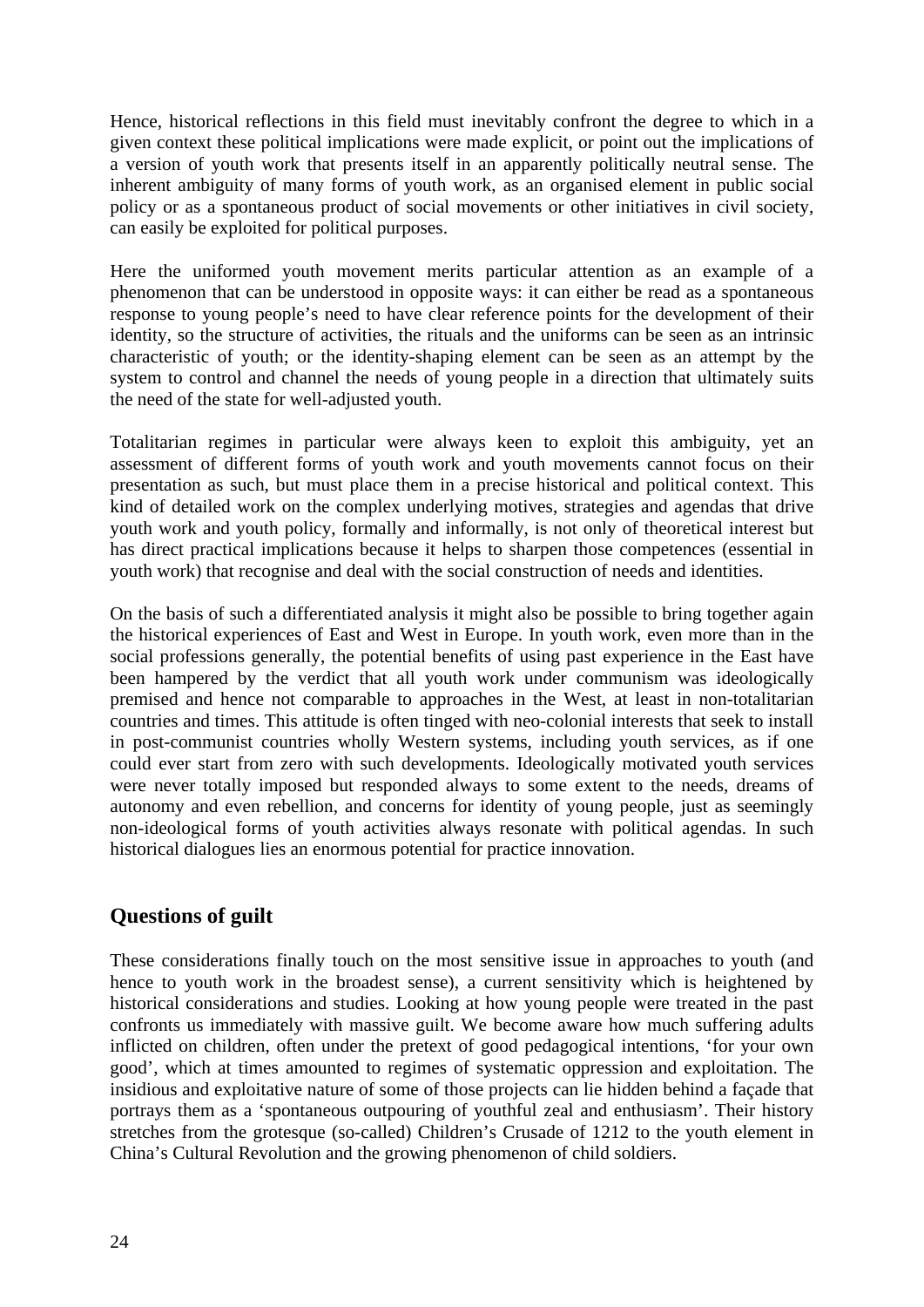Hence, historical reflections in this field must inevitably confront the degree to which in a given context these political implications were made explicit, or point out the implications of a version of youth work that presents itself in an apparently politically neutral sense. The inherent ambiguity of many forms of youth work, as an organised element in public social policy or as a spontaneous product of social movements or other initiatives in civil society, can easily be exploited for political purposes.

Here the uniformed youth movement merits particular attention as an example of a phenomenon that can be understood in opposite ways: it can either be read as a spontaneous response to young people's need to have clear reference points for the development of their identity, so the structure of activities, the rituals and the uniforms can be seen as an intrinsic characteristic of youth; or the identity-shaping element can be seen as an attempt by the system to control and channel the needs of young people in a direction that ultimately suits the need of the state for well-adjusted youth.

Totalitarian regimes in particular were always keen to exploit this ambiguity, yet an assessment of different forms of youth work and youth movements cannot focus on their presentation as such, but must place them in a precise historical and political context. This kind of detailed work on the complex underlying motives, strategies and agendas that drive youth work and youth policy, formally and informally, is not only of theoretical interest but has direct practical implications because it helps to sharpen those competences (essential in youth work) that recognise and deal with the social construction of needs and identities.

On the basis of such a differentiated analysis it might also be possible to bring together again the historical experiences of East and West in Europe. In youth work, even more than in the social professions generally, the potential benefits of using past experience in the East have been hampered by the verdict that all youth work under communism was ideologically premised and hence not comparable to approaches in the West, at least in non-totalitarian countries and times. This attitude is often tinged with neo-colonial interests that seek to install in post-communist countries wholly Western systems, including youth services, as if one could ever start from zero with such developments. Ideologically motivated youth services were never totally imposed but responded always to some extent to the needs, dreams of autonomy and even rebellion, and concerns for identity of young people, just as seemingly non-ideological forms of youth activities always resonate with political agendas. In such historical dialogues lies an enormous potential for practice innovation.

## Questions of guilt

These considerations finally touch on the most sensitive issue in approaches to youth (and hence to youth work in the broadest sense), a current sensitivity which is heightened by historical considerations and studies. Looking at how young people were treated in the past confronts us immediately with massive guilt. We become aware how much suffering adults inflicted on children, often under the pretext of good pedagogical intentions, 'for your own good', which at times amounted to regimes of systematic oppression and exploitation. The insidious and exploitative nature of some of those projects can lie hidden behind a façade that portrays them as a 'spontaneous outpouring of youthful zeal and enthusiasm'. Their history stretches from the grotesque (so-called) Children's Crusade of 1212 to the youth element in China's Cultural Revolution and the growing phenomenon of child soldiers.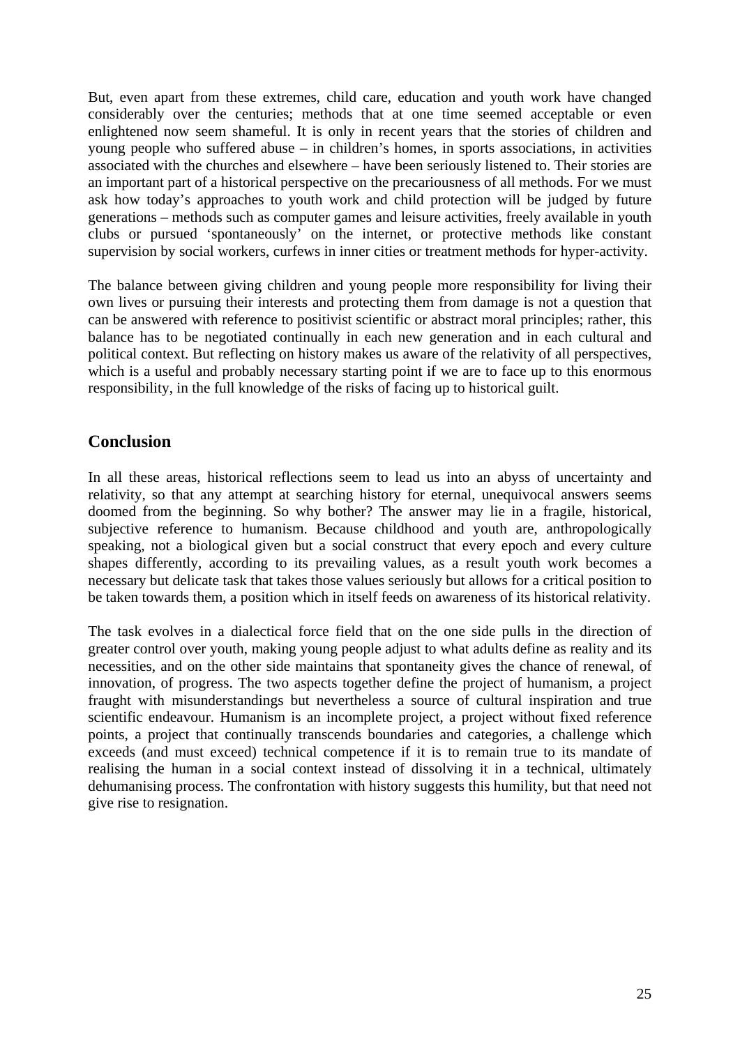But, even apart from these extremes, child care, education and youth work have changed considerably over the centuries; methods that at one time seemed acceptable or even enlightened now seem shameful. It is only in recent years that the stories of children and young people who suffered abuse – in children's homes, in sports associations, in activities associated with the churches and elsewhere – have been seriously listened to. Their stories are an important part of a historical perspective on the precariousness of all methods. For we must ask how today's approaches to youth work and child protection will be judged by future generations – methods such as computer games and leisure activities, freely available in youth clubs or pursued 'spontaneously' on the internet, or protective methods like constant supervision by social workers, curfews in inner cities or treatment methods for hyper-activity.

The balance between giving children and young people more responsibility for living their own lives or pursuing their interests and protecting them from damage is not a question that can be answered with reference to positivist scientific or abstract moral principles; rather, this balance has to be negotiated continually in each new generation and in each cultural and political context. But reflecting on history makes us aware of the relativity of all perspectives, which is a useful and probably necessary starting point if we are to face up to this enormous responsibility, in the full knowledge of the risks of facing up to historical guilt.

## Conclusion

In all these areas, historical reflections seem to lead us into an abyss of uncertainty and relativity, so that any attempt at searching history for eternal, unequivocal answers seems doomed from the beginning. So why bother? The answer may lie in a fragile, historical, subjective reference to humanism. Because childhood and youth are, anthropologically speaking, not a biological given but a social construct that every epoch and every culture shapes differently, according to its prevailing values, as a result youth work becomes a necessary but delicate task that takes those values seriously but allows for a critical position to be taken towards them, a position which in itself feeds on awareness of its historical relativity.

The task evolves in a dialectical force field that on the one side pulls in the direction of greater control over youth, making young people adjust to what adults define as reality and its necessities, and on the other side maintains that spontaneity gives the chance of renewal, of innovation, of progress. The two aspects together define the project of humanism, a project fraught with misunderstandings but nevertheless a source of cultural inspiration and true scientific endeavour. Humanism is an incomplete project, a project without fixed reference points, a project that continually transcends boundaries and categories, a challenge which exceeds (and must exceed) technical competence if it is to remain true to its mandate of realising the human in a social context instead of dissolving it in a technical, ultimately dehumanising process. The confrontation with history suggests this humility, but that need not give rise to resignation.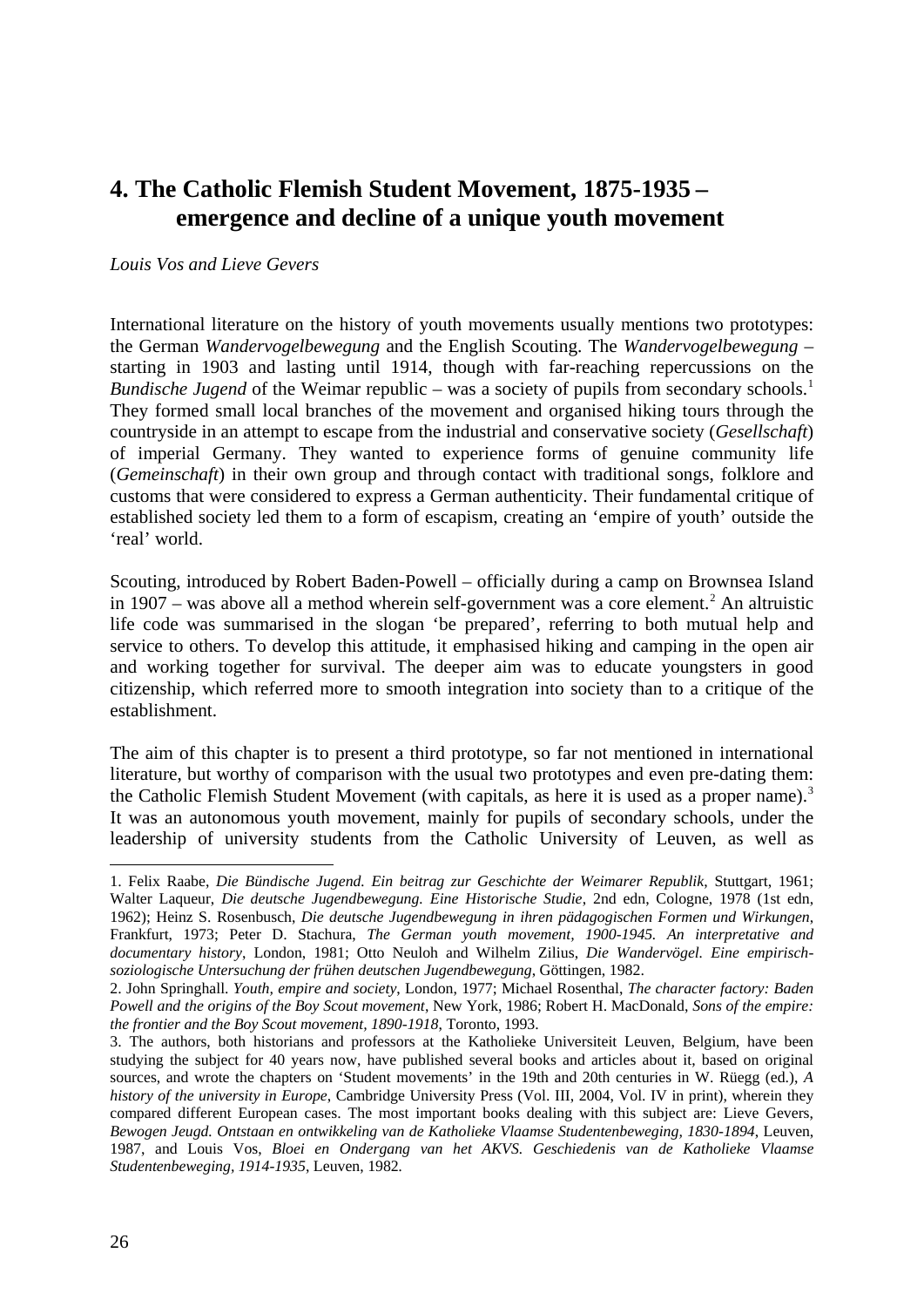# 4. The Catholic Flemish Student Movement, 1875-1935 – emergence and decline of a unique youth movement

*Louis Vos and Lieve Gevers*

International literature on the history of youth movements usually mentions two prototypes: the German *Wandervogelbewegung* and the English Scouting. The *Wandervogelbewegung* – starting in 1903 and lasting until 1914, though with far-reaching repercussions on the *Bundische Jugend* of the Weimar republic – was a society of pupils from secondary schools.[1] They formed small local branches of the movement and organised hiking tours through the countryside in an attempt to escape from the industrial and conservative society (*Gesellschaft*) of imperial Germany. They wanted to experience forms of genuine community life (*Gemeinschaft*) in their own group and through contact with traditional songs, folklore and customs that were considered to express a German authenticity. Their fundamental critique of established society led them to a form of escapism, creating an 'empire of youth' outside the 'real' world.

Scouting, introduced by Robert Baden-Powell – officially during a camp on Brownsea Island in 1907 – was above all a method wherein self-government was a core element.[2] An altruistic life code was summarised in the slogan 'be prepared', referring to both mutual help and service to others. To develop this attitude, it emphasised hiking and camping in the open air and working together for survival. The deeper aim was to educate youngsters in good citizenship, which referred more to smooth integration into society than to a critique of the establishment.

The aim of this chapter is to present a third prototype, so far not mentioned in international literature, but worthy of comparison with the usual two prototypes and even pre-dating them: the Catholic Flemish Student Movement (with capitals, as here it is used as a proper name).[3] It was an autonomous youth movement, mainly for pupils of secondary schools, under the leadership of university students from the Catholic University of Leuven, as well as

---

1. Felix Raabe, *Die Bündische Jugend. Ein beitrag zur Geschichte der Weimarer Republik*, Stuttgart, 1961; Walter Laqueur, *Die deutsche Jugendbewegung. Eine Historische Studie*, 2nd edn, Cologne, 1978 (1st edn, 1962); Heinz S. Rosenbusch, *Die deutsche Jugendbewegung in ihren pädagogischen Formen und Wirkungen*, Frankfurt, 1973; Peter D. Stachura, *The German youth movement, 1900-1945. An interpretative and documentary history*, London, 1981; Otto Neuloh and Wilhelm Zilius, *Die Wandervögel. Eine empirisch-soziologische Untersuchung der frühen deutschen Jugendbewegung*, Göttingen, 1982.

2. John Springhall. *Youth, empire and society*, London, 1977; Michael Rosenthal, *The character factory: Baden Powell and the origins of the Boy Scout movement*, New York, 1986; Robert H. MacDonald, *Sons of the empire: the frontier and the Boy Scout movement, 1890-1918*, Toronto, 1993.

3. The authors, both historians and professors at the Katholieke Universiteit Leuven, Belgium, have been studying the subject for 40 years now, have published several books and articles about it, based on original sources, and wrote the chapters on 'Student movements' in the 19th and 20th centuries in W. Rüegg (ed.), *A history of the university in Europe*, Cambridge University Press (Vol. III, 2004, Vol. IV in print), wherein they compared different European cases. The most important books dealing with this subject are: Lieve Gevers, *Bewogen Jeugd. Ontstaan en ontwikkeling van de Katholieke Vlaamse Studentenbeweging, 1830-1894*, Leuven, 1987, and Louis Vos, *Bloei en Ondergang van het AKVS. Geschiedenis van de Katholieke Vlaamse Studentenbeweging, 1914-1935*, Leuven, 1982.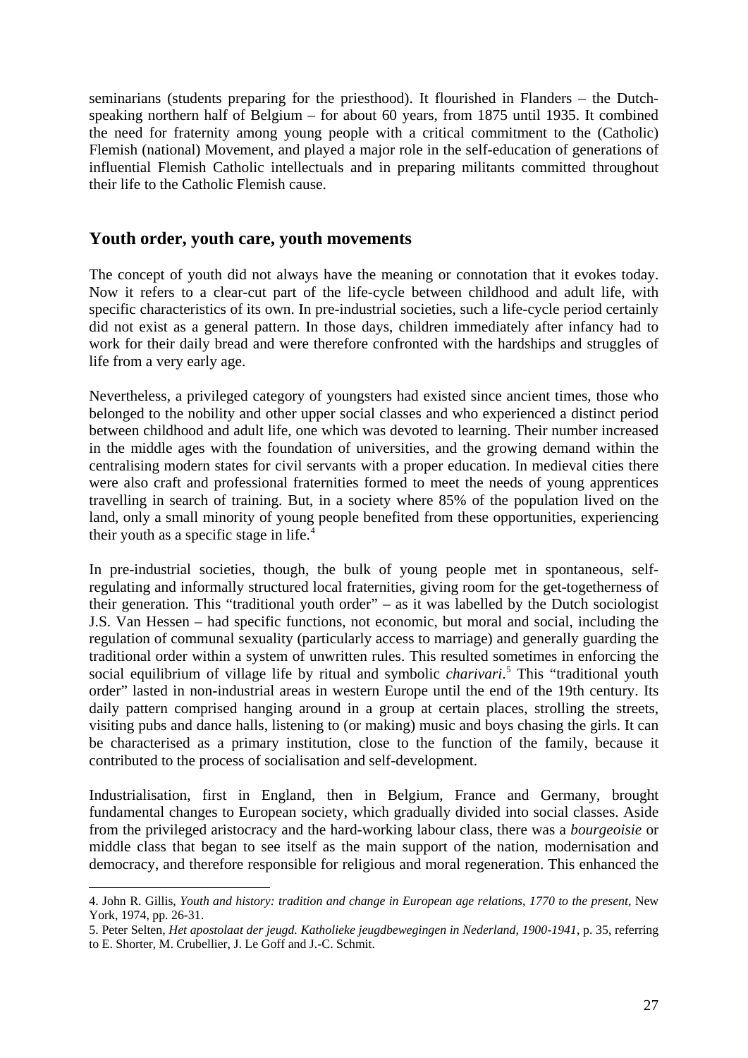seminarians (students preparing for the priesthood). It flourished in Flanders – the Dutch-speaking northern half of Belgium – for about 60 years, from 1875 until 1935. It combined the need for fraternity among young people with a critical commitment to the (Catholic) Flemish (national) Movement, and played a major role in the self-education of generations of influential Flemish Catholic intellectuals and in preparing militants committed throughout their life to the Catholic Flemish cause.

## Youth order, youth care, youth movements

The concept of youth did not always have the meaning or connotation that it evokes today. Now it refers to a clear-cut part of the life-cycle between childhood and adult life, with specific characteristics of its own. In pre-industrial societies, such a life-cycle period certainly did not exist as a general pattern. In those days, children immediately after infancy had to work for their daily bread and were therefore confronted with the hardships and struggles of life from a very early age.

Nevertheless, a privileged category of youngsters had existed since ancient times, those who belonged to the nobility and other upper social classes and who experienced a distinct period between childhood and adult life, one which was devoted to learning. Their number increased in the middle ages with the foundation of universities, and the growing demand within the centralising modern states for civil servants with a proper education. In medieval cities there were also craft and professional fraternities formed to meet the needs of young apprentices travelling in search of training. But, in a society where 85% of the population lived on the land, only a small minority of young people benefited from these opportunities, experiencing their youth as a specific stage in life.[4]

In pre-industrial societies, though, the bulk of young people met in spontaneous, self-regulating and informally structured local fraternities, giving room for the get-togetherness of their generation. This "traditional youth order" – as it was labelled by the Dutch sociologist J.S. Van Hessen – had specific functions, not economic, but moral and social, including the regulation of communal sexuality (particularly access to marriage) and generally guarding the traditional order within a system of unwritten rules. This resulted sometimes in enforcing the social equilibrium of village life by ritual and symbolic *charivari*.[5] This "traditional youth order" lasted in non-industrial areas in western Europe until the end of the 19th century. Its daily pattern comprised hanging around in a group at certain places, strolling the streets, visiting pubs and dance halls, listening to (or making) music and boys chasing the girls. It can be characterised as a primary institution, close to the function of the family, because it contributed to the process of socialisation and self-development.

Industrialisation, first in England, then in Belgium, France and Germany, brought fundamental changes to European society, which gradually divided into social classes. Aside from the privileged aristocracy and the hard-working labour class, there was a *bourgeoisie* or middle class that began to see itself as the main support of the nation, modernisation and democracy, and therefore responsible for religious and moral regeneration. This enhanced the

---

4. John R. Gillis, *Youth and history: tradition and change in European age relations, 1770 to the present*, New York, 1974, pp. 26-31.

5. Peter Selten, *Het apostolaat der jeugd. Katholieke jeugdbewegingen in Nederland, 1900-1941*, p. 35, referring to E. Shorter, M. Crubellier, J. Le Goff and J.-C. Schmit.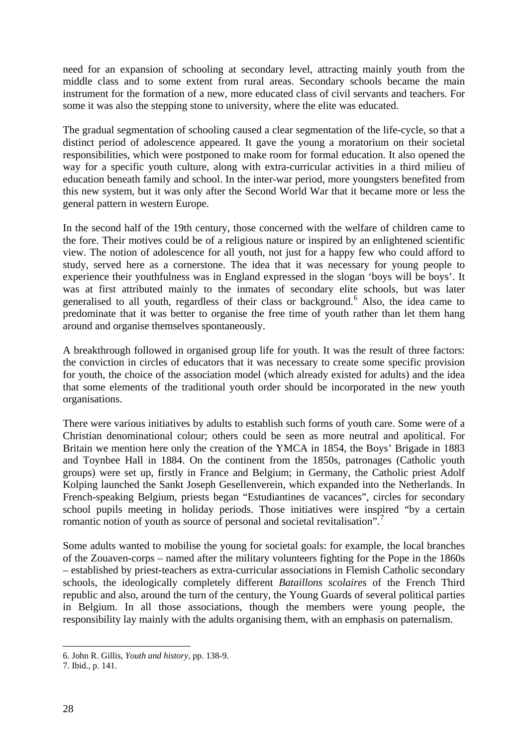need for an expansion of schooling at secondary level, attracting mainly youth from the middle class and to some extent from rural areas. Secondary schools became the main instrument for the formation of a new, more educated class of civil servants and teachers. For some it was also the stepping stone to university, where the elite was educated.

The gradual segmentation of schooling caused a clear segmentation of the life-cycle, so that a distinct period of adolescence appeared. It gave the young a moratorium on their societal responsibilities, which were postponed to make room for formal education. It also opened the way for a specific youth culture, along with extra-curricular activities in a third milieu of education beneath family and school. In the inter-war period, more youngsters benefited from this new system, but it was only after the Second World War that it became more or less the general pattern in western Europe.

In the second half of the 19th century, those concerned with the welfare of children came to the fore. Their motives could be of a religious nature or inspired by an enlightened scientific view. The notion of adolescence for all youth, not just for a happy few who could afford to study, served here as a cornerstone. The idea that it was necessary for young people to experience their youthfulness was in England expressed in the slogan 'boys will be boys'. It was at first attributed mainly to the inmates of secondary elite schools, but was later generalised to all youth, regardless of their class or background.[6] Also, the idea came to predominate that it was better to organise the free time of youth rather than let them hang around and organise themselves spontaneously.

A breakthrough followed in organised group life for youth. It was the result of three factors: the conviction in circles of educators that it was necessary to create some specific provision for youth, the choice of the association model (which already existed for adults) and the idea that some elements of the traditional youth order should be incorporated in the new youth organisations.

There were various initiatives by adults to establish such forms of youth care. Some were of a Christian denominational colour; others could be seen as more neutral and apolitical. For Britain we mention here only the creation of the YMCA in 1854, the Boys' Brigade in 1883 and Toynbee Hall in 1884. On the continent from the 1850s, patronages (Catholic youth groups) were set up, firstly in France and Belgium; in Germany, the Catholic priest Adolf Kolping launched the Sankt Joseph Gesellenverein, which expanded into the Netherlands. In French-speaking Belgium, priests began "Estudiantines de vacances", circles for secondary school pupils meeting in holiday periods. Those initiatives were inspired "by a certain romantic notion of youth as source of personal and societal revitalisation".[7]

Some adults wanted to mobilise the young for societal goals: for example, the local branches of the Zouaven-corps – named after the military volunteers fighting for the Pope in the 1860s – established by priest-teachers as extra-curricular associations in Flemish Catholic secondary schools, the ideologically completely different *Bataillons scolaires* of the French Third republic and also, around the turn of the century, the Young Guards of several political parties in Belgium. In all those associations, though the members were young people, the responsibility lay mainly with the adults organising them, with an emphasis on paternalism.

---

6. John R. Gillis, *Youth and history*, pp. 138-9.

7. Ibid., p. 141.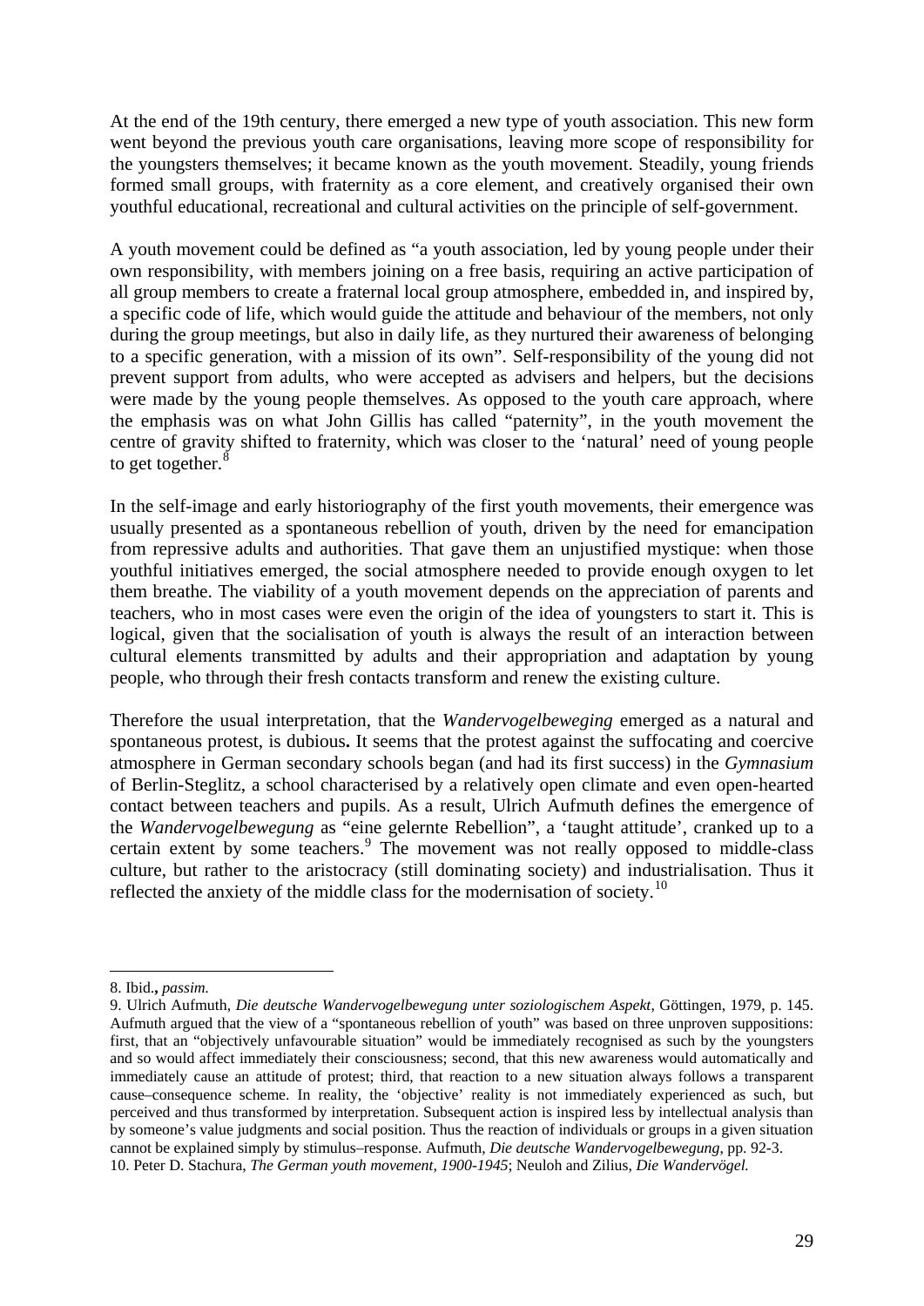At the end of the 19th century, there emerged a new type of youth association. This new form went beyond the previous youth care organisations, leaving more scope of responsibility for the youngsters themselves; it became known as the youth movement. Steadily, young friends formed small groups, with fraternity as a core element, and creatively organised their own youthful educational, recreational and cultural activities on the principle of self-government.

A youth movement could be defined as "a youth association, led by young people under their own responsibility, with members joining on a free basis, requiring an active participation of all group members to create a fraternal local group atmosphere, embedded in, and inspired by, a specific code of life, which would guide the attitude and behaviour of the members, not only during the group meetings, but also in daily life, as they nurtured their awareness of belonging to a specific generation, with a mission of its own". Self-responsibility of the young did not prevent support from adults, who were accepted as advisers and helpers, but the decisions were made by the young people themselves. As opposed to the youth care approach, where the emphasis was on what John Gillis has called "paternity", in the youth movement the centre of gravity shifted to fraternity, which was closer to the 'natural' need of young people to get together.[8]

In the self-image and early historiography of the first youth movements, their emergence was usually presented as a spontaneous rebellion of youth, driven by the need for emancipation from repressive adults and authorities. That gave them an unjustified mystique: when those youthful initiatives emerged, the social atmosphere needed to provide enough oxygen to let them breathe. The viability of a youth movement depends on the appreciation of parents and teachers, who in most cases were even the origin of the idea of youngsters to start it. This is logical, given that the socialisation of youth is always the result of an interaction between cultural elements transmitted by adults and their appropriation and adaptation by young people, who through their fresh contacts transform and renew the existing culture.

Therefore the usual interpretation, that the *Wandervogelbeweging* emerged as a natural and spontaneous protest, is dubious**.** It seems that the protest against the suffocating and coercive atmosphere in German secondary schools began (and had its first success) in the *Gymnasium* of Berlin-Steglitz, a school characterised by a relatively open climate and even open-hearted contact between teachers and pupils. As a result, Ulrich Aufmuth defines the emergence of the *Wandervogelbewegung* as "eine gelernte Rebellion", a 'taught attitude', cranked up to a certain extent by some teachers.[9] The movement was not really opposed to middle-class culture, but rather to the aristocracy (still dominating society) and industrialisation. Thus it reflected the anxiety of the middle class for the modernisation of society.[10]

---

8. Ibid.**,** *passim.*

9. Ulrich Aufmuth, *Die deutsche Wandervogelbewegung unter soziologischem Aspekt*, Göttingen, 1979, p. 145. Aufmuth argued that the view of a "spontaneous rebellion of youth" was based on three unproven suppositions: first, that an "objectively unfavourable situation" would be immediately recognised as such by the youngsters and so would affect immediately their consciousness; second, that this new awareness would automatically and immediately cause an attitude of protest; third, that reaction to a new situation always follows a transparent cause–consequence scheme. In reality, the 'objective' reality is not immediately experienced as such, but perceived and thus transformed by interpretation. Subsequent action is inspired less by intellectual analysis than by someone's value judgments and social position. Thus the reaction of individuals or groups in a given situation cannot be explained simply by stimulus–response. Aufmuth, *Die deutsche Wandervogelbewegung*, pp. 92-3.

10. Peter D. Stachura, *The German youth movement, 1900-1945*; Neuloh and Zilius, *Die Wandervögel.*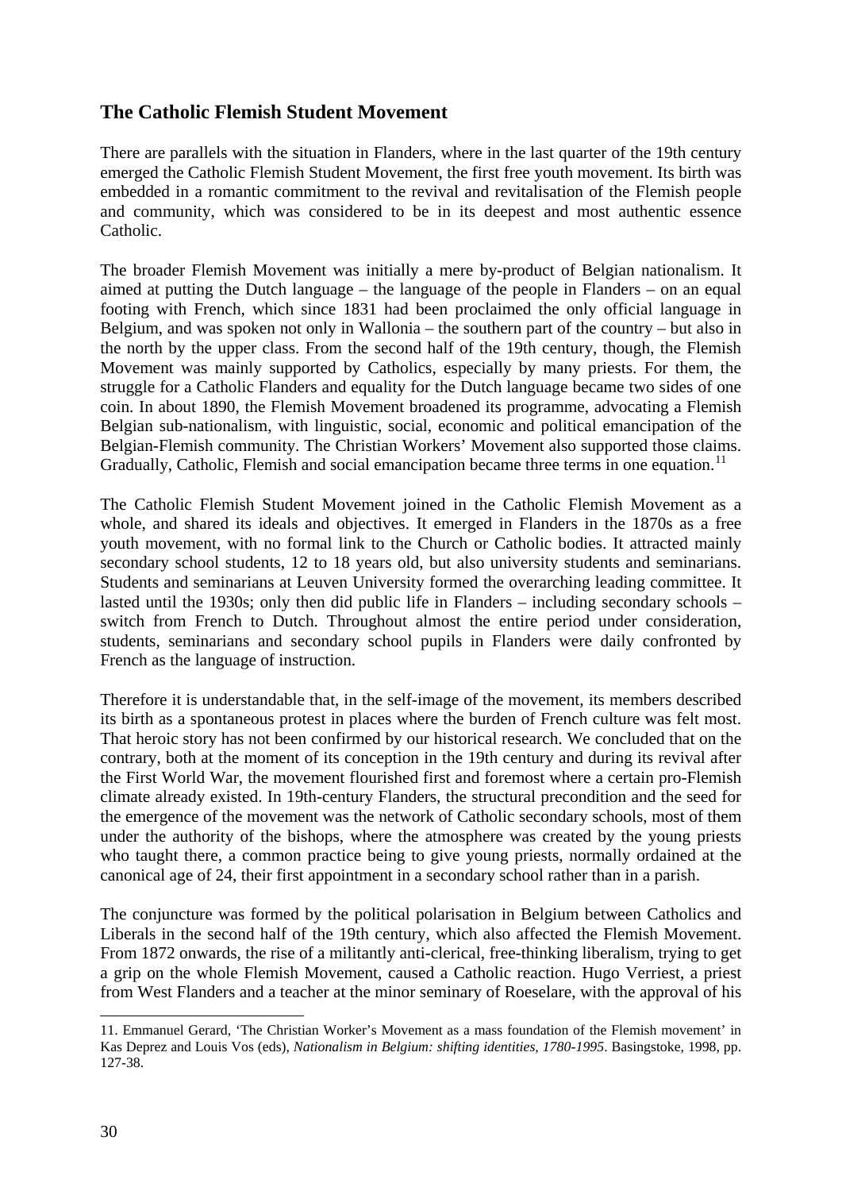## The Catholic Flemish Student Movement

There are parallels with the situation in Flanders, where in the last quarter of the 19th century emerged the Catholic Flemish Student Movement, the first free youth movement. Its birth was embedded in a romantic commitment to the revival and revitalisation of the Flemish people and community, which was considered to be in its deepest and most authentic essence Catholic.

The broader Flemish Movement was initially a mere by-product of Belgian nationalism. It aimed at putting the Dutch language – the language of the people in Flanders – on an equal footing with French, which since 1831 had been proclaimed the only official language in Belgium, and was spoken not only in Wallonia – the southern part of the country – but also in the north by the upper class. From the second half of the 19th century, though, the Flemish Movement was mainly supported by Catholics, especially by many priests. For them, the struggle for a Catholic Flanders and equality for the Dutch language became two sides of one coin. In about 1890, the Flemish Movement broadened its programme, advocating a Flemish Belgian sub-nationalism, with linguistic, social, economic and political emancipation of the Belgian-Flemish community. The Christian Workers' Movement also supported those claims. Gradually, Catholic, Flemish and social emancipation became three terms in one equation.[11]

The Catholic Flemish Student Movement joined in the Catholic Flemish Movement as a whole, and shared its ideals and objectives. It emerged in Flanders in the 1870s as a free youth movement, with no formal link to the Church or Catholic bodies. It attracted mainly secondary school students, 12 to 18 years old, but also university students and seminarians. Students and seminarians at Leuven University formed the overarching leading committee. It lasted until the 1930s; only then did public life in Flanders – including secondary schools – switch from French to Dutch. Throughout almost the entire period under consideration, students, seminarians and secondary school pupils in Flanders were daily confronted by French as the language of instruction.

Therefore it is understandable that, in the self-image of the movement, its members described its birth as a spontaneous protest in places where the burden of French culture was felt most. That heroic story has not been confirmed by our historical research. We concluded that on the contrary, both at the moment of its conception in the 19th century and during its revival after the First World War, the movement flourished first and foremost where a certain pro-Flemish climate already existed. In 19th-century Flanders, the structural precondition and the seed for the emergence of the movement was the network of Catholic secondary schools, most of them under the authority of the bishops, where the atmosphere was created by the young priests who taught there, a common practice being to give young priests, normally ordained at the canonical age of 24, their first appointment in a secondary school rather than in a parish.

The conjuncture was formed by the political polarisation in Belgium between Catholics and Liberals in the second half of the 19th century, which also affected the Flemish Movement. From 1872 onwards, the rise of a militantly anti-clerical, free-thinking liberalism, trying to get a grip on the whole Flemish Movement, caused a Catholic reaction. Hugo Verriest, a priest from West Flanders and a teacher at the minor seminary of Roeselare, with the approval of his

---

11. Emmanuel Gerard, 'The Christian Worker's Movement as a mass foundation of the Flemish movement' in Kas Deprez and Louis Vos (eds), *Nationalism in Belgium: shifting identities, 1780-1995*. Basingstoke, 1998, pp. 127-38.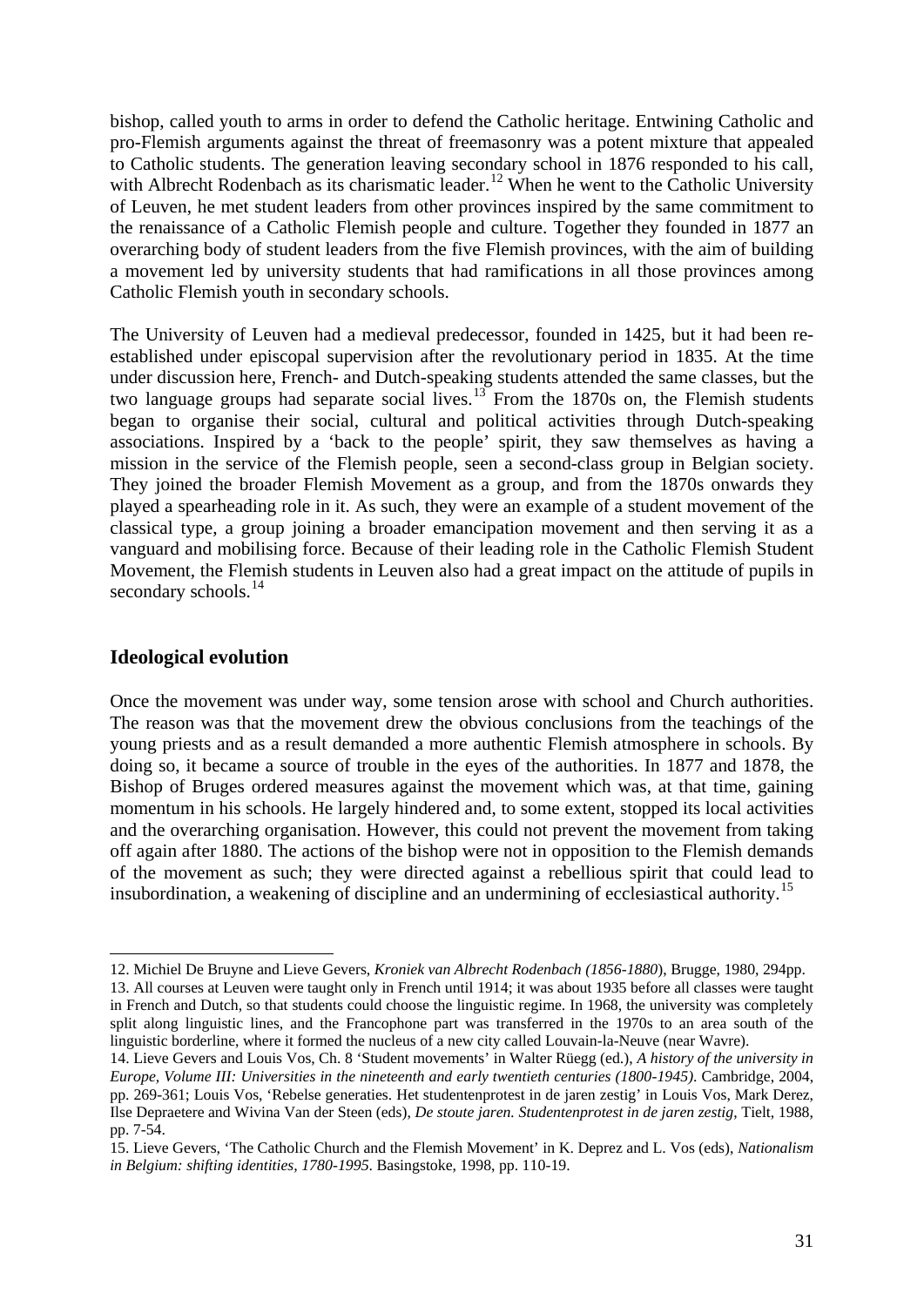bishop, called youth to arms in order to defend the Catholic heritage. Entwining Catholic and pro-Flemish arguments against the threat of freemasonry was a potent mixture that appealed to Catholic students. The generation leaving secondary school in 1876 responded to his call, with Albrecht Rodenbach as its charismatic leader.[12] When he went to the Catholic University of Leuven, he met student leaders from other provinces inspired by the same commitment to the renaissance of a Catholic Flemish people and culture. Together they founded in 1877 an overarching body of student leaders from the five Flemish provinces, with the aim of building a movement led by university students that had ramifications in all those provinces among Catholic Flemish youth in secondary schools.

The University of Leuven had a medieval predecessor, founded in 1425, but it had been re-established under episcopal supervision after the revolutionary period in 1835. At the time under discussion here, French- and Dutch-speaking students attended the same classes, but the two language groups had separate social lives.[13] From the 1870s on, the Flemish students began to organise their social, cultural and political activities through Dutch-speaking associations. Inspired by a 'back to the people' spirit, they saw themselves as having a mission in the service of the Flemish people, seen a second-class group in Belgian society. They joined the broader Flemish Movement as a group, and from the 1870s onwards they played a spearheading role in it. As such, they were an example of a student movement of the classical type, a group joining a broader emancipation movement and then serving it as a vanguard and mobilising force. Because of their leading role in the Catholic Flemish Student Movement, the Flemish students in Leuven also had a great impact on the attitude of pupils in secondary schools.[14]

## Ideological evolution

Once the movement was under way, some tension arose with school and Church authorities. The reason was that the movement drew the obvious conclusions from the teachings of the young priests and as a result demanded a more authentic Flemish atmosphere in schools. By doing so, it became a source of trouble in the eyes of the authorities. In 1877 and 1878, the Bishop of Bruges ordered measures against the movement which was, at that time, gaining momentum in his schools. He largely hindered and, to some extent, stopped its local activities and the overarching organisation. However, this could not prevent the movement from taking off again after 1880. The actions of the bishop were not in opposition to the Flemish demands of the movement as such; they were directed against a rebellious spirit that could lead to insubordination, a weakening of discipline and an undermining of ecclesiastical authority.[15]

---

12. Michiel De Bruyne and Lieve Gevers, *Kroniek van Albrecht Rodenbach (1856-1880*), Brugge, 1980, 294pp.

13. All courses at Leuven were taught only in French until 1914; it was about 1935 before all classes were taught in French and Dutch, so that students could choose the linguistic regime. In 1968, the university was completely split along linguistic lines, and the Francophone part was transferred in the 1970s to an area south of the linguistic borderline, where it formed the nucleus of a new city called Louvain-la-Neuve (near Wavre).

14. Lieve Gevers and Louis Vos, Ch. 8 'Student movements' in Walter Rüegg (ed.), *A history of the university in Europe, Volume III: Universities in the nineteenth and early twentieth centuries (1800-1945)*. Cambridge, 2004, pp. 269-361; Louis Vos, 'Rebelse generaties. Het studentenprotest in de jaren zestig' in Louis Vos, Mark Derez, Ilse Depraetere and Wivina Van der Steen (eds), *De stoute jaren. Studentenprotest in de jaren zestig*, Tielt, 1988, pp. 7-54.

15. Lieve Gevers, 'The Catholic Church and the Flemish Movement' in K. Deprez and L. Vos (eds), *Nationalism in Belgium: shifting identities, 1780-1995*. Basingstoke, 1998, pp. 110-19.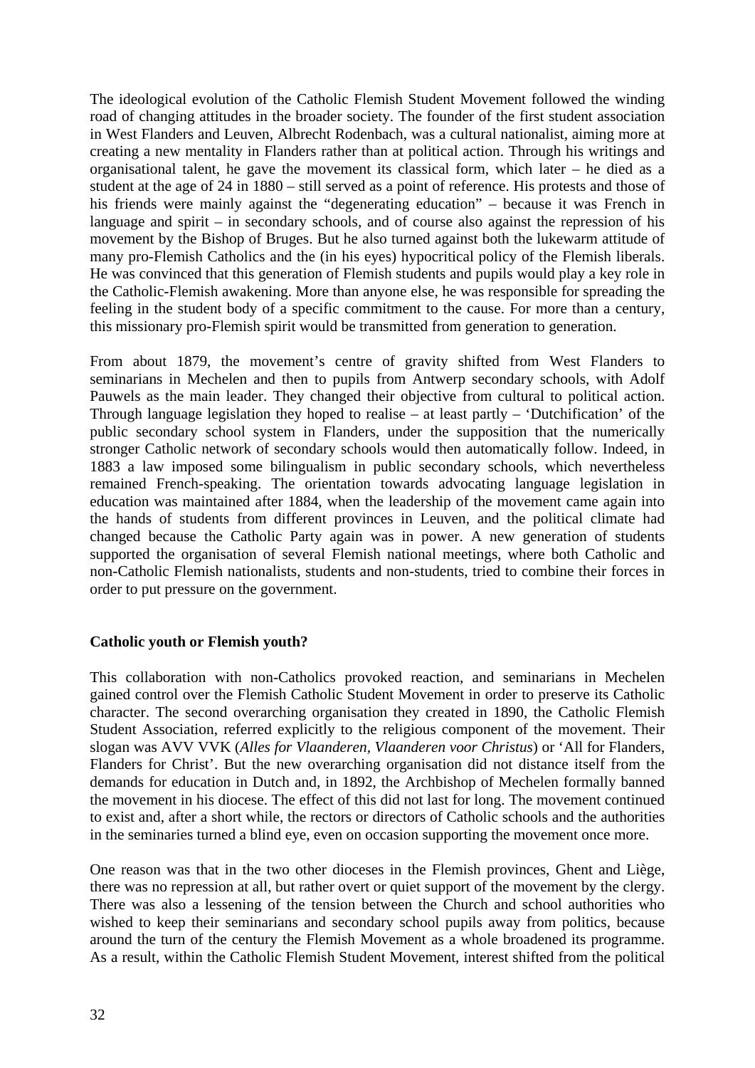The ideological evolution of the Catholic Flemish Student Movement followed the winding road of changing attitudes in the broader society. The founder of the first student association in West Flanders and Leuven, Albrecht Rodenbach, was a cultural nationalist, aiming more at creating a new mentality in Flanders rather than at political action. Through his writings and organisational talent, he gave the movement its classical form, which later – he died as a student at the age of 24 in 1880 – still served as a point of reference. His protests and those of his friends were mainly against the "degenerating education" – because it was French in language and spirit – in secondary schools, and of course also against the repression of his movement by the Bishop of Bruges. But he also turned against both the lukewarm attitude of many pro-Flemish Catholics and the (in his eyes) hypocritical policy of the Flemish liberals. He was convinced that this generation of Flemish students and pupils would play a key role in the Catholic-Flemish awakening. More than anyone else, he was responsible for spreading the feeling in the student body of a specific commitment to the cause. For more than a century, this missionary pro-Flemish spirit would be transmitted from generation to generation.

From about 1879, the movement's centre of gravity shifted from West Flanders to seminarians in Mechelen and then to pupils from Antwerp secondary schools, with Adolf Pauwels as the main leader. They changed their objective from cultural to political action. Through language legislation they hoped to realise – at least partly – 'Dutchification' of the public secondary school system in Flanders, under the supposition that the numerically stronger Catholic network of secondary schools would then automatically follow. Indeed, in 1883 a law imposed some bilingualism in public secondary schools, which nevertheless remained French-speaking. The orientation towards advocating language legislation in education was maintained after 1884, when the leadership of the movement came again into the hands of students from different provinces in Leuven, and the political climate had changed because the Catholic Party again was in power. A new generation of students supported the organisation of several Flemish national meetings, where both Catholic and non-Catholic Flemish nationalists, students and non-students, tried to combine their forces in order to put pressure on the government.

**Catholic youth or Flemish youth?**

This collaboration with non-Catholics provoked reaction, and seminarians in Mechelen gained control over the Flemish Catholic Student Movement in order to preserve its Catholic character. The second overarching organisation they created in 1890, the Catholic Flemish Student Association, referred explicitly to the religious component of the movement. Their slogan was AVV VVK (*Alles for Vlaanderen, Vlaanderen voor Christus*) or 'All for Flanders, Flanders for Christ'. But the new overarching organisation did not distance itself from the demands for education in Dutch and, in 1892, the Archbishop of Mechelen formally banned the movement in his diocese. The effect of this did not last for long. The movement continued to exist and, after a short while, the rectors or directors of Catholic schools and the authorities in the seminaries turned a blind eye, even on occasion supporting the movement once more.

One reason was that in the two other dioceses in the Flemish provinces, Ghent and Liège, there was no repression at all, but rather overt or quiet support of the movement by the clergy. There was also a lessening of the tension between the Church and school authorities who wished to keep their seminarians and secondary school pupils away from politics, because around the turn of the century the Flemish Movement as a whole broadened its programme. As a result, within the Catholic Flemish Student Movement, interest shifted from the political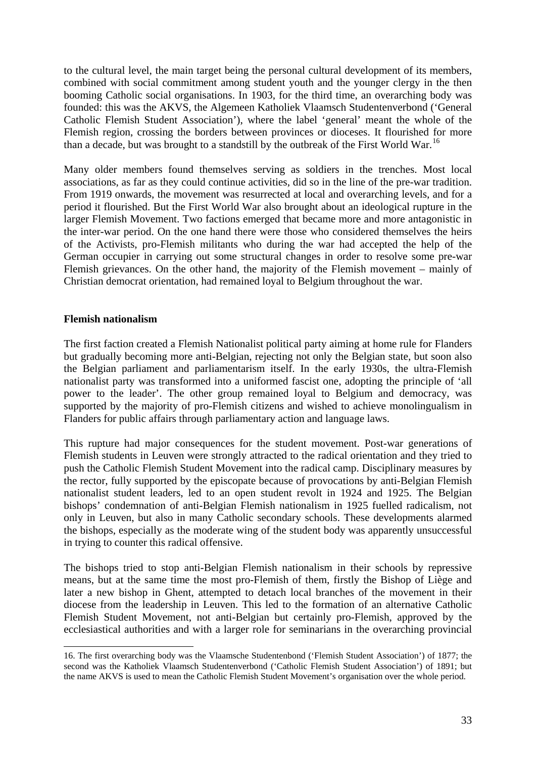to the cultural level, the main target being the personal cultural development of its members, combined with social commitment among student youth and the younger clergy in the then booming Catholic social organisations. In 1903, for the third time, an overarching body was founded: this was the AKVS, the Algemeen Katholiek Vlaamsch Studentenverbond ('General Catholic Flemish Student Association'), where the label 'general' meant the whole of the Flemish region, crossing the borders between provinces or dioceses. It flourished for more than a decade, but was brought to a standstill by the outbreak of the First World War.[16]

Many older members found themselves serving as soldiers in the trenches. Most local associations, as far as they could continue activities, did so in the line of the pre-war tradition. From 1919 onwards, the movement was resurrected at local and overarching levels, and for a period it flourished. But the First World War also brought about an ideological rupture in the larger Flemish Movement. Two factions emerged that became more and more antagonistic in the inter-war period. On the one hand there were those who considered themselves the heirs of the Activists, pro-Flemish militants who during the war had accepted the help of the German occupier in carrying out some structural changes in order to resolve some pre-war Flemish grievances. On the other hand, the majority of the Flemish movement – mainly of Christian democrat orientation, had remained loyal to Belgium throughout the war.

**Flemish nationalism**

The first faction created a Flemish Nationalist political party aiming at home rule for Flanders but gradually becoming more anti-Belgian, rejecting not only the Belgian state, but soon also the Belgian parliament and parliamentarism itself. In the early 1930s, the ultra-Flemish nationalist party was transformed into a uniformed fascist one, adopting the principle of 'all power to the leader'. The other group remained loyal to Belgium and democracy, was supported by the majority of pro-Flemish citizens and wished to achieve monolingualism in Flanders for public affairs through parliamentary action and language laws.

This rupture had major consequences for the student movement. Post-war generations of Flemish students in Leuven were strongly attracted to the radical orientation and they tried to push the Catholic Flemish Student Movement into the radical camp. Disciplinary measures by the rector, fully supported by the episcopate because of provocations by anti-Belgian Flemish nationalist student leaders, led to an open student revolt in 1924 and 1925. The Belgian bishops' condemnation of anti-Belgian Flemish nationalism in 1925 fuelled radicalism, not only in Leuven, but also in many Catholic secondary schools. These developments alarmed the bishops, especially as the moderate wing of the student body was apparently unsuccessful in trying to counter this radical offensive.

The bishops tried to stop anti-Belgian Flemish nationalism in their schools by repressive means, but at the same time the most pro-Flemish of them, firstly the Bishop of Liège and later a new bishop in Ghent, attempted to detach local branches of the movement in their diocese from the leadership in Leuven. This led to the formation of an alternative Catholic Flemish Student Movement, not anti-Belgian but certainly pro-Flemish, approved by the ecclesiastical authorities and with a larger role for seminarians in the overarching provincial

16. The first overarching body was the Vlaamsche Studentenbond ('Flemish Student Association') of 1877; the second was the Katholiek Vlaamsch Studentenverbond ('Catholic Flemish Student Association') of 1891; but the name AKVS is used to mean the Catholic Flemish Student Movement's organisation over the whole period.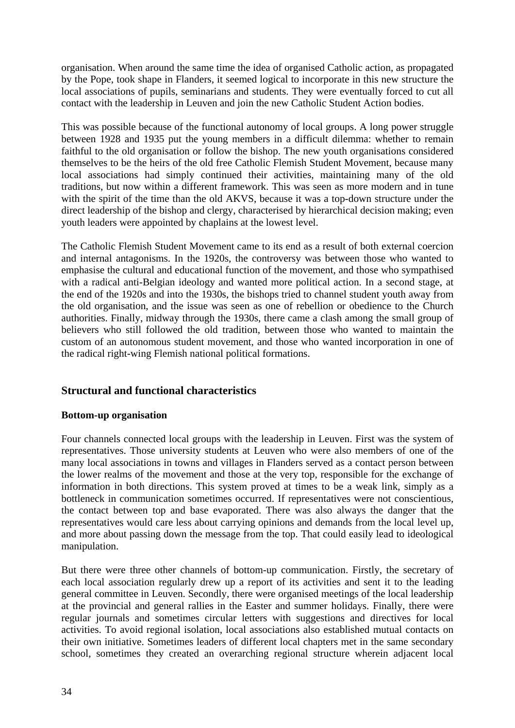organisation. When around the same time the idea of organised Catholic action, as propagated by the Pope, took shape in Flanders, it seemed logical to incorporate in this new structure the local associations of pupils, seminarians and students. They were eventually forced to cut all contact with the leadership in Leuven and join the new Catholic Student Action bodies.

This was possible because of the functional autonomy of local groups. A long power struggle between 1928 and 1935 put the young members in a difficult dilemma: whether to remain faithful to the old organisation or follow the bishop. The new youth organisations considered themselves to be the heirs of the old free Catholic Flemish Student Movement, because many local associations had simply continued their activities, maintaining many of the old traditions, but now within a different framework. This was seen as more modern and in tune with the spirit of the time than the old AKVS, because it was a top-down structure under the direct leadership of the bishop and clergy, characterised by hierarchical decision making; even youth leaders were appointed by chaplains at the lowest level.

The Catholic Flemish Student Movement came to its end as a result of both external coercion and internal antagonisms. In the 1920s, the controversy was between those who wanted to emphasise the cultural and educational function of the movement, and those who sympathised with a radical anti-Belgian ideology and wanted more political action. In a second stage, at the end of the 1920s and into the 1930s, the bishops tried to channel student youth away from the old organisation, and the issue was seen as one of rebellion or obedience to the Church authorities. Finally, midway through the 1930s, there came a clash among the small group of believers who still followed the old tradition, between those who wanted to maintain the custom of an autonomous student movement, and those who wanted incorporation in one of the radical right-wing Flemish national political formations.

## Structural and functional characteristics

### Bottom-up organisation

Four channels connected local groups with the leadership in Leuven. First was the system of representatives. Those university students at Leuven who were also members of one of the many local associations in towns and villages in Flanders served as a contact person between the lower realms of the movement and those at the very top, responsible for the exchange of information in both directions. This system proved at times to be a weak link, simply as a bottleneck in communication sometimes occurred. If representatives were not conscientious, the contact between top and base evaporated. There was also always the danger that the representatives would care less about carrying opinions and demands from the local level up, and more about passing down the message from the top. That could easily lead to ideological manipulation.

But there were three other channels of bottom-up communication. Firstly, the secretary of each local association regularly drew up a report of its activities and sent it to the leading general committee in Leuven. Secondly, there were organised meetings of the local leadership at the provincial and general rallies in the Easter and summer holidays. Finally, there were regular journals and sometimes circular letters with suggestions and directives for local activities. To avoid regional isolation, local associations also established mutual contacts on their own initiative. Sometimes leaders of different local chapters met in the same secondary school, sometimes they created an overarching regional structure wherein adjacent local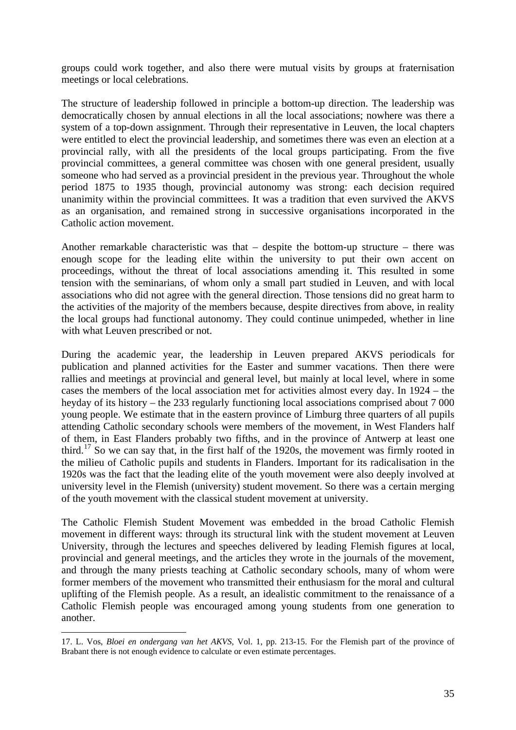groups could work together, and also there were mutual visits by groups at fraternisation meetings or local celebrations.

The structure of leadership followed in principle a bottom-up direction. The leadership was democratically chosen by annual elections in all the local associations; nowhere was there a system of a top-down assignment. Through their representative in Leuven, the local chapters were entitled to elect the provincial leadership, and sometimes there was even an election at a provincial rally, with all the presidents of the local groups participating. From the five provincial committees, a general committee was chosen with one general president, usually someone who had served as a provincial president in the previous year. Throughout the whole period 1875 to 1935 though, provincial autonomy was strong: each decision required unanimity within the provincial committees. It was a tradition that even survived the AKVS as an organisation, and remained strong in successive organisations incorporated in the Catholic action movement.

Another remarkable characteristic was that – despite the bottom-up structure – there was enough scope for the leading elite within the university to put their own accent on proceedings, without the threat of local associations amending it. This resulted in some tension with the seminarians, of whom only a small part studied in Leuven, and with local associations who did not agree with the general direction. Those tensions did no great harm to the activities of the majority of the members because, despite directives from above, in reality the local groups had functional autonomy. They could continue unimpeded, whether in line with what Leuven prescribed or not.

During the academic year, the leadership in Leuven prepared AKVS periodicals for publication and planned activities for the Easter and summer vacations. Then there were rallies and meetings at provincial and general level, but mainly at local level, where in some cases the members of the local association met for activities almost every day. In 1924 – the heyday of its history – the 233 regularly functioning local associations comprised about 7 000 young people. We estimate that in the eastern province of Limburg three quarters of all pupils attending Catholic secondary schools were members of the movement, in West Flanders half of them, in East Flanders probably two fifths, and in the province of Antwerp at least one third.[17] So we can say that, in the first half of the 1920s, the movement was firmly rooted in the milieu of Catholic pupils and students in Flanders. Important for its radicalisation in the 1920s was the fact that the leading elite of the youth movement were also deeply involved at university level in the Flemish (university) student movement. So there was a certain merging of the youth movement with the classical student movement at university.

The Catholic Flemish Student Movement was embedded in the broad Catholic Flemish movement in different ways: through its structural link with the student movement at Leuven University, through the lectures and speeches delivered by leading Flemish figures at local, provincial and general meetings, and the articles they wrote in the journals of the movement, and through the many priests teaching at Catholic secondary schools, many of whom were former members of the movement who transmitted their enthusiasm for the moral and cultural uplifting of the Flemish people. As a result, an idealistic commitment to the renaissance of a Catholic Flemish people was encouraged among young students from one generation to another.

---

17. L. Vos, *Bloei en ondergang van het AKVS*, Vol. 1, pp. 213-15. For the Flemish part of the province of Brabant there is not enough evidence to calculate or even estimate percentages.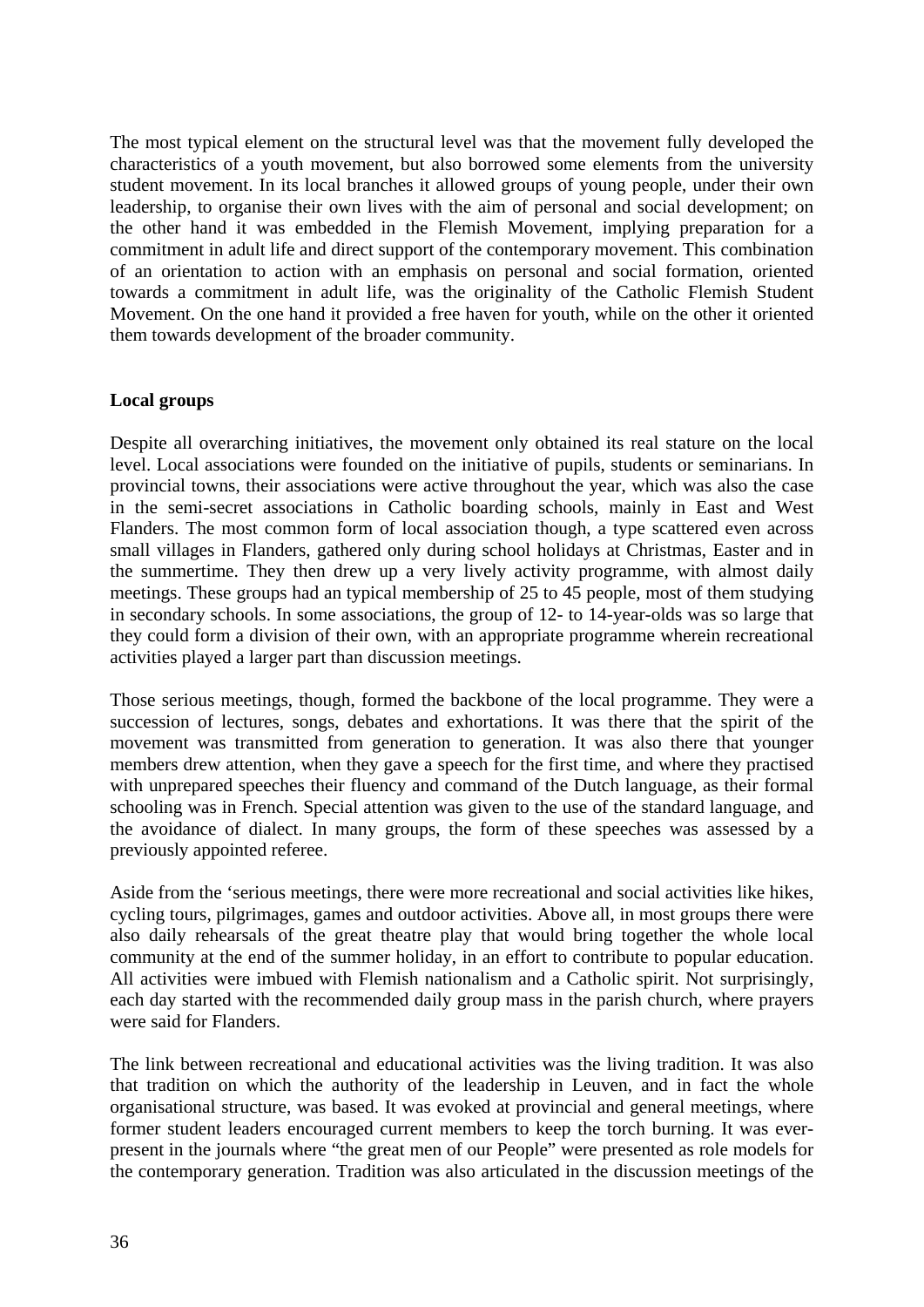The most typical element on the structural level was that the movement fully developed the characteristics of a youth movement, but also borrowed some elements from the university student movement. In its local branches it allowed groups of young people, under their own leadership, to organise their own lives with the aim of personal and social development; on the other hand it was embedded in the Flemish Movement, implying preparation for a commitment in adult life and direct support of the contemporary movement. This combination of an orientation to action with an emphasis on personal and social formation, oriented towards a commitment in adult life, was the originality of the Catholic Flemish Student Movement. On the one hand it provided a free haven for youth, while on the other it oriented them towards development of the broader community.

**Local groups**

Despite all overarching initiatives, the movement only obtained its real stature on the local level. Local associations were founded on the initiative of pupils, students or seminarians. In provincial towns, their associations were active throughout the year, which was also the case in the semi-secret associations in Catholic boarding schools, mainly in East and West Flanders. The most common form of local association though, a type scattered even across small villages in Flanders, gathered only during school holidays at Christmas, Easter and in the summertime. They then drew up a very lively activity programme, with almost daily meetings. These groups had an typical membership of 25 to 45 people, most of them studying in secondary schools. In some associations, the group of 12- to 14-year-olds was so large that they could form a division of their own, with an appropriate programme wherein recreational activities played a larger part than discussion meetings.

Those serious meetings, though, formed the backbone of the local programme. They were a succession of lectures, songs, debates and exhortations. It was there that the spirit of the movement was transmitted from generation to generation. It was also there that younger members drew attention, when they gave a speech for the first time, and where they practised with unprepared speeches their fluency and command of the Dutch language, as their formal schooling was in French. Special attention was given to the use of the standard language, and the avoidance of dialect. In many groups, the form of these speeches was assessed by a previously appointed referee.

Aside from the 'serious meetings, there were more recreational and social activities like hikes, cycling tours, pilgrimages, games and outdoor activities. Above all, in most groups there were also daily rehearsals of the great theatre play that would bring together the whole local community at the end of the summer holiday, in an effort to contribute to popular education. All activities were imbued with Flemish nationalism and a Catholic spirit. Not surprisingly, each day started with the recommended daily group mass in the parish church, where prayers were said for Flanders.

The link between recreational and educational activities was the living tradition. It was also that tradition on which the authority of the leadership in Leuven, and in fact the whole organisational structure, was based. It was evoked at provincial and general meetings, where former student leaders encouraged current members to keep the torch burning. It was ever-present in the journals where "the great men of our People" were presented as role models for the contemporary generation. Tradition was also articulated in the discussion meetings of the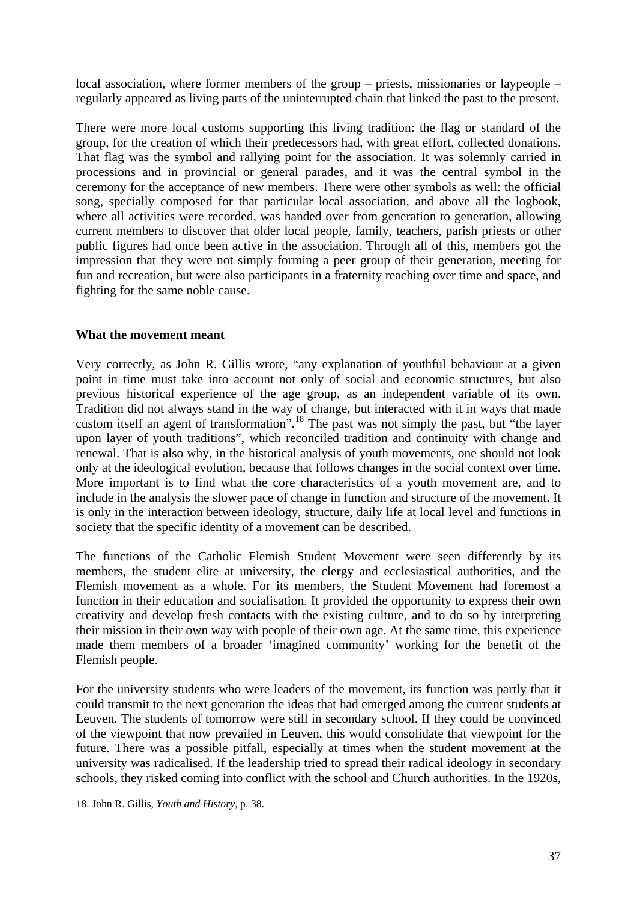local association, where former members of the group – priests, missionaries or laypeople – regularly appeared as living parts of the uninterrupted chain that linked the past to the present.

There were more local customs supporting this living tradition: the flag or standard of the group, for the creation of which their predecessors had, with great effort, collected donations. That flag was the symbol and rallying point for the association. It was solemnly carried in processions and in provincial or general parades, and it was the central symbol in the ceremony for the acceptance of new members. There were other symbols as well: the official song, specially composed for that particular local association, and above all the logbook, where all activities were recorded, was handed over from generation to generation, allowing current members to discover that older local people, family, teachers, parish priests or other public figures had once been active in the association. Through all of this, members got the impression that they were not simply forming a peer group of their generation, meeting for fun and recreation, but were also participants in a fraternity reaching over time and space, and fighting for the same noble cause.

### What the movement meant

Very correctly, as John R. Gillis wrote, "any explanation of youthful behaviour at a given point in time must take into account not only of social and economic structures, but also previous historical experience of the age group, as an independent variable of its own. Tradition did not always stand in the way of change, but interacted with it in ways that made custom itself an agent of transformation".[18] The past was not simply the past, but "the layer upon layer of youth traditions", which reconciled tradition and continuity with change and renewal. That is also why, in the historical analysis of youth movements, one should not look only at the ideological evolution, because that follows changes in the social context over time. More important is to find what the core characteristics of a youth movement are, and to include in the analysis the slower pace of change in function and structure of the movement. It is only in the interaction between ideology, structure, daily life at local level and functions in society that the specific identity of a movement can be described.

The functions of the Catholic Flemish Student Movement were seen differently by its members, the student elite at university, the clergy and ecclesiastical authorities, and the Flemish movement as a whole. For its members, the Student Movement had foremost a function in their education and socialisation. It provided the opportunity to express their own creativity and develop fresh contacts with the existing culture, and to do so by interpreting their mission in their own way with people of their own age. At the same time, this experience made them members of a broader 'imagined community' working for the benefit of the Flemish people.

For the university students who were leaders of the movement, its function was partly that it could transmit to the next generation the ideas that had emerged among the current students at Leuven. The students of tomorrow were still in secondary school. If they could be convinced of the viewpoint that now prevailed in Leuven, this would consolidate that viewpoint for the future. There was a possible pitfall, especially at times when the student movement at the university was radicalised. If the leadership tried to spread their radical ideology in secondary schools, they risked coming into conflict with the school and Church authorities. In the 1920s,

---

18. John R. Gillis, *Youth and History*, p. 38.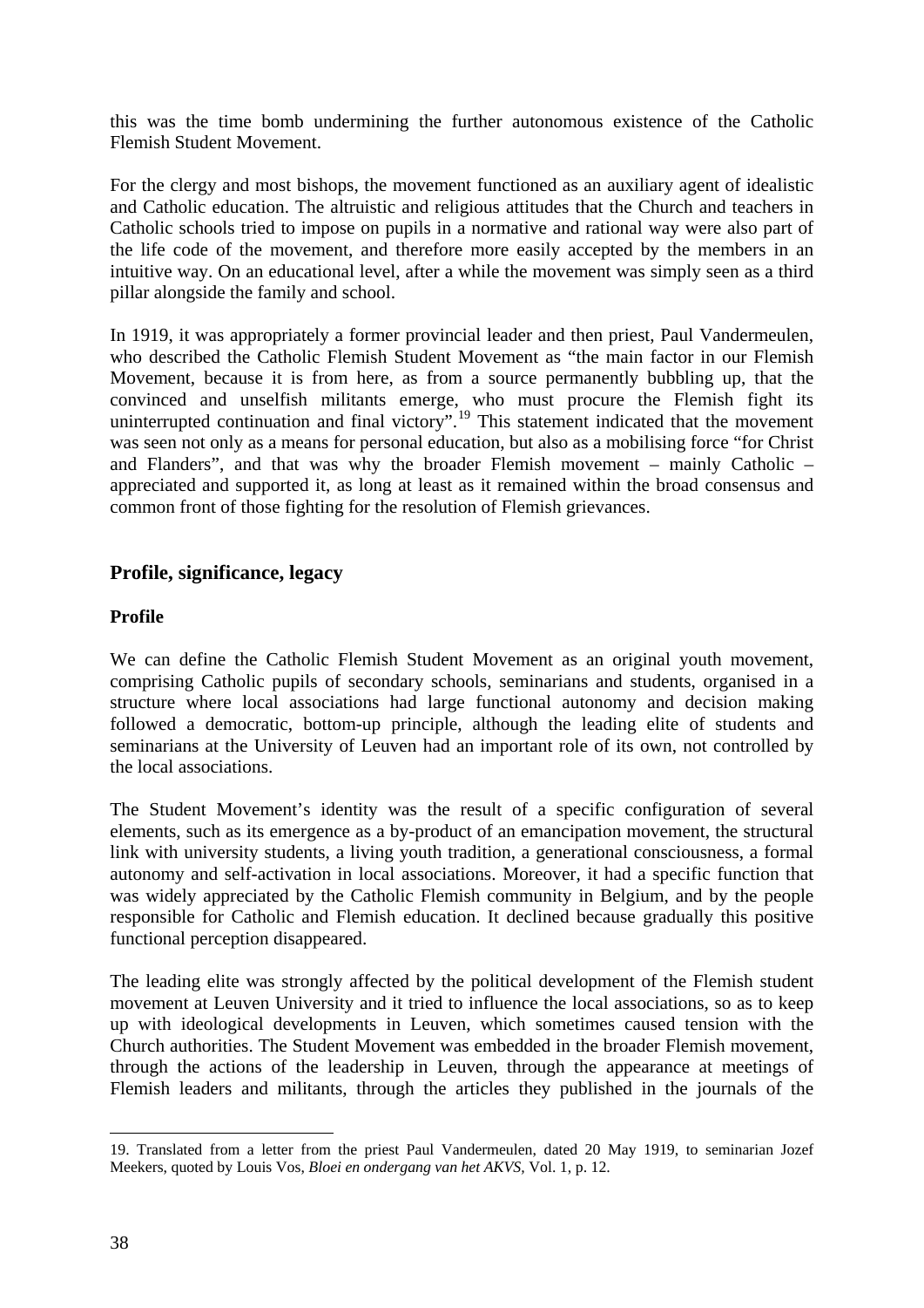this was the time bomb undermining the further autonomous existence of the Catholic Flemish Student Movement.

For the clergy and most bishops, the movement functioned as an auxiliary agent of idealistic and Catholic education. The altruistic and religious attitudes that the Church and teachers in Catholic schools tried to impose on pupils in a normative and rational way were also part of the life code of the movement, and therefore more easily accepted by the members in an intuitive way. On an educational level, after a while the movement was simply seen as a third pillar alongside the family and school.

In 1919, it was appropriately a former provincial leader and then priest, Paul Vandermeulen, who described the Catholic Flemish Student Movement as "the main factor in our Flemish Movement, because it is from here, as from a source permanently bubbling up, that the convinced and unselfish militants emerge, who must procure the Flemish fight its uninterrupted continuation and final victory".[19] This statement indicated that the movement was seen not only as a means for personal education, but also as a mobilising force "for Christ and Flanders", and that was why the broader Flemish movement – mainly Catholic – appreciated and supported it, as long at least as it remained within the broad consensus and common front of those fighting for the resolution of Flemish grievances.

## Profile, significance, legacy

### Profile

We can define the Catholic Flemish Student Movement as an original youth movement, comprising Catholic pupils of secondary schools, seminarians and students, organised in a structure where local associations had large functional autonomy and decision making followed a democratic, bottom-up principle, although the leading elite of students and seminarians at the University of Leuven had an important role of its own, not controlled by the local associations.

The Student Movement's identity was the result of a specific configuration of several elements, such as its emergence as a by-product of an emancipation movement, the structural link with university students, a living youth tradition, a generational consciousness, a formal autonomy and self-activation in local associations. Moreover, it had a specific function that was widely appreciated by the Catholic Flemish community in Belgium, and by the people responsible for Catholic and Flemish education. It declined because gradually this positive functional perception disappeared.

The leading elite was strongly affected by the political development of the Flemish student movement at Leuven University and it tried to influence the local associations, so as to keep up with ideological developments in Leuven, which sometimes caused tension with the Church authorities. The Student Movement was embedded in the broader Flemish movement, through the actions of the leadership in Leuven, through the appearance at meetings of Flemish leaders and militants, through the articles they published in the journals of the

---

19. Translated from a letter from the priest Paul Vandermeulen, dated 20 May 1919, to seminarian Jozef Meekers, quoted by Louis Vos, *Bloei en ondergang van het AKVS*, Vol. 1, p. 12.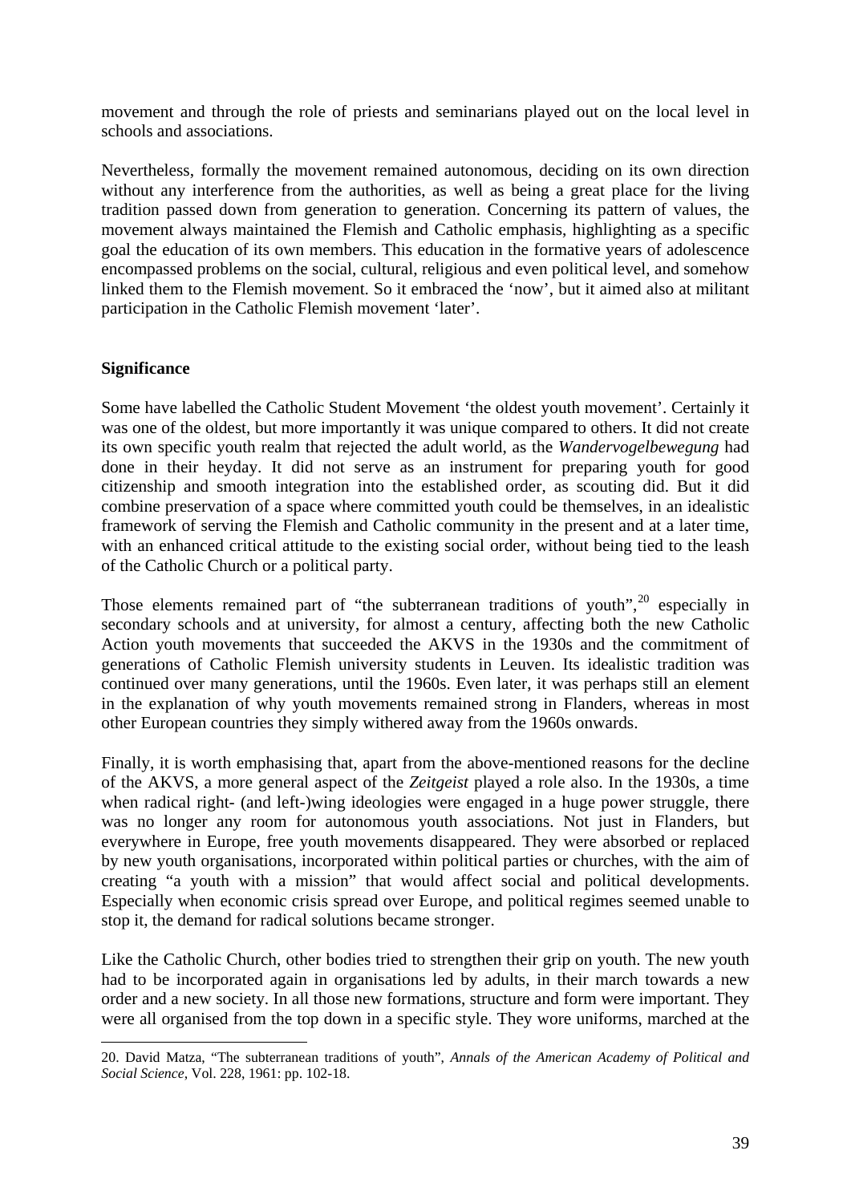movement and through the role of priests and seminarians played out on the local level in schools and associations.

Nevertheless, formally the movement remained autonomous, deciding on its own direction without any interference from the authorities, as well as being a great place for the living tradition passed down from generation to generation. Concerning its pattern of values, the movement always maintained the Flemish and Catholic emphasis, highlighting as a specific goal the education of its own members. This education in the formative years of adolescence encompassed problems on the social, cultural, religious and even political level, and somehow linked them to the Flemish movement. So it embraced the 'now', but it aimed also at militant participation in the Catholic Flemish movement 'later'.

**Significance**

Some have labelled the Catholic Student Movement 'the oldest youth movement'. Certainly it was one of the oldest, but more importantly it was unique compared to others. It did not create its own specific youth realm that rejected the adult world, as the *Wandervogelbewegung* had done in their heyday. It did not serve as an instrument for preparing youth for good citizenship and smooth integration into the established order, as scouting did. But it did combine preservation of a space where committed youth could be themselves, in an idealistic framework of serving the Flemish and Catholic community in the present and at a later time, with an enhanced critical attitude to the existing social order, without being tied to the leash of the Catholic Church or a political party.

Those elements remained part of "the subterranean traditions of youth",[20] especially in secondary schools and at university, for almost a century, affecting both the new Catholic Action youth movements that succeeded the AKVS in the 1930s and the commitment of generations of Catholic Flemish university students in Leuven. Its idealistic tradition was continued over many generations, until the 1960s. Even later, it was perhaps still an element in the explanation of why youth movements remained strong in Flanders, whereas in most other European countries they simply withered away from the 1960s onwards.

Finally, it is worth emphasising that, apart from the above-mentioned reasons for the decline of the AKVS, a more general aspect of the *Zeitgeist* played a role also. In the 1930s, a time when radical right- (and left-)wing ideologies were engaged in a huge power struggle, there was no longer any room for autonomous youth associations. Not just in Flanders, but everywhere in Europe, free youth movements disappeared. They were absorbed or replaced by new youth organisations, incorporated within political parties or churches, with the aim of creating "a youth with a mission" that would affect social and political developments. Especially when economic crisis spread over Europe, and political regimes seemed unable to stop it, the demand for radical solutions became stronger.

Like the Catholic Church, other bodies tried to strengthen their grip on youth. The new youth had to be incorporated again in organisations led by adults, in their march towards a new order and a new society. In all those new formations, structure and form were important. They were all organised from the top down in a specific style. They wore uniforms, marched at the

---

20. David Matza, "The subterranean traditions of youth", *Annals of the American Academy of Political and Social Science*, Vol. 228, 1961: pp. 102-18.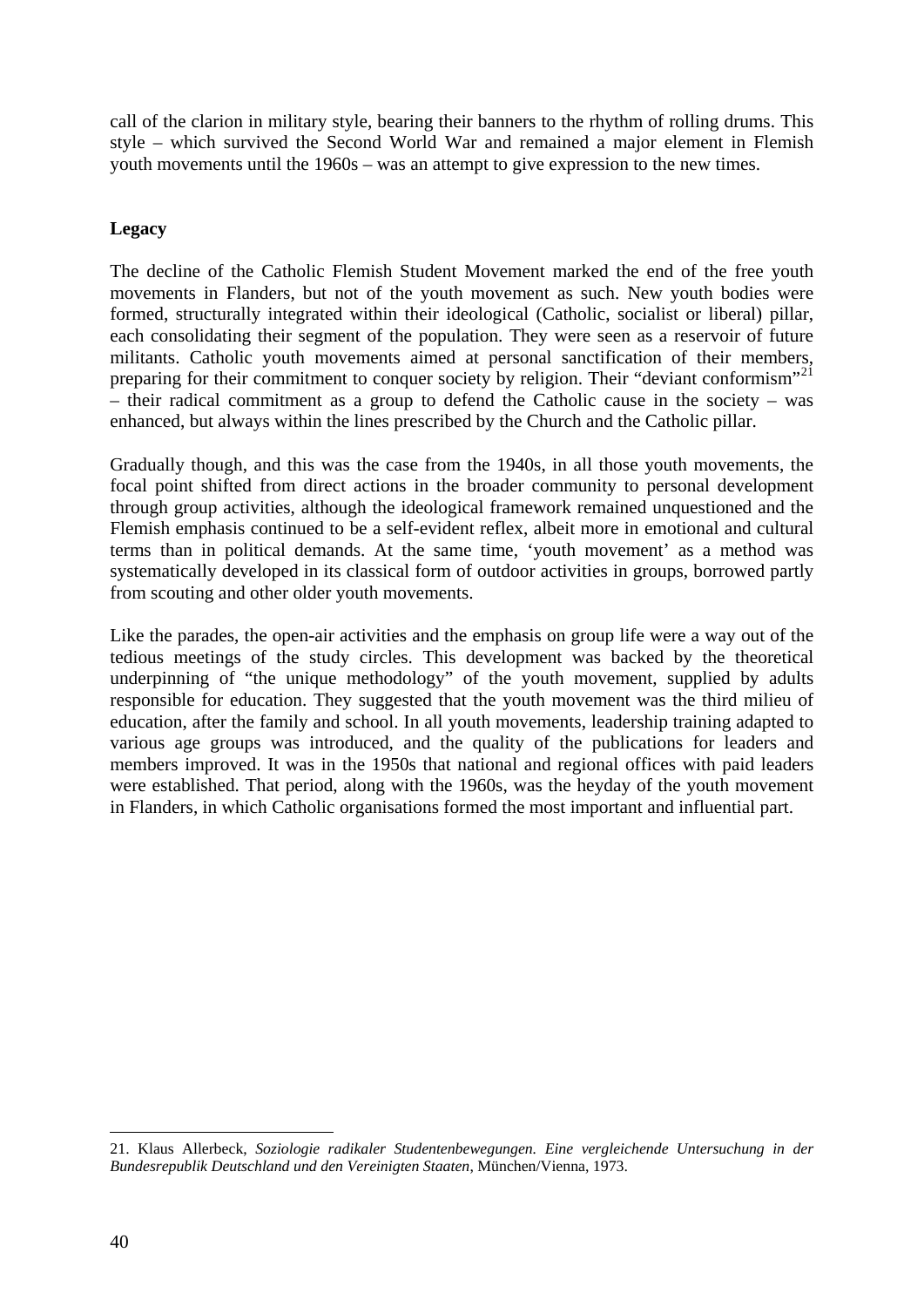call of the clarion in military style, bearing their banners to the rhythm of rolling drums. This style – which survived the Second World War and remained a major element in Flemish youth movements until the 1960s – was an attempt to give expression to the new times.

**Legacy**

The decline of the Catholic Flemish Student Movement marked the end of the free youth movements in Flanders, but not of the youth movement as such. New youth bodies were formed, structurally integrated within their ideological (Catholic, socialist or liberal) pillar, each consolidating their segment of the population. They were seen as a reservoir of future militants. Catholic youth movements aimed at personal sanctification of their members, preparing for their commitment to conquer society by religion. Their "deviant conformism"[21] – their radical commitment as a group to defend the Catholic cause in the society – was enhanced, but always within the lines prescribed by the Church and the Catholic pillar.

Gradually though, and this was the case from the 1940s, in all those youth movements, the focal point shifted from direct actions in the broader community to personal development through group activities, although the ideological framework remained unquestioned and the Flemish emphasis continued to be a self-evident reflex, albeit more in emotional and cultural terms than in political demands. At the same time, 'youth movement' as a method was systematically developed in its classical form of outdoor activities in groups, borrowed partly from scouting and other older youth movements.

Like the parades, the open-air activities and the emphasis on group life were a way out of the tedious meetings of the study circles. This development was backed by the theoretical underpinning of "the unique methodology" of the youth movement, supplied by adults responsible for education. They suggested that the youth movement was the third milieu of education, after the family and school. In all youth movements, leadership training adapted to various age groups was introduced, and the quality of the publications for leaders and members improved. It was in the 1950s that national and regional offices with paid leaders were established. That period, along with the 1960s, was the heyday of the youth movement in Flanders, in which Catholic organisations formed the most important and influential part.

---

21. Klaus Allerbeck, *Soziologie radikaler Studentenbewegungen. Eine vergleichende Untersuchung in der Bundesrepublik Deutschland und den Vereinigten Staaten*, München/Vienna, 1973.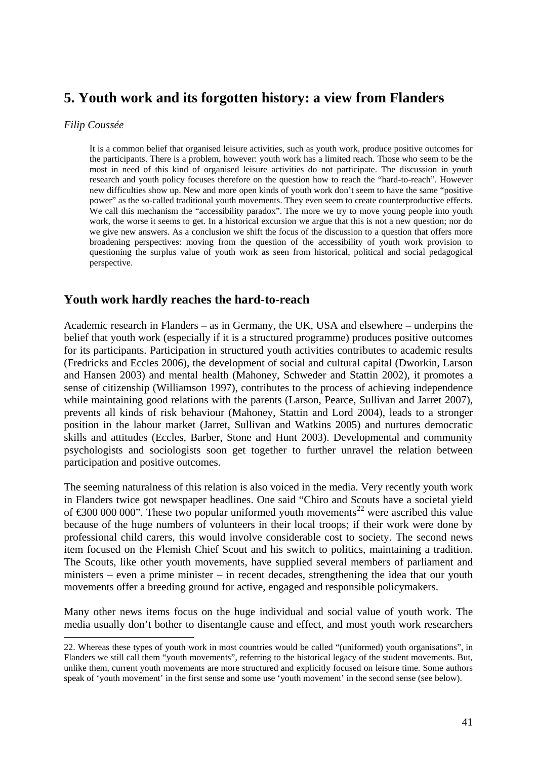# 5. Youth work and its forgotten history: a view from Flanders

*Filip Coussée*

> It is a common belief that organised leisure activities, such as youth work, produce positive outcomes for the participants. There is a problem, however: youth work has a limited reach. Those who seem to be the most in need of this kind of organised leisure activities do not participate. The discussion in youth research and youth policy focuses therefore on the question how to reach the "hard-to-reach". However new difficulties show up. New and more open kinds of youth work don't seem to have the same "positive power" as the so-called traditional youth movements. They even seem to create counterproductive effects. We call this mechanism the "accessibility paradox". The more we try to move young people into youth work, the worse it seems to get. In a historical excursion we argue that this is not a new question; nor do we give new answers. As a conclusion we shift the focus of the discussion to a question that offers more broadening perspectives: moving from the question of the accessibility of youth work provision to questioning the surplus value of youth work as seen from historical, political and social pedagogical perspective.

## Youth work hardly reaches the hard-to-reach

Academic research in Flanders – as in Germany, the UK, USA and elsewhere – underpins the belief that youth work (especially if it is a structured programme) produces positive outcomes for its participants. Participation in structured youth activities contributes to academic results (Fredricks and Eccles 2006), the development of social and cultural capital (Dworkin, Larson and Hansen 2003) and mental health (Mahoney, Schweder and Stattin 2002), it promotes a sense of citizenship (Williamson 1997), contributes to the process of achieving independence while maintaining good relations with the parents (Larson, Pearce, Sullivan and Jarret 2007), prevents all kinds of risk behaviour (Mahoney, Stattin and Lord 2004), leads to a stronger position in the labour market (Jarret, Sullivan and Watkins 2005) and nurtures democratic skills and attitudes (Eccles, Barber, Stone and Hunt 2003). Developmental and community psychologists and sociologists soon get together to further unravel the relation between participation and positive outcomes.

The seeming naturalness of this relation is also voiced in the media. Very recently youth work in Flanders twice got newspaper headlines. One said "Chiro and Scouts have a societal yield of €300 000 000". These two popular uniformed youth movements[22] were ascribed this value because of the huge numbers of volunteers in their local troops; if their work were done by professional child carers, this would involve considerable cost to society. The second news item focused on the Flemish Chief Scout and his switch to politics, maintaining a tradition. The Scouts, like other youth movements, have supplied several members of parliament and ministers – even a prime minister – in recent decades, strengthening the idea that our youth movements offer a breeding ground for active, engaged and responsible policymakers.

Many other news items focus on the huge individual and social value of youth work. The media usually don't bother to disentangle cause and effect, and most youth work researchers

---

22. Whereas these types of youth work in most countries would be called "(uniformed) youth organisations", in Flanders we still call them "youth movements", referring to the historical legacy of the student movements. But, unlike them, current youth movements are more structured and explicitly focused on leisure time. Some authors speak of 'youth movement' in the first sense and some use 'youth movement' in the second sense (see below).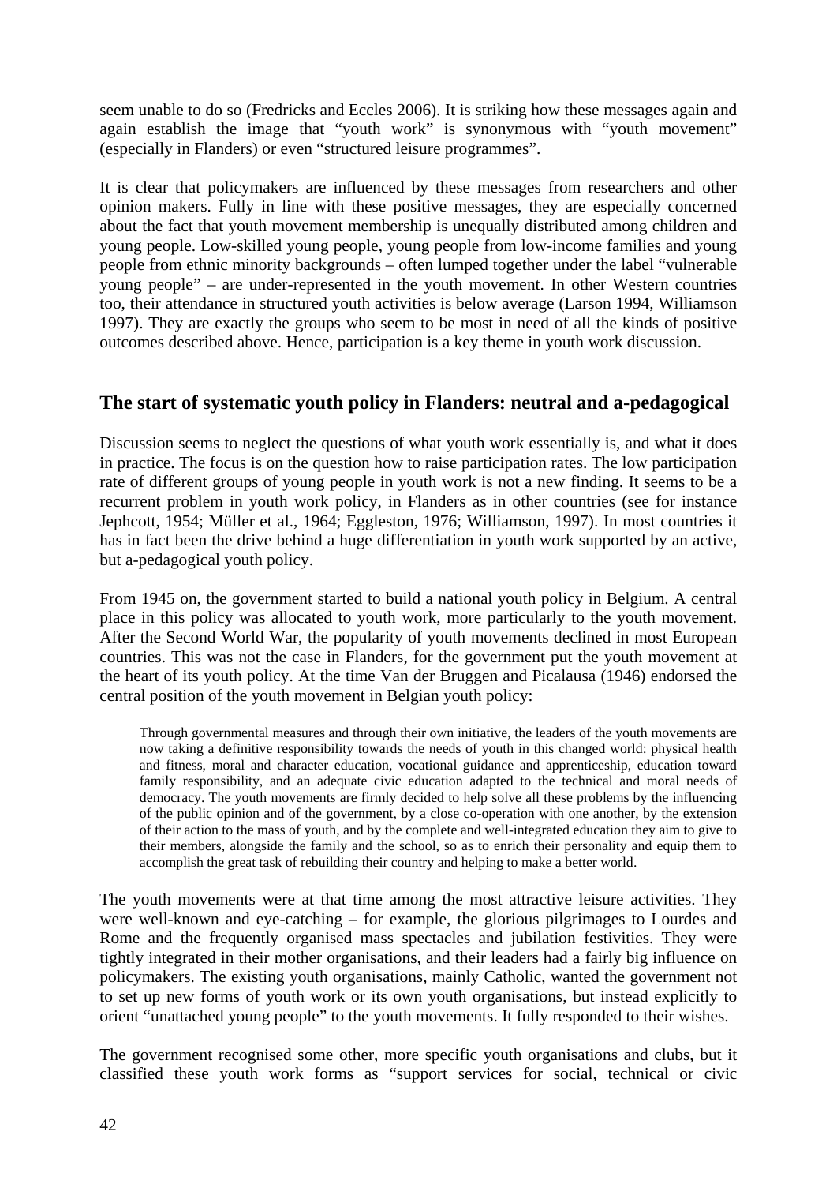seem unable to do so (Fredricks and Eccles 2006). It is striking how these messages again and again establish the image that "youth work" is synonymous with "youth movement" (especially in Flanders) or even "structured leisure programmes".

It is clear that policymakers are influenced by these messages from researchers and other opinion makers. Fully in line with these positive messages, they are especially concerned about the fact that youth movement membership is unequally distributed among children and young people. Low-skilled young people, young people from low-income families and young people from ethnic minority backgrounds – often lumped together under the label "vulnerable young people" – are under-represented in the youth movement. In other Western countries too, their attendance in structured youth activities is below average (Larson 1994, Williamson 1997). They are exactly the groups who seem to be most in need of all the kinds of positive outcomes described above. Hence, participation is a key theme in youth work discussion.

## The start of systematic youth policy in Flanders: neutral and a-pedagogical

Discussion seems to neglect the questions of what youth work essentially is, and what it does in practice. The focus is on the question how to raise participation rates. The low participation rate of different groups of young people in youth work is not a new finding. It seems to be a recurrent problem in youth work policy, in Flanders as in other countries (see for instance Jephcott, 1954; Müller et al., 1964; Eggleston, 1976; Williamson, 1997). In most countries it has in fact been the drive behind a huge differentiation in youth work supported by an active, but a-pedagogical youth policy.

From 1945 on, the government started to build a national youth policy in Belgium. A central place in this policy was allocated to youth work, more particularly to the youth movement. After the Second World War, the popularity of youth movements declined in most European countries. This was not the case in Flanders, for the government put the youth movement at the heart of its youth policy. At the time Van der Bruggen and Picalausa (1946) endorsed the central position of the youth movement in Belgian youth policy:

> Through governmental measures and through their own initiative, the leaders of the youth movements are now taking a definitive responsibility towards the needs of youth in this changed world: physical health and fitness, moral and character education, vocational guidance and apprenticeship, education toward family responsibility, and an adequate civic education adapted to the technical and moral needs of democracy. The youth movements are firmly decided to help solve all these problems by the influencing of the public opinion and of the government, by a close co-operation with one another, by the extension of their action to the mass of youth, and by the complete and well-integrated education they aim to give to their members, alongside the family and the school, so as to enrich their personality and equip them to accomplish the great task of rebuilding their country and helping to make a better world.

The youth movements were at that time among the most attractive leisure activities. They were well-known and eye-catching – for example, the glorious pilgrimages to Lourdes and Rome and the frequently organised mass spectacles and jubilation festivities. They were tightly integrated in their mother organisations, and their leaders had a fairly big influence on policymakers. The existing youth organisations, mainly Catholic, wanted the government not to set up new forms of youth work or its own youth organisations, but instead explicitly to orient "unattached young people" to the youth movements. It fully responded to their wishes.

The government recognised some other, more specific youth organisations and clubs, but it classified these youth work forms as "support services for social, technical or civic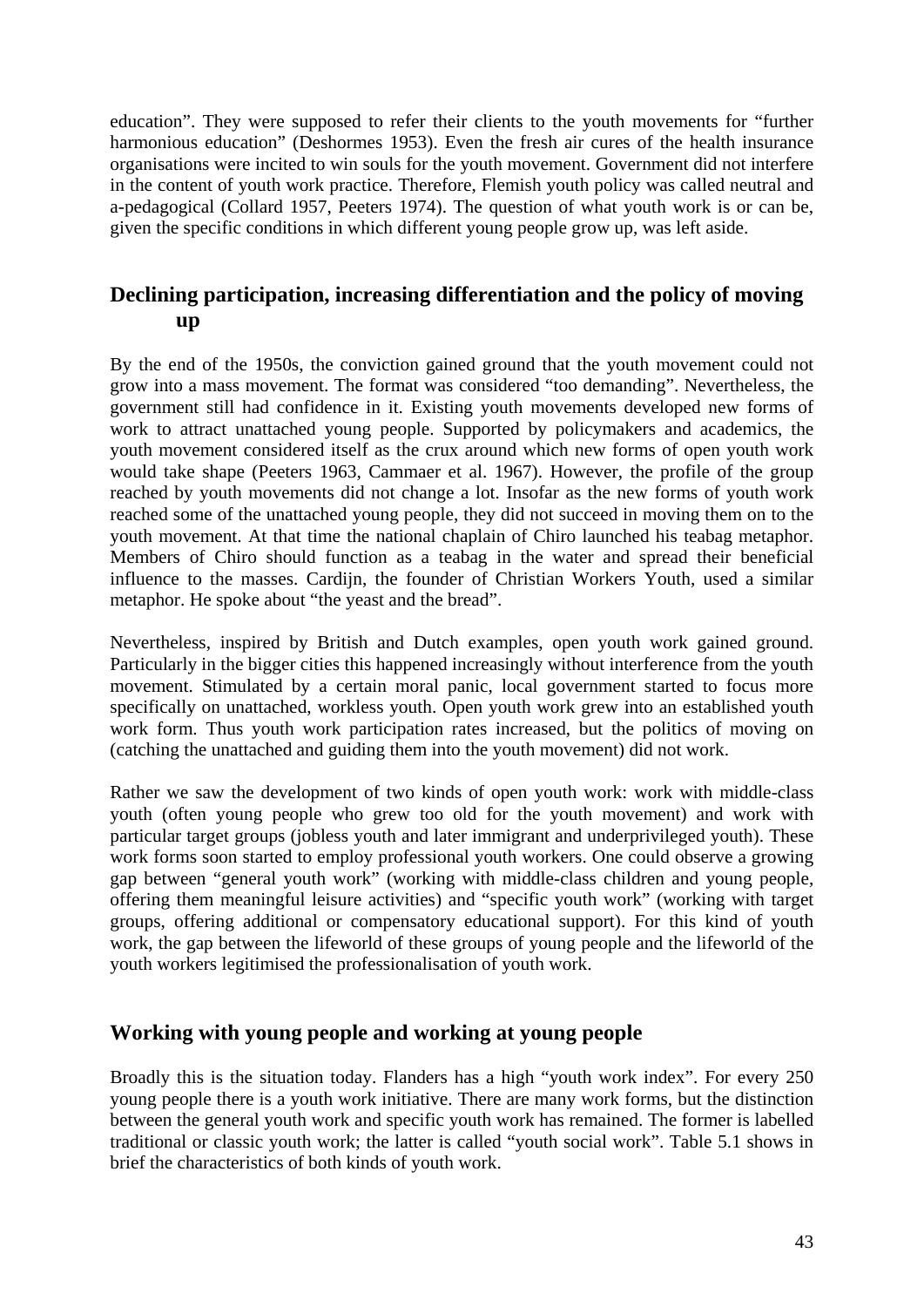education". They were supposed to refer their clients to the youth movements for "further harmonious education" (Deshormes 1953). Even the fresh air cures of the health insurance organisations were incited to win souls for the youth movement. Government did not interfere in the content of youth work practice. Therefore, Flemish youth policy was called neutral and a-pedagogical (Collard 1957, Peeters 1974). The question of what youth work is or can be, given the specific conditions in which different young people grow up, was left aside.

## Declining participation, increasing differentiation and the policy of moving up

By the end of the 1950s, the conviction gained ground that the youth movement could not grow into a mass movement. The format was considered "too demanding". Nevertheless, the government still had confidence in it. Existing youth movements developed new forms of work to attract unattached young people. Supported by policymakers and academics, the youth movement considered itself as the crux around which new forms of open youth work would take shape (Peeters 1963, Cammaer et al. 1967). However, the profile of the group reached by youth movements did not change a lot. Insofar as the new forms of youth work reached some of the unattached young people, they did not succeed in moving them on to the youth movement. At that time the national chaplain of Chiro launched his teabag metaphor. Members of Chiro should function as a teabag in the water and spread their beneficial influence to the masses. Cardijn, the founder of Christian Workers Youth, used a similar metaphor. He spoke about "the yeast and the bread".

Nevertheless, inspired by British and Dutch examples, open youth work gained ground. Particularly in the bigger cities this happened increasingly without interference from the youth movement. Stimulated by a certain moral panic, local government started to focus more specifically on unattached, workless youth. Open youth work grew into an established youth work form. Thus youth work participation rates increased, but the politics of moving on (catching the unattached and guiding them into the youth movement) did not work.

Rather we saw the development of two kinds of open youth work: work with middle-class youth (often young people who grew too old for the youth movement) and work with particular target groups (jobless youth and later immigrant and underprivileged youth). These work forms soon started to employ professional youth workers. One could observe a growing gap between "general youth work" (working with middle-class children and young people, offering them meaningful leisure activities) and "specific youth work" (working with target groups, offering additional or compensatory educational support). For this kind of youth work, the gap between the lifeworld of these groups of young people and the lifeworld of the youth workers legitimised the professionalisation of youth work.

## Working with young people and working at young people

Broadly this is the situation today. Flanders has a high "youth work index". For every 250 young people there is a youth work initiative. There are many work forms, but the distinction between the general youth work and specific youth work has remained. The former is labelled traditional or classic youth work; the latter is called "youth social work". Table 5.1 shows in brief the characteristics of both kinds of youth work.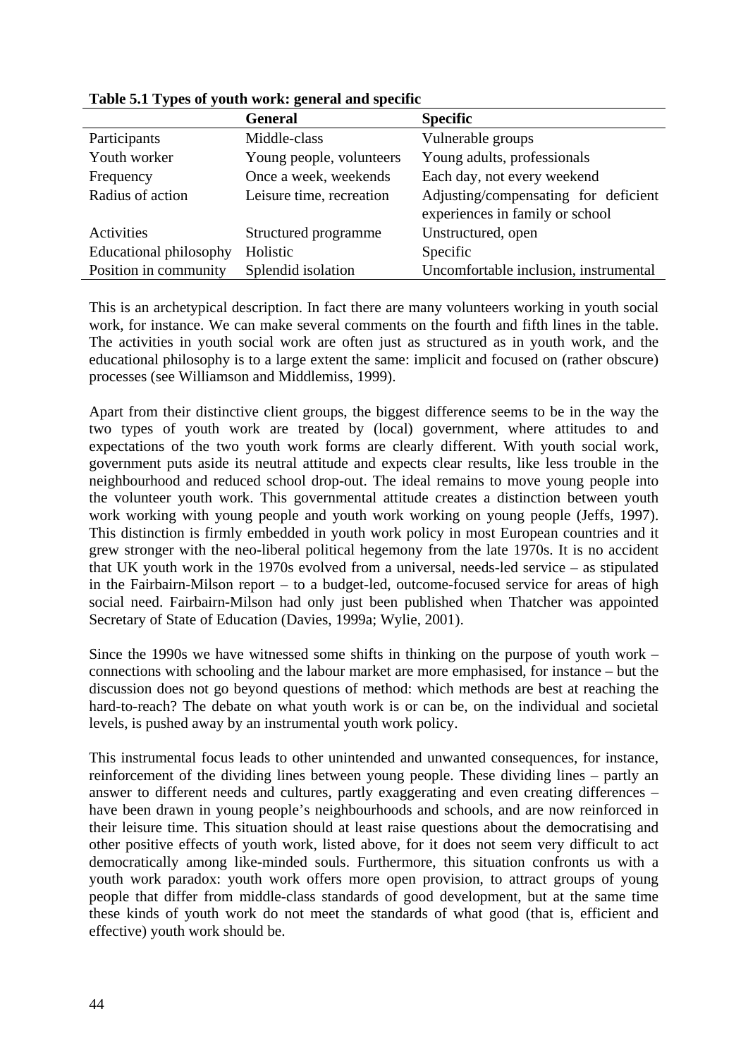**Table 5.1 Types of youth work: general and specific**

| | General | Specific |
|---|---|---|
| Participants | Middle-class | Vulnerable groups |
| Youth worker | Young people, volunteers | Young adults, professionals |
| Frequency | Once a week, weekends | Each day, not every weekend |
| Radius of action | Leisure time, recreation | Adjusting/compensating for deficient experiences in family or school |
| Activities | Structured programme | Unstructured, open |
| Educational philosophy | Holistic | Specific |
| Position in community | Splendid isolation | Uncomfortable inclusion, instrumental |

This is an archetypical description. In fact there are many volunteers working in youth social work, for instance. We can make several comments on the fourth and fifth lines in the table. The activities in youth social work are often just as structured as in youth work, and the educational philosophy is to a large extent the same: implicit and focused on (rather obscure) processes (see Williamson and Middlemiss, 1999).

Apart from their distinctive client groups, the biggest difference seems to be in the way the two types of youth work are treated by (local) government, where attitudes to and expectations of the two youth work forms are clearly different. With youth social work, government puts aside its neutral attitude and expects clear results, like less trouble in the neighbourhood and reduced school drop-out. The ideal remains to move young people into the volunteer youth work. This governmental attitude creates a distinction between youth work working with young people and youth work working on young people (Jeffs, 1997). This distinction is firmly embedded in youth work policy in most European countries and it grew stronger with the neo-liberal political hegemony from the late 1970s. It is no accident that UK youth work in the 1970s evolved from a universal, needs-led service – as stipulated in the Fairbairn-Milson report – to a budget-led, outcome-focused service for areas of high social need. Fairbairn-Milson had only just been published when Thatcher was appointed Secretary of State of Education (Davies, 1999a; Wylie, 2001).

Since the 1990s we have witnessed some shifts in thinking on the purpose of youth work – connections with schooling and the labour market are more emphasised, for instance – but the discussion does not go beyond questions of method: which methods are best at reaching the hard-to-reach? The debate on what youth work is or can be, on the individual and societal levels, is pushed away by an instrumental youth work policy.

This instrumental focus leads to other unintended and unwanted consequences, for instance, reinforcement of the dividing lines between young people. These dividing lines – partly an answer to different needs and cultures, partly exaggerating and even creating differences – have been drawn in young people's neighbourhoods and schools, and are now reinforced in their leisure time. This situation should at least raise questions about the democratising and other positive effects of youth work, listed above, for it does not seem very difficult to act democratically among like-minded souls. Furthermore, this situation confronts us with a youth work paradox: youth work offers more open provision, to attract groups of young people that differ from middle-class standards of good development, but at the same time these kinds of youth work do not meet the standards of what good (that is, efficient and effective) youth work should be.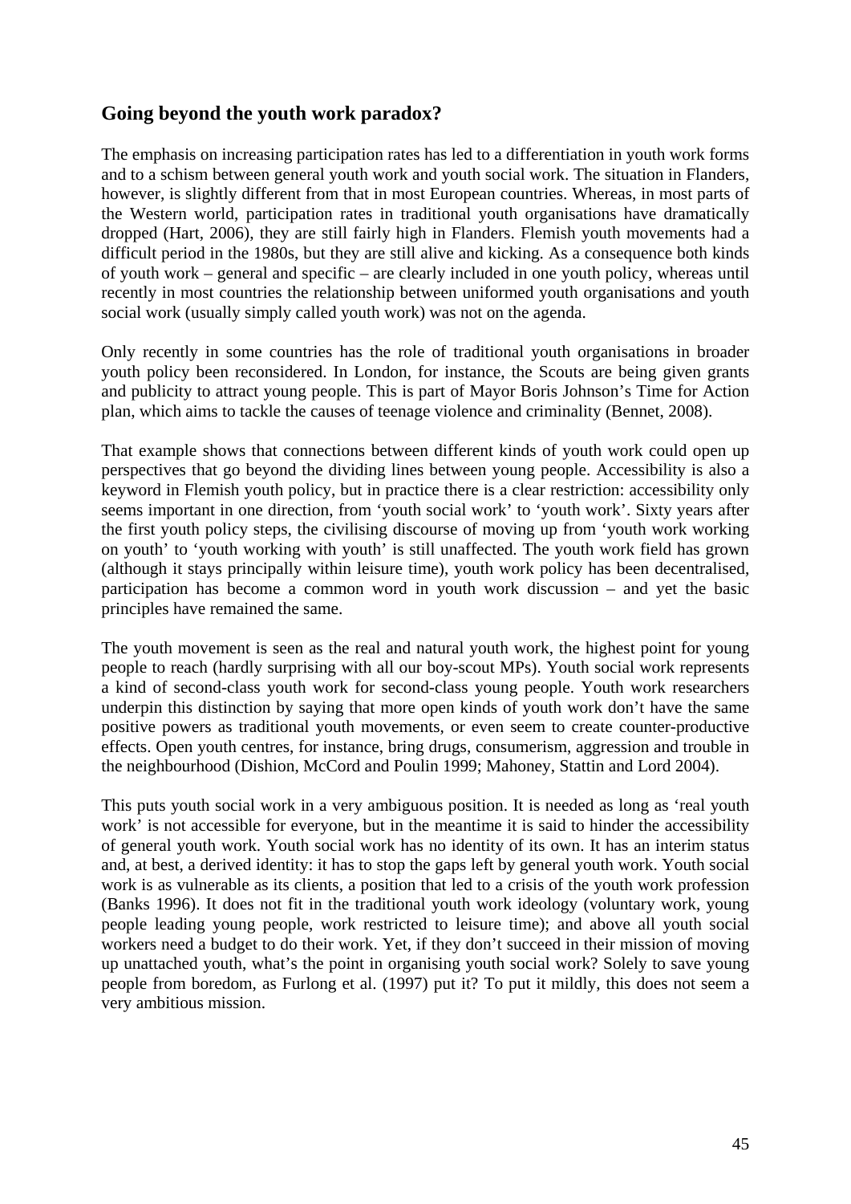## Going beyond the youth work paradox?

The emphasis on increasing participation rates has led to a differentiation in youth work forms and to a schism between general youth work and youth social work. The situation in Flanders, however, is slightly different from that in most European countries. Whereas, in most parts of the Western world, participation rates in traditional youth organisations have dramatically dropped (Hart, 2006), they are still fairly high in Flanders. Flemish youth movements had a difficult period in the 1980s, but they are still alive and kicking. As a consequence both kinds of youth work – general and specific – are clearly included in one youth policy, whereas until recently in most countries the relationship between uniformed youth organisations and youth social work (usually simply called youth work) was not on the agenda.

Only recently in some countries has the role of traditional youth organisations in broader youth policy been reconsidered. In London, for instance, the Scouts are being given grants and publicity to attract young people. This is part of Mayor Boris Johnson's Time for Action plan, which aims to tackle the causes of teenage violence and criminality (Bennet, 2008).

That example shows that connections between different kinds of youth work could open up perspectives that go beyond the dividing lines between young people. Accessibility is also a keyword in Flemish youth policy, but in practice there is a clear restriction: accessibility only seems important in one direction, from 'youth social work' to 'youth work'. Sixty years after the first youth policy steps, the civilising discourse of moving up from 'youth work working on youth' to 'youth working with youth' is still unaffected. The youth work field has grown (although it stays principally within leisure time), youth work policy has been decentralised, participation has become a common word in youth work discussion – and yet the basic principles have remained the same.

The youth movement is seen as the real and natural youth work, the highest point for young people to reach (hardly surprising with all our boy-scout MPs). Youth social work represents a kind of second-class youth work for second-class young people. Youth work researchers underpin this distinction by saying that more open kinds of youth work don't have the same positive powers as traditional youth movements, or even seem to create counter-productive effects. Open youth centres, for instance, bring drugs, consumerism, aggression and trouble in the neighbourhood (Dishion, McCord and Poulin 1999; Mahoney, Stattin and Lord 2004).

This puts youth social work in a very ambiguous position. It is needed as long as 'real youth work' is not accessible for everyone, but in the meantime it is said to hinder the accessibility of general youth work. Youth social work has no identity of its own. It has an interim status and, at best, a derived identity: it has to stop the gaps left by general youth work. Youth social work is as vulnerable as its clients, a position that led to a crisis of the youth work profession (Banks 1996). It does not fit in the traditional youth work ideology (voluntary work, young people leading young people, work restricted to leisure time); and above all youth social workers need a budget to do their work. Yet, if they don't succeed in their mission of moving up unattached youth, what's the point in organising youth social work? Solely to save young people from boredom, as Furlong et al. (1997) put it? To put it mildly, this does not seem a very ambitious mission.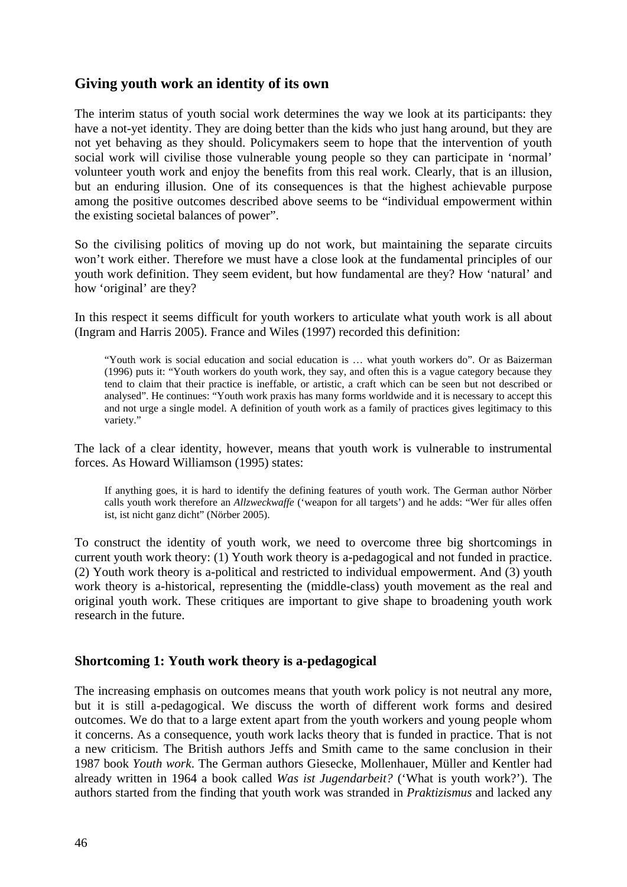## Giving youth work an identity of its own

The interim status of youth social work determines the way we look at its participants: they have a not-yet identity. They are doing better than the kids who just hang around, but they are not yet behaving as they should. Policymakers seem to hope that the intervention of youth social work will civilise those vulnerable young people so they can participate in 'normal' volunteer youth work and enjoy the benefits from this real work. Clearly, that is an illusion, but an enduring illusion. One of its consequences is that the highest achievable purpose among the positive outcomes described above seems to be "individual empowerment within the existing societal balances of power".

So the civilising politics of moving up do not work, but maintaining the separate circuits won't work either. Therefore we must have a close look at the fundamental principles of our youth work definition. They seem evident, but how fundamental are they? How 'natural' and how 'original' are they?

In this respect it seems difficult for youth workers to articulate what youth work is all about (Ingram and Harris 2005). France and Wiles (1997) recorded this definition:

> "Youth work is social education and social education is … what youth workers do". Or as Baizerman (1996) puts it: "Youth workers do youth work, they say, and often this is a vague category because they tend to claim that their practice is ineffable, or artistic, a craft which can be seen but not described or analysed". He continues: "Youth work praxis has many forms worldwide and it is necessary to accept this and not urge a single model. A definition of youth work as a family of practices gives legitimacy to this variety."

The lack of a clear identity, however, means that youth work is vulnerable to instrumental forces. As Howard Williamson (1995) states:

> If anything goes, it is hard to identify the defining features of youth work. The German author Nörber calls youth work therefore an *Allzweckwaffe* ('weapon for all targets') and he adds: "Wer für alles offen ist, ist nicht ganz dicht" (Nörber 2005).

To construct the identity of youth work, we need to overcome three big shortcomings in current youth work theory: (1) Youth work theory is a-pedagogical and not funded in practice. (2) Youth work theory is a-political and restricted to individual empowerment. And (3) youth work theory is a-historical, representing the (middle-class) youth movement as the real and original youth work. These critiques are important to give shape to broadening youth work research in the future.

### Shortcoming 1: Youth work theory is a-pedagogical

The increasing emphasis on outcomes means that youth work policy is not neutral any more, but it is still a-pedagogical. We discuss the worth of different work forms and desired outcomes. We do that to a large extent apart from the youth workers and young people whom it concerns. As a consequence, youth work lacks theory that is funded in practice. That is not a new criticism. The British authors Jeffs and Smith came to the same conclusion in their 1987 book *Youth work*. The German authors Giesecke, Mollenhauer, Müller and Kentler had already written in 1964 a book called *Was ist Jugendarbeit?* ('What is youth work?'). The authors started from the finding that youth work was stranded in *Praktizismus* and lacked any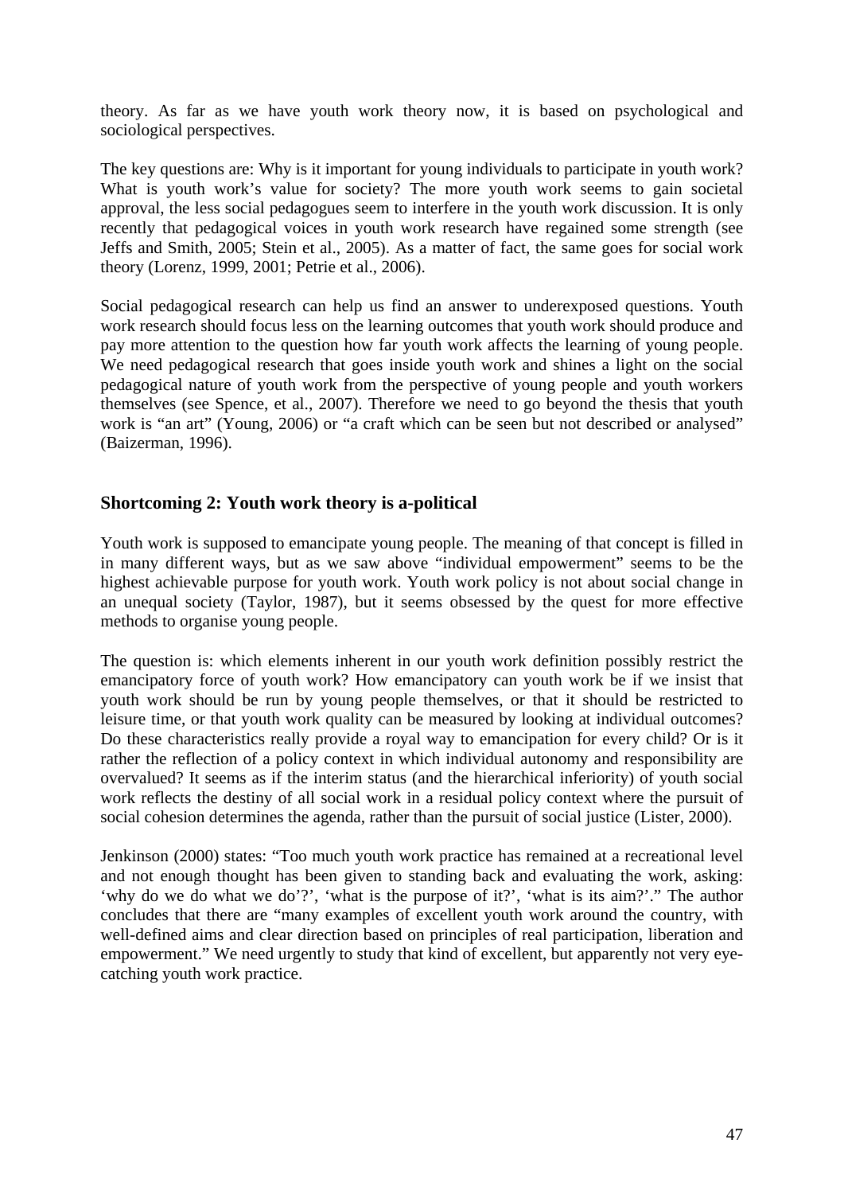theory. As far as we have youth work theory now, it is based on psychological and sociological perspectives.

The key questions are: Why is it important for young individuals to participate in youth work? What is youth work's value for society? The more youth work seems to gain societal approval, the less social pedagogues seem to interfere in the youth work discussion. It is only recently that pedagogical voices in youth work research have regained some strength (see Jeffs and Smith, 2005; Stein et al., 2005). As a matter of fact, the same goes for social work theory (Lorenz, 1999, 2001; Petrie et al., 2006).

Social pedagogical research can help us find an answer to underexposed questions. Youth work research should focus less on the learning outcomes that youth work should produce and pay more attention to the question how far youth work affects the learning of young people. We need pedagogical research that goes inside youth work and shines a light on the social pedagogical nature of youth work from the perspective of young people and youth workers themselves (see Spence, et al., 2007). Therefore we need to go beyond the thesis that youth work is "an art" (Young, 2006) or "a craft which can be seen but not described or analysed" (Baizerman, 1996).

### Shortcoming 2: Youth work theory is a-political

Youth work is supposed to emancipate young people. The meaning of that concept is filled in in many different ways, but as we saw above "individual empowerment" seems to be the highest achievable purpose for youth work. Youth work policy is not about social change in an unequal society (Taylor, 1987), but it seems obsessed by the quest for more effective methods to organise young people.

The question is: which elements inherent in our youth work definition possibly restrict the emancipatory force of youth work? How emancipatory can youth work be if we insist that youth work should be run by young people themselves, or that it should be restricted to leisure time, or that youth work quality can be measured by looking at individual outcomes? Do these characteristics really provide a royal way to emancipation for every child? Or is it rather the reflection of a policy context in which individual autonomy and responsibility are overvalued? It seems as if the interim status (and the hierarchical inferiority) of youth social work reflects the destiny of all social work in a residual policy context where the pursuit of social cohesion determines the agenda, rather than the pursuit of social justice (Lister, 2000).

Jenkinson (2000) states: "Too much youth work practice has remained at a recreational level and not enough thought has been given to standing back and evaluating the work, asking: 'why do we do what we do'?', 'what is the purpose of it?', 'what is its aim?'." The author concludes that there are "many examples of excellent youth work around the country, with well-defined aims and clear direction based on principles of real participation, liberation and empowerment." We need urgently to study that kind of excellent, but apparently not very eye-catching youth work practice.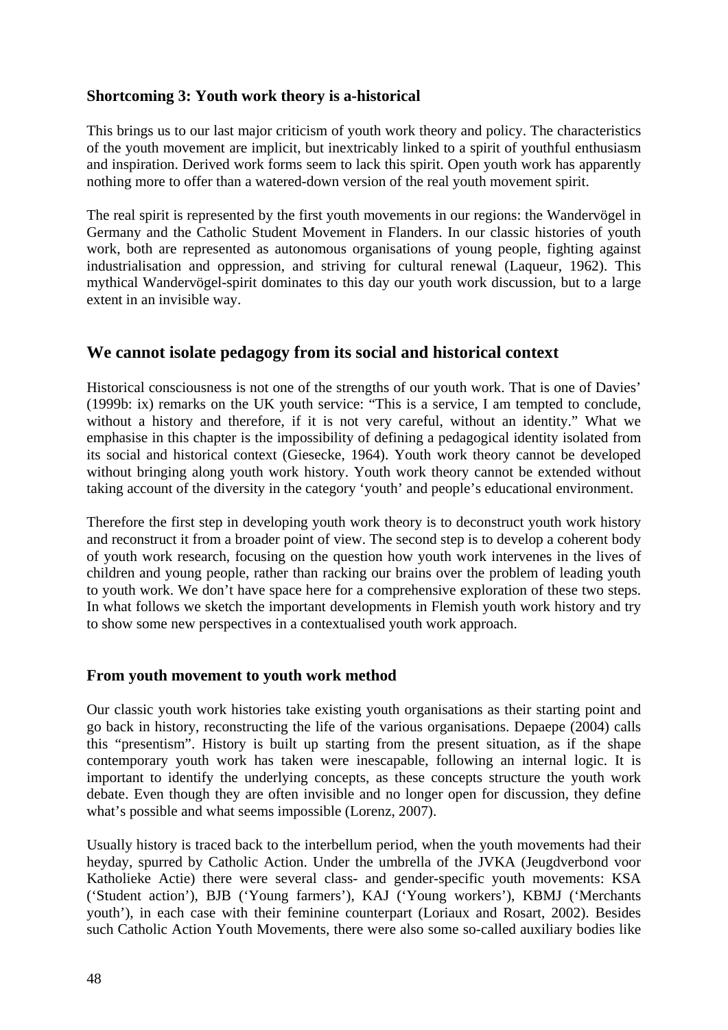### Shortcoming 3: Youth work theory is a-historical

This brings us to our last major criticism of youth work theory and policy. The characteristics of the youth movement are implicit, but inextricably linked to a spirit of youthful enthusiasm and inspiration. Derived work forms seem to lack this spirit. Open youth work has apparently nothing more to offer than a watered-down version of the real youth movement spirit.

The real spirit is represented by the first youth movements in our regions: the Wandervögel in Germany and the Catholic Student Movement in Flanders. In our classic histories of youth work, both are represented as autonomous organisations of young people, fighting against industrialisation and oppression, and striving for cultural renewal (Laqueur, 1962). This mythical Wandervögel-spirit dominates to this day our youth work discussion, but to a large extent in an invisible way.

## We cannot isolate pedagogy from its social and historical context

Historical consciousness is not one of the strengths of our youth work. That is one of Davies' (1999b: ix) remarks on the UK youth service: "This is a service, I am tempted to conclude, without a history and therefore, if it is not very careful, without an identity." What we emphasise in this chapter is the impossibility of defining a pedagogical identity isolated from its social and historical context (Giesecke, 1964). Youth work theory cannot be developed without bringing along youth work history. Youth work theory cannot be extended without taking account of the diversity in the category 'youth' and people's educational environment.

Therefore the first step in developing youth work theory is to deconstruct youth work history and reconstruct it from a broader point of view. The second step is to develop a coherent body of youth work research, focusing on the question how youth work intervenes in the lives of children and young people, rather than racking our brains over the problem of leading youth to youth work. We don't have space here for a comprehensive exploration of these two steps. In what follows we sketch the important developments in Flemish youth work history and try to show some new perspectives in a contextualised youth work approach.

### From youth movement to youth work method

Our classic youth work histories take existing youth organisations as their starting point and go back in history, reconstructing the life of the various organisations. Depaepe (2004) calls this "presentism". History is built up starting from the present situation, as if the shape contemporary youth work has taken were inescapable, following an internal logic. It is important to identify the underlying concepts, as these concepts structure the youth work debate. Even though they are often invisible and no longer open for discussion, they define what's possible and what seems impossible (Lorenz, 2007).

Usually history is traced back to the interbellum period, when the youth movements had their heyday, spurred by Catholic Action. Under the umbrella of the JVKA (Jeugdverbond voor Katholieke Actie) there were several class- and gender-specific youth movements: KSA ('Student action'), BJB ('Young farmers'), KAJ ('Young workers'), KBMJ ('Merchants youth'), in each case with their feminine counterpart (Loriaux and Rosart, 2002). Besides such Catholic Action Youth Movements, there were also some so-called auxiliary bodies like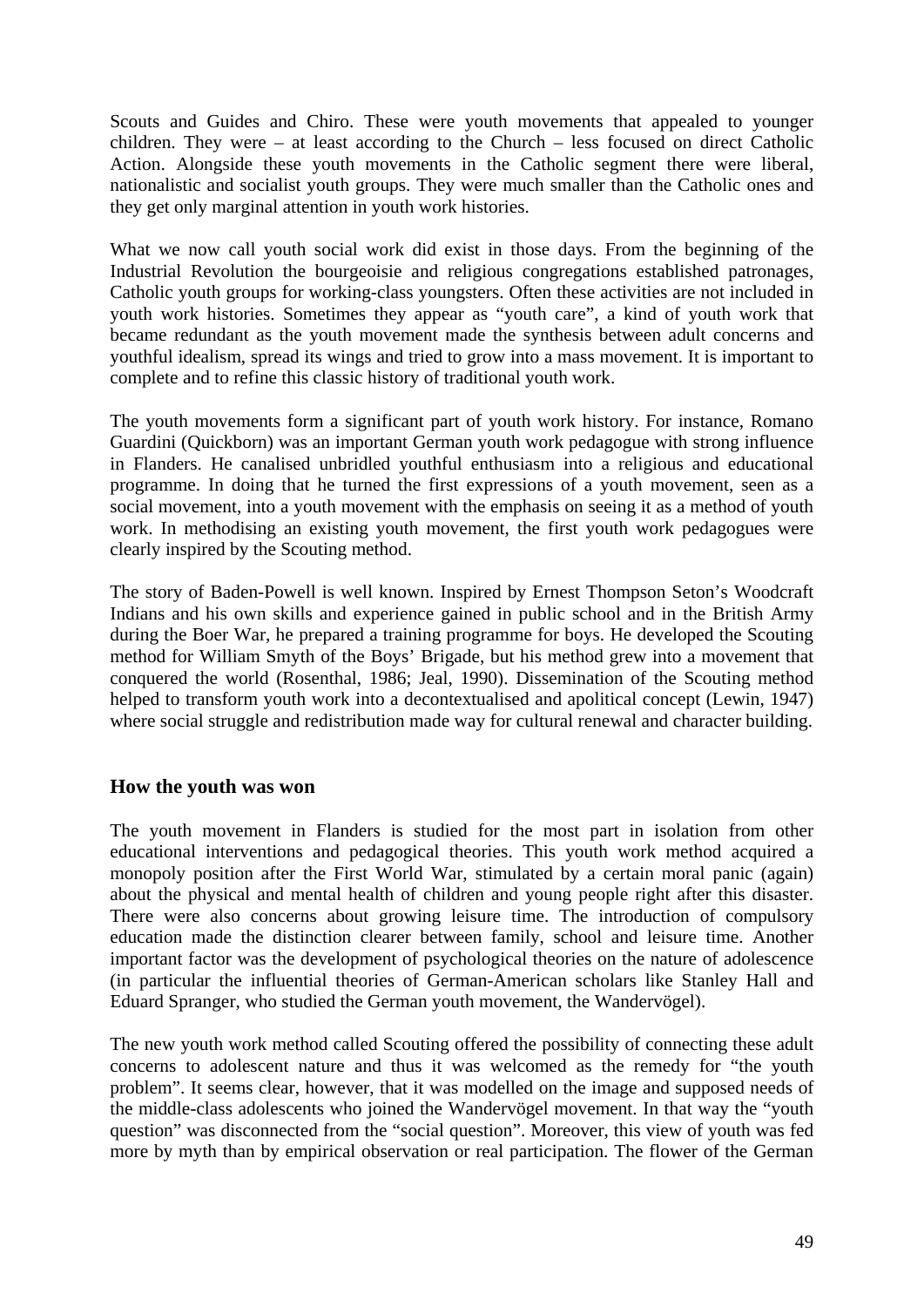Scouts and Guides and Chiro. These were youth movements that appealed to younger children. They were – at least according to the Church – less focused on direct Catholic Action. Alongside these youth movements in the Catholic segment there were liberal, nationalistic and socialist youth groups. They were much smaller than the Catholic ones and they get only marginal attention in youth work histories.

What we now call youth social work did exist in those days. From the beginning of the Industrial Revolution the bourgeoisie and religious congregations established patronages, Catholic youth groups for working-class youngsters. Often these activities are not included in youth work histories. Sometimes they appear as "youth care", a kind of youth work that became redundant as the youth movement made the synthesis between adult concerns and youthful idealism, spread its wings and tried to grow into a mass movement. It is important to complete and to refine this classic history of traditional youth work.

The youth movements form a significant part of youth work history. For instance, Romano Guardini (Quickborn) was an important German youth work pedagogue with strong influence in Flanders. He canalised unbridled youthful enthusiasm into a religious and educational programme. In doing that he turned the first expressions of a youth movement, seen as a social movement, into a youth movement with the emphasis on seeing it as a method of youth work. In methodising an existing youth movement, the first youth work pedagogues were clearly inspired by the Scouting method.

The story of Baden-Powell is well known. Inspired by Ernest Thompson Seton's Woodcraft Indians and his own skills and experience gained in public school and in the British Army during the Boer War, he prepared a training programme for boys. He developed the Scouting method for William Smyth of the Boys' Brigade, but his method grew into a movement that conquered the world (Rosenthal, 1986; Jeal, 1990). Dissemination of the Scouting method helped to transform youth work into a decontextualised and apolitical concept (Lewin, 1947) where social struggle and redistribution made way for cultural renewal and character building.

## How the youth was won

The youth movement in Flanders is studied for the most part in isolation from other educational interventions and pedagogical theories. This youth work method acquired a monopoly position after the First World War, stimulated by a certain moral panic (again) about the physical and mental health of children and young people right after this disaster. There were also concerns about growing leisure time. The introduction of compulsory education made the distinction clearer between family, school and leisure time. Another important factor was the development of psychological theories on the nature of adolescence (in particular the influential theories of German-American scholars like Stanley Hall and Eduard Spranger, who studied the German youth movement, the Wandervögel).

The new youth work method called Scouting offered the possibility of connecting these adult concerns to adolescent nature and thus it was welcomed as the remedy for "the youth problem". It seems clear, however, that it was modelled on the image and supposed needs of the middle-class adolescents who joined the Wandervögel movement. In that way the "youth question" was disconnected from the "social question". Moreover, this view of youth was fed more by myth than by empirical observation or real participation. The flower of the German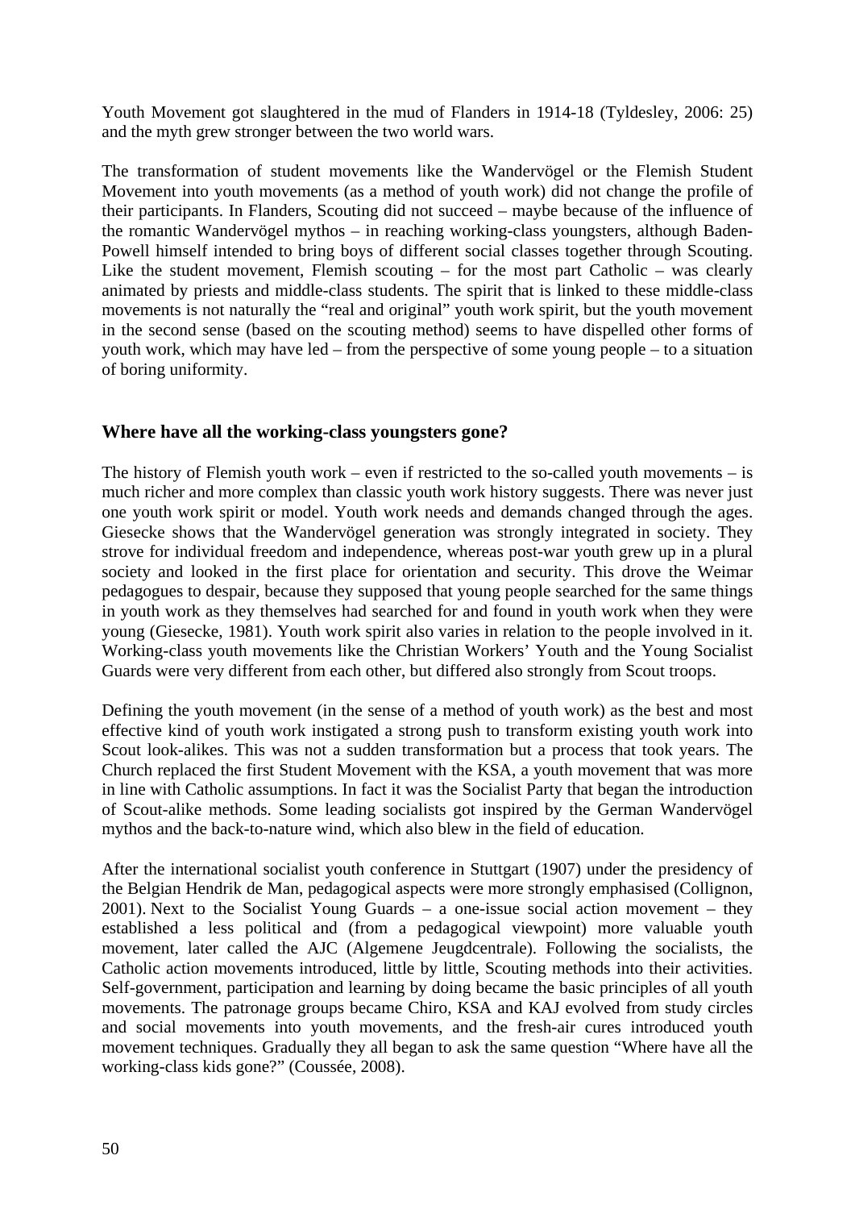Youth Movement got slaughtered in the mud of Flanders in 1914-18 (Tyldesley, 2006: 25) and the myth grew stronger between the two world wars.

The transformation of student movements like the Wandervögel or the Flemish Student Movement into youth movements (as a method of youth work) did not change the profile of their participants. In Flanders, Scouting did not succeed – maybe because of the influence of the romantic Wandervögel mythos – in reaching working-class youngsters, although Baden-Powell himself intended to bring boys of different social classes together through Scouting. Like the student movement, Flemish scouting – for the most part Catholic – was clearly animated by priests and middle-class students. The spirit that is linked to these middle-class movements is not naturally the "real and original" youth work spirit, but the youth movement in the second sense (based on the scouting method) seems to have dispelled other forms of youth work, which may have led – from the perspective of some young people – to a situation of boring uniformity.

## Where have all the working-class youngsters gone?

The history of Flemish youth work – even if restricted to the so-called youth movements – is much richer and more complex than classic youth work history suggests. There was never just one youth work spirit or model. Youth work needs and demands changed through the ages. Giesecke shows that the Wandervögel generation was strongly integrated in society. They strove for individual freedom and independence, whereas post-war youth grew up in a plural society and looked in the first place for orientation and security. This drove the Weimar pedagogues to despair, because they supposed that young people searched for the same things in youth work as they themselves had searched for and found in youth work when they were young (Giesecke, 1981). Youth work spirit also varies in relation to the people involved in it. Working-class youth movements like the Christian Workers' Youth and the Young Socialist Guards were very different from each other, but differed also strongly from Scout troops.

Defining the youth movement (in the sense of a method of youth work) as the best and most effective kind of youth work instigated a strong push to transform existing youth work into Scout look-alikes. This was not a sudden transformation but a process that took years. The Church replaced the first Student Movement with the KSA, a youth movement that was more in line with Catholic assumptions. In fact it was the Socialist Party that began the introduction of Scout-alike methods. Some leading socialists got inspired by the German Wandervögel mythos and the back-to-nature wind, which also blew in the field of education.

After the international socialist youth conference in Stuttgart (1907) under the presidency of the Belgian Hendrik de Man, pedagogical aspects were more strongly emphasised (Collignon, 2001). Next to the Socialist Young Guards – a one-issue social action movement – they established a less political and (from a pedagogical viewpoint) more valuable youth movement, later called the AJC (Algemene Jeugdcentrale). Following the socialists, the Catholic action movements introduced, little by little, Scouting methods into their activities. Self-government, participation and learning by doing became the basic principles of all youth movements. The patronage groups became Chiro, KSA and KAJ evolved from study circles and social movements into youth movements, and the fresh-air cures introduced youth movement techniques. Gradually they all began to ask the same question "Where have all the working-class kids gone?" (Coussée, 2008).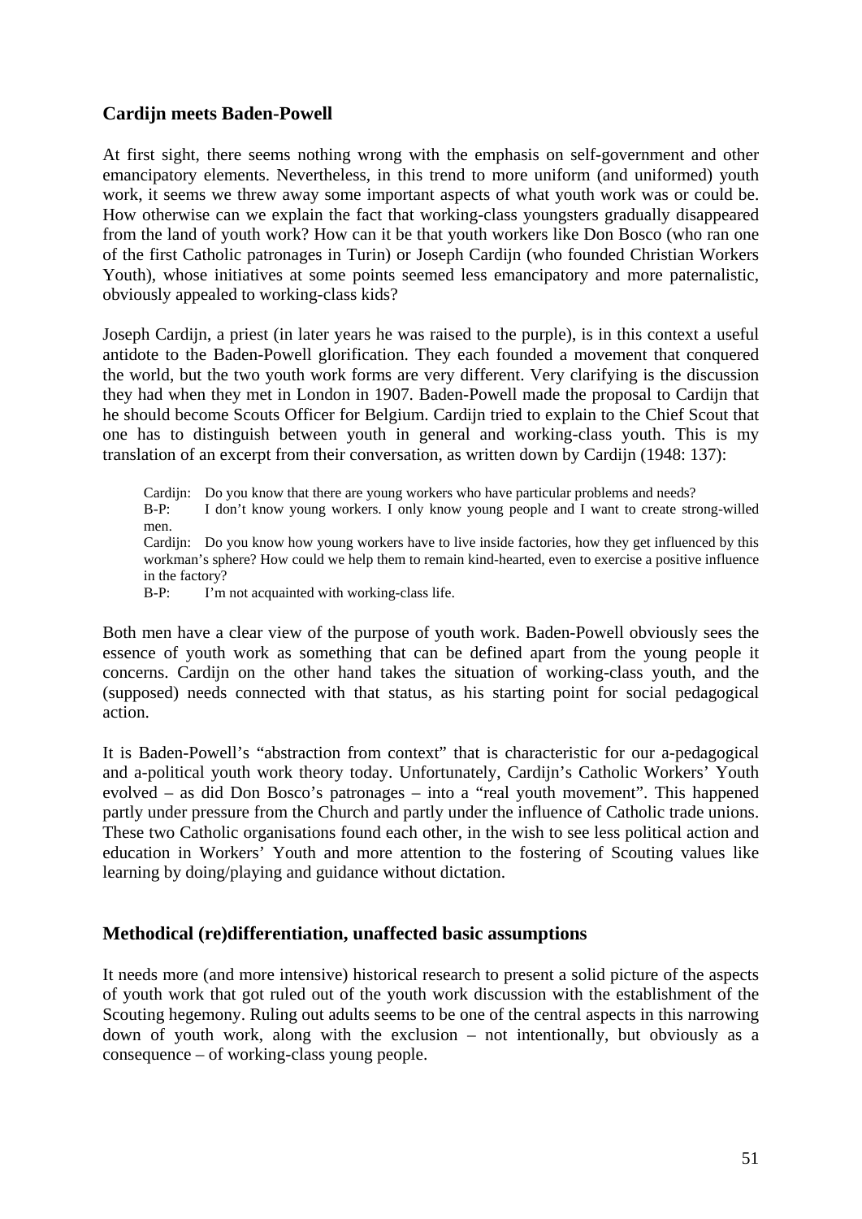## Cardijn meets Baden-Powell

At first sight, there seems nothing wrong with the emphasis on self-government and other emancipatory elements. Nevertheless, in this trend to more uniform (and uniformed) youth work, it seems we threw away some important aspects of what youth work was or could be. How otherwise can we explain the fact that working-class youngsters gradually disappeared from the land of youth work? How can it be that youth workers like Don Bosco (who ran one of the first Catholic patronages in Turin) or Joseph Cardijn (who founded Christian Workers Youth), whose initiatives at some points seemed less emancipatory and more paternalistic, obviously appealed to working-class kids?

Joseph Cardijn, a priest (in later years he was raised to the purple), is in this context a useful antidote to the Baden-Powell glorification. They each founded a movement that conquered the world, but the two youth work forms are very different. Very clarifying is the discussion they had when they met in London in 1907. Baden-Powell made the proposal to Cardijn that he should become Scouts Officer for Belgium. Cardijn tried to explain to the Chief Scout that one has to distinguish between youth in general and working-class youth. This is my translation of an excerpt from their conversation, as written down by Cardijn (1948: 137):

> Cardijn: Do you know that there are young workers who have particular problems and needs?
> B-P: I don't know young workers. I only know young people and I want to create strong-willed men.
> Cardijn: Do you know how young workers have to live inside factories, how they get influenced by this workman's sphere? How could we help them to remain kind-hearted, even to exercise a positive influence in the factory?
> B-P: I'm not acquainted with working-class life.

Both men have a clear view of the purpose of youth work. Baden-Powell obviously sees the essence of youth work as something that can be defined apart from the young people it concerns. Cardijn on the other hand takes the situation of working-class youth, and the (supposed) needs connected with that status, as his starting point for social pedagogical action.

It is Baden-Powell's "abstraction from context" that is characteristic for our a-pedagogical and a-political youth work theory today. Unfortunately, Cardijn's Catholic Workers' Youth evolved – as did Don Bosco's patronages – into a "real youth movement". This happened partly under pressure from the Church and partly under the influence of Catholic trade unions. These two Catholic organisations found each other, in the wish to see less political action and education in Workers' Youth and more attention to the fostering of Scouting values like learning by doing/playing and guidance without dictation.

## Methodical (re)differentiation, unaffected basic assumptions

It needs more (and more intensive) historical research to present a solid picture of the aspects of youth work that got ruled out of the youth work discussion with the establishment of the Scouting hegemony. Ruling out adults seems to be one of the central aspects in this narrowing down of youth work, along with the exclusion – not intentionally, but obviously as a consequence – of working-class young people.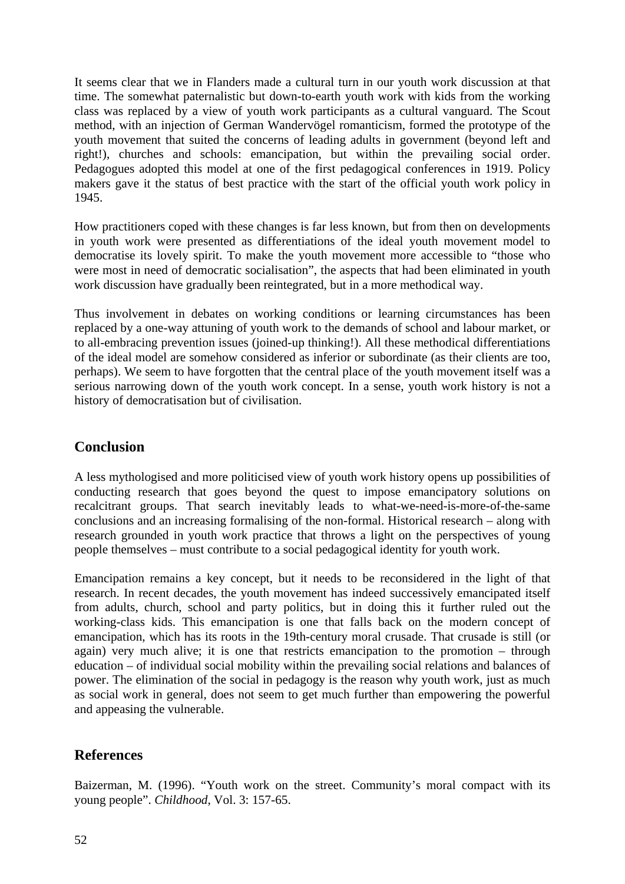It seems clear that we in Flanders made a cultural turn in our youth work discussion at that time. The somewhat paternalistic but down-to-earth youth work with kids from the working class was replaced by a view of youth work participants as a cultural vanguard. The Scout method, with an injection of German Wandervögel romanticism, formed the prototype of the youth movement that suited the concerns of leading adults in government (beyond left and right!), churches and schools: emancipation, but within the prevailing social order. Pedagogues adopted this model at one of the first pedagogical conferences in 1919. Policy makers gave it the status of best practice with the start of the official youth work policy in 1945.

How practitioners coped with these changes is far less known, but from then on developments in youth work were presented as differentiations of the ideal youth movement model to democratise its lovely spirit. To make the youth movement more accessible to "those who were most in need of democratic socialisation", the aspects that had been eliminated in youth work discussion have gradually been reintegrated, but in a more methodical way.

Thus involvement in debates on working conditions or learning circumstances has been replaced by a one-way attuning of youth work to the demands of school and labour market, or to all-embracing prevention issues (joined-up thinking!). All these methodical differentiations of the ideal model are somehow considered as inferior or subordinate (as their clients are too, perhaps). We seem to have forgotten that the central place of the youth movement itself was a serious narrowing down of the youth work concept. In a sense, youth work history is not a history of democratisation but of civilisation.

## Conclusion

A less mythologised and more politicised view of youth work history opens up possibilities of conducting research that goes beyond the quest to impose emancipatory solutions on recalcitrant groups. That search inevitably leads to what-we-need-is-more-of-the-same conclusions and an increasing formalising of the non-formal. Historical research – along with research grounded in youth work practice that throws a light on the perspectives of young people themselves – must contribute to a social pedagogical identity for youth work.

Emancipation remains a key concept, but it needs to be reconsidered in the light of that research. In recent decades, the youth movement has indeed successively emancipated itself from adults, church, school and party politics, but in doing this it further ruled out the working-class kids. This emancipation is one that falls back on the modern concept of emancipation, which has its roots in the 19th-century moral crusade. That crusade is still (or again) very much alive; it is one that restricts emancipation to the promotion – through education – of individual social mobility within the prevailing social relations and balances of power. The elimination of the social in pedagogy is the reason why youth work, just as much as social work in general, does not seem to get much further than empowering the powerful and appeasing the vulnerable.

## References

Baizerman, M. (1996). "Youth work on the street. Community's moral compact with its young people". *Childhood*, Vol. 3: 157-65.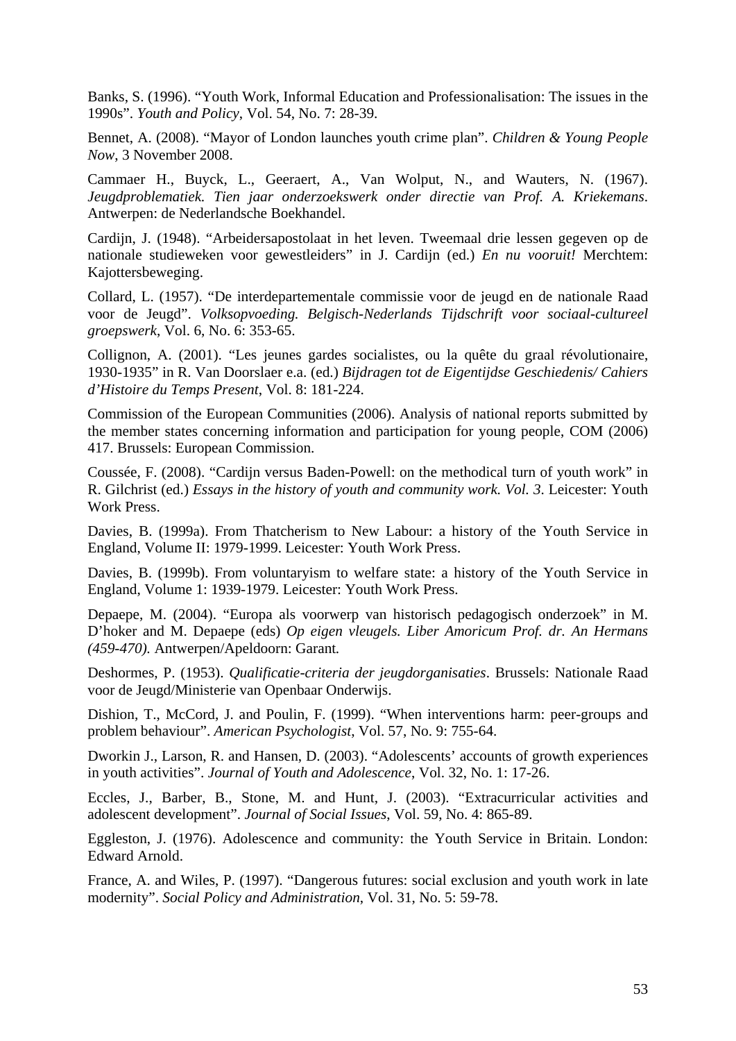Banks, S. (1996). “Youth Work, Informal Education and Professionalisation: The issues in the 1990s”. *Youth and Policy*, Vol. 54, No. 7: 28-39.

Bennet, A. (2008). “Mayor of London launches youth crime plan”. *Children & Young People Now*, 3 November 2008.

Cammaer H., Buyck, L., Geeraert, A., Van Wolput, N., and Wauters, N. (1967). *Jeugdproblematiek. Tien jaar onderzoekswerk onder directie van Prof. A. Kriekemans*. Antwerpen: de Nederlandsche Boekhandel.

Cardijn, J. (1948). “Arbeidersapostolaat in het leven. Tweemaal drie lessen gegeven op de nationale studieweken voor gewestleiders” in J. Cardijn (ed.) *En nu vooruit!* Merchtem: Kajottersbeweging.

Collard, L. (1957). “De interdepartementale commissie voor de jeugd en de nationale Raad voor de Jeugd”. *Volksopvoeding. Belgisch-Nederlands Tijdschrift voor sociaal-cultureel groepswerk*, Vol. 6, No. 6: 353-65.

Collignon, A. (2001). “Les jeunes gardes socialistes, ou la quête du graal révolutionaire, 1930-1935” in R. Van Doorslaer e.a. (ed.) *Bijdragen tot de Eigentijdse Geschiedenis/ Cahiers d’Histoire du Temps Present*, Vol. 8: 181-224.

Commission of the European Communities (2006). Analysis of national reports submitted by the member states concerning information and participation for young people, COM (2006) 417. Brussels: European Commission.

Coussée, F. (2008). “Cardijn versus Baden-Powell: on the methodical turn of youth work” in R. Gilchrist (ed.) *Essays in the history of youth and community work. Vol. 3*. Leicester: Youth Work Press.

Davies, B. (1999a). From Thatcherism to New Labour: a history of the Youth Service in England, Volume II: 1979-1999. Leicester: Youth Work Press.

Davies, B. (1999b). From voluntaryism to welfare state: a history of the Youth Service in England, Volume 1: 1939-1979. Leicester: Youth Work Press.

Depaepe, M. (2004). “Europa als voorwerp van historisch pedagogisch onderzoek” in M. D’hoker and M. Depaepe (eds) *Op eigen vleugels. Liber Amoricum Prof. dr. An Hermans (459-470).* Antwerpen/Apeldoorn: Garant.

Deshormes, P. (1953). *Qualificatie-criteria der jeugdorganisaties*. Brussels: Nationale Raad voor de Jeugd/Ministerie van Openbaar Onderwijs.

Dishion, T., McCord, J. and Poulin, F. (1999). “When interventions harm: peer-groups and problem behaviour”. *American Psychologist*, Vol. 57, No. 9: 755-64.

Dworkin J., Larson, R. and Hansen, D. (2003). “Adolescents’ accounts of growth experiences in youth activities”. *Journal of Youth and Adolescence*, Vol. 32, No. 1: 17-26.

Eccles, J., Barber, B., Stone, M. and Hunt, J. (2003). “Extracurricular activities and adolescent development”. *Journal of Social Issues*, Vol. 59, No. 4: 865-89.

Eggleston, J. (1976). Adolescence and community: the Youth Service in Britain. London: Edward Arnold.

France, A. and Wiles, P. (1997). “Dangerous futures: social exclusion and youth work in late modernity”. *Social Policy and Administration*, Vol. 31, No. 5: 59-78.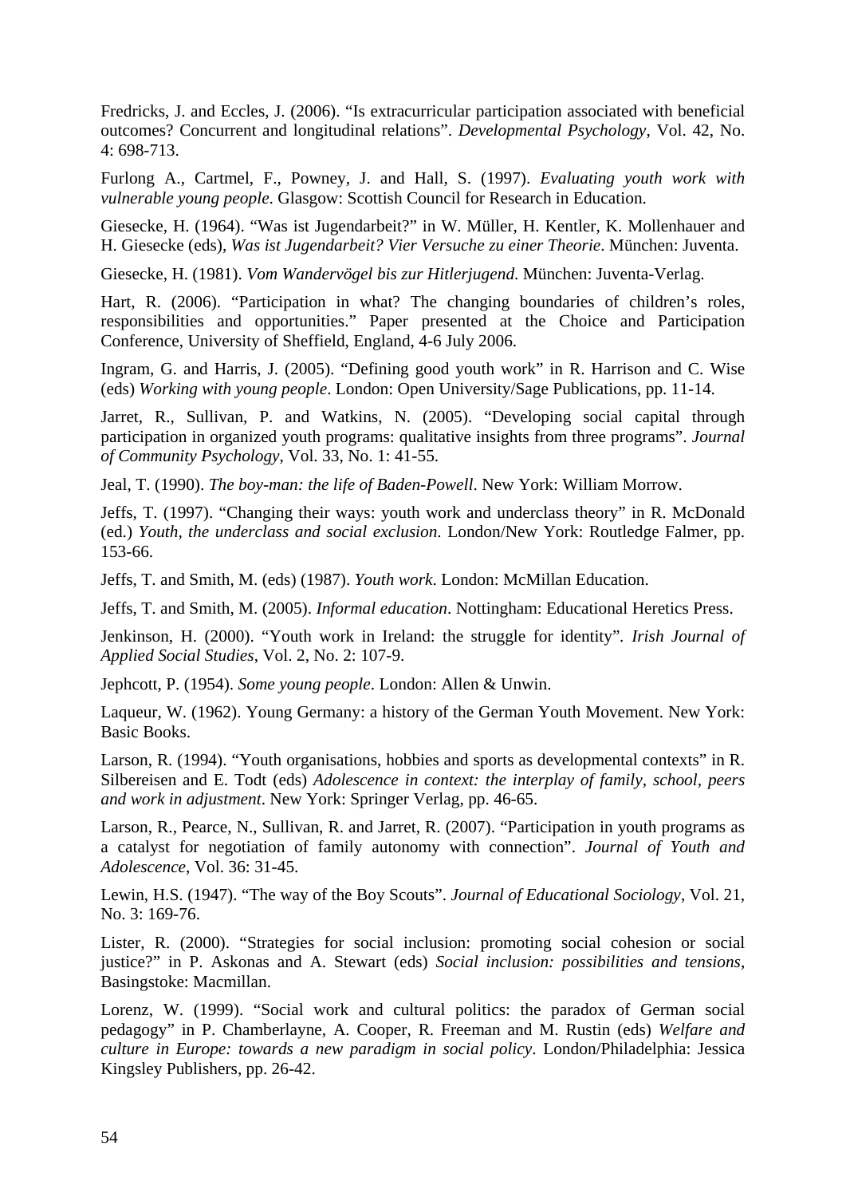Fredricks, J. and Eccles, J. (2006). "Is extracurricular participation associated with beneficial outcomes? Concurrent and longitudinal relations". *Developmental Psychology*, Vol. 42, No. 4: 698-713.

Furlong A., Cartmel, F., Powney, J. and Hall, S. (1997). *Evaluating youth work with vulnerable young people*. Glasgow: Scottish Council for Research in Education.

Giesecke, H. (1964). "Was ist Jugendarbeit?" in W. Müller, H. Kentler, K. Mollenhauer and H. Giesecke (eds), *Was ist Jugendarbeit? Vier Versuche zu einer Theorie*. München: Juventa.

Giesecke, H. (1981). *Vom Wandervögel bis zur Hitlerjugend*. München: Juventa-Verlag.

Hart, R. (2006). "Participation in what? The changing boundaries of children's roles, responsibilities and opportunities." Paper presented at the Choice and Participation Conference, University of Sheffield, England, 4-6 July 2006.

Ingram, G. and Harris, J. (2005). "Defining good youth work" in R. Harrison and C. Wise (eds) *Working with young people*. London: Open University/Sage Publications, pp. 11-14.

Jarret, R., Sullivan, P. and Watkins, N. (2005). "Developing social capital through participation in organized youth programs: qualitative insights from three programs". *Journal of Community Psychology*, Vol. 33, No. 1: 41-55.

Jeal, T. (1990). *The boy-man: the life of Baden-Powell*. New York: William Morrow.

Jeffs, T. (1997). "Changing their ways: youth work and underclass theory" in R. McDonald (ed.) *Youth, the underclass and social exclusion*. London/New York: Routledge Falmer, pp. 153-66.

Jeffs, T. and Smith, M. (eds) (1987). *Youth work*. London: McMillan Education.

Jeffs, T. and Smith, M. (2005). *Informal education*. Nottingham: Educational Heretics Press.

Jenkinson, H. (2000). "Youth work in Ireland: the struggle for identity". *Irish Journal of Applied Social Studies*, Vol. 2, No. 2: 107-9.

Jephcott, P. (1954). *Some young people*. London: Allen & Unwin.

Laqueur, W. (1962). Young Germany: a history of the German Youth Movement. New York: Basic Books.

Larson, R. (1994). "Youth organisations, hobbies and sports as developmental contexts" in R. Silbereisen and E. Todt (eds) *Adolescence in context: the interplay of family, school, peers and work in adjustment*. New York: Springer Verlag, pp. 46-65.

Larson, R., Pearce, N., Sullivan, R. and Jarret, R. (2007). "Participation in youth programs as a catalyst for negotiation of family autonomy with connection". *Journal of Youth and Adolescence*, Vol. 36: 31-45.

Lewin, H.S. (1947). "The way of the Boy Scouts". *Journal of Educational Sociology*, Vol. 21, No. 3: 169-76.

Lister, R. (2000). "Strategies for social inclusion: promoting social cohesion or social justice?" in P. Askonas and A. Stewart (eds) *Social inclusion: possibilities and tensions*, Basingstoke: Macmillan.

Lorenz, W. (1999). "Social work and cultural politics: the paradox of German social pedagogy" in P. Chamberlayne, A. Cooper, R. Freeman and M. Rustin (eds) *Welfare and culture in Europe: towards a new paradigm in social policy*. London/Philadelphia: Jessica Kingsley Publishers, pp. 26-42.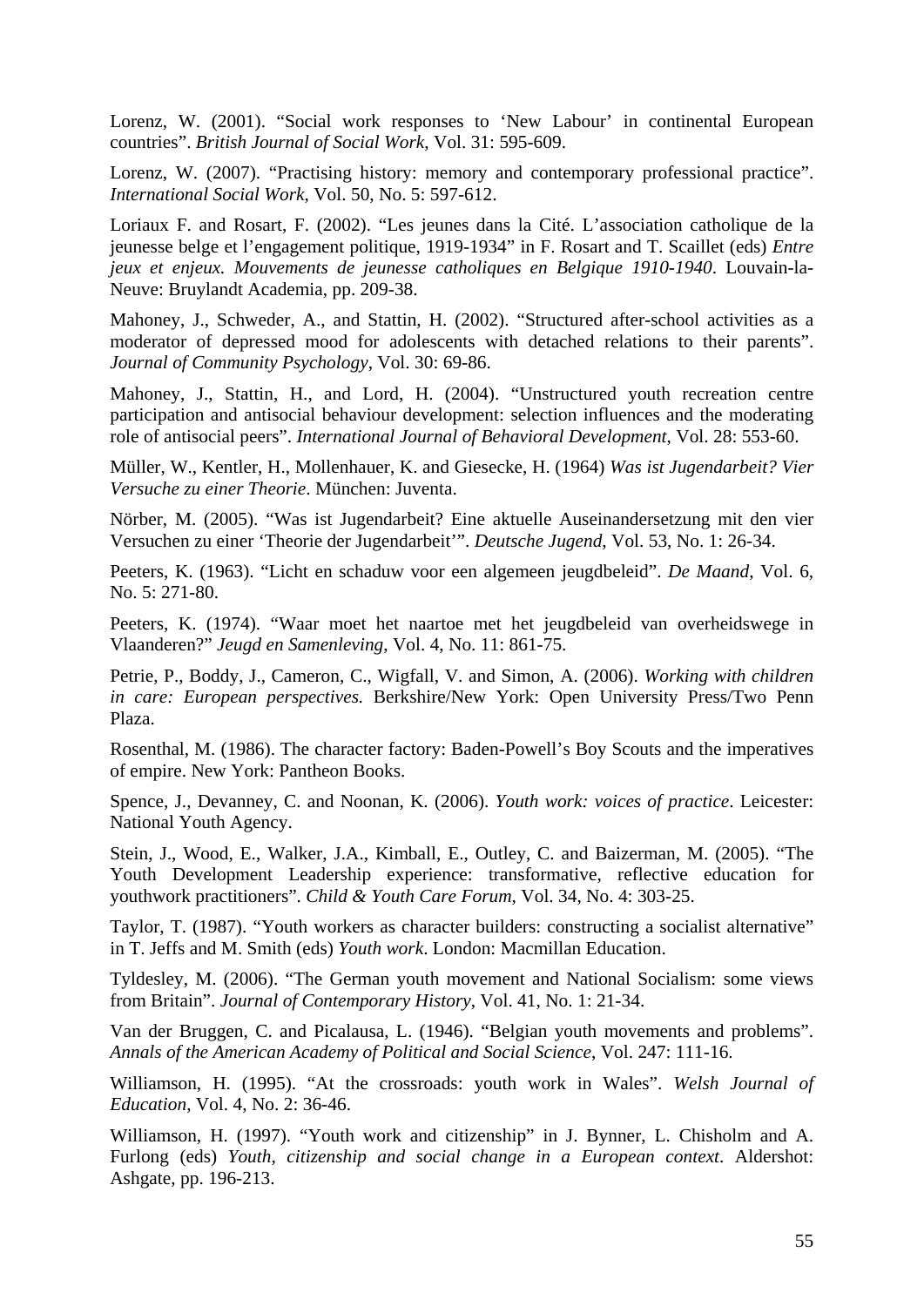Lorenz, W. (2001). “Social work responses to ‘New Labour’ in continental European countries”. *British Journal of Social Work*, Vol. 31: 595-609.

Lorenz, W. (2007). “Practising history: memory and contemporary professional practice”. *International Social Work*, Vol. 50, No. 5: 597-612.

Loriaux F. and Rosart, F. (2002). “Les jeunes dans la Cité. L’association catholique de la jeunesse belge et l’engagement politique, 1919-1934” in F. Rosart and T. Scaillet (eds) *Entre jeux et enjeux. Mouvements de jeunesse catholiques en Belgique 1910-1940*. Louvain-la-Neuve: Bruylandt Academia, pp. 209-38.

Mahoney, J., Schweder, A., and Stattin, H. (2002). “Structured after-school activities as a moderator of depressed mood for adolescents with detached relations to their parents”. *Journal of Community Psychology*, Vol. 30: 69-86.

Mahoney, J., Stattin, H., and Lord, H. (2004). “Unstructured youth recreation centre participation and antisocial behaviour development: selection influences and the moderating role of antisocial peers”. *International Journal of Behavioral Development*, Vol. 28: 553-60.

Müller, W., Kentler, H., Mollenhauer, K. and Giesecke, H. (1964) *Was ist Jugendarbeit? Vier Versuche zu einer Theorie*. München: Juventa.

Nörber, M. (2005). “Was ist Jugendarbeit? Eine aktuelle Auseinandersetzung mit den vier Versuchen zu einer ‘Theorie der Jugendarbeit’”. *Deutsche Jugend*, Vol. 53, No. 1: 26-34.

Peeters, K. (1963). “Licht en schaduw voor een algemeen jeugdbeleid”. *De Maand*, Vol. 6, No. 5: 271-80.

Peeters, K. (1974). “Waar moet het naartoe met het jeugdbeleid van overheidswege in Vlaanderen?” *Jeugd en Samenleving*, Vol. 4, No. 11: 861-75.

Petrie, P., Boddy, J., Cameron, C., Wigfall, V. and Simon, A. (2006). *Working with children in care: European perspectives.* Berkshire/New York: Open University Press/Two Penn Plaza.

Rosenthal, M. (1986). The character factory: Baden-Powell’s Boy Scouts and the imperatives of empire. New York: Pantheon Books.

Spence, J., Devanney, C. and Noonan, K. (2006). *Youth work: voices of practice*. Leicester: National Youth Agency.

Stein, J., Wood, E., Walker, J.A., Kimball, E., Outley, C. and Baizerman, M. (2005). “The Youth Development Leadership experience: transformative, reflective education for youthwork practitioners”. *Child & Youth Care Forum*, Vol. 34, No. 4: 303-25.

Taylor, T. (1987). “Youth workers as character builders: constructing a socialist alternative” in T. Jeffs and M. Smith (eds) *Youth work*. London: Macmillan Education.

Tyldesley, M. (2006). “The German youth movement and National Socialism: some views from Britain”. *Journal of Contemporary History*, Vol. 41, No. 1: 21-34.

Van der Bruggen, C. and Picalausa, L. (1946). “Belgian youth movements and problems”. *Annals of the American Academy of Political and Social Science*, Vol. 247: 111-16.

Williamson, H. (1995). “At the crossroads: youth work in Wales”. *Welsh Journal of Education*, Vol. 4, No. 2: 36-46.

Williamson, H. (1997). “Youth work and citizenship” in J. Bynner, L. Chisholm and A. Furlong (eds) *Youth, citizenship and social change in a European context*. Aldershot: Ashgate, pp. 196-213.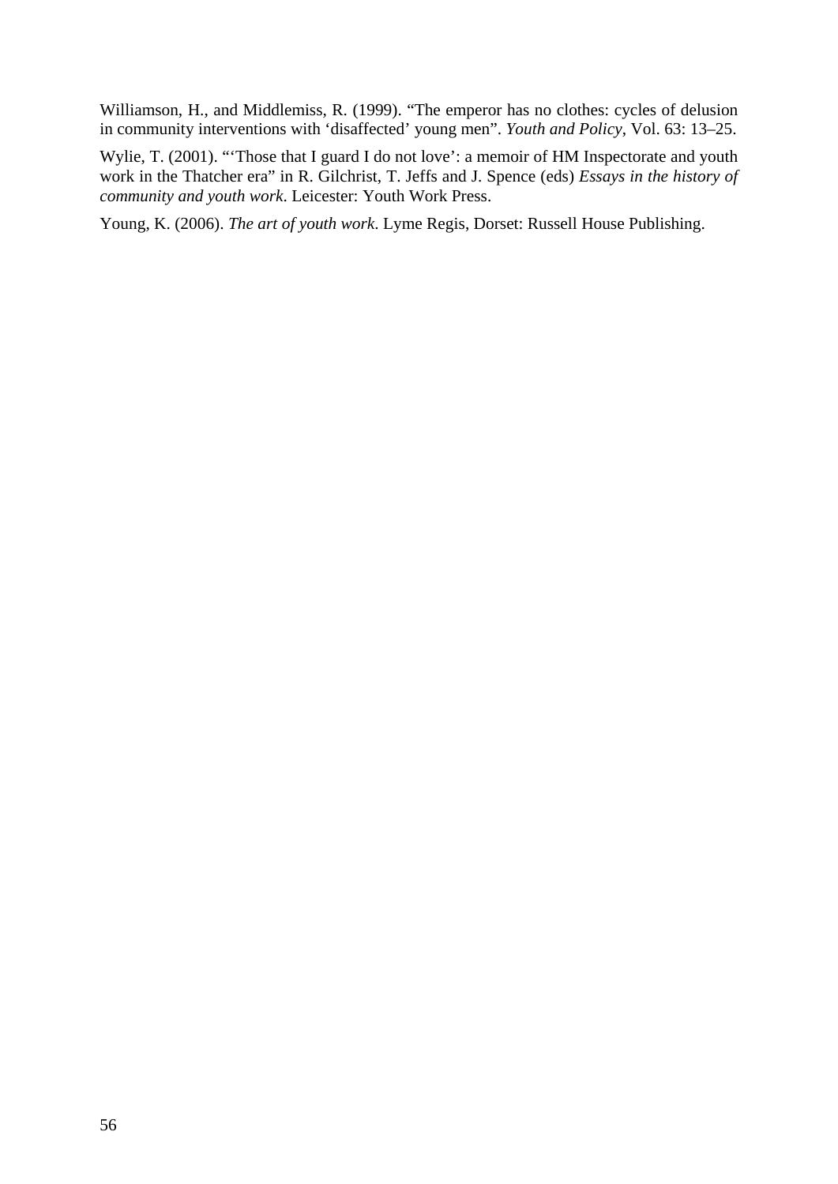Williamson, H., and Middlemiss, R. (1999). "The emperor has no clothes: cycles of delusion in community interventions with 'disaffected' young men". *Youth and Policy*, Vol. 63: 13–25.

Wylie, T. (2001). "'Those that I guard I do not love': a memoir of HM Inspectorate and youth work in the Thatcher era" in R. Gilchrist, T. Jeffs and J. Spence (eds) *Essays in the history of community and youth work*. Leicester: Youth Work Press.

Young, K. (2006). *The art of youth work*. Lyme Regis, Dorset: Russell House Publishing.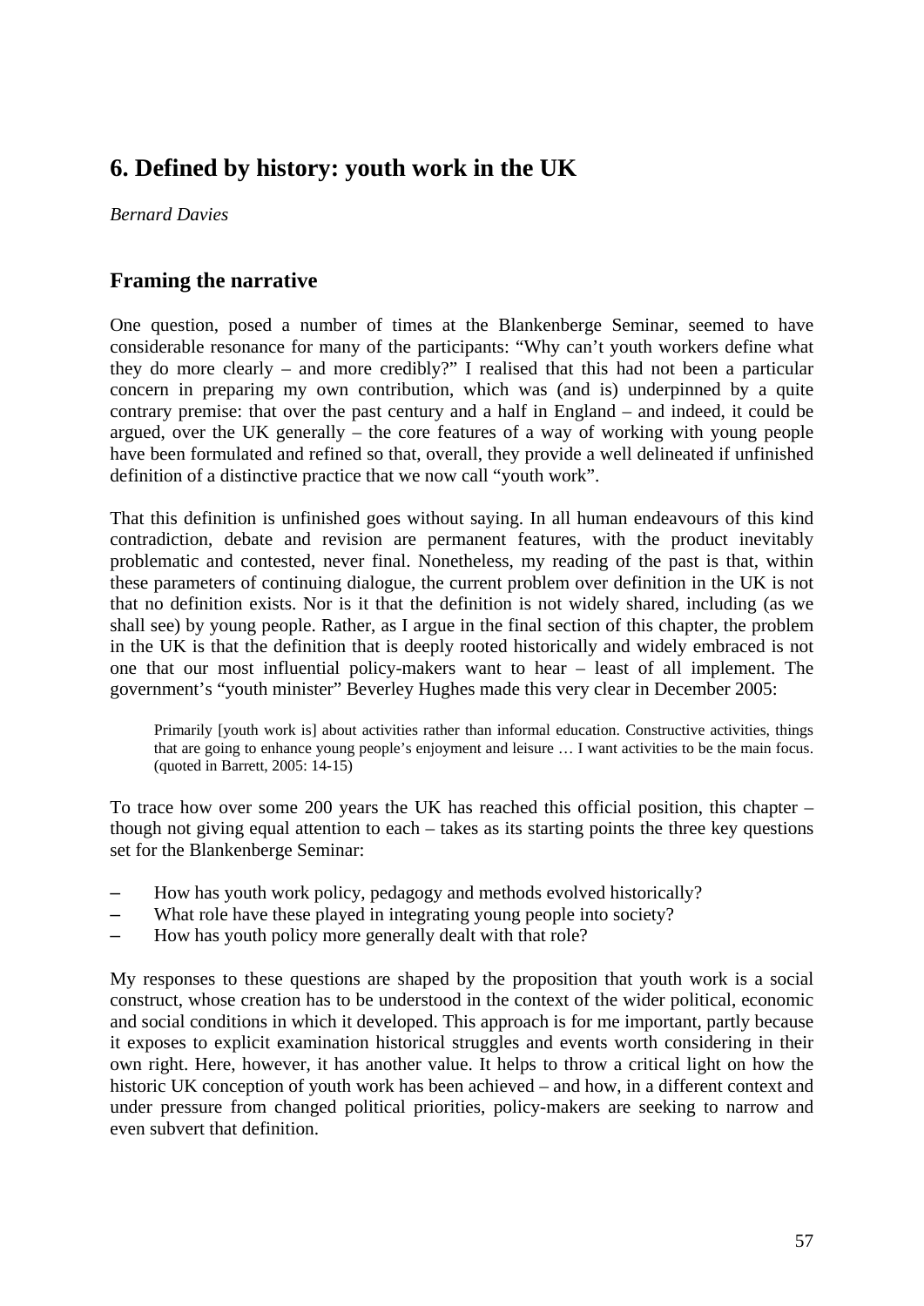# 6. Defined by history: youth work in the UK

*Bernard Davies*

## Framing the narrative

One question, posed a number of times at the Blankenberge Seminar, seemed to have considerable resonance for many of the participants: "Why can't youth workers define what they do more clearly – and more credibly?" I realised that this had not been a particular concern in preparing my own contribution, which was (and is) underpinned by a quite contrary premise: that over the past century and a half in England – and indeed, it could be argued, over the UK generally – the core features of a way of working with young people have been formulated and refined so that, overall, they provide a well delineated if unfinished definition of a distinctive practice that we now call "youth work".

That this definition is unfinished goes without saying. In all human endeavours of this kind contradiction, debate and revision are permanent features, with the product inevitably problematic and contested, never final. Nonetheless, my reading of the past is that, within these parameters of continuing dialogue, the current problem over definition in the UK is not that no definition exists. Nor is it that the definition is not widely shared, including (as we shall see) by young people. Rather, as I argue in the final section of this chapter, the problem in the UK is that the definition that is deeply rooted historically and widely embraced is not one that our most influential policy-makers want to hear – least of all implement. The government's "youth minister" Beverley Hughes made this very clear in December 2005:

> Primarily [youth work is] about activities rather than informal education. Constructive activities, things that are going to enhance young people's enjoyment and leisure … I want activities to be the main focus. (quoted in Barrett, 2005: 14-15)

To trace how over some 200 years the UK has reached this official position, this chapter – though not giving equal attention to each – takes as its starting points the three key questions set for the Blankenberge Seminar:

- How has youth work policy, pedagogy and methods evolved historically?
- What role have these played in integrating young people into society?
- How has youth policy more generally dealt with that role?

My responses to these questions are shaped by the proposition that youth work is a social construct, whose creation has to be understood in the context of the wider political, economic and social conditions in which it developed. This approach is for me important, partly because it exposes to explicit examination historical struggles and events worth considering in their own right. Here, however, it has another value. It helps to throw a critical light on how the historic UK conception of youth work has been achieved – and how, in a different context and under pressure from changed political priorities, policy-makers are seeking to narrow and even subvert that definition.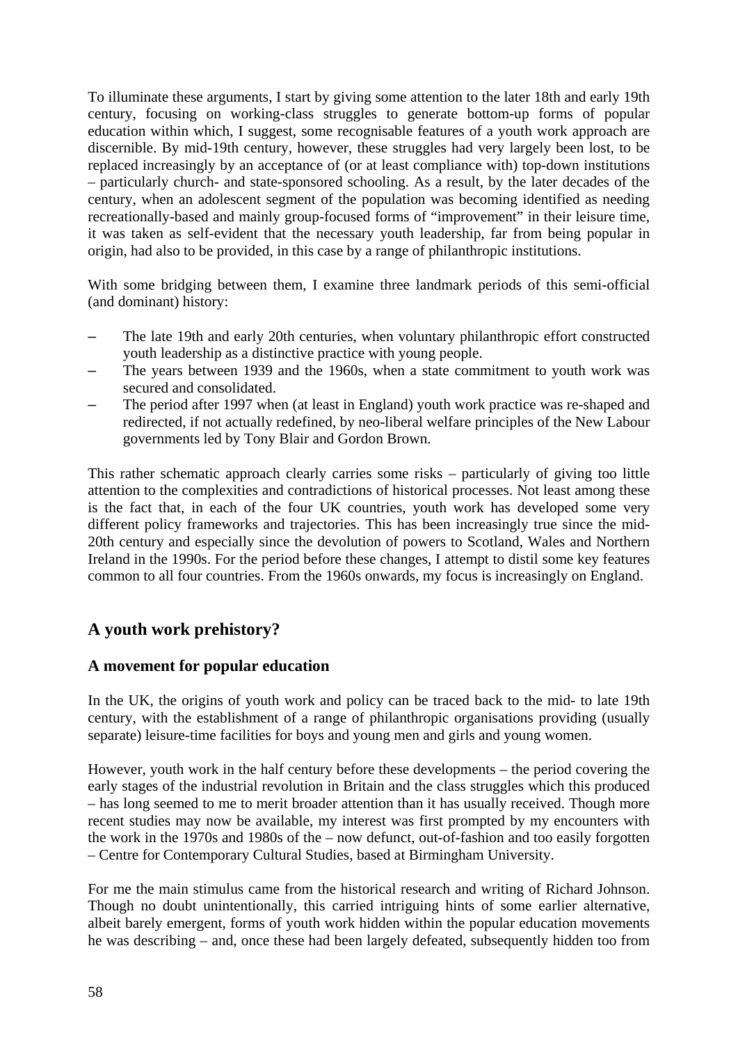To illuminate these arguments, I start by giving some attention to the later 18th and early 19th century, focusing on working-class struggles to generate bottom-up forms of popular education within which, I suggest, some recognisable features of a youth work approach are discernible. By mid-19th century, however, these struggles had very largely been lost, to be replaced increasingly by an acceptance of (or at least compliance with) top-down institutions – particularly church- and state-sponsored schooling. As a result, by the later decades of the century, when an adolescent segment of the population was becoming identified as needing recreationally-based and mainly group-focused forms of "improvement" in their leisure time, it was taken as self-evident that the necessary youth leadership, far from being popular in origin, had also to be provided, in this case by a range of philanthropic institutions.

With some bridging between them, I examine three landmark periods of this semi-official (and dominant) history:

- The late 19th and early 20th centuries, when voluntary philanthropic effort constructed youth leadership as a distinctive practice with young people.
- The years between 1939 and the 1960s, when a state commitment to youth work was secured and consolidated.
- The period after 1997 when (at least in England) youth work practice was re-shaped and redirected, if not actually redefined, by neo-liberal welfare principles of the New Labour governments led by Tony Blair and Gordon Brown.

This rather schematic approach clearly carries some risks – particularly of giving too little attention to the complexities and contradictions of historical processes. Not least among these is the fact that, in each of the four UK countries, youth work has developed some very different policy frameworks and trajectories. This has been increasingly true since the mid-20th century and especially since the devolution of powers to Scotland, Wales and Northern Ireland in the 1990s. For the period before these changes, I attempt to distil some key features common to all four countries. From the 1960s onwards, my focus is increasingly on England.

## A youth work prehistory?

### A movement for popular education

In the UK, the origins of youth work and policy can be traced back to the mid- to late 19th century, with the establishment of a range of philanthropic organisations providing (usually separate) leisure-time facilities for boys and young men and girls and young women.

However, youth work in the half century before these developments – the period covering the early stages of the industrial revolution in Britain and the class struggles which this produced – has long seemed to me to merit broader attention than it has usually received. Though more recent studies may now be available, my interest was first prompted by my encounters with the work in the 1970s and 1980s of the – now defunct, out-of-fashion and too easily forgotten – Centre for Contemporary Cultural Studies, based at Birmingham University.

For me the main stimulus came from the historical research and writing of Richard Johnson. Though no doubt unintentionally, this carried intriguing hints of some earlier alternative, albeit barely emergent, forms of youth work hidden within the popular education movements he was describing – and, once these had been largely defeated, subsequently hidden too from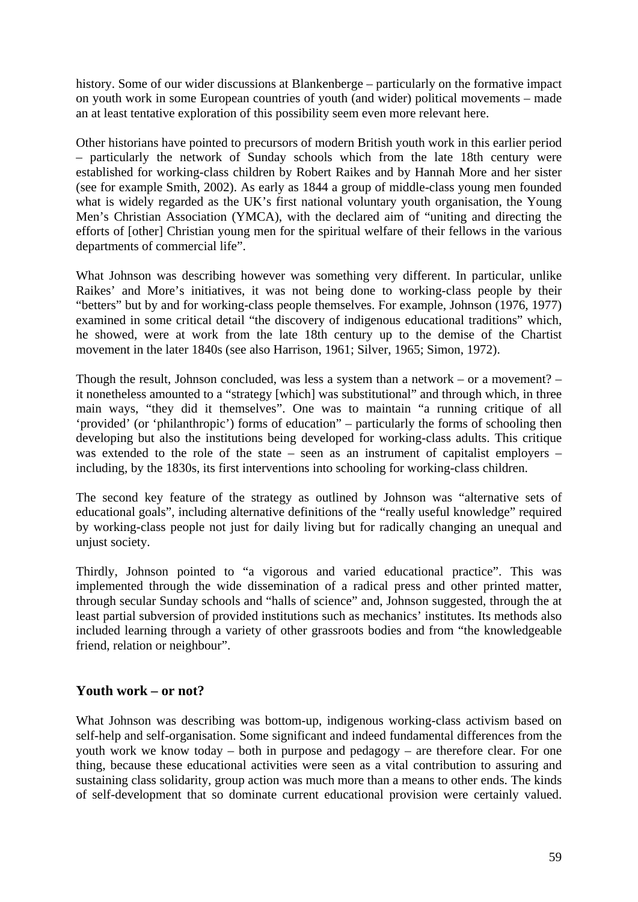history. Some of our wider discussions at Blankenberge – particularly on the formative impact on youth work in some European countries of youth (and wider) political movements – made an at least tentative exploration of this possibility seem even more relevant here.

Other historians have pointed to precursors of modern British youth work in this earlier period – particularly the network of Sunday schools which from the late 18th century were established for working-class children by Robert Raikes and by Hannah More and her sister (see for example Smith, 2002). As early as 1844 a group of middle-class young men founded what is widely regarded as the UK's first national voluntary youth organisation, the Young Men's Christian Association (YMCA), with the declared aim of "uniting and directing the efforts of [other] Christian young men for the spiritual welfare of their fellows in the various departments of commercial life".

What Johnson was describing however was something very different. In particular, unlike Raikes' and More's initiatives, it was not being done to working-class people by their "betters" but by and for working-class people themselves. For example, Johnson (1976, 1977) examined in some critical detail "the discovery of indigenous educational traditions" which, he showed, were at work from the late 18th century up to the demise of the Chartist movement in the later 1840s (see also Harrison, 1961; Silver, 1965; Simon, 1972).

Though the result, Johnson concluded, was less a system than a network – or a movement? – it nonetheless amounted to a "strategy [which] was substitutional" and through which, in three main ways, "they did it themselves". One was to maintain "a running critique of all 'provided' (or 'philanthropic') forms of education" – particularly the forms of schooling then developing but also the institutions being developed for working-class adults. This critique was extended to the role of the state – seen as an instrument of capitalist employers – including, by the 1830s, its first interventions into schooling for working-class children.

The second key feature of the strategy as outlined by Johnson was "alternative sets of educational goals", including alternative definitions of the "really useful knowledge" required by working-class people not just for daily living but for radically changing an unequal and unjust society.

Thirdly, Johnson pointed to "a vigorous and varied educational practice". This was implemented through the wide dissemination of a radical press and other printed matter, through secular Sunday schools and "halls of science" and, Johnson suggested, through the at least partial subversion of provided institutions such as mechanics' institutes. Its methods also included learning through a variety of other grassroots bodies and from "the knowledgeable friend, relation or neighbour".

## Youth work – or not?

What Johnson was describing was bottom-up, indigenous working-class activism based on self-help and self-organisation. Some significant and indeed fundamental differences from the youth work we know today – both in purpose and pedagogy – are therefore clear. For one thing, because these educational activities were seen as a vital contribution to assuring and sustaining class solidarity, group action was much more than a means to other ends. The kinds of self-development that so dominate current educational provision were certainly valued.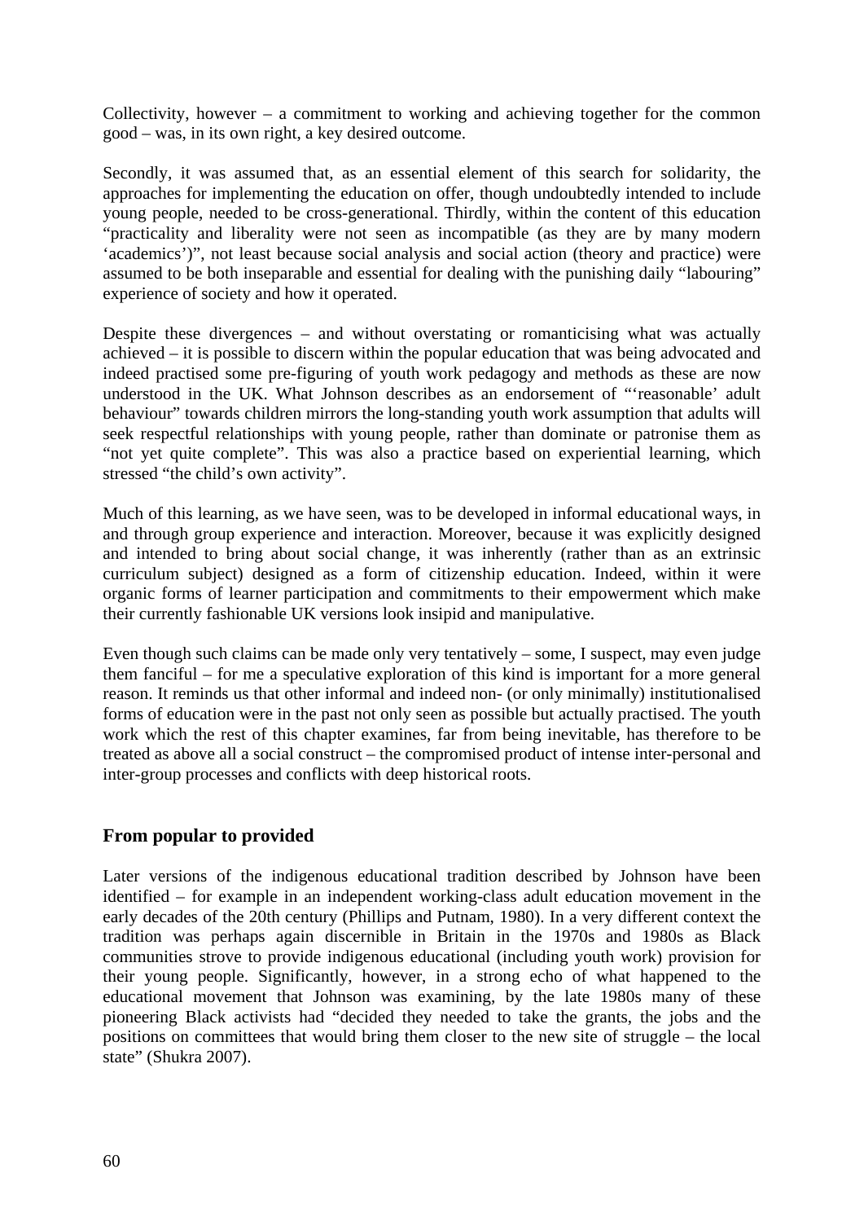Collectivity, however – a commitment to working and achieving together for the common good – was, in its own right, a key desired outcome.

Secondly, it was assumed that, as an essential element of this search for solidarity, the approaches for implementing the education on offer, though undoubtedly intended to include young people, needed to be cross-generational. Thirdly, within the content of this education "practicality and liberality were not seen as incompatible (as they are by many modern 'academics')", not least because social analysis and social action (theory and practice) were assumed to be both inseparable and essential for dealing with the punishing daily "labouring" experience of society and how it operated.

Despite these divergences – and without overstating or romanticising what was actually achieved – it is possible to discern within the popular education that was being advocated and indeed practised some pre-figuring of youth work pedagogy and methods as these are now understood in the UK. What Johnson describes as an endorsement of "'reasonable' adult behaviour" towards children mirrors the long-standing youth work assumption that adults will seek respectful relationships with young people, rather than dominate or patronise them as "not yet quite complete". This was also a practice based on experiential learning, which stressed "the child's own activity".

Much of this learning, as we have seen, was to be developed in informal educational ways, in and through group experience and interaction. Moreover, because it was explicitly designed and intended to bring about social change, it was inherently (rather than as an extrinsic curriculum subject) designed as a form of citizenship education. Indeed, within it were organic forms of learner participation and commitments to their empowerment which make their currently fashionable UK versions look insipid and manipulative.

Even though such claims can be made only very tentatively – some, I suspect, may even judge them fanciful – for me a speculative exploration of this kind is important for a more general reason. It reminds us that other informal and indeed non- (or only minimally) institutionalised forms of education were in the past not only seen as possible but actually practised. The youth work which the rest of this chapter examines, far from being inevitable, has therefore to be treated as above all a social construct – the compromised product of intense inter-personal and inter-group processes and conflicts with deep historical roots.

## From popular to provided

Later versions of the indigenous educational tradition described by Johnson have been identified – for example in an independent working-class adult education movement in the early decades of the 20th century (Phillips and Putnam, 1980). In a very different context the tradition was perhaps again discernible in Britain in the 1970s and 1980s as Black communities strove to provide indigenous educational (including youth work) provision for their young people. Significantly, however, in a strong echo of what happened to the educational movement that Johnson was examining, by the late 1980s many of these pioneering Black activists had "decided they needed to take the grants, the jobs and the positions on committees that would bring them closer to the new site of struggle – the local state" (Shukra 2007).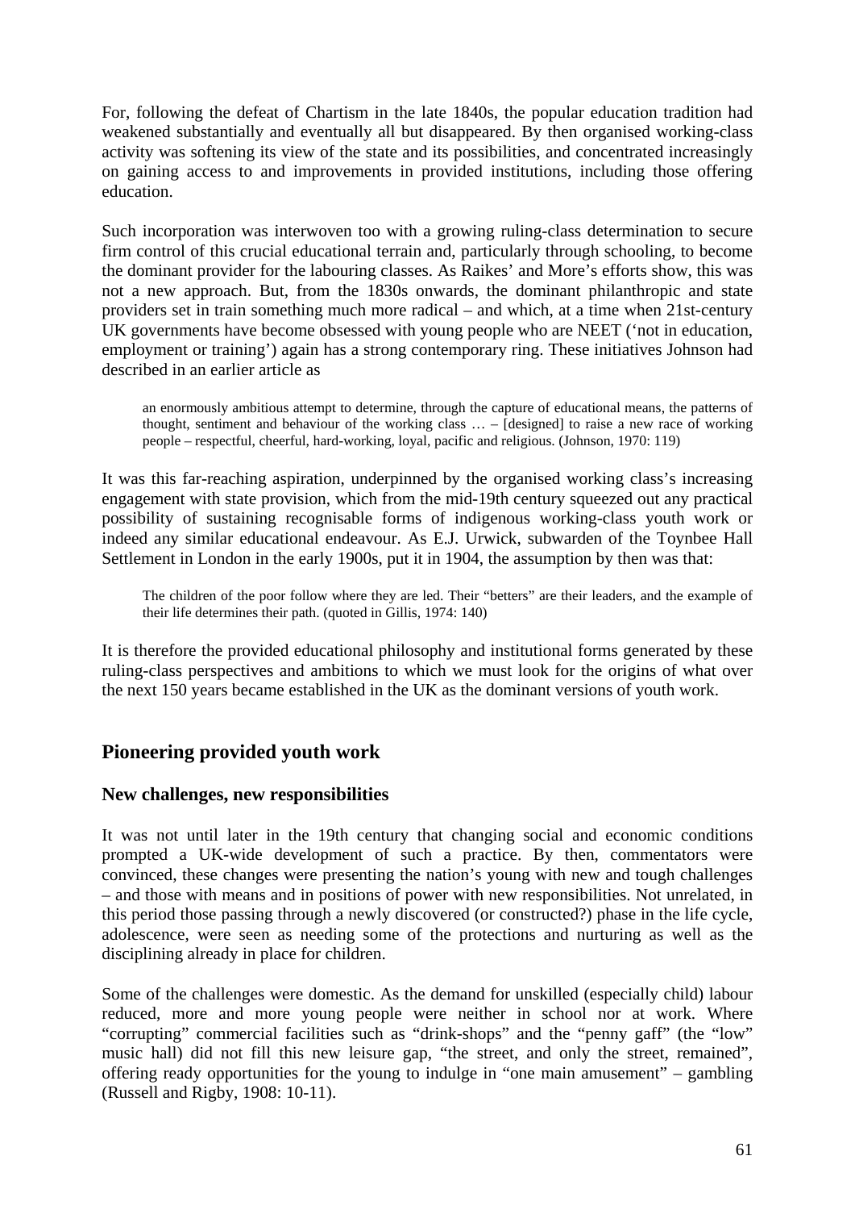For, following the defeat of Chartism in the late 1840s, the popular education tradition had weakened substantially and eventually all but disappeared. By then organised working-class activity was softening its view of the state and its possibilities, and concentrated increasingly on gaining access to and improvements in provided institutions, including those offering education.

Such incorporation was interwoven too with a growing ruling-class determination to secure firm control of this crucial educational terrain and, particularly through schooling, to become the dominant provider for the labouring classes. As Raikes' and More's efforts show, this was not a new approach. But, from the 1830s onwards, the dominant philanthropic and state providers set in train something much more radical – and which, at a time when 21st-century UK governments have become obsessed with young people who are NEET ('not in education, employment or training') again has a strong contemporary ring. These initiatives Johnson had described in an earlier article as

> an enormously ambitious attempt to determine, through the capture of educational means, the patterns of thought, sentiment and behaviour of the working class … – [designed] to raise a new race of working people – respectful, cheerful, hard-working, loyal, pacific and religious. (Johnson, 1970: 119)

It was this far-reaching aspiration, underpinned by the organised working class's increasing engagement with state provision, which from the mid-19th century squeezed out any practical possibility of sustaining recognisable forms of indigenous working-class youth work or indeed any similar educational endeavour. As E.J. Urwick, subwarden of the Toynbee Hall Settlement in London in the early 1900s, put it in 1904, the assumption by then was that:

> The children of the poor follow where they are led. Their "betters" are their leaders, and the example of their life determines their path. (quoted in Gillis, 1974: 140)

It is therefore the provided educational philosophy and institutional forms generated by these ruling-class perspectives and ambitions to which we must look for the origins of what over the next 150 years became established in the UK as the dominant versions of youth work.

## Pioneering provided youth work

### New challenges, new responsibilities

It was not until later in the 19th century that changing social and economic conditions prompted a UK-wide development of such a practice. By then, commentators were convinced, these changes were presenting the nation's young with new and tough challenges – and those with means and in positions of power with new responsibilities. Not unrelated, in this period those passing through a newly discovered (or constructed?) phase in the life cycle, adolescence, were seen as needing some of the protections and nurturing as well as the disciplining already in place for children.

Some of the challenges were domestic. As the demand for unskilled (especially child) labour reduced, more and more young people were neither in school nor at work. Where "corrupting" commercial facilities such as "drink-shops" and the "penny gaff" (the "low" music hall) did not fill this new leisure gap, "the street, and only the street, remained", offering ready opportunities for the young to indulge in "one main amusement" – gambling (Russell and Rigby, 1908: 10-11).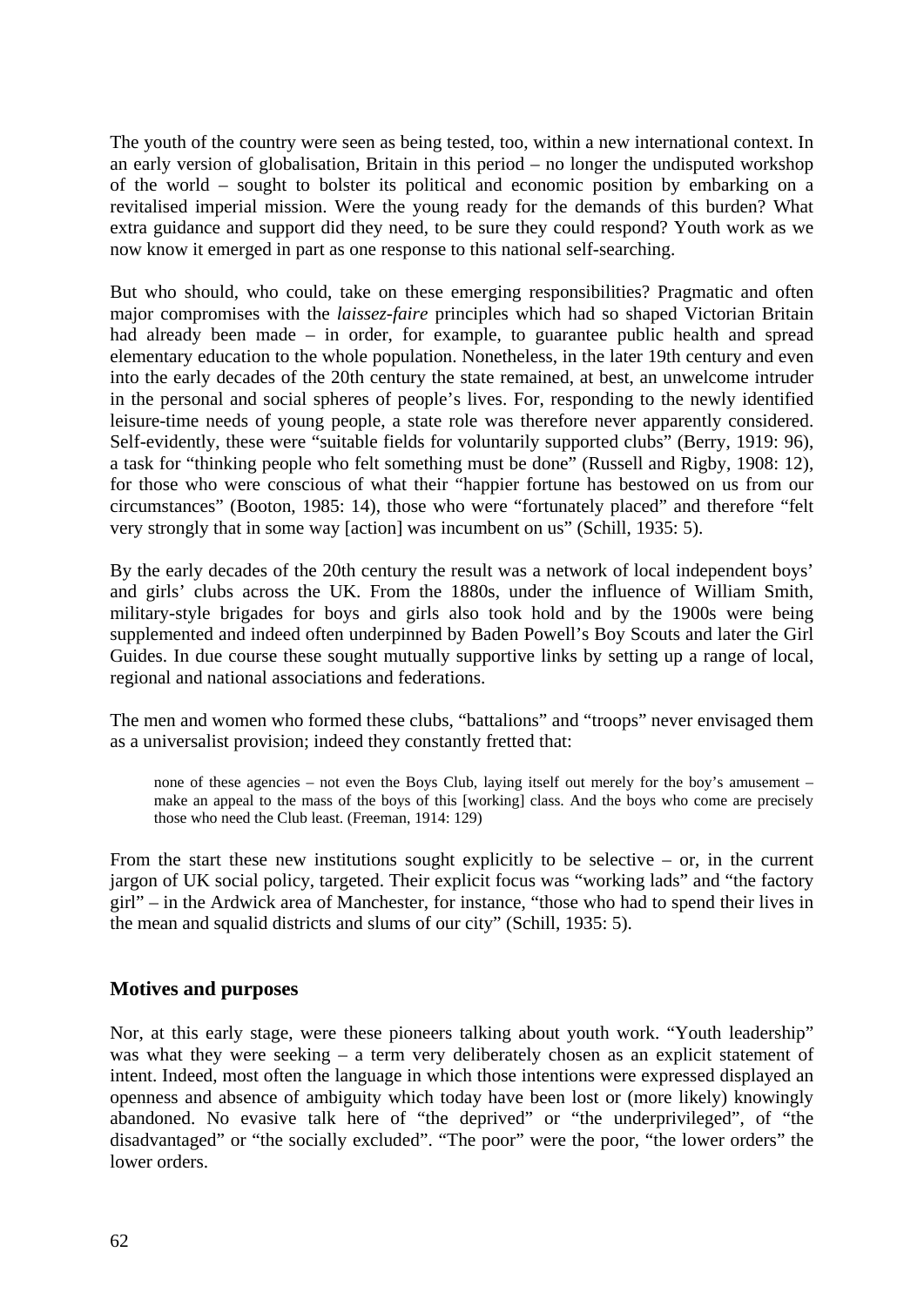The youth of the country were seen as being tested, too, within a new international context. In an early version of globalisation, Britain in this period – no longer the undisputed workshop of the world – sought to bolster its political and economic position by embarking on a revitalised imperial mission. Were the young ready for the demands of this burden? What extra guidance and support did they need, to be sure they could respond? Youth work as we now know it emerged in part as one response to this national self-searching.

But who should, who could, take on these emerging responsibilities? Pragmatic and often major compromises with the *laissez-faire* principles which had so shaped Victorian Britain had already been made – in order, for example, to guarantee public health and spread elementary education to the whole population. Nonetheless, in the later 19th century and even into the early decades of the 20th century the state remained, at best, an unwelcome intruder in the personal and social spheres of people's lives. For, responding to the newly identified leisure-time needs of young people, a state role was therefore never apparently considered. Self-evidently, these were "suitable fields for voluntarily supported clubs" (Berry, 1919: 96), a task for "thinking people who felt something must be done" (Russell and Rigby, 1908: 12), for those who were conscious of what their "happier fortune has bestowed on us from our circumstances" (Booton, 1985: 14), those who were "fortunately placed" and therefore "felt very strongly that in some way [action] was incumbent on us" (Schill, 1935: 5).

By the early decades of the 20th century the result was a network of local independent boys' and girls' clubs across the UK. From the 1880s, under the influence of William Smith, military-style brigades for boys and girls also took hold and by the 1900s were being supplemented and indeed often underpinned by Baden Powell's Boy Scouts and later the Girl Guides. In due course these sought mutually supportive links by setting up a range of local, regional and national associations and federations.

The men and women who formed these clubs, "battalions" and "troops" never envisaged them as a universalist provision; indeed they constantly fretted that:

> none of these agencies – not even the Boys Club, laying itself out merely for the boy's amusement – make an appeal to the mass of the boys of this [working] class. And the boys who come are precisely those who need the Club least. (Freeman, 1914: 129)

From the start these new institutions sought explicitly to be selective – or, in the current jargon of UK social policy, targeted. Their explicit focus was "working lads" and "the factory girl" – in the Ardwick area of Manchester, for instance, "those who had to spend their lives in the mean and squalid districts and slums of our city" (Schill, 1935: 5).

## Motives and purposes

Nor, at this early stage, were these pioneers talking about youth work. "Youth leadership" was what they were seeking – a term very deliberately chosen as an explicit statement of intent. Indeed, most often the language in which those intentions were expressed displayed an openness and absence of ambiguity which today have been lost or (more likely) knowingly abandoned. No evasive talk here of "the deprived" or "the underprivileged", of "the disadvantaged" or "the socially excluded". "The poor" were the poor, "the lower orders" the lower orders.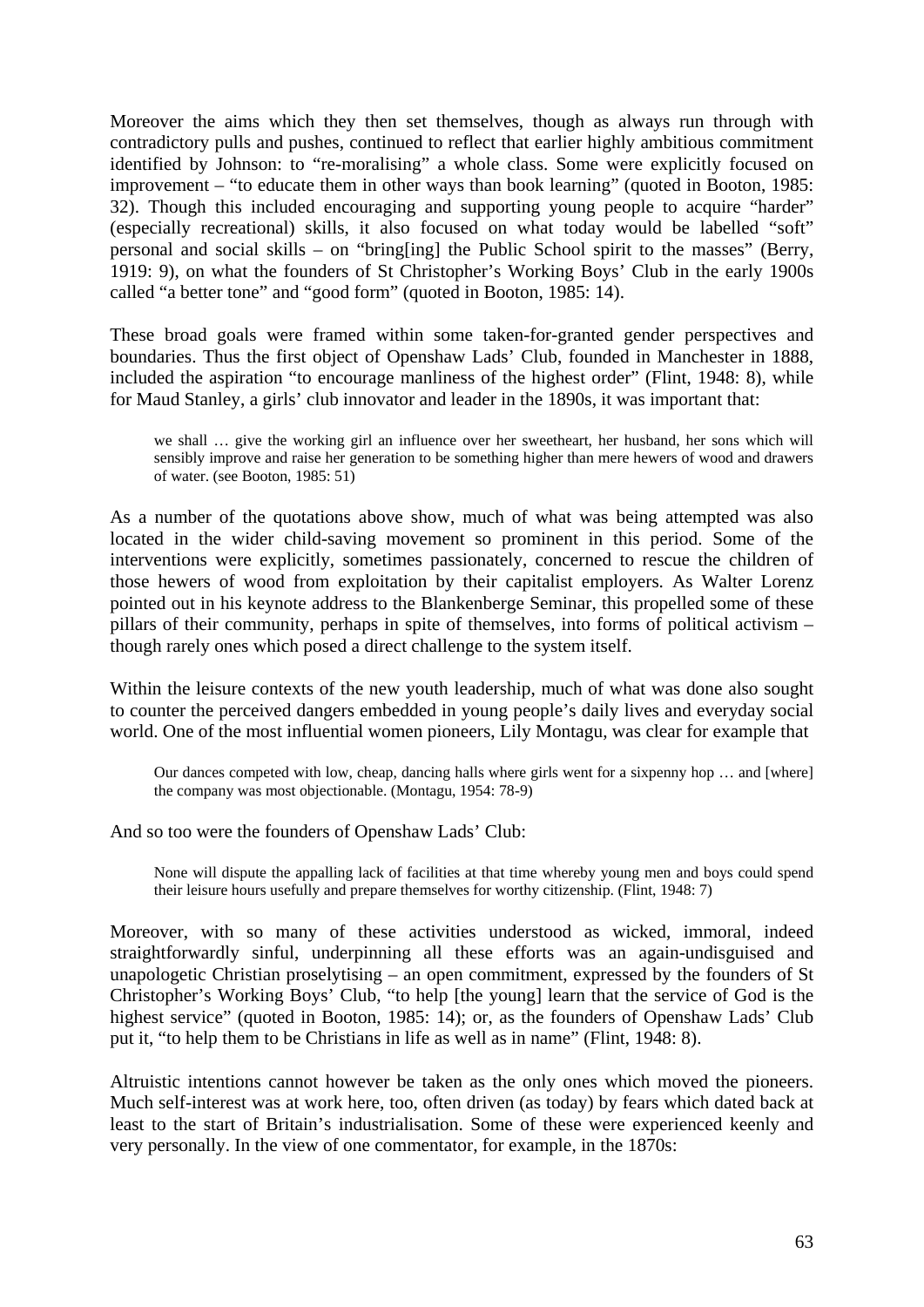Moreover the aims which they then set themselves, though as always run through with contradictory pulls and pushes, continued to reflect that earlier highly ambitious commitment identified by Johnson: to "re-moralising" a whole class. Some were explicitly focused on improvement – "to educate them in other ways than book learning" (quoted in Booton, 1985: 32). Though this included encouraging and supporting young people to acquire "harder" (especially recreational) skills, it also focused on what today would be labelled "soft" personal and social skills – on "bring[ing] the Public School spirit to the masses" (Berry, 1919: 9), on what the founders of St Christopher's Working Boys' Club in the early 1900s called "a better tone" and "good form" (quoted in Booton, 1985: 14).

These broad goals were framed within some taken-for-granted gender perspectives and boundaries. Thus the first object of Openshaw Lads' Club, founded in Manchester in 1888, included the aspiration "to encourage manliness of the highest order" (Flint, 1948: 8), while for Maud Stanley, a girls' club innovator and leader in the 1890s, it was important that:

> we shall … give the working girl an influence over her sweetheart, her husband, her sons which will sensibly improve and raise her generation to be something higher than mere hewers of wood and drawers of water. (see Booton, 1985: 51)

As a number of the quotations above show, much of what was being attempted was also located in the wider child-saving movement so prominent in this period. Some of the interventions were explicitly, sometimes passionately, concerned to rescue the children of those hewers of wood from exploitation by their capitalist employers. As Walter Lorenz pointed out in his keynote address to the Blankenberge Seminar, this propelled some of these pillars of their community, perhaps in spite of themselves, into forms of political activism – though rarely ones which posed a direct challenge to the system itself.

Within the leisure contexts of the new youth leadership, much of what was done also sought to counter the perceived dangers embedded in young people's daily lives and everyday social world. One of the most influential women pioneers, Lily Montagu, was clear for example that

> Our dances competed with low, cheap, dancing halls where girls went for a sixpenny hop … and [where] the company was most objectionable. (Montagu, 1954: 78-9)

And so too were the founders of Openshaw Lads' Club:

> None will dispute the appalling lack of facilities at that time whereby young men and boys could spend their leisure hours usefully and prepare themselves for worthy citizenship. (Flint, 1948: 7)

Moreover, with so many of these activities understood as wicked, immoral, indeed straightforwardly sinful, underpinning all these efforts was an again-undisguised and unapologetic Christian proselytising – an open commitment, expressed by the founders of St Christopher's Working Boys' Club, "to help [the young] learn that the service of God is the highest service" (quoted in Booton, 1985: 14); or, as the founders of Openshaw Lads' Club put it, "to help them to be Christians in life as well as in name" (Flint, 1948: 8).

Altruistic intentions cannot however be taken as the only ones which moved the pioneers. Much self-interest was at work here, too, often driven (as today) by fears which dated back at least to the start of Britain's industrialisation. Some of these were experienced keenly and very personally. In the view of one commentator, for example, in the 1870s: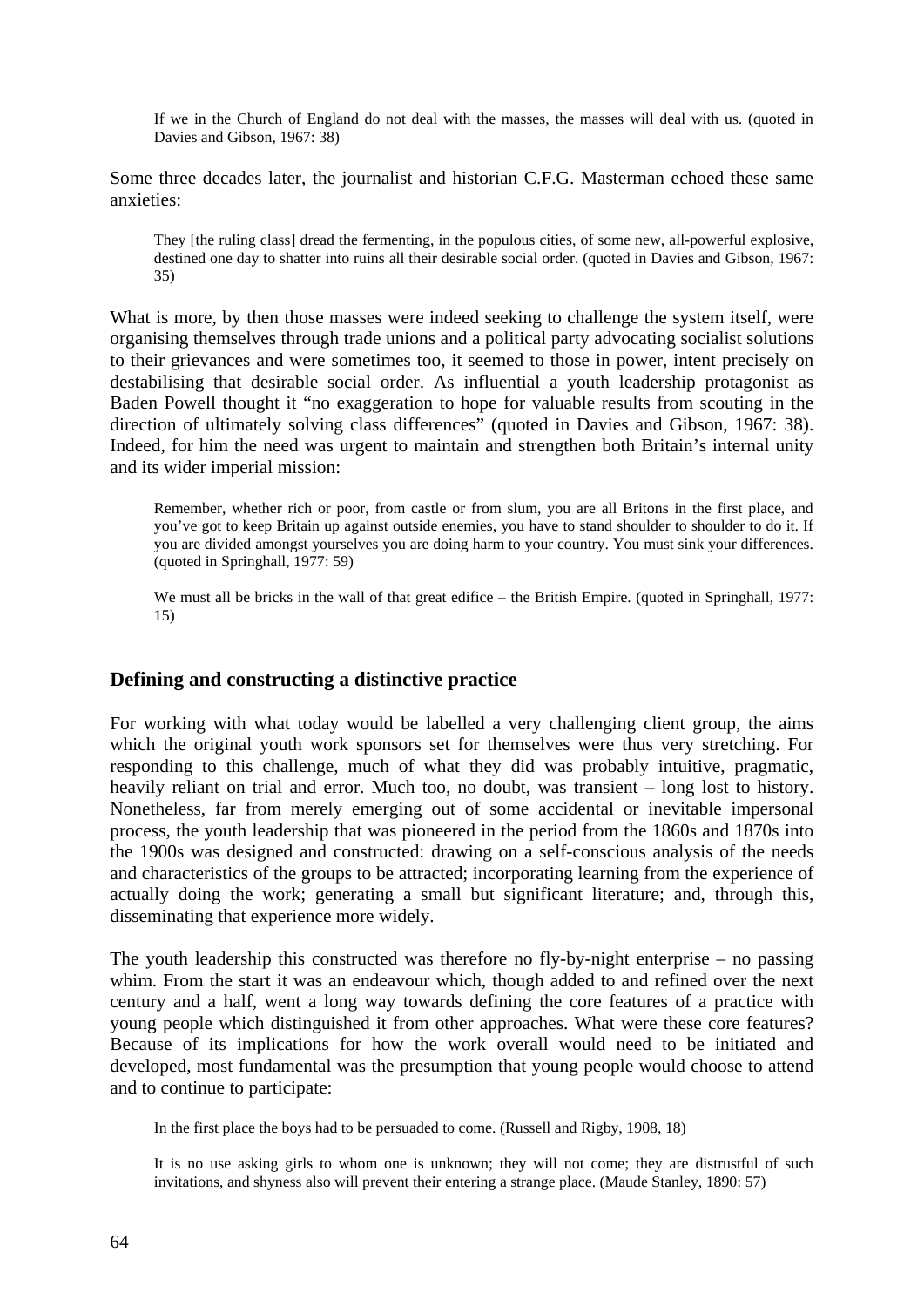> If we in the Church of England do not deal with the masses, the masses will deal with us. (quoted in Davies and Gibson, 1967: 38)

Some three decades later, the journalist and historian C.F.G. Masterman echoed these same anxieties:

> They [the ruling class] dread the fermenting, in the populous cities, of some new, all-powerful explosive, destined one day to shatter into ruins all their desirable social order. (quoted in Davies and Gibson, 1967: 35)

What is more, by then those masses were indeed seeking to challenge the system itself, were organising themselves through trade unions and a political party advocating socialist solutions to their grievances and were sometimes too, it seemed to those in power, intent precisely on destabilising that desirable social order. As influential a youth leadership protagonist as Baden Powell thought it "no exaggeration to hope for valuable results from scouting in the direction of ultimately solving class differences" (quoted in Davies and Gibson, 1967: 38). Indeed, for him the need was urgent to maintain and strengthen both Britain's internal unity and its wider imperial mission:

> Remember, whether rich or poor, from castle or from slum, you are all Britons in the first place, and you've got to keep Britain up against outside enemies, you have to stand shoulder to shoulder to do it. If you are divided amongst yourselves you are doing harm to your country. You must sink your differences. (quoted in Springhall, 1977: 59)

> We must all be bricks in the wall of that great edifice – the British Empire. (quoted in Springhall, 1977: 15)

## Defining and constructing a distinctive practice

For working with what today would be labelled a very challenging client group, the aims which the original youth work sponsors set for themselves were thus very stretching. For responding to this challenge, much of what they did was probably intuitive, pragmatic, heavily reliant on trial and error. Much too, no doubt, was transient – long lost to history. Nonetheless, far from merely emerging out of some accidental or inevitable impersonal process, the youth leadership that was pioneered in the period from the 1860s and 1870s into the 1900s was designed and constructed: drawing on a self-conscious analysis of the needs and characteristics of the groups to be attracted; incorporating learning from the experience of actually doing the work; generating a small but significant literature; and, through this, disseminating that experience more widely.

The youth leadership this constructed was therefore no fly-by-night enterprise – no passing whim. From the start it was an endeavour which, though added to and refined over the next century and a half, went a long way towards defining the core features of a practice with young people which distinguished it from other approaches. What were these core features? Because of its implications for how the work overall would need to be initiated and developed, most fundamental was the presumption that young people would choose to attend and to continue to participate:

> In the first place the boys had to be persuaded to come. (Russell and Rigby, 1908, 18)

> It is no use asking girls to whom one is unknown; they will not come; they are distrustful of such invitations, and shyness also will prevent their entering a strange place. (Maude Stanley, 1890: 57)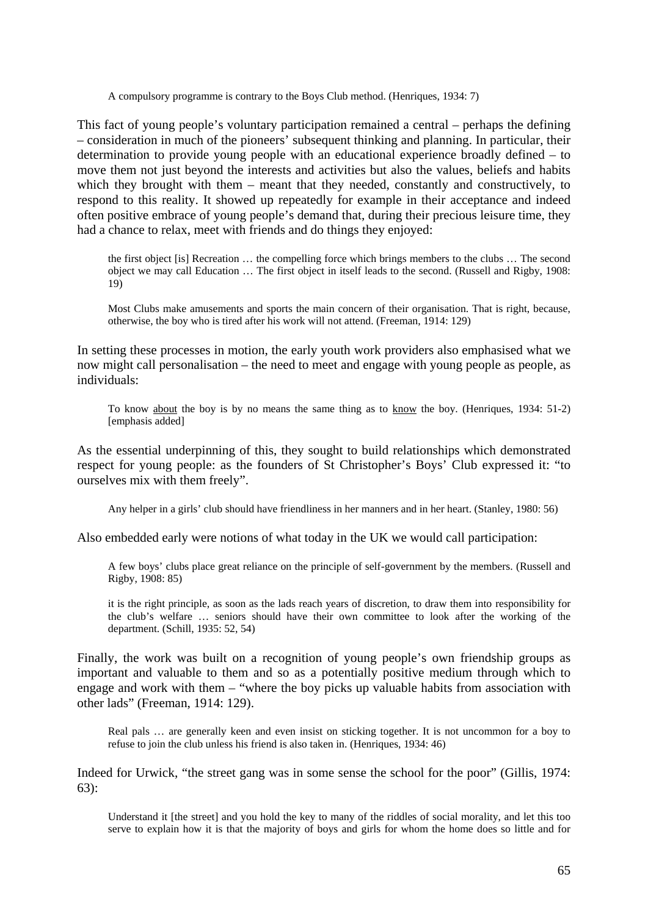> A compulsory programme is contrary to the Boys Club method. (Henriques, 1934: 7)

This fact of young people's voluntary participation remained a central – perhaps the defining – consideration in much of the pioneers' subsequent thinking and planning. In particular, their determination to provide young people with an educational experience broadly defined – to move them not just beyond the interests and activities but also the values, beliefs and habits which they brought with them – meant that they needed, constantly and constructively, to respond to this reality. It showed up repeatedly for example in their acceptance and indeed often positive embrace of young people's demand that, during their precious leisure time, they had a chance to relax, meet with friends and do things they enjoyed:

> the first object [is] Recreation … the compelling force which brings members to the clubs … The second object we may call Education … The first object in itself leads to the second. (Russell and Rigby, 1908: 19)

> Most Clubs make amusements and sports the main concern of their organisation. That is right, because, otherwise, the boy who is tired after his work will not attend. (Freeman, 1914: 129)

In setting these processes in motion, the early youth work providers also emphasised what we now might call personalisation – the need to meet and engage with young people as people, as individuals:

> To know <u>about</u> the boy is by no means the same thing as to <u>know</u> the boy. (Henriques, 1934: 51-2) [emphasis added]

As the essential underpinning of this, they sought to build relationships which demonstrated respect for young people: as the founders of St Christopher's Boys' Club expressed it: "to ourselves mix with them freely".

> Any helper in a girls' club should have friendliness in her manners and in her heart. (Stanley, 1980: 56)

Also embedded early were notions of what today in the UK we would call participation:

> A few boys' clubs place great reliance on the principle of self-government by the members. (Russell and Rigby, 1908: 85)

> it is the right principle, as soon as the lads reach years of discretion, to draw them into responsibility for the club's welfare … seniors should have their own committee to look after the working of the department. (Schill, 1935: 52, 54)

Finally, the work was built on a recognition of young people's own friendship groups as important and valuable to them and so as a potentially positive medium through which to engage and work with them – "where the boy picks up valuable habits from association with other lads" (Freeman, 1914: 129).

> Real pals … are generally keen and even insist on sticking together. It is not uncommon for a boy to refuse to join the club unless his friend is also taken in. (Henriques, 1934: 46)

Indeed for Urwick, "the street gang was in some sense the school for the poor" (Gillis, 1974: 63):

> Understand it [the street] and you hold the key to many of the riddles of social morality, and let this too serve to explain how it is that the majority of boys and girls for whom the home does so little and for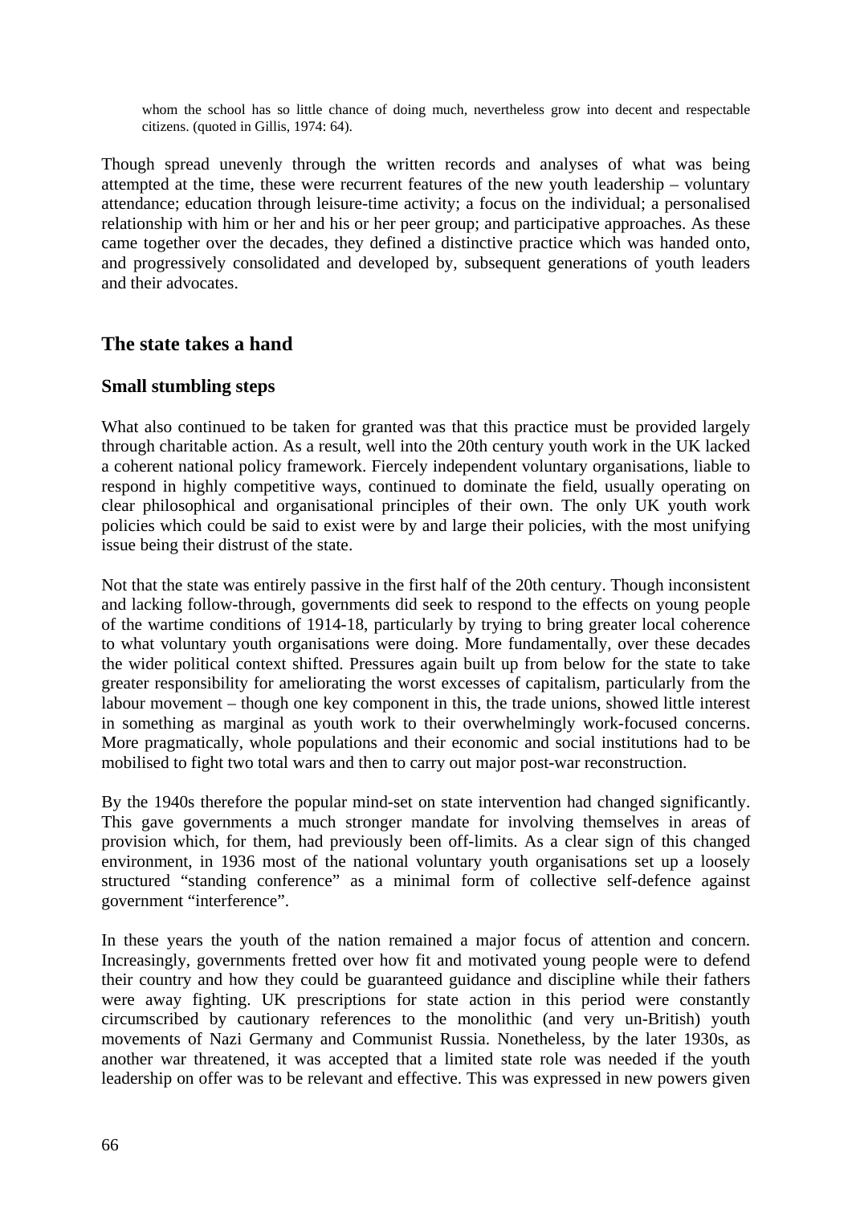> whom the school has so little chance of doing much, nevertheless grow into decent and respectable citizens. (quoted in Gillis, 1974: 64).

Though spread unevenly through the written records and analyses of what was being attempted at the time, these were recurrent features of the new youth leadership – voluntary attendance; education through leisure-time activity; a focus on the individual; a personalised relationship with him or her and his or her peer group; and participative approaches. As these came together over the decades, they defined a distinctive practice which was handed onto, and progressively consolidated and developed by, subsequent generations of youth leaders and their advocates.

## The state takes a hand

### Small stumbling steps

What also continued to be taken for granted was that this practice must be provided largely through charitable action. As a result, well into the 20th century youth work in the UK lacked a coherent national policy framework. Fiercely independent voluntary organisations, liable to respond in highly competitive ways, continued to dominate the field, usually operating on clear philosophical and organisational principles of their own. The only UK youth work policies which could be said to exist were by and large their policies, with the most unifying issue being their distrust of the state.

Not that the state was entirely passive in the first half of the 20th century. Though inconsistent and lacking follow-through, governments did seek to respond to the effects on young people of the wartime conditions of 1914-18, particularly by trying to bring greater local coherence to what voluntary youth organisations were doing. More fundamentally, over these decades the wider political context shifted. Pressures again built up from below for the state to take greater responsibility for ameliorating the worst excesses of capitalism, particularly from the labour movement – though one key component in this, the trade unions, showed little interest in something as marginal as youth work to their overwhelmingly work-focused concerns. More pragmatically, whole populations and their economic and social institutions had to be mobilised to fight two total wars and then to carry out major post-war reconstruction.

By the 1940s therefore the popular mind-set on state intervention had changed significantly. This gave governments a much stronger mandate for involving themselves in areas of provision which, for them, had previously been off-limits. As a clear sign of this changed environment, in 1936 most of the national voluntary youth organisations set up a loosely structured "standing conference" as a minimal form of collective self-defence against government "interference".

In these years the youth of the nation remained a major focus of attention and concern. Increasingly, governments fretted over how fit and motivated young people were to defend their country and how they could be guaranteed guidance and discipline while their fathers were away fighting. UK prescriptions for state action in this period were constantly circumscribed by cautionary references to the monolithic (and very un-British) youth movements of Nazi Germany and Communist Russia. Nonetheless, by the later 1930s, as another war threatened, it was accepted that a limited state role was needed if the youth leadership on offer was to be relevant and effective. This was expressed in new powers given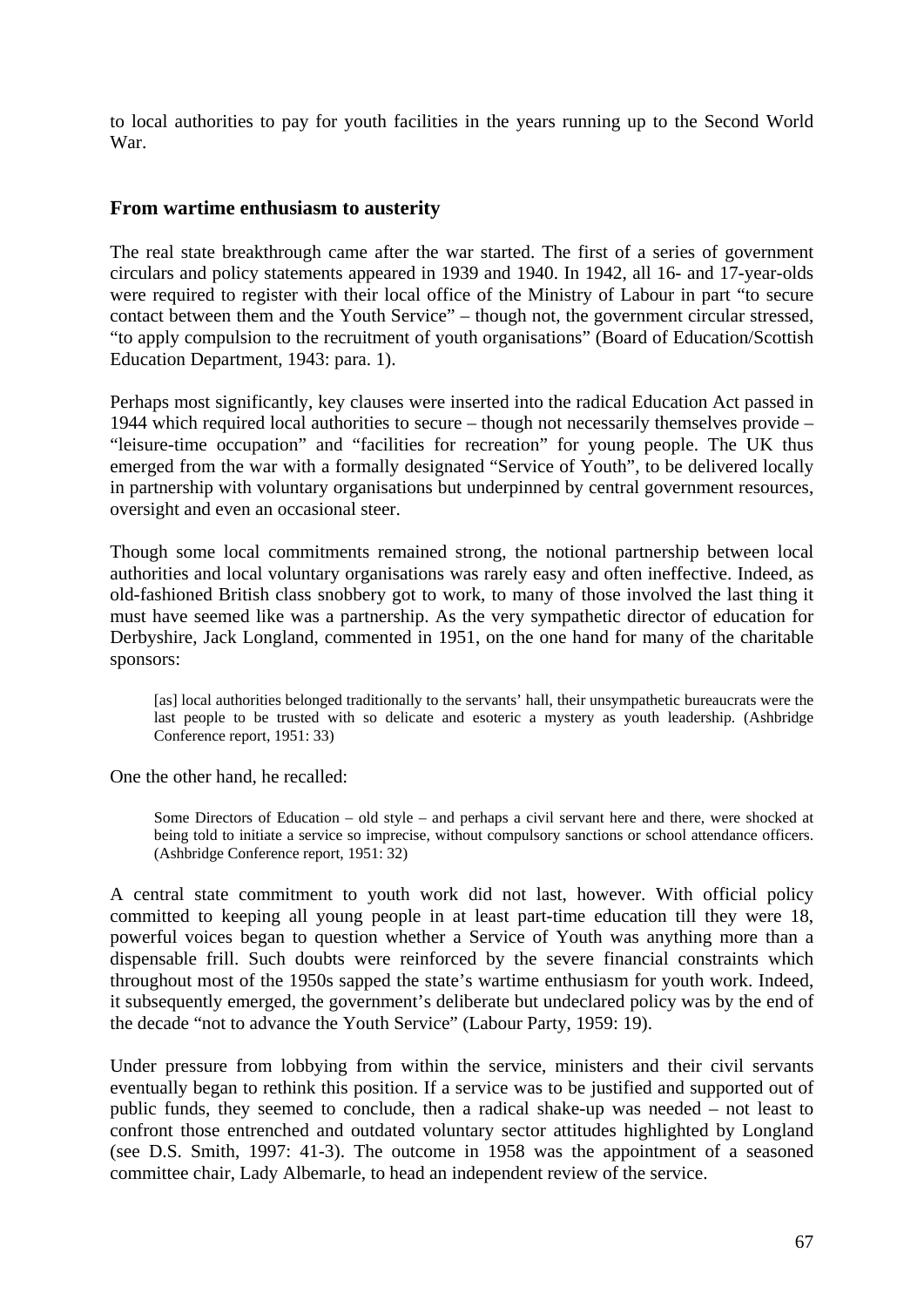to local authorities to pay for youth facilities in the years running up to the Second World War.

## From wartime enthusiasm to austerity

The real state breakthrough came after the war started. The first of a series of government circulars and policy statements appeared in 1939 and 1940. In 1942, all 16- and 17-year-olds were required to register with their local office of the Ministry of Labour in part "to secure contact between them and the Youth Service" – though not, the government circular stressed, "to apply compulsion to the recruitment of youth organisations" (Board of Education/Scottish Education Department, 1943: para. 1).

Perhaps most significantly, key clauses were inserted into the radical Education Act passed in 1944 which required local authorities to secure – though not necessarily themselves provide – "leisure-time occupation" and "facilities for recreation" for young people. The UK thus emerged from the war with a formally designated "Service of Youth", to be delivered locally in partnership with voluntary organisations but underpinned by central government resources, oversight and even an occasional steer.

Though some local commitments remained strong, the notional partnership between local authorities and local voluntary organisations was rarely easy and often ineffective. Indeed, as old-fashioned British class snobbery got to work, to many of those involved the last thing it must have seemed like was a partnership. As the very sympathetic director of education for Derbyshire, Jack Longland, commented in 1951, on the one hand for many of the charitable sponsors:

> [as] local authorities belonged traditionally to the servants' hall, their unsympathetic bureaucrats were the last people to be trusted with so delicate and esoteric a mystery as youth leadership. (Ashbridge Conference report, 1951: 33)

One the other hand, he recalled:

> Some Directors of Education – old style – and perhaps a civil servant here and there, were shocked at being told to initiate a service so imprecise, without compulsory sanctions or school attendance officers. (Ashbridge Conference report, 1951: 32)

A central state commitment to youth work did not last, however. With official policy committed to keeping all young people in at least part-time education till they were 18, powerful voices began to question whether a Service of Youth was anything more than a dispensable frill. Such doubts were reinforced by the severe financial constraints which throughout most of the 1950s sapped the state's wartime enthusiasm for youth work. Indeed, it subsequently emerged, the government's deliberate but undeclared policy was by the end of the decade "not to advance the Youth Service" (Labour Party, 1959: 19).

Under pressure from lobbying from within the service, ministers and their civil servants eventually began to rethink this position. If a service was to be justified and supported out of public funds, they seemed to conclude, then a radical shake-up was needed – not least to confront those entrenched and outdated voluntary sector attitudes highlighted by Longland (see D.S. Smith, 1997: 41-3). The outcome in 1958 was the appointment of a seasoned committee chair, Lady Albemarle, to head an independent review of the service.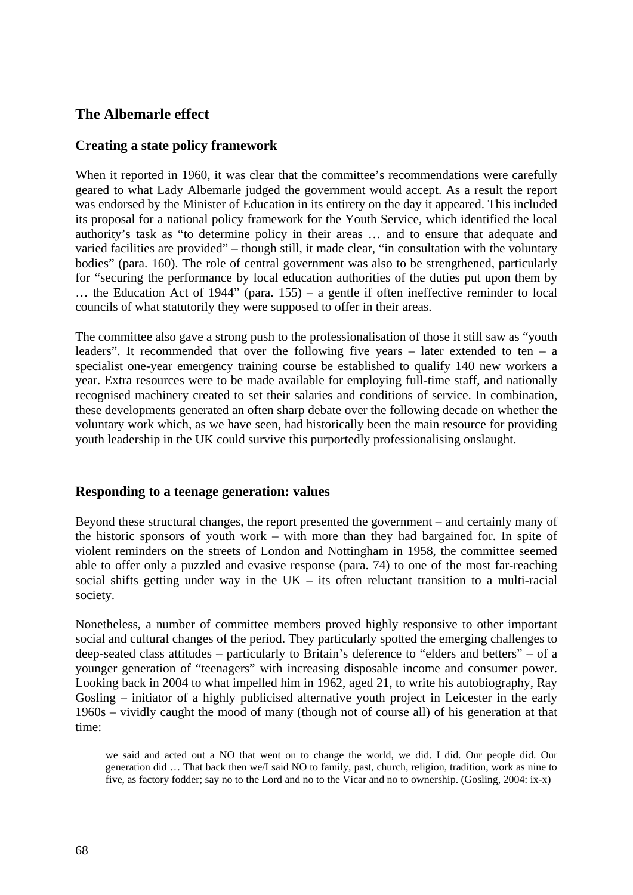## The Albemarle effect

### Creating a state policy framework

When it reported in 1960, it was clear that the committee's recommendations were carefully geared to what Lady Albemarle judged the government would accept. As a result the report was endorsed by the Minister of Education in its entirety on the day it appeared. This included its proposal for a national policy framework for the Youth Service, which identified the local authority's task as "to determine policy in their areas … and to ensure that adequate and varied facilities are provided" – though still, it made clear, "in consultation with the voluntary bodies" (para. 160). The role of central government was also to be strengthened, particularly for "securing the performance by local education authorities of the duties put upon them by … the Education Act of 1944" (para. 155) – a gentle if often ineffective reminder to local councils of what statutorily they were supposed to offer in their areas.

The committee also gave a strong push to the professionalisation of those it still saw as "youth leaders". It recommended that over the following five years – later extended to ten – a specialist one-year emergency training course be established to qualify 140 new workers a year. Extra resources were to be made available for employing full-time staff, and nationally recognised machinery created to set their salaries and conditions of service. In combination, these developments generated an often sharp debate over the following decade on whether the voluntary work which, as we have seen, had historically been the main resource for providing youth leadership in the UK could survive this purportedly professionalising onslaught.

### Responding to a teenage generation: values

Beyond these structural changes, the report presented the government – and certainly many of the historic sponsors of youth work – with more than they had bargained for. In spite of violent reminders on the streets of London and Nottingham in 1958, the committee seemed able to offer only a puzzled and evasive response (para. 74) to one of the most far-reaching social shifts getting under way in the UK – its often reluctant transition to a multi-racial society.

Nonetheless, a number of committee members proved highly responsive to other important social and cultural changes of the period. They particularly spotted the emerging challenges to deep-seated class attitudes – particularly to Britain's deference to "elders and betters" – of a younger generation of "teenagers" with increasing disposable income and consumer power. Looking back in 2004 to what impelled him in 1962, aged 21, to write his autobiography, Ray Gosling – initiator of a highly publicised alternative youth project in Leicester in the early 1960s – vividly caught the mood of many (though not of course all) of his generation at that time:

> we said and acted out a NO that went on to change the world, we did. I did. Our people did. Our generation did … That back then we/I said NO to family, past, church, religion, tradition, work as nine to five, as factory fodder; say no to the Lord and no to the Vicar and no to ownership. (Gosling, 2004: ix-x)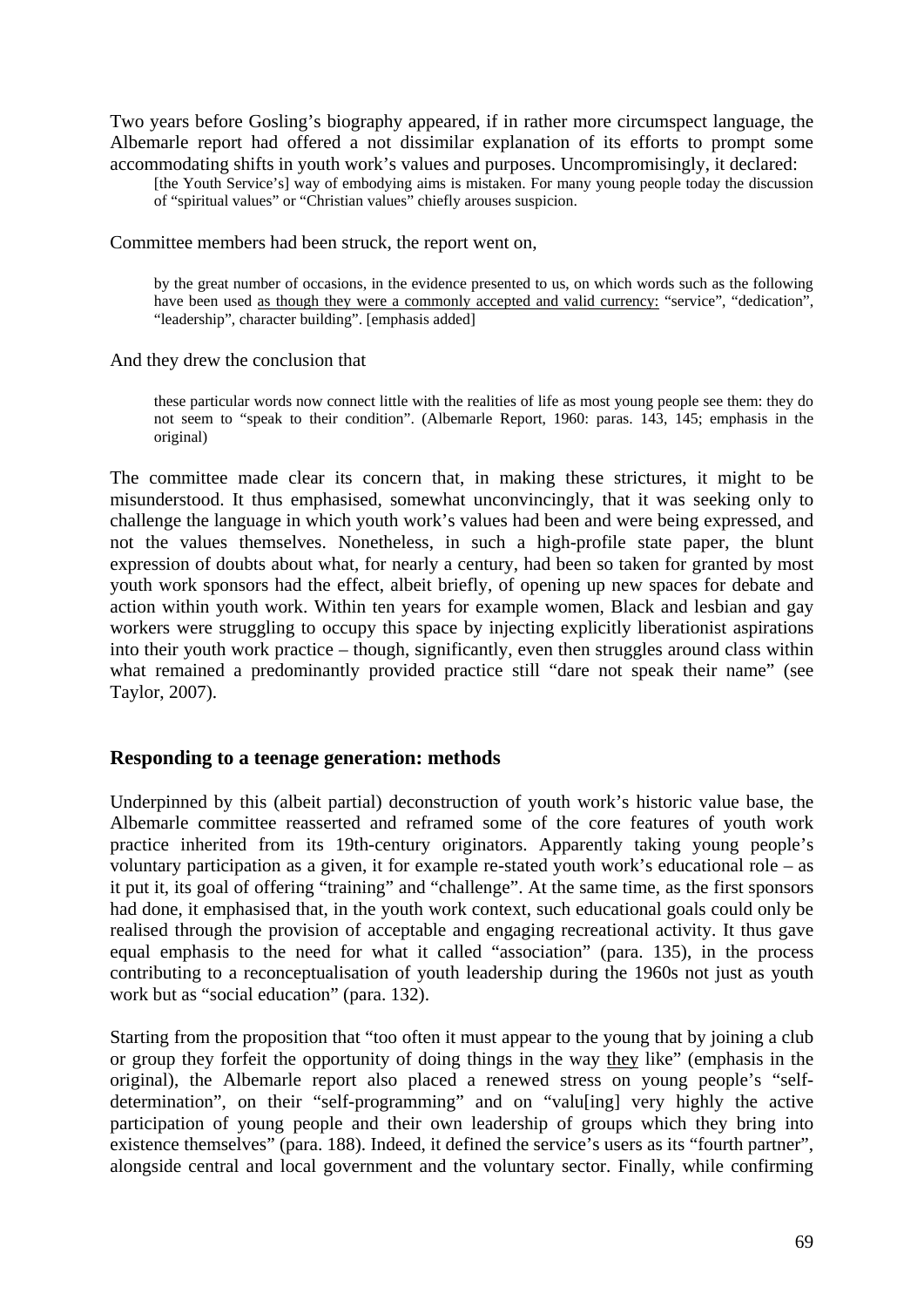Two years before Gosling's biography appeared, if in rather more circumspect language, the Albemarle report had offered a not dissimilar explanation of its efforts to prompt some accommodating shifts in youth work's values and purposes. Uncompromisingly, it declared:

> [the Youth Service's] way of embodying aims is mistaken. For many young people today the discussion of "spiritual values" or "Christian values" chiefly arouses suspicion.

Committee members had been struck, the report went on,

> by the great number of occasions, in the evidence presented to us, on which words such as the following have been used <u>as though they were a commonly accepted and valid currency:</u> "service", "dedication", "leadership", character building". [emphasis added]

And they drew the conclusion that

> these particular words now connect little with the realities of life as most young people see them: they do not seem to "speak to their condition". (Albemarle Report, 1960: paras. 143, 145; emphasis in the original)

The committee made clear its concern that, in making these strictures, it might to be misunderstood. It thus emphasised, somewhat unconvincingly, that it was seeking only to challenge the language in which youth work's values had been and were being expressed, and not the values themselves. Nonetheless, in such a high-profile state paper, the blunt expression of doubts about what, for nearly a century, had been so taken for granted by most youth work sponsors had the effect, albeit briefly, of opening up new spaces for debate and action within youth work. Within ten years for example women, Black and lesbian and gay workers were struggling to occupy this space by injecting explicitly liberationist aspirations into their youth work practice – though, significantly, even then struggles around class within what remained a predominantly provided practice still "dare not speak their name" (see Taylor, 2007).

## Responding to a teenage generation: methods

Underpinned by this (albeit partial) deconstruction of youth work's historic value base, the Albemarle committee reasserted and reframed some of the core features of youth work practice inherited from its 19th-century originators. Apparently taking young people's voluntary participation as a given, it for example re-stated youth work's educational role – as it put it, its goal of offering "training" and "challenge". At the same time, as the first sponsors had done, it emphasised that, in the youth work context, such educational goals could only be realised through the provision of acceptable and engaging recreational activity. It thus gave equal emphasis to the need for what it called "association" (para. 135), in the process contributing to a reconceptualisation of youth leadership during the 1960s not just as youth work but as "social education" (para. 132).

Starting from the proposition that "too often it must appear to the young that by joining a club or group they forfeit the opportunity of doing things in the way <u>they</u> like" (emphasis in the original), the Albemarle report also placed a renewed stress on young people's "self-determination", on their "self-programming" and on "valu[ing] very highly the active participation of young people and their own leadership of groups which they bring into existence themselves" (para. 188). Indeed, it defined the service's users as its "fourth partner", alongside central and local government and the voluntary sector. Finally, while confirming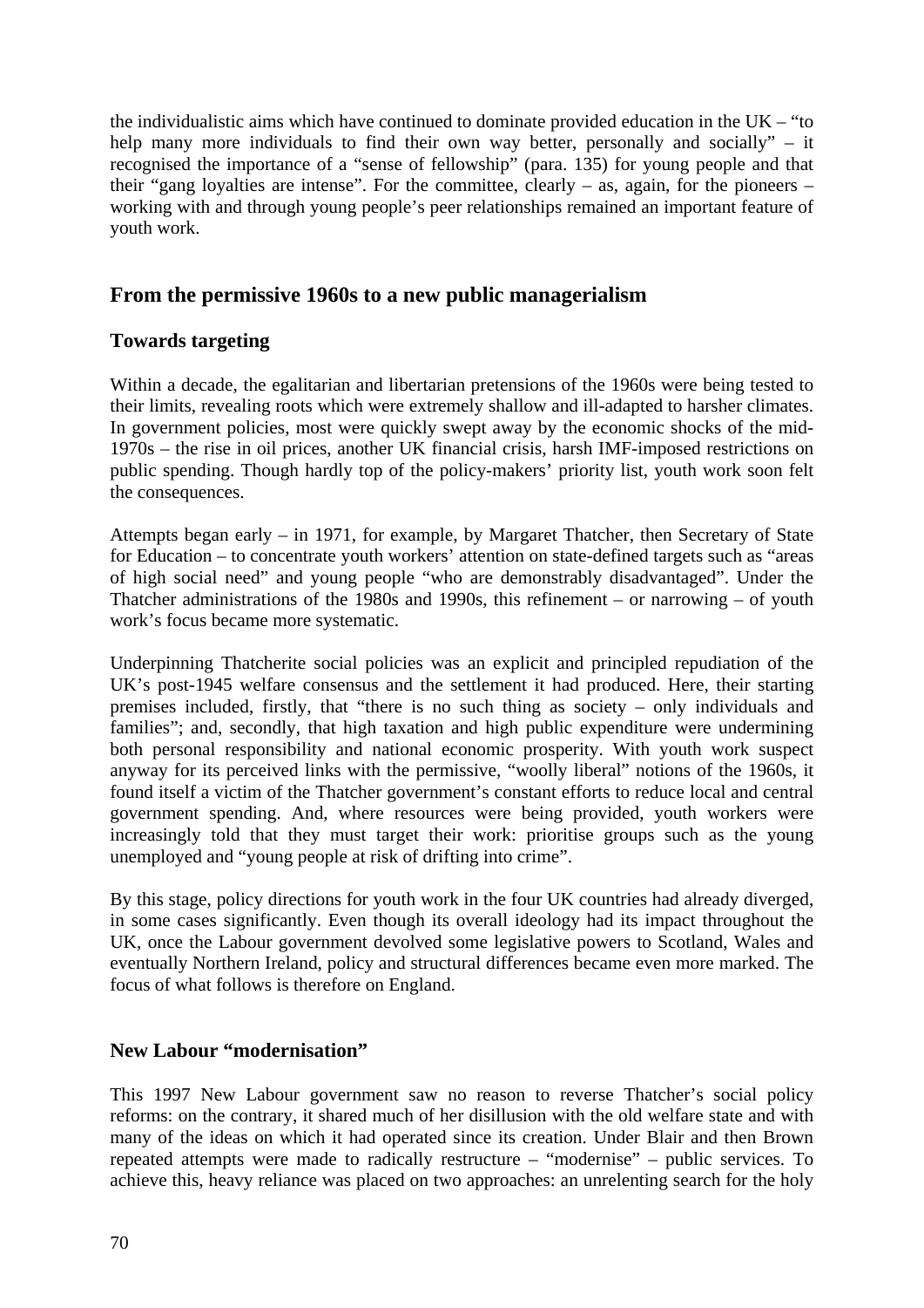the individualistic aims which have continued to dominate provided education in the UK – "to help many more individuals to find their own way better, personally and socially" – it recognised the importance of a "sense of fellowship" (para. 135) for young people and that their "gang loyalties are intense". For the committee, clearly – as, again, for the pioneers – working with and through young people's peer relationships remained an important feature of youth work.

## From the permissive 1960s to a new public managerialism

### Towards targeting

Within a decade, the egalitarian and libertarian pretensions of the 1960s were being tested to their limits, revealing roots which were extremely shallow and ill-adapted to harsher climates. In government policies, most were quickly swept away by the economic shocks of the mid-1970s – the rise in oil prices, another UK financial crisis, harsh IMF-imposed restrictions on public spending. Though hardly top of the policy-makers' priority list, youth work soon felt the consequences.

Attempts began early – in 1971, for example, by Margaret Thatcher, then Secretary of State for Education – to concentrate youth workers' attention on state-defined targets such as "areas of high social need" and young people "who are demonstrably disadvantaged". Under the Thatcher administrations of the 1980s and 1990s, this refinement – or narrowing – of youth work's focus became more systematic.

Underpinning Thatcherite social policies was an explicit and principled repudiation of the UK's post-1945 welfare consensus and the settlement it had produced. Here, their starting premises included, firstly, that "there is no such thing as society – only individuals and families"; and, secondly, that high taxation and high public expenditure were undermining both personal responsibility and national economic prosperity. With youth work suspect anyway for its perceived links with the permissive, "woolly liberal" notions of the 1960s, it found itself a victim of the Thatcher government's constant efforts to reduce local and central government spending. And, where resources were being provided, youth workers were increasingly told that they must target their work: prioritise groups such as the young unemployed and "young people at risk of drifting into crime".

By this stage, policy directions for youth work in the four UK countries had already diverged, in some cases significantly. Even though its overall ideology had its impact throughout the UK, once the Labour government devolved some legislative powers to Scotland, Wales and eventually Northern Ireland, policy and structural differences became even more marked. The focus of what follows is therefore on England.

### New Labour "modernisation"

This 1997 New Labour government saw no reason to reverse Thatcher's social policy reforms: on the contrary, it shared much of her disillusion with the old welfare state and with many of the ideas on which it had operated since its creation. Under Blair and then Brown repeated attempts were made to radically restructure – "modernise" – public services. To achieve this, heavy reliance was placed on two approaches: an unrelenting search for the holy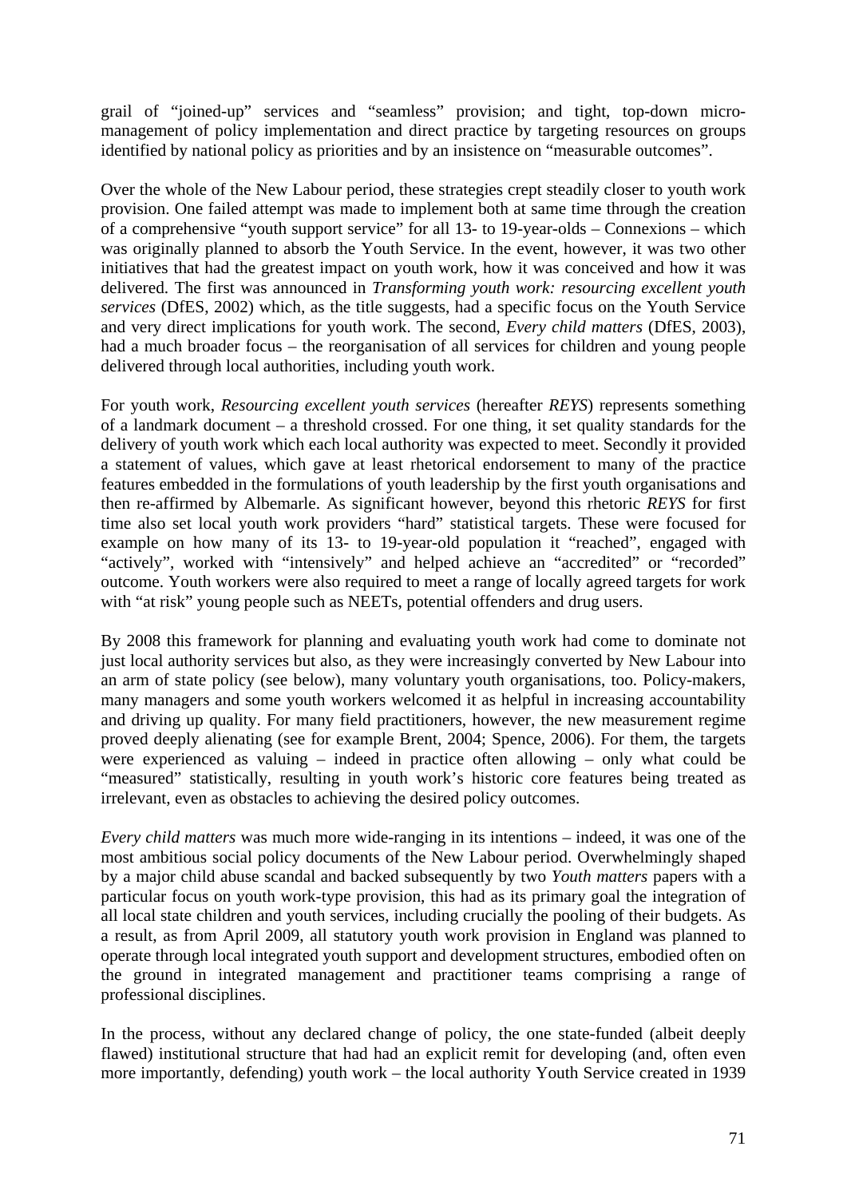grail of "joined-up" services and "seamless" provision; and tight, top-down micro-management of policy implementation and direct practice by targeting resources on groups identified by national policy as priorities and by an insistence on "measurable outcomes".

Over the whole of the New Labour period, these strategies crept steadily closer to youth work provision. One failed attempt was made to implement both at same time through the creation of a comprehensive "youth support service" for all 13- to 19-year-olds – Connexions – which was originally planned to absorb the Youth Service. In the event, however, it was two other initiatives that had the greatest impact on youth work, how it was conceived and how it was delivered. The first was announced in *Transforming youth work: resourcing excellent youth services* (DfES, 2002) which, as the title suggests, had a specific focus on the Youth Service and very direct implications for youth work. The second, *Every child matters* (DfES, 2003), had a much broader focus – the reorganisation of all services for children and young people delivered through local authorities, including youth work.

For youth work, *Resourcing excellent youth services* (hereafter *REYS*) represents something of a landmark document – a threshold crossed. For one thing, it set quality standards for the delivery of youth work which each local authority was expected to meet. Secondly it provided a statement of values, which gave at least rhetorical endorsement to many of the practice features embedded in the formulations of youth leadership by the first youth organisations and then re-affirmed by Albemarle. As significant however, beyond this rhetoric *REYS* for first time also set local youth work providers "hard" statistical targets. These were focused for example on how many of its 13- to 19-year-old population it "reached", engaged with "actively", worked with "intensively" and helped achieve an "accredited" or "recorded" outcome. Youth workers were also required to meet a range of locally agreed targets for work with "at risk" young people such as NEETs, potential offenders and drug users.

By 2008 this framework for planning and evaluating youth work had come to dominate not just local authority services but also, as they were increasingly converted by New Labour into an arm of state policy (see below), many voluntary youth organisations, too. Policy-makers, many managers and some youth workers welcomed it as helpful in increasing accountability and driving up quality. For many field practitioners, however, the new measurement regime proved deeply alienating (see for example Brent, 2004; Spence, 2006). For them, the targets were experienced as valuing – indeed in practice often allowing – only what could be "measured" statistically, resulting in youth work's historic core features being treated as irrelevant, even as obstacles to achieving the desired policy outcomes.

*Every child matters* was much more wide-ranging in its intentions – indeed, it was one of the most ambitious social policy documents of the New Labour period. Overwhelmingly shaped by a major child abuse scandal and backed subsequently by two *Youth matters* papers with a particular focus on youth work-type provision, this had as its primary goal the integration of all local state children and youth services, including crucially the pooling of their budgets. As a result, as from April 2009, all statutory youth work provision in England was planned to operate through local integrated youth support and development structures, embodied often on the ground in integrated management and practitioner teams comprising a range of professional disciplines.

In the process, without any declared change of policy, the one state-funded (albeit deeply flawed) institutional structure that had had an explicit remit for developing (and, often even more importantly, defending) youth work – the local authority Youth Service created in 1939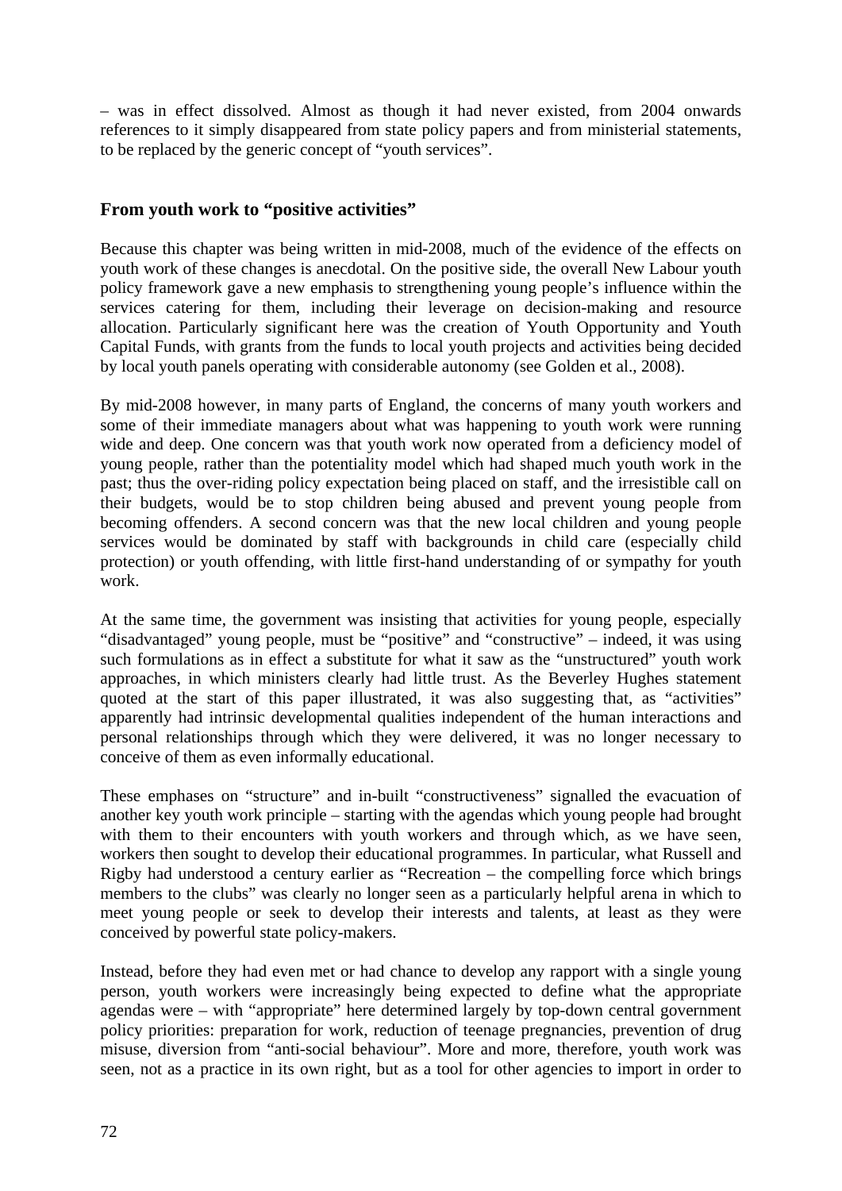– was in effect dissolved. Almost as though it had never existed, from 2004 onwards references to it simply disappeared from state policy papers and from ministerial statements, to be replaced by the generic concept of "youth services".

## From youth work to "positive activities"

Because this chapter was being written in mid-2008, much of the evidence of the effects on youth work of these changes is anecdotal. On the positive side, the overall New Labour youth policy framework gave a new emphasis to strengthening young people's influence within the services catering for them, including their leverage on decision-making and resource allocation. Particularly significant here was the creation of Youth Opportunity and Youth Capital Funds, with grants from the funds to local youth projects and activities being decided by local youth panels operating with considerable autonomy (see Golden et al., 2008).

By mid-2008 however, in many parts of England, the concerns of many youth workers and some of their immediate managers about what was happening to youth work were running wide and deep. One concern was that youth work now operated from a deficiency model of young people, rather than the potentiality model which had shaped much youth work in the past; thus the over-riding policy expectation being placed on staff, and the irresistible call on their budgets, would be to stop children being abused and prevent young people from becoming offenders. A second concern was that the new local children and young people services would be dominated by staff with backgrounds in child care (especially child protection) or youth offending, with little first-hand understanding of or sympathy for youth work.

At the same time, the government was insisting that activities for young people, especially "disadvantaged" young people, must be "positive" and "constructive" – indeed, it was using such formulations as in effect a substitute for what it saw as the "unstructured" youth work approaches, in which ministers clearly had little trust. As the Beverley Hughes statement quoted at the start of this paper illustrated, it was also suggesting that, as "activities" apparently had intrinsic developmental qualities independent of the human interactions and personal relationships through which they were delivered, it was no longer necessary to conceive of them as even informally educational.

These emphases on "structure" and in-built "constructiveness" signalled the evacuation of another key youth work principle – starting with the agendas which young people had brought with them to their encounters with youth workers and through which, as we have seen, workers then sought to develop their educational programmes. In particular, what Russell and Rigby had understood a century earlier as "Recreation – the compelling force which brings members to the clubs" was clearly no longer seen as a particularly helpful arena in which to meet young people or seek to develop their interests and talents, at least as they were conceived by powerful state policy-makers.

Instead, before they had even met or had chance to develop any rapport with a single young person, youth workers were increasingly being expected to define what the appropriate agendas were – with "appropriate" here determined largely by top-down central government policy priorities: preparation for work, reduction of teenage pregnancies, prevention of drug misuse, diversion from "anti-social behaviour". More and more, therefore, youth work was seen, not as a practice in its own right, but as a tool for other agencies to import in order to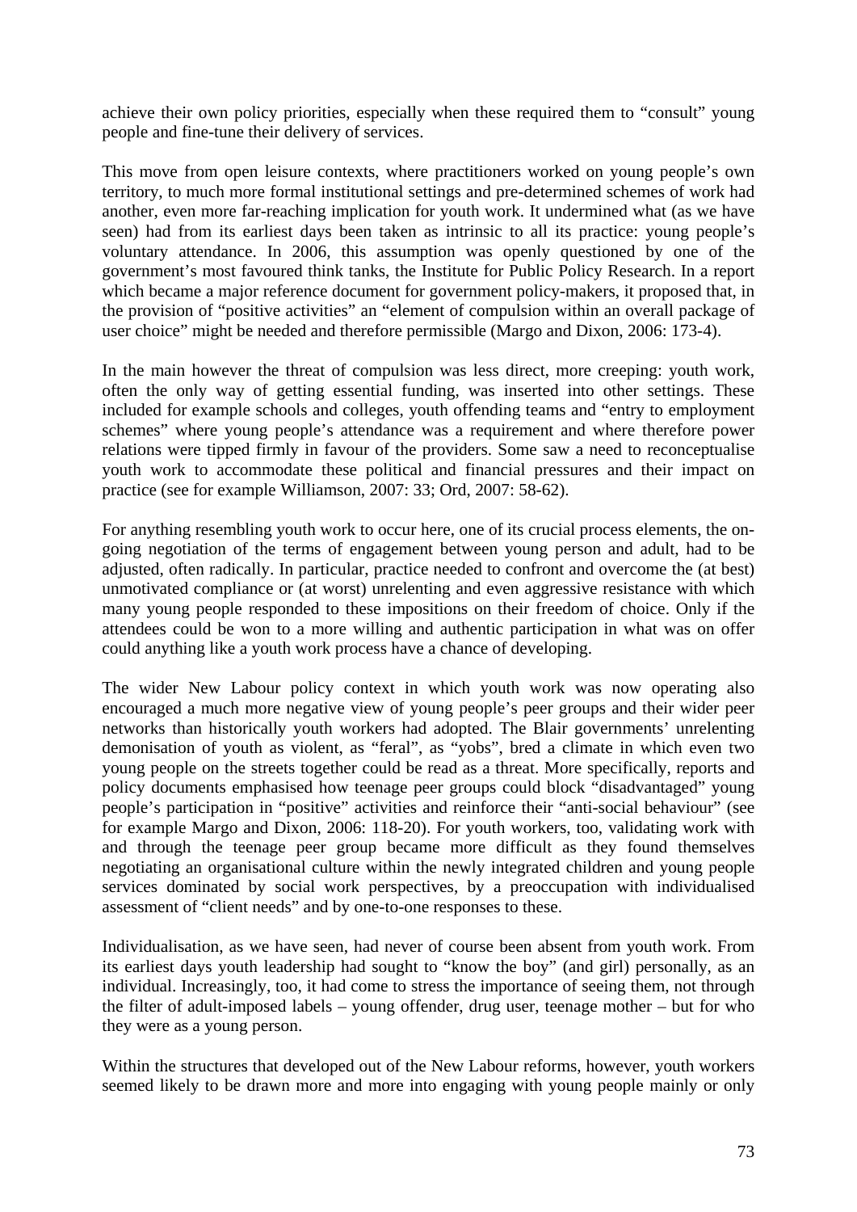achieve their own policy priorities, especially when these required them to "consult" young people and fine-tune their delivery of services.

This move from open leisure contexts, where practitioners worked on young people's own territory, to much more formal institutional settings and pre-determined schemes of work had another, even more far-reaching implication for youth work. It undermined what (as we have seen) had from its earliest days been taken as intrinsic to all its practice: young people's voluntary attendance. In 2006, this assumption was openly questioned by one of the government's most favoured think tanks, the Institute for Public Policy Research. In a report which became a major reference document for government policy-makers, it proposed that, in the provision of "positive activities" an "element of compulsion within an overall package of user choice" might be needed and therefore permissible (Margo and Dixon, 2006: 173-4).

In the main however the threat of compulsion was less direct, more creeping: youth work, often the only way of getting essential funding, was inserted into other settings. These included for example schools and colleges, youth offending teams and "entry to employment schemes" where young people's attendance was a requirement and where therefore power relations were tipped firmly in favour of the providers. Some saw a need to reconceptualise youth work to accommodate these political and financial pressures and their impact on practice (see for example Williamson, 2007: 33; Ord, 2007: 58-62).

For anything resembling youth work to occur here, one of its crucial process elements, the on-going negotiation of the terms of engagement between young person and adult, had to be adjusted, often radically. In particular, practice needed to confront and overcome the (at best) unmotivated compliance or (at worst) unrelenting and even aggressive resistance with which many young people responded to these impositions on their freedom of choice. Only if the attendees could be won to a more willing and authentic participation in what was on offer could anything like a youth work process have a chance of developing.

The wider New Labour policy context in which youth work was now operating also encouraged a much more negative view of young people's peer groups and their wider peer networks than historically youth workers had adopted. The Blair governments' unrelenting demonisation of youth as violent, as "feral", as "yobs", bred a climate in which even two young people on the streets together could be read as a threat. More specifically, reports and policy documents emphasised how teenage peer groups could block "disadvantaged" young people's participation in "positive" activities and reinforce their "anti-social behaviour" (see for example Margo and Dixon, 2006: 118-20). For youth workers, too, validating work with and through the teenage peer group became more difficult as they found themselves negotiating an organisational culture within the newly integrated children and young people services dominated by social work perspectives, by a preoccupation with individualised assessment of "client needs" and by one-to-one responses to these.

Individualisation, as we have seen, had never of course been absent from youth work. From its earliest days youth leadership had sought to "know the boy" (and girl) personally, as an individual. Increasingly, too, it had come to stress the importance of seeing them, not through the filter of adult-imposed labels – young offender, drug user, teenage mother – but for who they were as a young person.

Within the structures that developed out of the New Labour reforms, however, youth workers seemed likely to be drawn more and more into engaging with young people mainly or only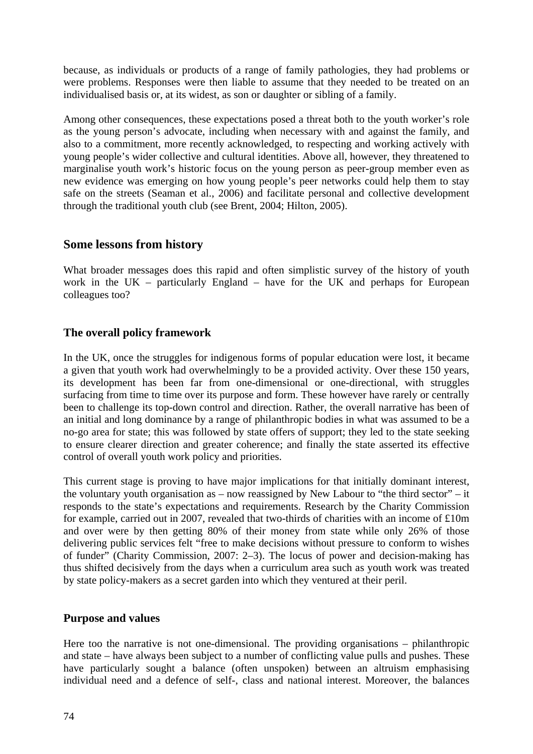because, as individuals or products of a range of family pathologies, they had problems or were problems. Responses were then liable to assume that they needed to be treated on an individualised basis or, at its widest, as son or daughter or sibling of a family.

Among other consequences, these expectations posed a threat both to the youth worker's role as the young person's advocate, including when necessary with and against the family, and also to a commitment, more recently acknowledged, to respecting and working actively with young people's wider collective and cultural identities. Above all, however, they threatened to marginalise youth work's historic focus on the young person as peer-group member even as new evidence was emerging on how young people's peer networks could help them to stay safe on the streets (Seaman et al., 2006) and facilitate personal and collective development through the traditional youth club (see Brent, 2004; Hilton, 2005).

## Some lessons from history

What broader messages does this rapid and often simplistic survey of the history of youth work in the UK – particularly England – have for the UK and perhaps for European colleagues too?

### The overall policy framework

In the UK, once the struggles for indigenous forms of popular education were lost, it became a given that youth work had overwhelmingly to be a provided activity. Over these 150 years, its development has been far from one-dimensional or one-directional, with struggles surfacing from time to time over its purpose and form. These however have rarely or centrally been to challenge its top-down control and direction. Rather, the overall narrative has been of an initial and long dominance by a range of philanthropic bodies in what was assumed to be a no-go area for state; this was followed by state offers of support; they led to the state seeking to ensure clearer direction and greater coherence; and finally the state asserted its effective control of overall youth work policy and priorities.

This current stage is proving to have major implications for that initially dominant interest, the voluntary youth organisation as – now reassigned by New Labour to "the third sector" – it responds to the state's expectations and requirements. Research by the Charity Commission for example, carried out in 2007, revealed that two-thirds of charities with an income of £10m and over were by then getting 80% of their money from state while only 26% of those delivering public services felt "free to make decisions without pressure to conform to wishes of funder" (Charity Commission, 2007: 2–3). The locus of power and decision-making has thus shifted decisively from the days when a curriculum area such as youth work was treated by state policy-makers as a secret garden into which they ventured at their peril.

### Purpose and values

Here too the narrative is not one-dimensional. The providing organisations – philanthropic and state – have always been subject to a number of conflicting value pulls and pushes. These have particularly sought a balance (often unspoken) between an altruism emphasising individual need and a defence of self-, class and national interest. Moreover, the balances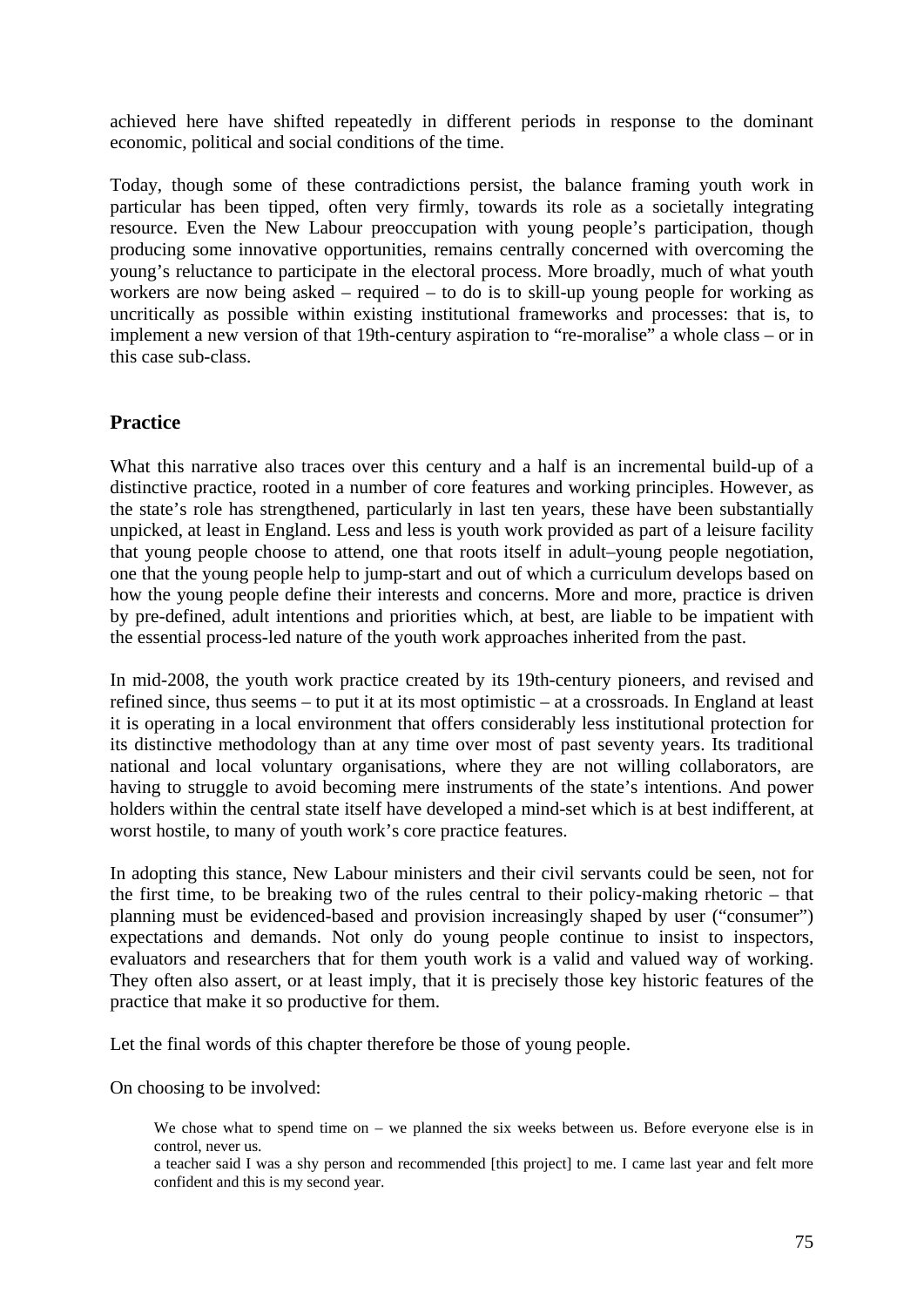achieved here have shifted repeatedly in different periods in response to the dominant economic, political and social conditions of the time.

Today, though some of these contradictions persist, the balance framing youth work in particular has been tipped, often very firmly, towards its role as a societally integrating resource. Even the New Labour preoccupation with young people's participation, though producing some innovative opportunities, remains centrally concerned with overcoming the young's reluctance to participate in the electoral process. More broadly, much of what youth workers are now being asked – required – to do is to skill-up young people for working as uncritically as possible within existing institutional frameworks and processes: that is, to implement a new version of that 19th-century aspiration to "re-moralise" a whole class – or in this case sub-class.

## Practice

What this narrative also traces over this century and a half is an incremental build-up of a distinctive practice, rooted in a number of core features and working principles. However, as the state's role has strengthened, particularly in last ten years, these have been substantially unpicked, at least in England. Less and less is youth work provided as part of a leisure facility that young people choose to attend, one that roots itself in adult–young people negotiation, one that the young people help to jump-start and out of which a curriculum develops based on how the young people define their interests and concerns. More and more, practice is driven by pre-defined, adult intentions and priorities which, at best, are liable to be impatient with the essential process-led nature of the youth work approaches inherited from the past.

In mid-2008, the youth work practice created by its 19th-century pioneers, and revised and refined since, thus seems – to put it at its most optimistic – at a crossroads. In England at least it is operating in a local environment that offers considerably less institutional protection for its distinctive methodology than at any time over most of past seventy years. Its traditional national and local voluntary organisations, where they are not willing collaborators, are having to struggle to avoid becoming mere instruments of the state's intentions. And power holders within the central state itself have developed a mind-set which is at best indifferent, at worst hostile, to many of youth work's core practice features.

In adopting this stance, New Labour ministers and their civil servants could be seen, not for the first time, to be breaking two of the rules central to their policy-making rhetoric – that planning must be evidenced-based and provision increasingly shaped by user ("consumer") expectations and demands. Not only do young people continue to insist to inspectors, evaluators and researchers that for them youth work is a valid and valued way of working. They often also assert, or at least imply, that it is precisely those key historic features of the practice that make it so productive for them.

Let the final words of this chapter therefore be those of young people.

On choosing to be involved:

> We chose what to spend time on – we planned the six weeks between us. Before everyone else is in control, never us.
>
> a teacher said I was a shy person and recommended [this project] to me. I came last year and felt more confident and this is my second year.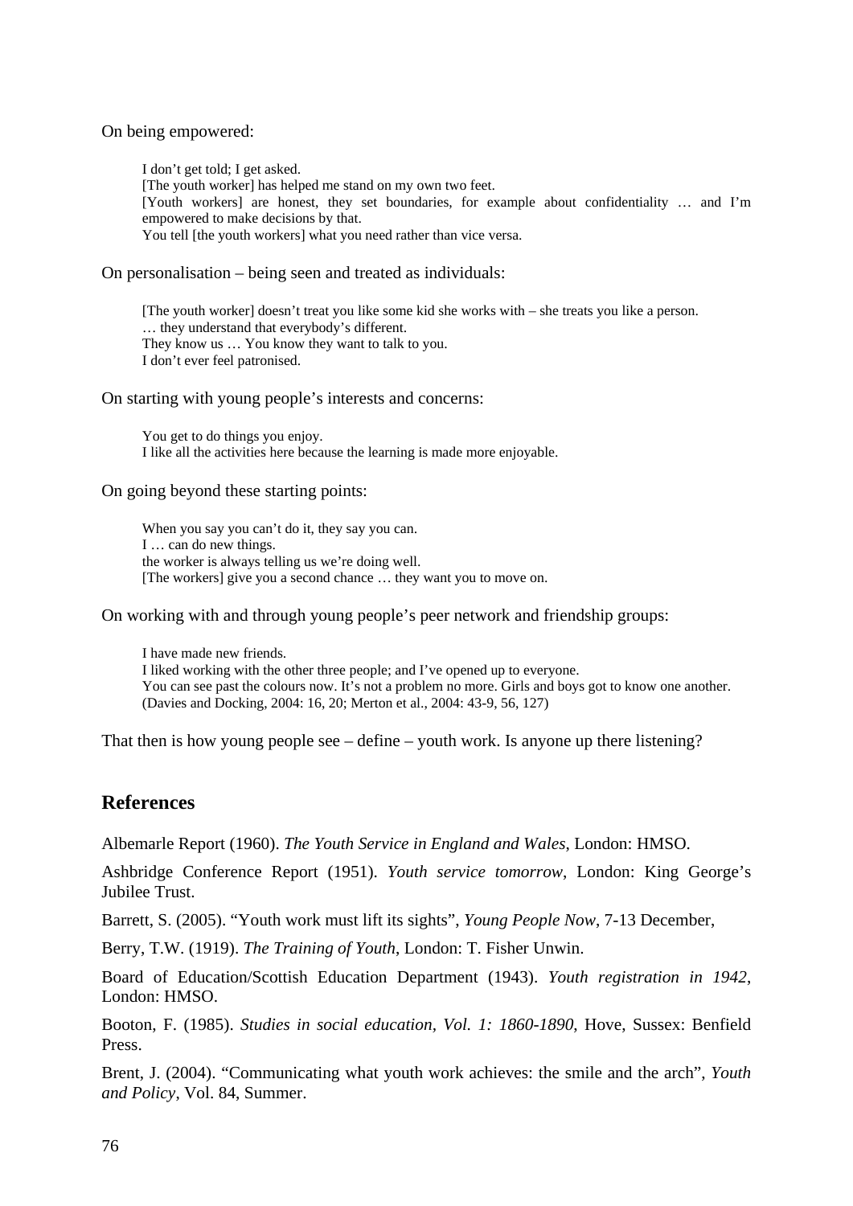On being empowered:

> I don't get told; I get asked.
> [The youth worker] has helped me stand on my own two feet.
> [Youth workers] are honest, they set boundaries, for example about confidentiality … and I'm empowered to make decisions by that.
> You tell [the youth workers] what you need rather than vice versa.

On personalisation – being seen and treated as individuals:

> [The youth worker] doesn't treat you like some kid she works with – she treats you like a person.
> … they understand that everybody's different.
> They know us … You know they want to talk to you.
> I don't ever feel patronised.

On starting with young people's interests and concerns:

> You get to do things you enjoy.
> I like all the activities here because the learning is made more enjoyable.

On going beyond these starting points:

> When you say you can't do it, they say you can.
> I … can do new things.
> the worker is always telling us we're doing well.
> [The workers] give you a second chance … they want you to move on.

On working with and through young people's peer network and friendship groups:

> I have made new friends.
> I liked working with the other three people; and I've opened up to everyone.
> You can see past the colours now. It's not a problem no more. Girls and boys got to know one another.
> (Davies and Docking, 2004: 16, 20; Merton et al., 2004: 43-9, 56, 127)

That then is how young people see – define – youth work. Is anyone up there listening?

## References

Albemarle Report (1960). *The Youth Service in England and Wales*, London: HMSO.

Ashbridge Conference Report (1951). *Youth service tomorrow*, London: King George's Jubilee Trust.

Barrett, S. (2005). "Youth work must lift its sights", *Young People Now*, 7-13 December,

Berry, T.W. (1919). *The Training of Youth*, London: T. Fisher Unwin.

Board of Education/Scottish Education Department (1943). *Youth registration in 1942*, London: HMSO.

Booton, F. (1985). *Studies in social education, Vol. 1: 1860-1890*, Hove, Sussex: Benfield Press.

Brent, J. (2004). "Communicating what youth work achieves: the smile and the arch", *Youth and Policy*, Vol. 84, Summer.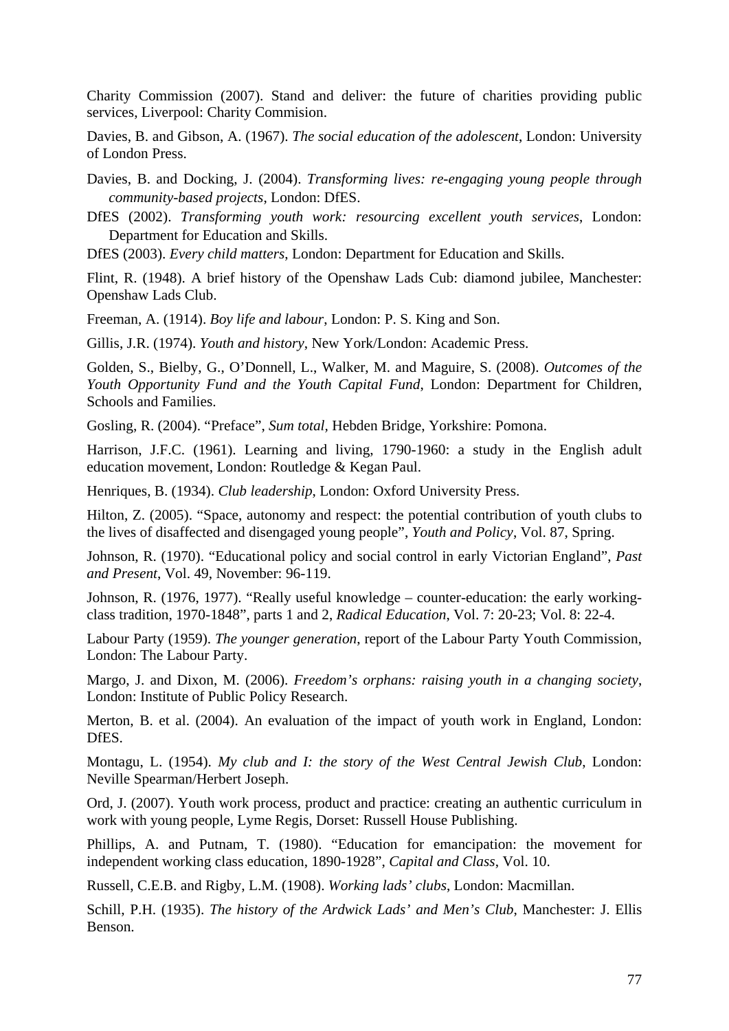Charity Commission (2007). Stand and deliver: the future of charities providing public services, Liverpool: Charity Commision.

Davies, B. and Gibson, A. (1967). *The social education of the adolescent*, London: University of London Press.

Davies, B. and Docking, J. (2004). *Transforming lives: re-engaging young people through community-based projects*, London: DfES.

DfES (2002). *Transforming youth work: resourcing excellent youth services*, London: Department for Education and Skills.

DfES (2003). *Every child matters,* London: Department for Education and Skills.

Flint, R. (1948). A brief history of the Openshaw Lads Cub: diamond jubilee, Manchester: Openshaw Lads Club.

Freeman, A. (1914). *Boy life and labour*, London: P. S. King and Son.

Gillis, J.R. (1974). *Youth and history*, New York/London: Academic Press.

Golden, S., Bielby, G., O'Donnell, L., Walker, M. and Maguire, S. (2008). *Outcomes of the Youth Opportunity Fund and the Youth Capital Fund*, London: Department for Children, Schools and Families.

Gosling, R. (2004). "Preface", *Sum total*, Hebden Bridge, Yorkshire: Pomona.

Harrison, J.F.C. (1961). Learning and living, 1790-1960: a study in the English adult education movement, London: Routledge & Kegan Paul.

Henriques, B. (1934). *Club leadership*, London: Oxford University Press.

Hilton, Z. (2005). "Space, autonomy and respect: the potential contribution of youth clubs to the lives of disaffected and disengaged young people", *Youth and Policy*, Vol. 87, Spring.

Johnson, R. (1970). "Educational policy and social control in early Victorian England", *Past and Present*, Vol. 49, November: 96-119.

Johnson, R. (1976, 1977). "Really useful knowledge – counter-education: the early working-class tradition, 1970-1848", parts 1 and 2, *Radical Education*, Vol. 7: 20-23; Vol. 8: 22-4.

Labour Party (1959). *The younger generation*, report of the Labour Party Youth Commission, London: The Labour Party.

Margo, J. and Dixon, M. (2006). *Freedom's orphans: raising youth in a changing society*, London: Institute of Public Policy Research.

Merton, B. et al. (2004). An evaluation of the impact of youth work in England, London: DfES.

Montagu, L. (1954). *My club and I: the story of the West Central Jewish Club*, London: Neville Spearman/Herbert Joseph.

Ord, J. (2007). Youth work process, product and practice: creating an authentic curriculum in work with young people, Lyme Regis, Dorset: Russell House Publishing.

Phillips, A. and Putnam, T. (1980). "Education for emancipation: the movement for independent working class education, 1890-1928", *Capital and Class*, Vol. 10.

Russell, C.E.B. and Rigby, L.M. (1908). *Working lads' clubs*, London: Macmillan.

Schill, P.H. (1935). *The history of the Ardwick Lads' and Men's Club*, Manchester: J. Ellis Benson.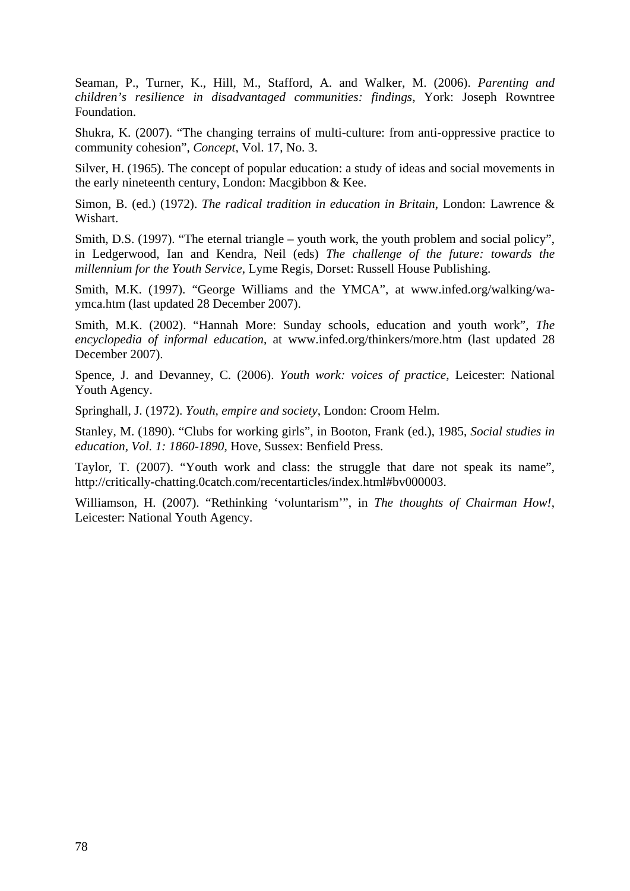Seaman, P., Turner, K., Hill, M., Stafford, A. and Walker, M. (2006). *Parenting and children's resilience in disadvantaged communities: findings*, York: Joseph Rowntree Foundation.

Shukra, K. (2007). "The changing terrains of multi-culture: from anti-oppressive practice to community cohesion", *Concept*, Vol. 17, No. 3.

Silver, H. (1965). The concept of popular education: a study of ideas and social movements in the early nineteenth century, London: Macgibbon & Kee.

Simon, B. (ed.) (1972). *The radical tradition in education in Britain*, London: Lawrence & Wishart.

Smith, D.S. (1997). "The eternal triangle – youth work, the youth problem and social policy", in Ledgerwood, Ian and Kendra, Neil (eds) *The challenge of the future: towards the millennium for the Youth Service*, Lyme Regis, Dorset: Russell House Publishing.

Smith, M.K. (1997). "George Williams and the YMCA", at www.infed.org/walking/wa-ymca.htm (last updated 28 December 2007).

Smith, M.K. (2002). "Hannah More: Sunday schools, education and youth work", *The encyclopedia of informal education*, at www.infed.org/thinkers/more.htm (last updated 28 December 2007).

Spence, J. and Devanney, C. (2006). *Youth work: voices of practice*, Leicester: National Youth Agency.

Springhall, J. (1972). *Youth, empire and society*, London: Croom Helm.

Stanley, M. (1890). "Clubs for working girls", in Booton, Frank (ed.), 1985, *Social studies in education, Vol. 1: 1860-1890*, Hove, Sussex: Benfield Press.

Taylor, T. (2007). "Youth work and class: the struggle that dare not speak its name", http://critically-chatting.0catch.com/recentarticles/index.html#bv000003.

Williamson, H. (2007). "Rethinking 'voluntarism'", in *The thoughts of Chairman How!*, Leicester: National Youth Agency.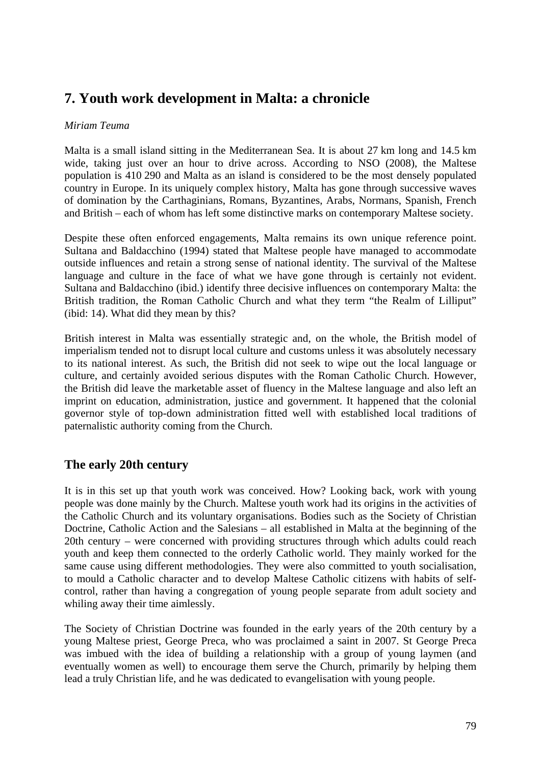## 7. Youth work development in Malta: a chronicle

*Miriam Teuma*

Malta is a small island sitting in the Mediterranean Sea. It is about 27 km long and 14.5 km wide, taking just over an hour to drive across. According to NSO (2008), the Maltese population is 410 290 and Malta as an island is considered to be the most densely populated country in Europe. In its uniquely complex history, Malta has gone through successive waves of domination by the Carthaginians, Romans, Byzantines, Arabs, Normans, Spanish, French and British – each of whom has left some distinctive marks on contemporary Maltese society.

Despite these often enforced engagements, Malta remains its own unique reference point. Sultana and Baldacchino (1994) stated that Maltese people have managed to accommodate outside influences and retain a strong sense of national identity. The survival of the Maltese language and culture in the face of what we have gone through is certainly not evident. Sultana and Baldacchino (ibid.) identify three decisive influences on contemporary Malta: the British tradition, the Roman Catholic Church and what they term "the Realm of Lilliput" (ibid: 14). What did they mean by this?

British interest in Malta was essentially strategic and, on the whole, the British model of imperialism tended not to disrupt local culture and customs unless it was absolutely necessary to its national interest. As such, the British did not seek to wipe out the local language or culture, and certainly avoided serious disputes with the Roman Catholic Church. However, the British did leave the marketable asset of fluency in the Maltese language and also left an imprint on education, administration, justice and government. It happened that the colonial governor style of top-down administration fitted well with established local traditions of paternalistic authority coming from the Church.

### The early 20th century

It is in this set up that youth work was conceived. How? Looking back, work with young people was done mainly by the Church. Maltese youth work had its origins in the activities of the Catholic Church and its voluntary organisations. Bodies such as the Society of Christian Doctrine, Catholic Action and the Salesians – all established in Malta at the beginning of the 20th century – were concerned with providing structures through which adults could reach youth and keep them connected to the orderly Catholic world. They mainly worked for the same cause using different methodologies. They were also committed to youth socialisation, to mould a Catholic character and to develop Maltese Catholic citizens with habits of self-control, rather than having a congregation of young people separate from adult society and whiling away their time aimlessly.

The Society of Christian Doctrine was founded in the early years of the 20th century by a young Maltese priest, George Preca, who was proclaimed a saint in 2007. St George Preca was imbued with the idea of building a relationship with a group of young laymen (and eventually women as well) to encourage them serve the Church, primarily by helping them lead a truly Christian life, and he was dedicated to evangelisation with young people.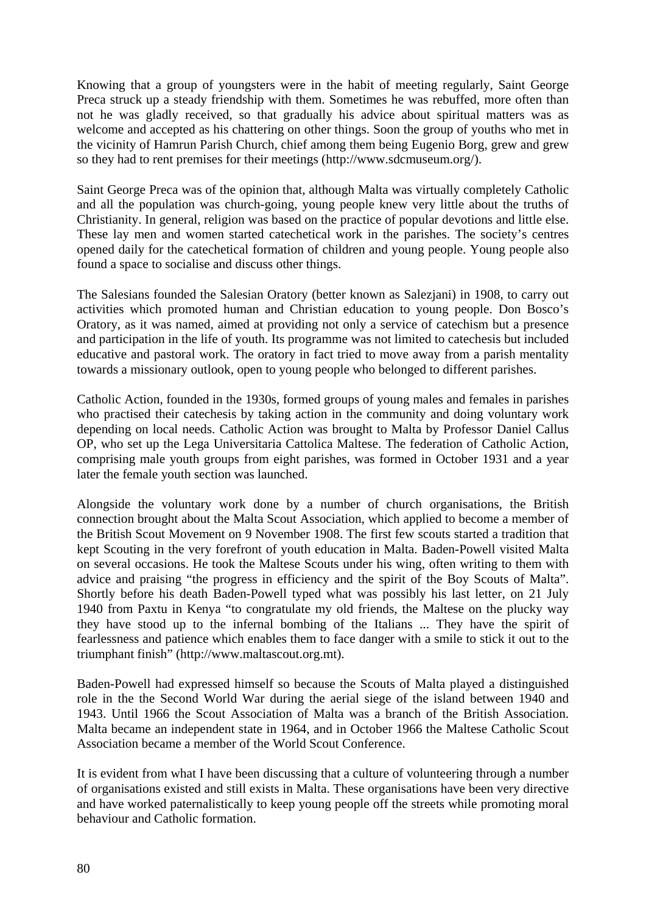Knowing that a group of youngsters were in the habit of meeting regularly, Saint George Preca struck up a steady friendship with them. Sometimes he was rebuffed, more often than not he was gladly received, so that gradually his advice about spiritual matters was as welcome and accepted as his chattering on other things. Soon the group of youths who met in the vicinity of Hamrun Parish Church, chief among them being Eugenio Borg, grew and grew so they had to rent premises for their meetings (http://www.sdcmuseum.org/).

Saint George Preca was of the opinion that, although Malta was virtually completely Catholic and all the population was church-going, young people knew very little about the truths of Christianity. In general, religion was based on the practice of popular devotions and little else. These lay men and women started catechetical work in the parishes. The society's centres opened daily for the catechetical formation of children and young people. Young people also found a space to socialise and discuss other things.

The Salesians founded the Salesian Oratory (better known as Salezjani) in 1908, to carry out activities which promoted human and Christian education to young people. Don Bosco's Oratory, as it was named, aimed at providing not only a service of catechism but a presence and participation in the life of youth. Its programme was not limited to catechesis but included educative and pastoral work. The oratory in fact tried to move away from a parish mentality towards a missionary outlook, open to young people who belonged to different parishes.

Catholic Action, founded in the 1930s, formed groups of young males and females in parishes who practised their catechesis by taking action in the community and doing voluntary work depending on local needs. Catholic Action was brought to Malta by Professor Daniel Callus OP, who set up the Lega Universitaria Cattolica Maltese. The federation of Catholic Action, comprising male youth groups from eight parishes, was formed in October 1931 and a year later the female youth section was launched.

Alongside the voluntary work done by a number of church organisations, the British connection brought about the Malta Scout Association, which applied to become a member of the British Scout Movement on 9 November 1908. The first few scouts started a tradition that kept Scouting in the very forefront of youth education in Malta. Baden-Powell visited Malta on several occasions. He took the Maltese Scouts under his wing, often writing to them with advice and praising "the progress in efficiency and the spirit of the Boy Scouts of Malta". Shortly before his death Baden-Powell typed what was possibly his last letter, on 21 July 1940 from Paxtu in Kenya "to congratulate my old friends, the Maltese on the plucky way they have stood up to the infernal bombing of the Italians ... They have the spirit of fearlessness and patience which enables them to face danger with a smile to stick it out to the triumphant finish" (http://www.maltascout.org.mt).

Baden-Powell had expressed himself so because the Scouts of Malta played a distinguished role in the the Second World War during the aerial siege of the island between 1940 and 1943. Until 1966 the Scout Association of Malta was a branch of the British Association. Malta became an independent state in 1964, and in October 1966 the Maltese Catholic Scout Association became a member of the World Scout Conference.

It is evident from what I have been discussing that a culture of volunteering through a number of organisations existed and still exists in Malta. These organisations have been very directive and have worked paternalistically to keep young people off the streets while promoting moral behaviour and Catholic formation.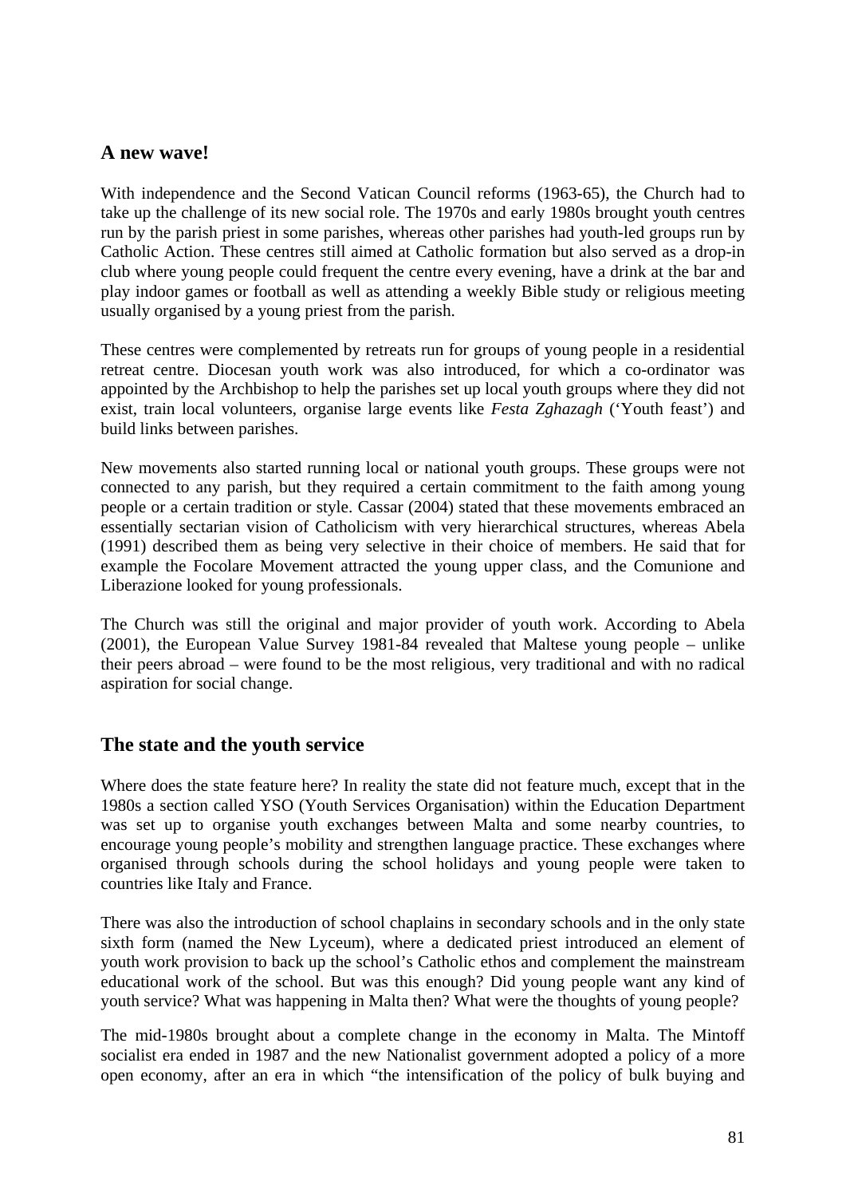## A new wave!

With independence and the Second Vatican Council reforms (1963-65), the Church had to take up the challenge of its new social role. The 1970s and early 1980s brought youth centres run by the parish priest in some parishes, whereas other parishes had youth-led groups run by Catholic Action. These centres still aimed at Catholic formation but also served as a drop-in club where young people could frequent the centre every evening, have a drink at the bar and play indoor games or football as well as attending a weekly Bible study or religious meeting usually organised by a young priest from the parish.

These centres were complemented by retreats run for groups of young people in a residential retreat centre. Diocesan youth work was also introduced, for which a co-ordinator was appointed by the Archbishop to help the parishes set up local youth groups where they did not exist, train local volunteers, organise large events like *Festa Zghazagh* ('Youth feast') and build links between parishes.

New movements also started running local or national youth groups. These groups were not connected to any parish, but they required a certain commitment to the faith among young people or a certain tradition or style. Cassar (2004) stated that these movements embraced an essentially sectarian vision of Catholicism with very hierarchical structures, whereas Abela (1991) described them as being very selective in their choice of members. He said that for example the Focolare Movement attracted the young upper class, and the Comunione and Liberazione looked for young professionals.

The Church was still the original and major provider of youth work. According to Abela (2001), the European Value Survey 1981-84 revealed that Maltese young people – unlike their peers abroad – were found to be the most religious, very traditional and with no radical aspiration for social change.

## The state and the youth service

Where does the state feature here? In reality the state did not feature much, except that in the 1980s a section called YSO (Youth Services Organisation) within the Education Department was set up to organise youth exchanges between Malta and some nearby countries, to encourage young people's mobility and strengthen language practice. These exchanges where organised through schools during the school holidays and young people were taken to countries like Italy and France.

There was also the introduction of school chaplains in secondary schools and in the only state sixth form (named the New Lyceum), where a dedicated priest introduced an element of youth work provision to back up the school's Catholic ethos and complement the mainstream educational work of the school. But was this enough? Did young people want any kind of youth service? What was happening in Malta then? What were the thoughts of young people?

The mid-1980s brought about a complete change in the economy in Malta. The Mintoff socialist era ended in 1987 and the new Nationalist government adopted a policy of a more open economy, after an era in which "the intensification of the policy of bulk buying and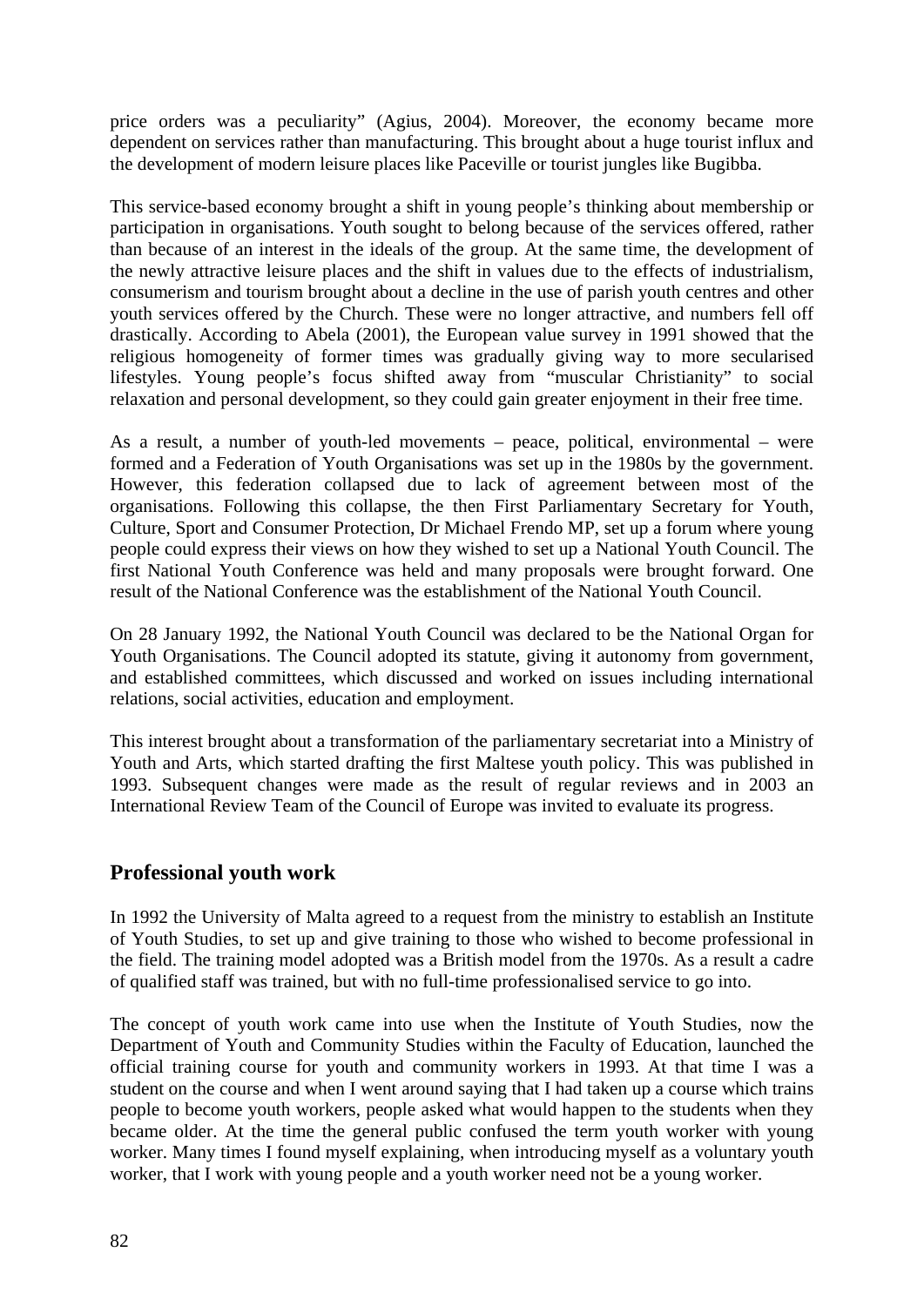price orders was a peculiarity" (Agius, 2004). Moreover, the economy became more dependent on services rather than manufacturing. This brought about a huge tourist influx and the development of modern leisure places like Paceville or tourist jungles like Bugibba.

This service-based economy brought a shift in young people's thinking about membership or participation in organisations. Youth sought to belong because of the services offered, rather than because of an interest in the ideals of the group. At the same time, the development of the newly attractive leisure places and the shift in values due to the effects of industrialism, consumerism and tourism brought about a decline in the use of parish youth centres and other youth services offered by the Church. These were no longer attractive, and numbers fell off drastically. According to Abela (2001), the European value survey in 1991 showed that the religious homogeneity of former times was gradually giving way to more secularised lifestyles. Young people's focus shifted away from "muscular Christianity" to social relaxation and personal development, so they could gain greater enjoyment in their free time.

As a result, a number of youth-led movements – peace, political, environmental – were formed and a Federation of Youth Organisations was set up in the 1980s by the government. However, this federation collapsed due to lack of agreement between most of the organisations. Following this collapse, the then First Parliamentary Secretary for Youth, Culture, Sport and Consumer Protection, Dr Michael Frendo MP, set up a forum where young people could express their views on how they wished to set up a National Youth Council. The first National Youth Conference was held and many proposals were brought forward. One result of the National Conference was the establishment of the National Youth Council.

On 28 January 1992, the National Youth Council was declared to be the National Organ for Youth Organisations. The Council adopted its statute, giving it autonomy from government, and established committees, which discussed and worked on issues including international relations, social activities, education and employment.

This interest brought about a transformation of the parliamentary secretariat into a Ministry of Youth and Arts, which started drafting the first Maltese youth policy. This was published in 1993. Subsequent changes were made as the result of regular reviews and in 2003 an International Review Team of the Council of Europe was invited to evaluate its progress.

## Professional youth work

In 1992 the University of Malta agreed to a request from the ministry to establish an Institute of Youth Studies, to set up and give training to those who wished to become professional in the field. The training model adopted was a British model from the 1970s. As a result a cadre of qualified staff was trained, but with no full-time professionalised service to go into.

The concept of youth work came into use when the Institute of Youth Studies, now the Department of Youth and Community Studies within the Faculty of Education, launched the official training course for youth and community workers in 1993. At that time I was a student on the course and when I went around saying that I had taken up a course which trains people to become youth workers, people asked what would happen to the students when they became older. At the time the general public confused the term youth worker with young worker. Many times I found myself explaining, when introducing myself as a voluntary youth worker, that I work with young people and a youth worker need not be a young worker.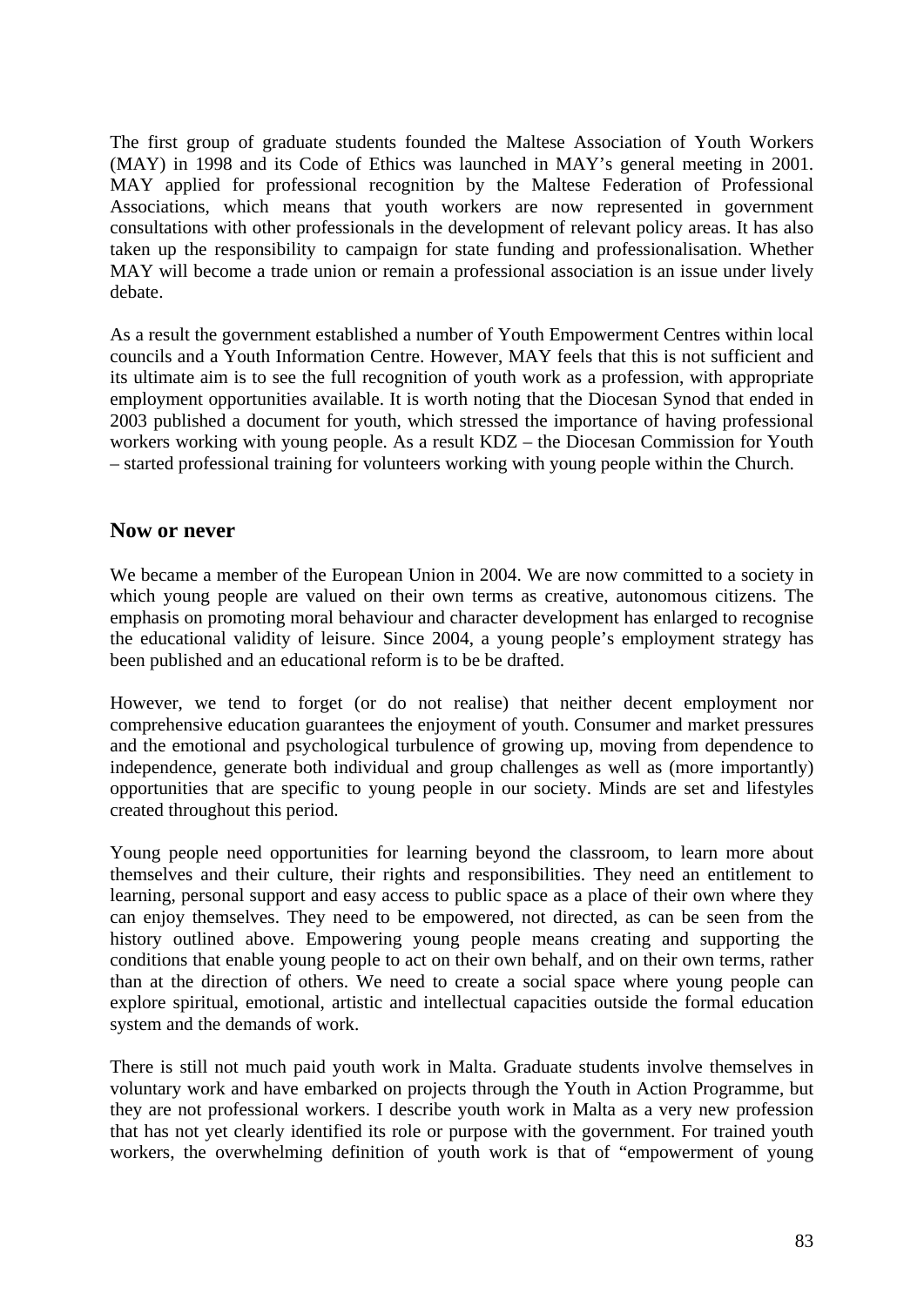The first group of graduate students founded the Maltese Association of Youth Workers (MAY) in 1998 and its Code of Ethics was launched in MAY's general meeting in 2001. MAY applied for professional recognition by the Maltese Federation of Professional Associations, which means that youth workers are now represented in government consultations with other professionals in the development of relevant policy areas. It has also taken up the responsibility to campaign for state funding and professionalisation. Whether MAY will become a trade union or remain a professional association is an issue under lively debate.

As a result the government established a number of Youth Empowerment Centres within local councils and a Youth Information Centre. However, MAY feels that this is not sufficient and its ultimate aim is to see the full recognition of youth work as a profession, with appropriate employment opportunities available. It is worth noting that the Diocesan Synod that ended in 2003 published a document for youth, which stressed the importance of having professional workers working with young people. As a result KDZ – the Diocesan Commission for Youth – started professional training for volunteers working with young people within the Church.

## Now or never

We became a member of the European Union in 2004. We are now committed to a society in which young people are valued on their own terms as creative, autonomous citizens. The emphasis on promoting moral behaviour and character development has enlarged to recognise the educational validity of leisure. Since 2004, a young people's employment strategy has been published and an educational reform is to be be drafted.

However, we tend to forget (or do not realise) that neither decent employment nor comprehensive education guarantees the enjoyment of youth. Consumer and market pressures and the emotional and psychological turbulence of growing up, moving from dependence to independence, generate both individual and group challenges as well as (more importantly) opportunities that are specific to young people in our society. Minds are set and lifestyles created throughout this period.

Young people need opportunities for learning beyond the classroom, to learn more about themselves and their culture, their rights and responsibilities. They need an entitlement to learning, personal support and easy access to public space as a place of their own where they can enjoy themselves. They need to be empowered, not directed, as can be seen from the history outlined above. Empowering young people means creating and supporting the conditions that enable young people to act on their own behalf, and on their own terms, rather than at the direction of others. We need to create a social space where young people can explore spiritual, emotional, artistic and intellectual capacities outside the formal education system and the demands of work.

There is still not much paid youth work in Malta. Graduate students involve themselves in voluntary work and have embarked on projects through the Youth in Action Programme, but they are not professional workers. I describe youth work in Malta as a very new profession that has not yet clearly identified its role or purpose with the government. For trained youth workers, the overwhelming definition of youth work is that of "empowerment of young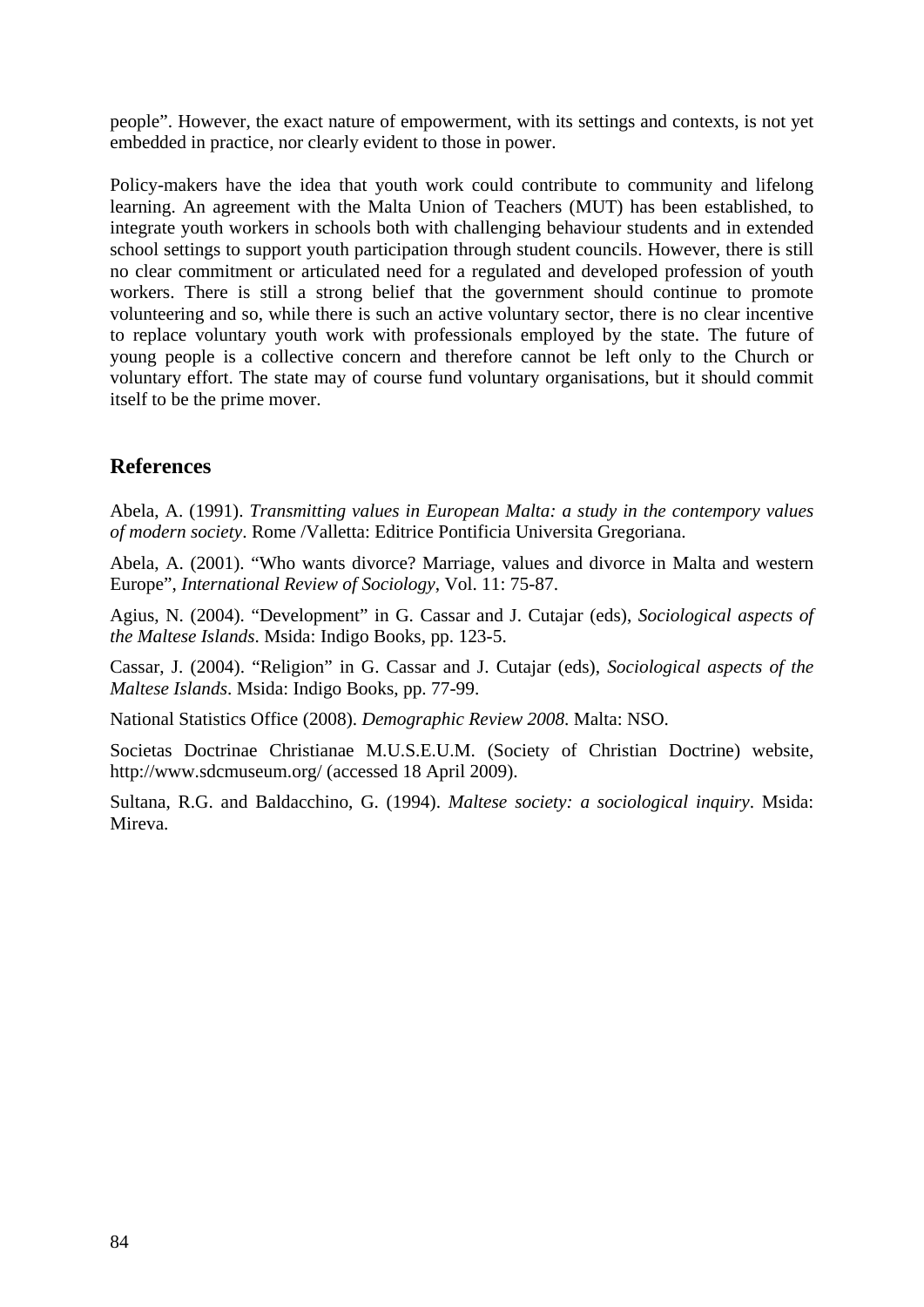people". However, the exact nature of empowerment, with its settings and contexts, is not yet embedded in practice, nor clearly evident to those in power.

Policy-makers have the idea that youth work could contribute to community and lifelong learning. An agreement with the Malta Union of Teachers (MUT) has been established, to integrate youth workers in schools both with challenging behaviour students and in extended school settings to support youth participation through student councils. However, there is still no clear commitment or articulated need for a regulated and developed profession of youth workers. There is still a strong belief that the government should continue to promote volunteering and so, while there is such an active voluntary sector, there is no clear incentive to replace voluntary youth work with professionals employed by the state. The future of young people is a collective concern and therefore cannot be left only to the Church or voluntary effort. The state may of course fund voluntary organisations, but it should commit itself to be the prime mover.

## References

Abela, A. (1991). *Transmitting values in European Malta: a study in the contempory values of modern society*. Rome /Valletta: Editrice Pontificia Universita Gregoriana.

Abela, A. (2001). "Who wants divorce? Marriage, values and divorce in Malta and western Europe", *International Review of Sociology*, Vol. 11: 75-87.

Agius, N. (2004). "Development" in G. Cassar and J. Cutajar (eds), *Sociological aspects of the Maltese Islands*. Msida: Indigo Books, pp. 123-5.

Cassar, J. (2004). "Religion" in G. Cassar and J. Cutajar (eds), *Sociological aspects of the Maltese Islands*. Msida: Indigo Books, pp. 77-99.

National Statistics Office (2008). *Demographic Review 2008*. Malta: NSO.

Societas Doctrinae Christianae M.U.S.E.U.M. (Society of Christian Doctrine) website, http://www.sdcmuseum.org/ (accessed 18 April 2009).

Sultana, R.G. and Baldacchino, G. (1994). *Maltese society: a sociological inquiry*. Msida: Mireva.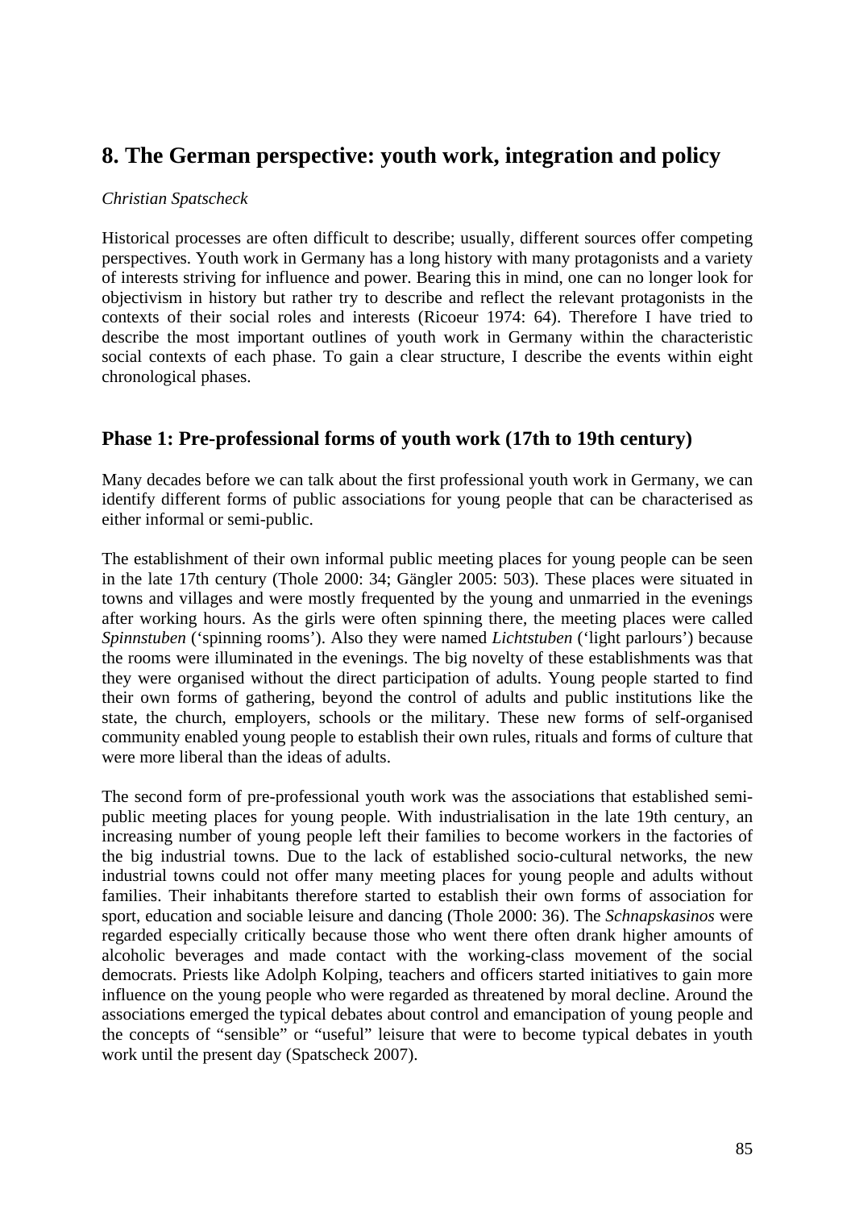## 8. The German perspective: youth work, integration and policy

*Christian Spatscheck*

Historical processes are often difficult to describe; usually, different sources offer competing perspectives. Youth work in Germany has a long history with many protagonists and a variety of interests striving for influence and power. Bearing this in mind, one can no longer look for objectivism in history but rather try to describe and reflect the relevant protagonists in the contexts of their social roles and interests (Ricoeur 1974: 64). Therefore I have tried to describe the most important outlines of youth work in Germany within the characteristic social contexts of each phase. To gain a clear structure, I describe the events within eight chronological phases.

### Phase 1: Pre-professional forms of youth work (17th to 19th century)

Many decades before we can talk about the first professional youth work in Germany, we can identify different forms of public associations for young people that can be characterised as either informal or semi-public.

The establishment of their own informal public meeting places for young people can be seen in the late 17th century (Thole 2000: 34; Gängler 2005: 503). These places were situated in towns and villages and were mostly frequented by the young and unmarried in the evenings after working hours. As the girls were often spinning there, the meeting places were called *Spinnstuben* ('spinning rooms'). Also they were named *Lichtstuben* ('light parlours') because the rooms were illuminated in the evenings. The big novelty of these establishments was that they were organised without the direct participation of adults. Young people started to find their own forms of gathering, beyond the control of adults and public institutions like the state, the church, employers, schools or the military. These new forms of self-organised community enabled young people to establish their own rules, rituals and forms of culture that were more liberal than the ideas of adults.

The second form of pre-professional youth work was the associations that established semi-public meeting places for young people. With industrialisation in the late 19th century, an increasing number of young people left their families to become workers in the factories of the big industrial towns. Due to the lack of established socio-cultural networks, the new industrial towns could not offer many meeting places for young people and adults without families. Their inhabitants therefore started to establish their own forms of association for sport, education and sociable leisure and dancing (Thole 2000: 36). The *Schnapskasinos* were regarded especially critically because those who went there often drank higher amounts of alcoholic beverages and made contact with the working-class movement of the social democrats. Priests like Adolph Kolping, teachers and officers started initiatives to gain more influence on the young people who were regarded as threatened by moral decline. Around the associations emerged the typical debates about control and emancipation of young people and the concepts of "sensible" or "useful" leisure that were to become typical debates in youth work until the present day (Spatscheck 2007).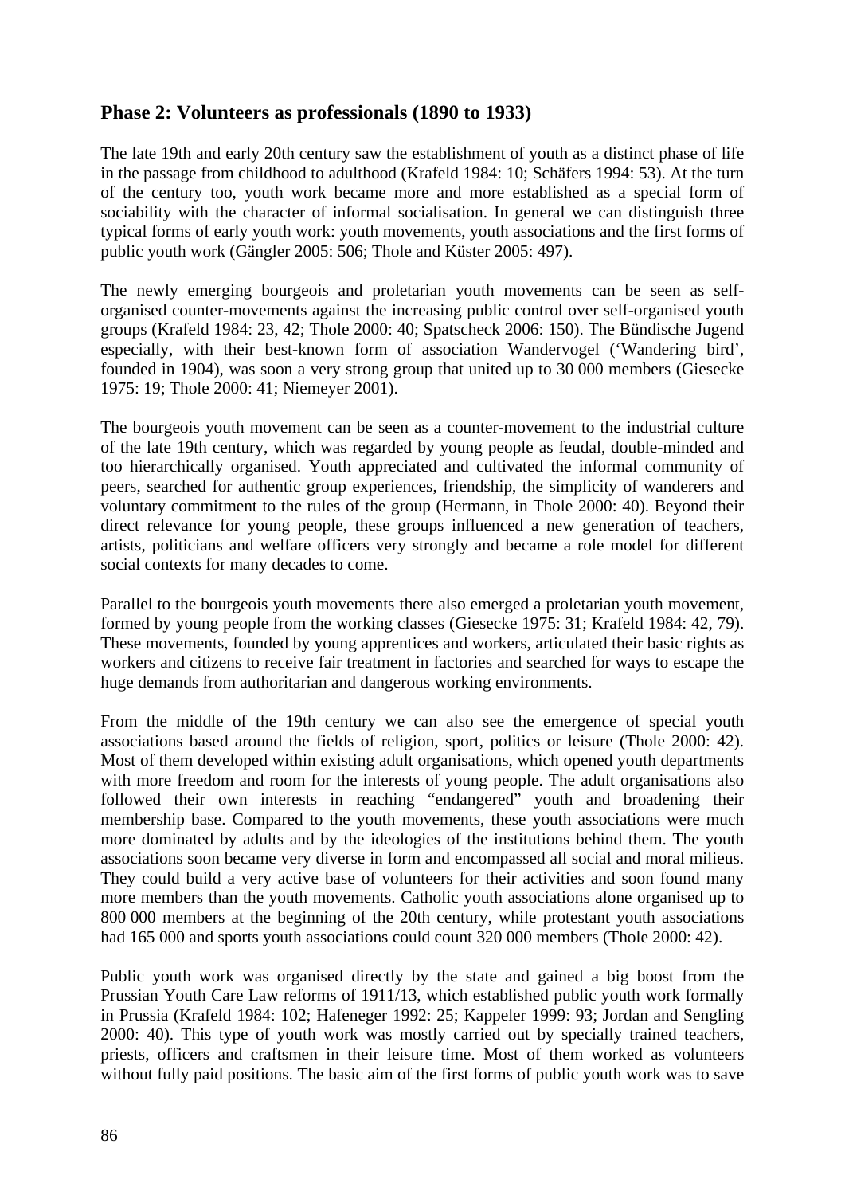## Phase 2: Volunteers as professionals (1890 to 1933)

The late 19th and early 20th century saw the establishment of youth as a distinct phase of life in the passage from childhood to adulthood (Krafeld 1984: 10; Schäfers 1994: 53). At the turn of the century too, youth work became more and more established as a special form of sociability with the character of informal socialisation. In general we can distinguish three typical forms of early youth work: youth movements, youth associations and the first forms of public youth work (Gängler 2005: 506; Thole and Küster 2005: 497).

The newly emerging bourgeois and proletarian youth movements can be seen as self-organised counter-movements against the increasing public control over self-organised youth groups (Krafeld 1984: 23, 42; Thole 2000: 40; Spatscheck 2006: 150). The Bündische Jugend especially, with their best-known form of association Wandervogel ('Wandering bird', founded in 1904), was soon a very strong group that united up to 30 000 members (Giesecke 1975: 19; Thole 2000: 41; Niemeyer 2001).

The bourgeois youth movement can be seen as a counter-movement to the industrial culture of the late 19th century, which was regarded by young people as feudal, double-minded and too hierarchically organised. Youth appreciated and cultivated the informal community of peers, searched for authentic group experiences, friendship, the simplicity of wanderers and voluntary commitment to the rules of the group (Hermann, in Thole 2000: 40). Beyond their direct relevance for young people, these groups influenced a new generation of teachers, artists, politicians and welfare officers very strongly and became a role model for different social contexts for many decades to come.

Parallel to the bourgeois youth movements there also emerged a proletarian youth movement, formed by young people from the working classes (Giesecke 1975: 31; Krafeld 1984: 42, 79). These movements, founded by young apprentices and workers, articulated their basic rights as workers and citizens to receive fair treatment in factories and searched for ways to escape the huge demands from authoritarian and dangerous working environments.

From the middle of the 19th century we can also see the emergence of special youth associations based around the fields of religion, sport, politics or leisure (Thole 2000: 42). Most of them developed within existing adult organisations, which opened youth departments with more freedom and room for the interests of young people. The adult organisations also followed their own interests in reaching "endangered" youth and broadening their membership base. Compared to the youth movements, these youth associations were much more dominated by adults and by the ideologies of the institutions behind them. The youth associations soon became very diverse in form and encompassed all social and moral milieus. They could build a very active base of volunteers for their activities and soon found many more members than the youth movements. Catholic youth associations alone organised up to 800 000 members at the beginning of the 20th century, while protestant youth associations had 165 000 and sports youth associations could count 320 000 members (Thole 2000: 42).

Public youth work was organised directly by the state and gained a big boost from the Prussian Youth Care Law reforms of 1911/13, which established public youth work formally in Prussia (Krafeld 1984: 102; Hafeneger 1992: 25; Kappeler 1999: 93; Jordan and Sengling 2000: 40). This type of youth work was mostly carried out by specially trained teachers, priests, officers and craftsmen in their leisure time. Most of them worked as volunteers without fully paid positions. The basic aim of the first forms of public youth work was to save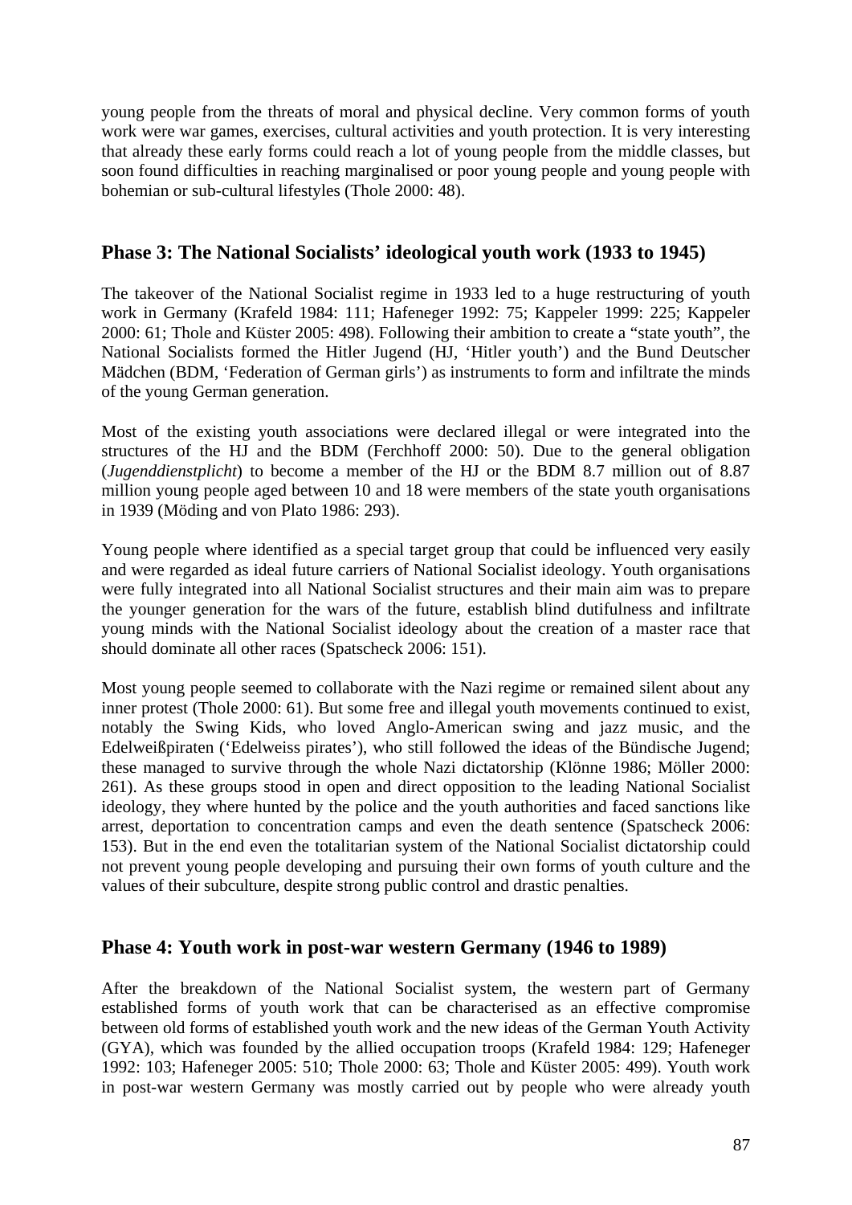young people from the threats of moral and physical decline. Very common forms of youth work were war games, exercises, cultural activities and youth protection. It is very interesting that already these early forms could reach a lot of young people from the middle classes, but soon found difficulties in reaching marginalised or poor young people and young people with bohemian or sub-cultural lifestyles (Thole 2000: 48).

## Phase 3: The National Socialists' ideological youth work (1933 to 1945)

The takeover of the National Socialist regime in 1933 led to a huge restructuring of youth work in Germany (Krafeld 1984: 111; Hafeneger 1992: 75; Kappeler 1999: 225; Kappeler 2000: 61; Thole and Küster 2005: 498). Following their ambition to create a "state youth", the National Socialists formed the Hitler Jugend (HJ, 'Hitler youth') and the Bund Deutscher Mädchen (BDM, 'Federation of German girls') as instruments to form and infiltrate the minds of the young German generation.

Most of the existing youth associations were declared illegal or were integrated into the structures of the HJ and the BDM (Ferchhoff 2000: 50). Due to the general obligation (*Jugenddienstplicht*) to become a member of the HJ or the BDM 8.7 million out of 8.87 million young people aged between 10 and 18 were members of the state youth organisations in 1939 (Möding and von Plato 1986: 293).

Young people where identified as a special target group that could be influenced very easily and were regarded as ideal future carriers of National Socialist ideology. Youth organisations were fully integrated into all National Socialist structures and their main aim was to prepare the younger generation for the wars of the future, establish blind dutifulness and infiltrate young minds with the National Socialist ideology about the creation of a master race that should dominate all other races (Spatscheck 2006: 151).

Most young people seemed to collaborate with the Nazi regime or remained silent about any inner protest (Thole 2000: 61). But some free and illegal youth movements continued to exist, notably the Swing Kids, who loved Anglo-American swing and jazz music, and the Edelweißpiraten ('Edelweiss pirates'), who still followed the ideas of the Bündische Jugend; these managed to survive through the whole Nazi dictatorship (Klönne 1986; Möller 2000: 261). As these groups stood in open and direct opposition to the leading National Socialist ideology, they where hunted by the police and the youth authorities and faced sanctions like arrest, deportation to concentration camps and even the death sentence (Spatscheck 2006: 153). But in the end even the totalitarian system of the National Socialist dictatorship could not prevent young people developing and pursuing their own forms of youth culture and the values of their subculture, despite strong public control and drastic penalties.

## Phase 4: Youth work in post-war western Germany (1946 to 1989)

After the breakdown of the National Socialist system, the western part of Germany established forms of youth work that can be characterised as an effective compromise between old forms of established youth work and the new ideas of the German Youth Activity (GYA), which was founded by the allied occupation troops (Krafeld 1984: 129; Hafeneger 1992: 103; Hafeneger 2005: 510; Thole 2000: 63; Thole and Küster 2005: 499). Youth work in post-war western Germany was mostly carried out by people who were already youth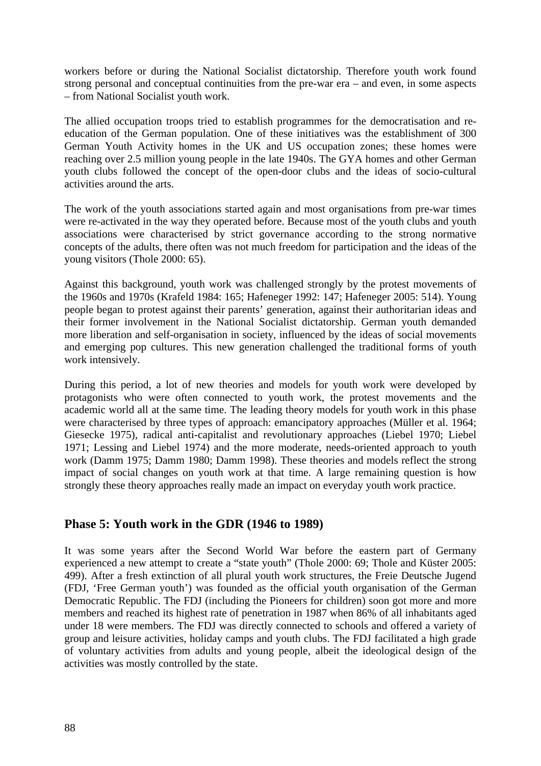workers before or during the National Socialist dictatorship. Therefore youth work found strong personal and conceptual continuities from the pre-war era – and even, in some aspects – from National Socialist youth work.

The allied occupation troops tried to establish programmes for the democratisation and re-education of the German population. One of these initiatives was the establishment of 300 German Youth Activity homes in the UK and US occupation zones; these homes were reaching over 2.5 million young people in the late 1940s. The GYA homes and other German youth clubs followed the concept of the open-door clubs and the ideas of socio-cultural activities around the arts.

The work of the youth associations started again and most organisations from pre-war times were re-activated in the way they operated before. Because most of the youth clubs and youth associations were characterised by strict governance according to the strong normative concepts of the adults, there often was not much freedom for participation and the ideas of the young visitors (Thole 2000: 65).

Against this background, youth work was challenged strongly by the protest movements of the 1960s and 1970s (Krafeld 1984: 165; Hafeneger 1992: 147; Hafeneger 2005: 514). Young people began to protest against their parents' generation, against their authoritarian ideas and their former involvement in the National Socialist dictatorship. German youth demanded more liberation and self-organisation in society, influenced by the ideas of social movements and emerging pop cultures. This new generation challenged the traditional forms of youth work intensively.

During this period, a lot of new theories and models for youth work were developed by protagonists who were often connected to youth work, the protest movements and the academic world all at the same time. The leading theory models for youth work in this phase were characterised by three types of approach: emancipatory approaches (Müller et al. 1964; Giesecke 1975), radical anti-capitalist and revolutionary approaches (Liebel 1970; Liebel 1971; Lessing and Liebel 1974) and the more moderate, needs-oriented approach to youth work (Damm 1975; Damm 1980; Damm 1998). These theories and models reflect the strong impact of social changes on youth work at that time. A large remaining question is how strongly these theory approaches really made an impact on everyday youth work practice.

## Phase 5: Youth work in the GDR (1946 to 1989)

It was some years after the Second World War before the eastern part of Germany experienced a new attempt to create a "state youth" (Thole 2000: 69; Thole and Küster 2005: 499). After a fresh extinction of all plural youth work structures, the Freie Deutsche Jugend (FDJ, 'Free German youth') was founded as the official youth organisation of the German Democratic Republic. The FDJ (including the Pioneers for children) soon got more and more members and reached its highest rate of penetration in 1987 when 86% of all inhabitants aged under 18 were members. The FDJ was directly connected to schools and offered a variety of group and leisure activities, holiday camps and youth clubs. The FDJ facilitated a high grade of voluntary activities from adults and young people, albeit the ideological design of the activities was mostly controlled by the state.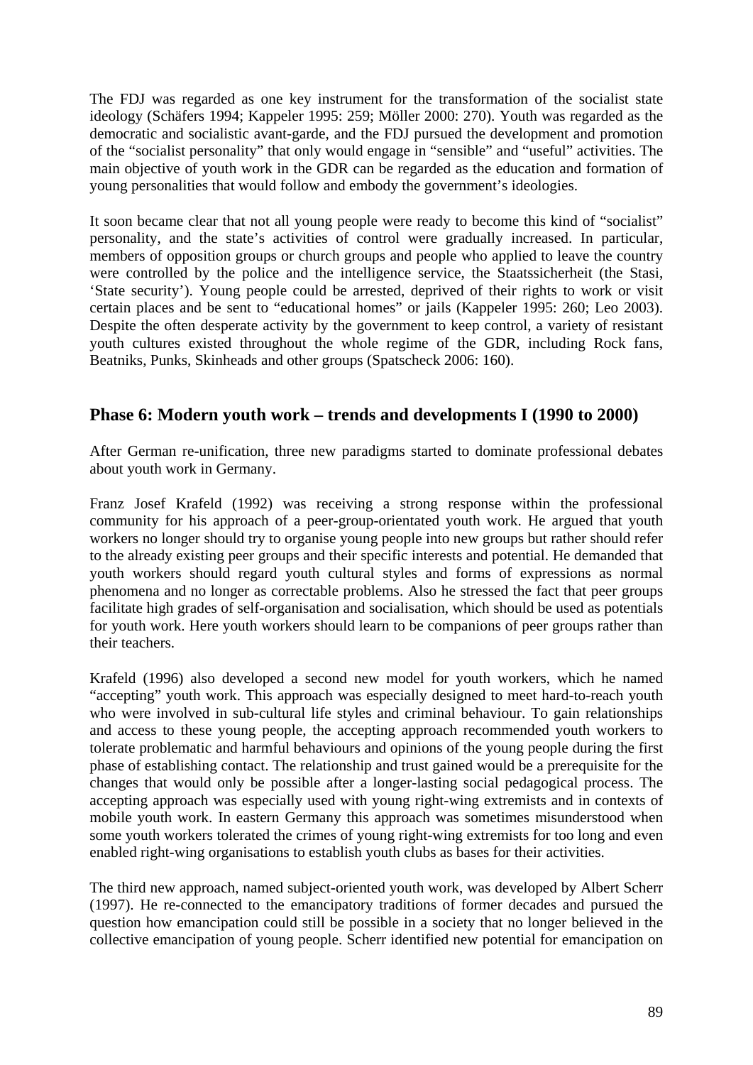The FDJ was regarded as one key instrument for the transformation of the socialist state ideology (Schäfers 1994; Kappeler 1995: 259; Möller 2000: 270). Youth was regarded as the democratic and socialistic avant-garde, and the FDJ pursued the development and promotion of the "socialist personality" that only would engage in "sensible" and "useful" activities. The main objective of youth work in the GDR can be regarded as the education and formation of young personalities that would follow and embody the government's ideologies.

It soon became clear that not all young people were ready to become this kind of "socialist" personality, and the state's activities of control were gradually increased. In particular, members of opposition groups or church groups and people who applied to leave the country were controlled by the police and the intelligence service, the Staatssicherheit (the Stasi, 'State security'). Young people could be arrested, deprived of their rights to work or visit certain places and be sent to "educational homes" or jails (Kappeler 1995: 260; Leo 2003). Despite the often desperate activity by the government to keep control, a variety of resistant youth cultures existed throughout the whole regime of the GDR, including Rock fans, Beatniks, Punks, Skinheads and other groups (Spatscheck 2006: 160).

## Phase 6: Modern youth work – trends and developments I (1990 to 2000)

After German re-unification, three new paradigms started to dominate professional debates about youth work in Germany.

Franz Josef Krafeld (1992) was receiving a strong response within the professional community for his approach of a peer-group-orientated youth work. He argued that youth workers no longer should try to organise young people into new groups but rather should refer to the already existing peer groups and their specific interests and potential. He demanded that youth workers should regard youth cultural styles and forms of expressions as normal phenomena and no longer as correctable problems. Also he stressed the fact that peer groups facilitate high grades of self-organisation and socialisation, which should be used as potentials for youth work. Here youth workers should learn to be companions of peer groups rather than their teachers.

Krafeld (1996) also developed a second new model for youth workers, which he named "accepting" youth work. This approach was especially designed to meet hard-to-reach youth who were involved in sub-cultural life styles and criminal behaviour. To gain relationships and access to these young people, the accepting approach recommended youth workers to tolerate problematic and harmful behaviours and opinions of the young people during the first phase of establishing contact. The relationship and trust gained would be a prerequisite for the changes that would only be possible after a longer-lasting social pedagogical process. The accepting approach was especially used with young right-wing extremists and in contexts of mobile youth work. In eastern Germany this approach was sometimes misunderstood when some youth workers tolerated the crimes of young right-wing extremists for too long and even enabled right-wing organisations to establish youth clubs as bases for their activities.

The third new approach, named subject-oriented youth work, was developed by Albert Scherr (1997). He re-connected to the emancipatory traditions of former decades and pursued the question how emancipation could still be possible in a society that no longer believed in the collective emancipation of young people. Scherr identified new potential for emancipation on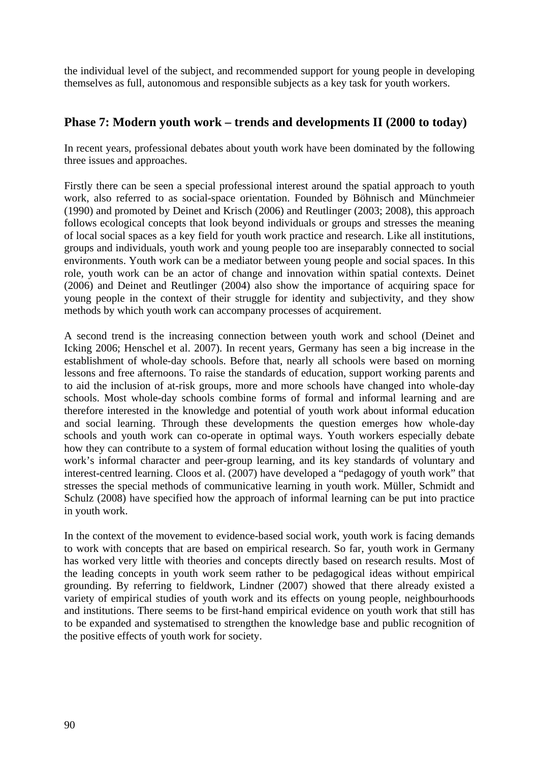the individual level of the subject, and recommended support for young people in developing themselves as full, autonomous and responsible subjects as a key task for youth workers.

## Phase 7: Modern youth work – trends and developments II (2000 to today)

In recent years, professional debates about youth work have been dominated by the following three issues and approaches.

Firstly there can be seen a special professional interest around the spatial approach to youth work, also referred to as social-space orientation. Founded by Böhnisch and Münchmeier (1990) and promoted by Deinet and Krisch (2006) and Reutlinger (2003; 2008), this approach follows ecological concepts that look beyond individuals or groups and stresses the meaning of local social spaces as a key field for youth work practice and research. Like all institutions, groups and individuals, youth work and young people too are inseparably connected to social environments. Youth work can be a mediator between young people and social spaces. In this role, youth work can be an actor of change and innovation within spatial contexts. Deinet (2006) and Deinet and Reutlinger (2004) also show the importance of acquiring space for young people in the context of their struggle for identity and subjectivity, and they show methods by which youth work can accompany processes of acquirement.

A second trend is the increasing connection between youth work and school (Deinet and Icking 2006; Henschel et al. 2007). In recent years, Germany has seen a big increase in the establishment of whole-day schools. Before that, nearly all schools were based on morning lessons and free afternoons. To raise the standards of education, support working parents and to aid the inclusion of at-risk groups, more and more schools have changed into whole-day schools. Most whole-day schools combine forms of formal and informal learning and are therefore interested in the knowledge and potential of youth work about informal education and social learning. Through these developments the question emerges how whole-day schools and youth work can co-operate in optimal ways. Youth workers especially debate how they can contribute to a system of formal education without losing the qualities of youth work's informal character and peer-group learning, and its key standards of voluntary and interest-centred learning. Cloos et al. (2007) have developed a "pedagogy of youth work" that stresses the special methods of communicative learning in youth work. Müller, Schmidt and Schulz (2008) have specified how the approach of informal learning can be put into practice in youth work.

In the context of the movement to evidence-based social work, youth work is facing demands to work with concepts that are based on empirical research. So far, youth work in Germany has worked very little with theories and concepts directly based on research results. Most of the leading concepts in youth work seem rather to be pedagogical ideas without empirical grounding. By referring to fieldwork, Lindner (2007) showed that there already existed a variety of empirical studies of youth work and its effects on young people, neighbourhoods and institutions. There seems to be first-hand empirical evidence on youth work that still has to be expanded and systematised to strengthen the knowledge base and public recognition of the positive effects of youth work for society.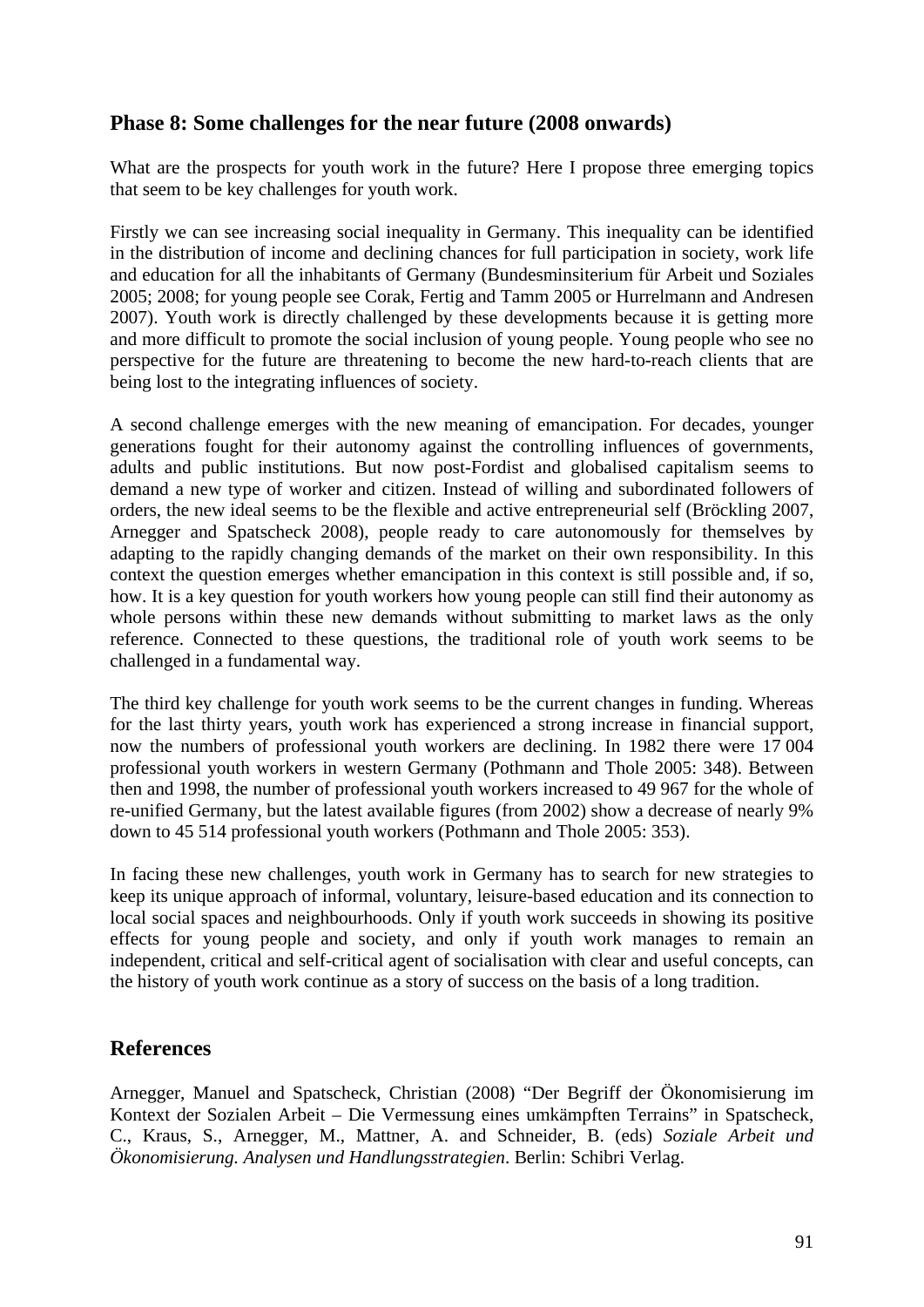## Phase 8: Some challenges for the near future (2008 onwards)

What are the prospects for youth work in the future? Here I propose three emerging topics that seem to be key challenges for youth work.

Firstly we can see increasing social inequality in Germany. This inequality can be identified in the distribution of income and declining chances for full participation in society, work life and education for all the inhabitants of Germany (Bundesminsiterium für Arbeit und Soziales 2005; 2008; for young people see Corak, Fertig and Tamm 2005 or Hurrelmann and Andresen 2007). Youth work is directly challenged by these developments because it is getting more and more difficult to promote the social inclusion of young people. Young people who see no perspective for the future are threatening to become the new hard-to-reach clients that are being lost to the integrating influences of society.

A second challenge emerges with the new meaning of emancipation. For decades, younger generations fought for their autonomy against the controlling influences of governments, adults and public institutions. But now post-Fordist and globalised capitalism seems to demand a new type of worker and citizen. Instead of willing and subordinated followers of orders, the new ideal seems to be the flexible and active entrepreneurial self (Bröckling 2007, Arnegger and Spatscheck 2008), people ready to care autonomously for themselves by adapting to the rapidly changing demands of the market on their own responsibility. In this context the question emerges whether emancipation in this context is still possible and, if so, how. It is a key question for youth workers how young people can still find their autonomy as whole persons within these new demands without submitting to market laws as the only reference. Connected to these questions, the traditional role of youth work seems to be challenged in a fundamental way.

The third key challenge for youth work seems to be the current changes in funding. Whereas for the last thirty years, youth work has experienced a strong increase in financial support, now the numbers of professional youth workers are declining. In 1982 there were 17 004 professional youth workers in western Germany (Pothmann and Thole 2005: 348). Between then and 1998, the number of professional youth workers increased to 49 967 for the whole of re-unified Germany, but the latest available figures (from 2002) show a decrease of nearly 9% down to 45 514 professional youth workers (Pothmann and Thole 2005: 353).

In facing these new challenges, youth work in Germany has to search for new strategies to keep its unique approach of informal, voluntary, leisure-based education and its connection to local social spaces and neighbourhoods. Only if youth work succeeds in showing its positive effects for young people and society, and only if youth work manages to remain an independent, critical and self-critical agent of socialisation with clear and useful concepts, can the history of youth work continue as a story of success on the basis of a long tradition.

## References

Arnegger, Manuel and Spatscheck, Christian (2008) "Der Begriff der Ökonomisierung im Kontext der Sozialen Arbeit – Die Vermessung eines umkämpften Terrains" in Spatscheck, C., Kraus, S., Arnegger, M., Mattner, A. and Schneider, B. (eds) *Soziale Arbeit und Ökonomisierung. Analysen und Handlungsstrategien*. Berlin: Schibri Verlag.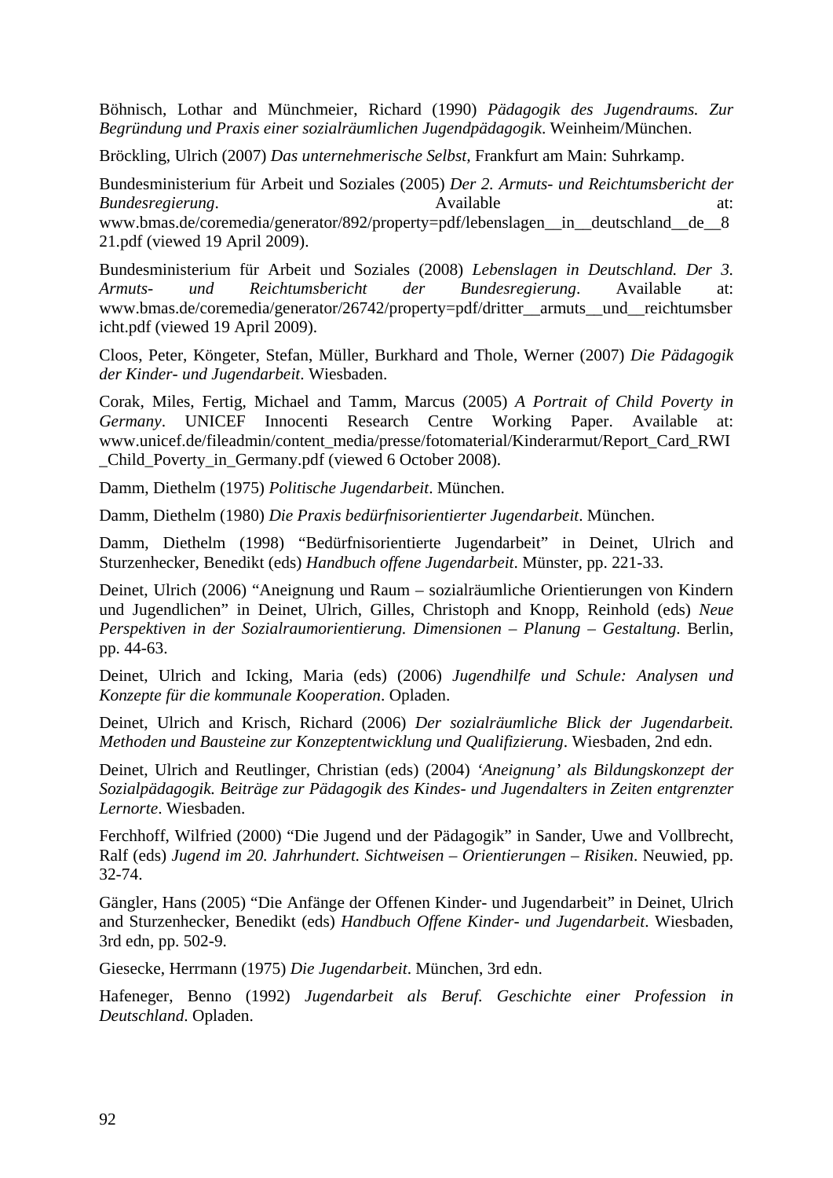Böhnisch, Lothar and Münchmeier, Richard (1990) *Pädagogik des Jugendraums. Zur Begründung und Praxis einer sozialräumlichen Jugendpädagogik*. Weinheim/München.

Bröckling, Ulrich (2007) *Das unternehmerische Selbst,* Frankfurt am Main: Suhrkamp.

Bundesministerium für Arbeit und Soziales (2005) *Der 2. Armuts- und Reichtumsbericht der Bundesregierung*. Available at: www.bmas.de/coremedia/generator/892/property=pdf/lebenslagen__in__deutschland__de__821.pdf (viewed 19 April 2009).

Bundesministerium für Arbeit und Soziales (2008) *Lebenslagen in Deutschland. Der 3. Armuts- und Reichtumsbericht der Bundesregierung*. Available at: www.bmas.de/coremedia/generator/26742/property=pdf/dritter__armuts__und__reichtumsbericht.pdf (viewed 19 April 2009).

Cloos, Peter, Köngeter, Stefan, Müller, Burkhard and Thole, Werner (2007) *Die Pädagogik der Kinder- und Jugendarbeit*. Wiesbaden.

Corak, Miles, Fertig, Michael and Tamm, Marcus (2005) *A Portrait of Child Poverty in Germany*. UNICEF Innocenti Research Centre Working Paper. Available at: www.unicef.de/fileadmin/content_media/presse/fotomaterial/Kinderarmut/Report_Card_RWI_Child_Poverty_in_Germany.pdf (viewed 6 October 2008).

Damm, Diethelm (1975) *Politische Jugendarbeit*. München.

Damm, Diethelm (1980) *Die Praxis bedürfnisorientierter Jugendarbeit*. München.

Damm, Diethelm (1998) "Bedürfnisorientierte Jugendarbeit" in Deinet, Ulrich and Sturzenhecker, Benedikt (eds) *Handbuch offene Jugendarbeit*. Münster, pp. 221-33.

Deinet, Ulrich (2006) "Aneignung und Raum – sozialräumliche Orientierungen von Kindern und Jugendlichen" in Deinet, Ulrich, Gilles, Christoph and Knopp, Reinhold (eds) *Neue Perspektiven in der Sozialraumorientierung. Dimensionen – Planung – Gestaltung*. Berlin, pp. 44-63.

Deinet, Ulrich and Icking, Maria (eds) (2006) *Jugendhilfe und Schule: Analysen und Konzepte für die kommunale Kooperation*. Opladen.

Deinet, Ulrich and Krisch, Richard (2006) *Der sozialräumliche Blick der Jugendarbeit. Methoden und Bausteine zur Konzeptentwicklung und Qualifizierung*. Wiesbaden, 2nd edn.

Deinet, Ulrich and Reutlinger, Christian (eds) (2004) *'Aneignung' als Bildungskonzept der Sozialpädagogik. Beiträge zur Pädagogik des Kindes- und Jugendalters in Zeiten entgrenzter Lernorte*. Wiesbaden.

Ferchhoff, Wilfried (2000) "Die Jugend und der Pädagogik" in Sander, Uwe and Vollbrecht, Ralf (eds) *Jugend im 20. Jahrhundert. Sichtweisen – Orientierungen – Risiken*. Neuwied, pp. 32-74.

Gängler, Hans (2005) "Die Anfänge der Offenen Kinder- und Jugendarbeit" in Deinet, Ulrich and Sturzenhecker, Benedikt (eds) *Handbuch Offene Kinder- und Jugendarbeit*. Wiesbaden, 3rd edn, pp. 502-9.

Giesecke, Herrmann (1975) *Die Jugendarbeit*. München, 3rd edn.

Hafeneger, Benno (1992) *Jugendarbeit als Beruf. Geschichte einer Profession in Deutschland*. Opladen.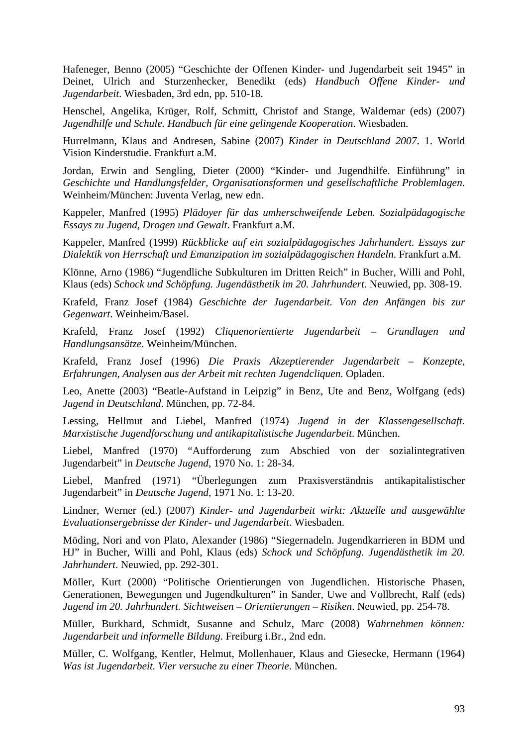Hafeneger, Benno (2005) “Geschichte der Offenen Kinder- und Jugendarbeit seit 1945” in Deinet, Ulrich and Sturzenhecker, Benedikt (eds) *Handbuch Offene Kinder- und Jugendarbeit*. Wiesbaden, 3rd edn, pp. 510-18.

Henschel, Angelika, Krüger, Rolf, Schmitt, Christof and Stange, Waldemar (eds) (2007) *Jugendhilfe und Schule. Handbuch für eine gelingende Kooperation*. Wiesbaden.

Hurrelmann, Klaus and Andresen, Sabine (2007) *Kinder in Deutschland 2007*. 1. World Vision Kinderstudie. Frankfurt a.M.

Jordan, Erwin and Sengling, Dieter (2000) “Kinder- und Jugendhilfe. Einführung” in *Geschichte und Handlungsfelder, Organisationsformen und gesellschaftliche Problemlagen*. Weinheim/München: Juventa Verlag, new edn.

Kappeler, Manfred (1995) *Plädoyer für das umherschweifende Leben. Sozialpädagogische Essays zu Jugend, Drogen und Gewalt*. Frankfurt a.M.

Kappeler, Manfred (1999) *Rückblicke auf ein sozialpädagogisches Jahrhundert. Essays zur Dialektik von Herrschaft und Emanzipation im sozialpädagogischen Handeln*. Frankfurt a.M.

Klönne, Arno (1986) “Jugendliche Subkulturen im Dritten Reich” in Bucher, Willi and Pohl, Klaus (eds) *Schock und Schöpfung. Jugendästhetik im 20. Jahrhundert*. Neuwied, pp. 308-19.

Krafeld, Franz Josef (1984) *Geschichte der Jugendarbeit. Von den Anfängen bis zur Gegenwart*. Weinheim/Basel.

Krafeld, Franz Josef (1992) *Cliquenorientierte Jugendarbeit – Grundlagen und Handlungsansätze*. Weinheim/München.

Krafeld, Franz Josef (1996) *Die Praxis Akzeptierender Jugendarbeit – Konzepte, Erfahrungen, Analysen aus der Arbeit mit rechten Jugendcliquen*. Opladen.

Leo, Anette (2003) “Beatle-Aufstand in Leipzig” in Benz, Ute and Benz, Wolfgang (eds) *Jugend in Deutschland*. München, pp. 72-84.

Lessing, Hellmut and Liebel, Manfred (1974) *Jugend in der Klassengesellschaft. Marxistische Jugendforschung und antikapitalistische Jugendarbeit*. München.

Liebel, Manfred (1970) “Aufforderung zum Abschied von der sozialintegrativen Jugendarbeit” in *Deutsche Jugend*, 1970 No. 1: 28-34.

Liebel, Manfred (1971) “Überlegungen zum Praxisverständnis antikapitalistischer Jugendarbeit” in *Deutsche Jugend*, 1971 No. 1: 13-20.

Lindner, Werner (ed.) (2007) *Kinder- und Jugendarbeit wirkt: Aktuelle und ausgewählte Evaluationsergebnisse der Kinder- und Jugendarbeit*. Wiesbaden.

Möding, Nori and von Plato, Alexander (1986) “Siegernadeln. Jugendkarrieren in BDM und HJ” in Bucher, Willi and Pohl, Klaus (eds) *Schock und Schöpfung. Jugendästhetik im 20. Jahrhundert*. Neuwied, pp. 292-301.

Möller, Kurt (2000) “Politische Orientierungen von Jugendlichen. Historische Phasen, Generationen, Bewegungen und Jugendkulturen” in Sander, Uwe and Vollbrecht, Ralf (eds) *Jugend im 20. Jahrhundert. Sichtweisen – Orientierungen – Risiken*. Neuwied, pp. 254-78.

Müller, Burkhard, Schmidt, Susanne and Schulz, Marc (2008) *Wahrnehmen können: Jugendarbeit und informelle Bildung*. Freiburg i.Br., 2nd edn.

Müller, C. Wolfgang, Kentler, Helmut, Mollenhauer, Klaus and Giesecke, Hermann (1964) *Was ist Jugendarbeit. Vier versuche zu einer Theorie*. München.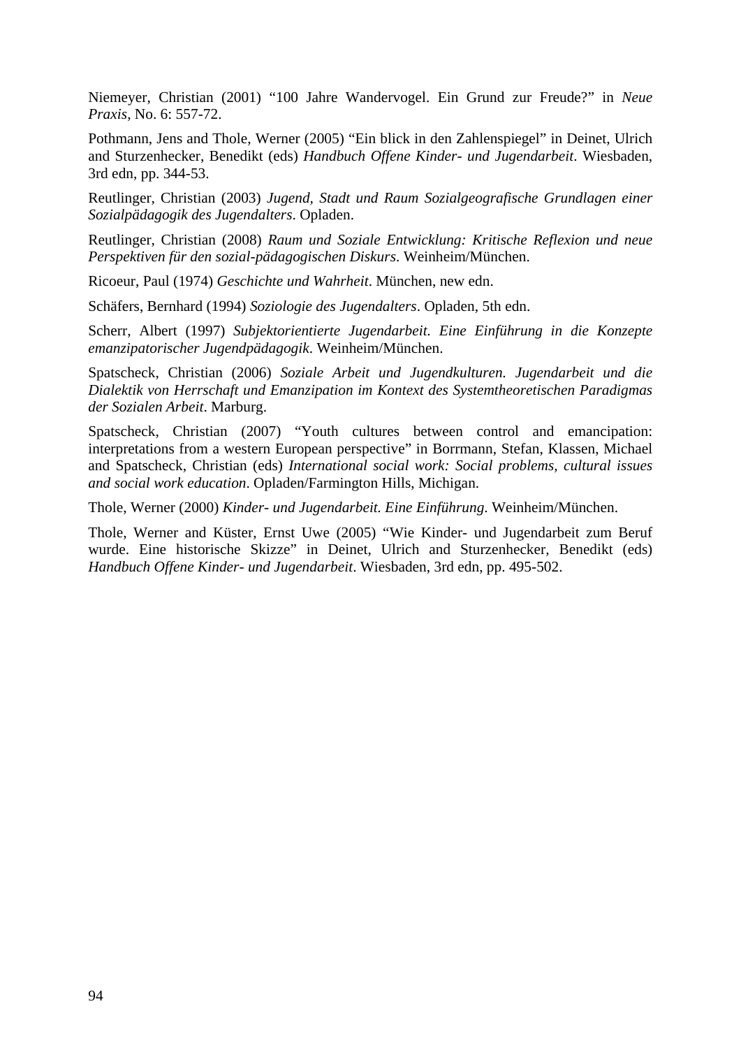Niemeyer, Christian (2001) “100 Jahre Wandervogel. Ein Grund zur Freude?” in *Neue Praxis*, No. 6: 557-72.

Pothmann, Jens and Thole, Werner (2005) “Ein blick in den Zahlenspiegel” in Deinet, Ulrich and Sturzenhecker, Benedikt (eds) *Handbuch Offene Kinder- und Jugendarbeit*. Wiesbaden, 3rd edn, pp. 344-53.

Reutlinger, Christian (2003) *Jugend, Stadt und Raum Sozialgeografische Grundlagen einer Sozialpädagogik des Jugendalters*. Opladen.

Reutlinger, Christian (2008) *Raum und Soziale Entwicklung: Kritische Reflexion und neue Perspektiven für den sozial-pädagogischen Diskurs*. Weinheim/München.

Ricoeur, Paul (1974) *Geschichte und Wahrheit*. München, new edn.

Schäfers, Bernhard (1994) *Soziologie des Jugendalters*. Opladen, 5th edn.

Scherr, Albert (1997) *Subjektorientierte Jugendarbeit. Eine Einführung in die Konzepte emanzipatorischer Jugendpädagogik*. Weinheim/München.

Spatscheck, Christian (2006) *Soziale Arbeit und Jugendkulturen. Jugendarbeit und die Dialektik von Herrschaft und Emanzipation im Kontext des Systemtheoretischen Paradigmas der Sozialen Arbeit*. Marburg.

Spatscheck, Christian (2007) “Youth cultures between control and emancipation: interpretations from a western European perspective” in Borrmann, Stefan, Klassen, Michael and Spatscheck, Christian (eds) *International social work: Social problems, cultural issues and social work education*. Opladen/Farmington Hills, Michigan.

Thole, Werner (2000) *Kinder- und Jugendarbeit. Eine Einführung*. Weinheim/München.

Thole, Werner and Küster, Ernst Uwe (2005) “Wie Kinder- und Jugendarbeit zum Beruf wurde. Eine historische Skizze” in Deinet, Ulrich and Sturzenhecker, Benedikt (eds) *Handbuch Offene Kinder- und Jugendarbeit*. Wiesbaden, 3rd edn, pp. 495-502.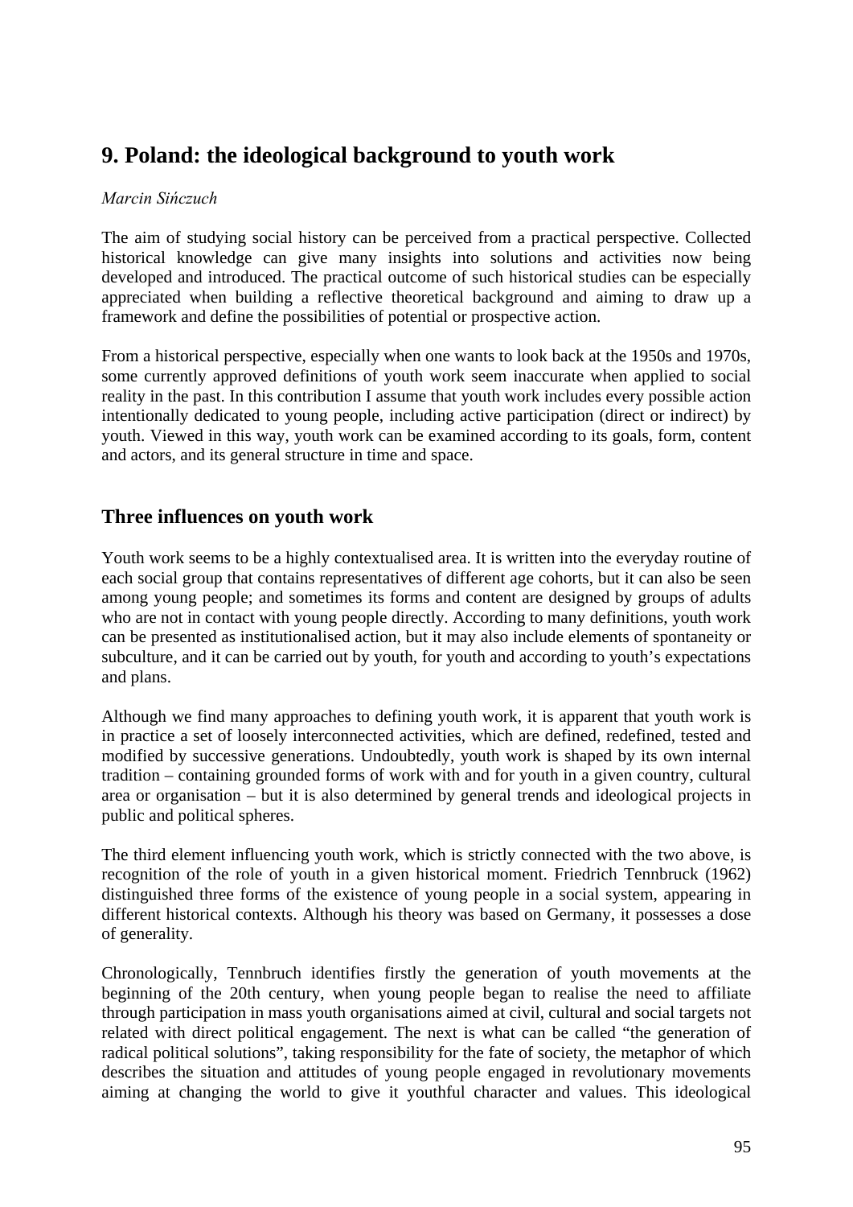# 9. Poland: the ideological background to youth work

*Marcin Sińczuch*

The aim of studying social history can be perceived from a practical perspective. Collected historical knowledge can give many insights into solutions and activities now being developed and introduced. The practical outcome of such historical studies can be especially appreciated when building a reflective theoretical background and aiming to draw up a framework and define the possibilities of potential or prospective action.

From a historical perspective, especially when one wants to look back at the 1950s and 1970s, some currently approved definitions of youth work seem inaccurate when applied to social reality in the past. In this contribution I assume that youth work includes every possible action intentionally dedicated to young people, including active participation (direct or indirect) by youth. Viewed in this way, youth work can be examined according to its goals, form, content and actors, and its general structure in time and space.

## Three influences on youth work

Youth work seems to be a highly contextualised area. It is written into the everyday routine of each social group that contains representatives of different age cohorts, but it can also be seen among young people; and sometimes its forms and content are designed by groups of adults who are not in contact with young people directly. According to many definitions, youth work can be presented as institutionalised action, but it may also include elements of spontaneity or subculture, and it can be carried out by youth, for youth and according to youth's expectations and plans.

Although we find many approaches to defining youth work, it is apparent that youth work is in practice a set of loosely interconnected activities, which are defined, redefined, tested and modified by successive generations. Undoubtedly, youth work is shaped by its own internal tradition – containing grounded forms of work with and for youth in a given country, cultural area or organisation – but it is also determined by general trends and ideological projects in public and political spheres.

The third element influencing youth work, which is strictly connected with the two above, is recognition of the role of youth in a given historical moment. Friedrich Tennbruck (1962) distinguished three forms of the existence of young people in a social system, appearing in different historical contexts. Although his theory was based on Germany, it possesses a dose of generality.

Chronologically, Tennbruch identifies firstly the generation of youth movements at the beginning of the 20th century, when young people began to realise the need to affiliate through participation in mass youth organisations aimed at civil, cultural and social targets not related with direct political engagement. The next is what can be called "the generation of radical political solutions", taking responsibility for the fate of society, the metaphor of which describes the situation and attitudes of young people engaged in revolutionary movements aiming at changing the world to give it youthful character and values. This ideological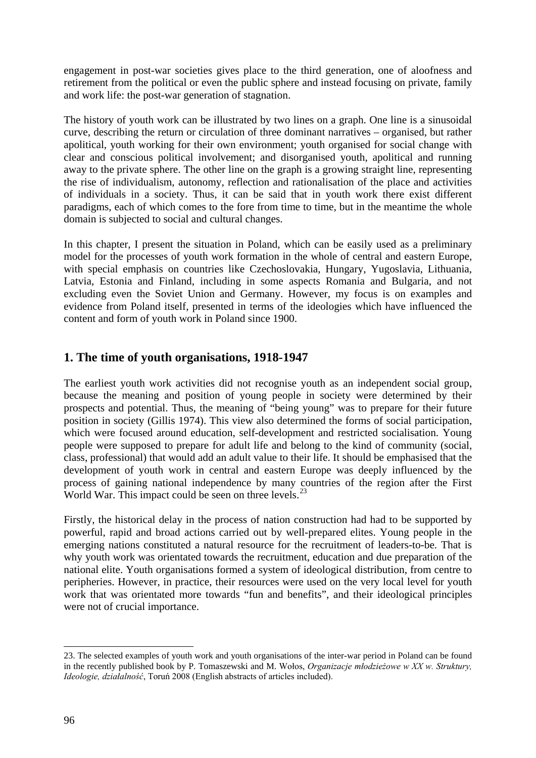engagement in post-war societies gives place to the third generation, one of aloofness and retirement from the political or even the public sphere and instead focusing on private, family and work life: the post-war generation of stagnation.

The history of youth work can be illustrated by two lines on a graph. One line is a sinusoidal curve, describing the return or circulation of three dominant narratives – organised, but rather apolitical, youth working for their own environment; youth organised for social change with clear and conscious political involvement; and disorganised youth, apolitical and running away to the private sphere. The other line on the graph is a growing straight line, representing the rise of individualism, autonomy, reflection and rationalisation of the place and activities of individuals in a society. Thus, it can be said that in youth work there exist different paradigms, each of which comes to the fore from time to time, but in the meantime the whole domain is subjected to social and cultural changes.

In this chapter, I present the situation in Poland, which can be easily used as a preliminary model for the processes of youth work formation in the whole of central and eastern Europe, with special emphasis on countries like Czechoslovakia, Hungary, Yugoslavia, Lithuania, Latvia, Estonia and Finland, including in some aspects Romania and Bulgaria, and not excluding even the Soviet Union and Germany. However, my focus is on examples and evidence from Poland itself, presented in terms of the ideologies which have influenced the content and form of youth work in Poland since 1900.

## 1. The time of youth organisations, 1918-1947

The earliest youth work activities did not recognise youth as an independent social group, because the meaning and position of young people in society were determined by their prospects and potential. Thus, the meaning of "being young" was to prepare for their future position in society (Gillis 1974). This view also determined the forms of social participation, which were focused around education, self-development and restricted socialisation. Young people were supposed to prepare for adult life and belong to the kind of community (social, class, professional) that would add an adult value to their life. It should be emphasised that the development of youth work in central and eastern Europe was deeply influenced by the process of gaining national independence by many countries of the region after the First World War. This impact could be seen on three levels.[23]

Firstly, the historical delay in the process of nation construction had had to be supported by powerful, rapid and broad actions carried out by well-prepared elites. Young people in the emerging nations constituted a natural resource for the recruitment of leaders-to-be. That is why youth work was orientated towards the recruitment, education and due preparation of the national elite. Youth organisations formed a system of ideological distribution, from centre to peripheries. However, in practice, their resources were used on the very local level for youth work that was orientated more towards "fun and benefits", and their ideological principles were not of crucial importance.

---

23. The selected examples of youth work and youth organisations of the inter-war period in Poland can be found in the recently published book by P. Tomaszewski and M. Wołos, *Organizacje młodzieżowe w XX w. Struktury, Ideologie, działalność*, Toruń 2008 (English abstracts of articles included).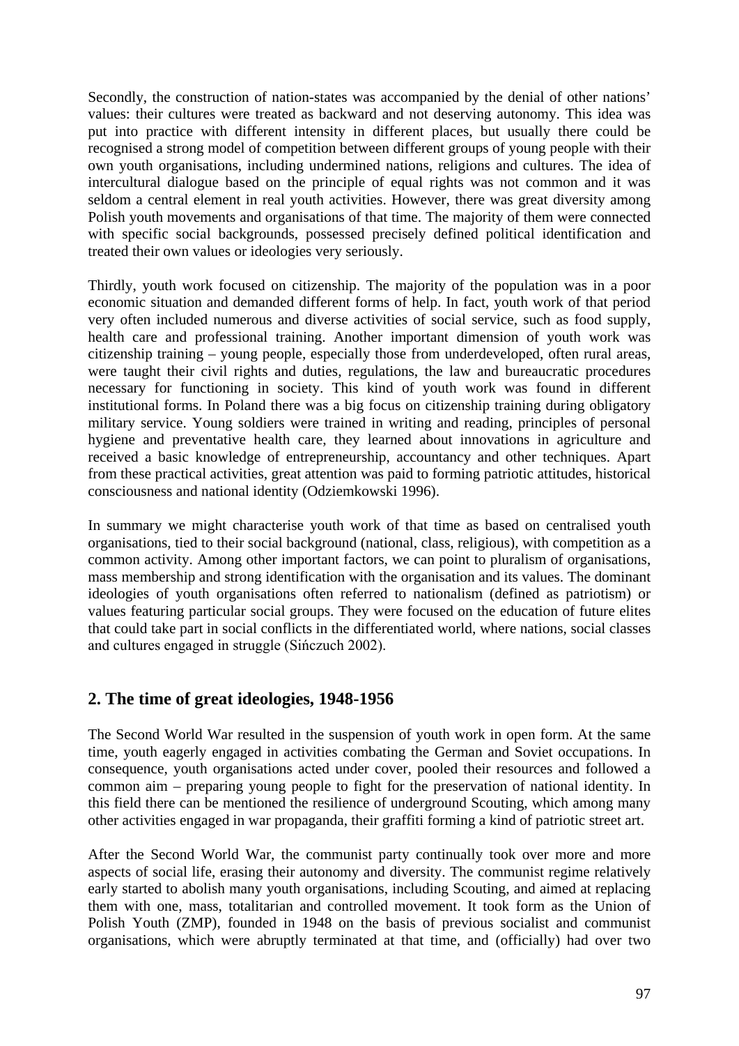Secondly, the construction of nation-states was accompanied by the denial of other nations' values: their cultures were treated as backward and not deserving autonomy. This idea was put into practice with different intensity in different places, but usually there could be recognised a strong model of competition between different groups of young people with their own youth organisations, including undermined nations, religions and cultures. The idea of intercultural dialogue based on the principle of equal rights was not common and it was seldom a central element in real youth activities. However, there was great diversity among Polish youth movements and organisations of that time. The majority of them were connected with specific social backgrounds, possessed precisely defined political identification and treated their own values or ideologies very seriously.

Thirdly, youth work focused on citizenship. The majority of the population was in a poor economic situation and demanded different forms of help. In fact, youth work of that period very often included numerous and diverse activities of social service, such as food supply, health care and professional training. Another important dimension of youth work was citizenship training – young people, especially those from underdeveloped, often rural areas, were taught their civil rights and duties, regulations, the law and bureaucratic procedures necessary for functioning in society. This kind of youth work was found in different institutional forms. In Poland there was a big focus on citizenship training during obligatory military service. Young soldiers were trained in writing and reading, principles of personal hygiene and preventative health care, they learned about innovations in agriculture and received a basic knowledge of entrepreneurship, accountancy and other techniques. Apart from these practical activities, great attention was paid to forming patriotic attitudes, historical consciousness and national identity (Odziemkowski 1996).

In summary we might characterise youth work of that time as based on centralised youth organisations, tied to their social background (national, class, religious), with competition as a common activity. Among other important factors, we can point to pluralism of organisations, mass membership and strong identification with the organisation and its values. The dominant ideologies of youth organisations often referred to nationalism (defined as patriotism) or values featuring particular social groups. They were focused on the education of future elites that could take part in social conflicts in the differentiated world, where nations, social classes and cultures engaged in struggle (Sińczuch 2002).

## 2. The time of great ideologies, 1948-1956

The Second World War resulted in the suspension of youth work in open form. At the same time, youth eagerly engaged in activities combating the German and Soviet occupations. In consequence, youth organisations acted under cover, pooled their resources and followed a common aim – preparing young people to fight for the preservation of national identity. In this field there can be mentioned the resilience of underground Scouting, which among many other activities engaged in war propaganda, their graffiti forming a kind of patriotic street art.

After the Second World War, the communist party continually took over more and more aspects of social life, erasing their autonomy and diversity. The communist regime relatively early started to abolish many youth organisations, including Scouting, and aimed at replacing them with one, mass, totalitarian and controlled movement. It took form as the Union of Polish Youth (ZMP), founded in 1948 on the basis of previous socialist and communist organisations, which were abruptly terminated at that time, and (officially) had over two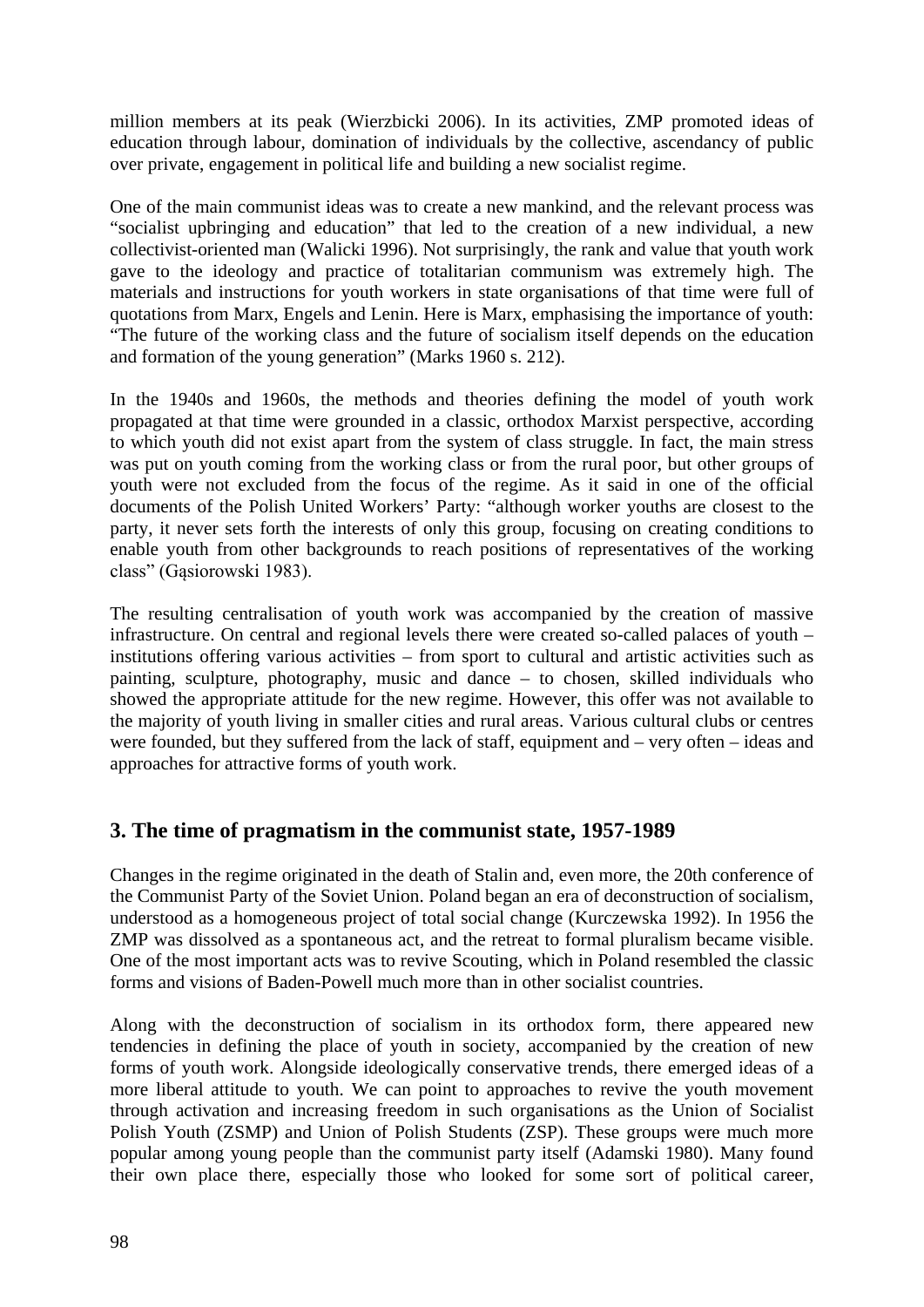million members at its peak (Wierzbicki 2006). In its activities, ZMP promoted ideas of education through labour, domination of individuals by the collective, ascendancy of public over private, engagement in political life and building a new socialist regime.

One of the main communist ideas was to create a new mankind, and the relevant process was "socialist upbringing and education" that led to the creation of a new individual, a new collectivist-oriented man (Walicki 1996). Not surprisingly, the rank and value that youth work gave to the ideology and practice of totalitarian communism was extremely high. The materials and instructions for youth workers in state organisations of that time were full of quotations from Marx, Engels and Lenin. Here is Marx, emphasising the importance of youth: "The future of the working class and the future of socialism itself depends on the education and formation of the young generation" (Marks 1960 s. 212).

In the 1940s and 1960s, the methods and theories defining the model of youth work propagated at that time were grounded in a classic, orthodox Marxist perspective, according to which youth did not exist apart from the system of class struggle. In fact, the main stress was put on youth coming from the working class or from the rural poor, but other groups of youth were not excluded from the focus of the regime. As it said in one of the official documents of the Polish United Workers' Party: "although worker youths are closest to the party, it never sets forth the interests of only this group, focusing on creating conditions to enable youth from other backgrounds to reach positions of representatives of the working class" (Gąsiorowski 1983).

The resulting centralisation of youth work was accompanied by the creation of massive infrastructure. On central and regional levels there were created so-called palaces of youth – institutions offering various activities – from sport to cultural and artistic activities such as painting, sculpture, photography, music and dance – to chosen, skilled individuals who showed the appropriate attitude for the new regime. However, this offer was not available to the majority of youth living in smaller cities and rural areas. Various cultural clubs or centres were founded, but they suffered from the lack of staff, equipment and – very often – ideas and approaches for attractive forms of youth work.

## 3. The time of pragmatism in the communist state, 1957-1989

Changes in the regime originated in the death of Stalin and, even more, the 20th conference of the Communist Party of the Soviet Union. Poland began an era of deconstruction of socialism, understood as a homogeneous project of total social change (Kurczewska 1992). In 1956 the ZMP was dissolved as a spontaneous act, and the retreat to formal pluralism became visible. One of the most important acts was to revive Scouting, which in Poland resembled the classic forms and visions of Baden-Powell much more than in other socialist countries.

Along with the deconstruction of socialism in its orthodox form, there appeared new tendencies in defining the place of youth in society, accompanied by the creation of new forms of youth work. Alongside ideologically conservative trends, there emerged ideas of a more liberal attitude to youth. We can point to approaches to revive the youth movement through activation and increasing freedom in such organisations as the Union of Socialist Polish Youth (ZSMP) and Union of Polish Students (ZSP). These groups were much more popular among young people than the communist party itself (Adamski 1980). Many found their own place there, especially those who looked for some sort of political career,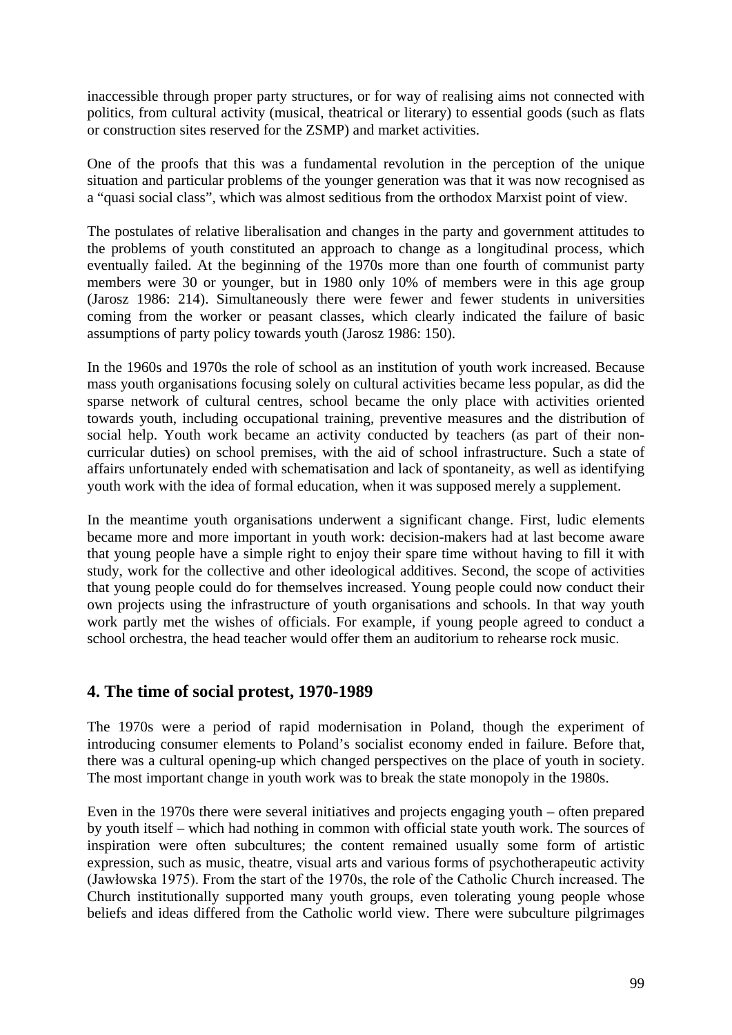inaccessible through proper party structures, or for way of realising aims not connected with politics, from cultural activity (musical, theatrical or literary) to essential goods (such as flats or construction sites reserved for the ZSMP) and market activities.

One of the proofs that this was a fundamental revolution in the perception of the unique situation and particular problems of the younger generation was that it was now recognised as a "quasi social class", which was almost seditious from the orthodox Marxist point of view.

The postulates of relative liberalisation and changes in the party and government attitudes to the problems of youth constituted an approach to change as a longitudinal process, which eventually failed. At the beginning of the 1970s more than one fourth of communist party members were 30 or younger, but in 1980 only 10% of members were in this age group (Jarosz 1986: 214). Simultaneously there were fewer and fewer students in universities coming from the worker or peasant classes, which clearly indicated the failure of basic assumptions of party policy towards youth (Jarosz 1986: 150).

In the 1960s and 1970s the role of school as an institution of youth work increased. Because mass youth organisations focusing solely on cultural activities became less popular, as did the sparse network of cultural centres, school became the only place with activities oriented towards youth, including occupational training, preventive measures and the distribution of social help. Youth work became an activity conducted by teachers (as part of their non-curricular duties) on school premises, with the aid of school infrastructure. Such a state of affairs unfortunately ended with schematisation and lack of spontaneity, as well as identifying youth work with the idea of formal education, when it was supposed merely a supplement.

In the meantime youth organisations underwent a significant change. First, ludic elements became more and more important in youth work: decision-makers had at last become aware that young people have a simple right to enjoy their spare time without having to fill it with study, work for the collective and other ideological additives. Second, the scope of activities that young people could do for themselves increased. Young people could now conduct their own projects using the infrastructure of youth organisations and schools. In that way youth work partly met the wishes of officials. For example, if young people agreed to conduct a school orchestra, the head teacher would offer them an auditorium to rehearse rock music.

## 4. The time of social protest, 1970-1989

The 1970s were a period of rapid modernisation in Poland, though the experiment of introducing consumer elements to Poland's socialist economy ended in failure. Before that, there was a cultural opening-up which changed perspectives on the place of youth in society. The most important change in youth work was to break the state monopoly in the 1980s.

Even in the 1970s there were several initiatives and projects engaging youth – often prepared by youth itself – which had nothing in common with official state youth work. The sources of inspiration were often subcultures; the content remained usually some form of artistic expression, such as music, theatre, visual arts and various forms of psychotherapeutic activity (Jawłowska 1975). From the start of the 1970s, the role of the Catholic Church increased. The Church institutionally supported many youth groups, even tolerating young people whose beliefs and ideas differed from the Catholic world view. There were subculture pilgrimages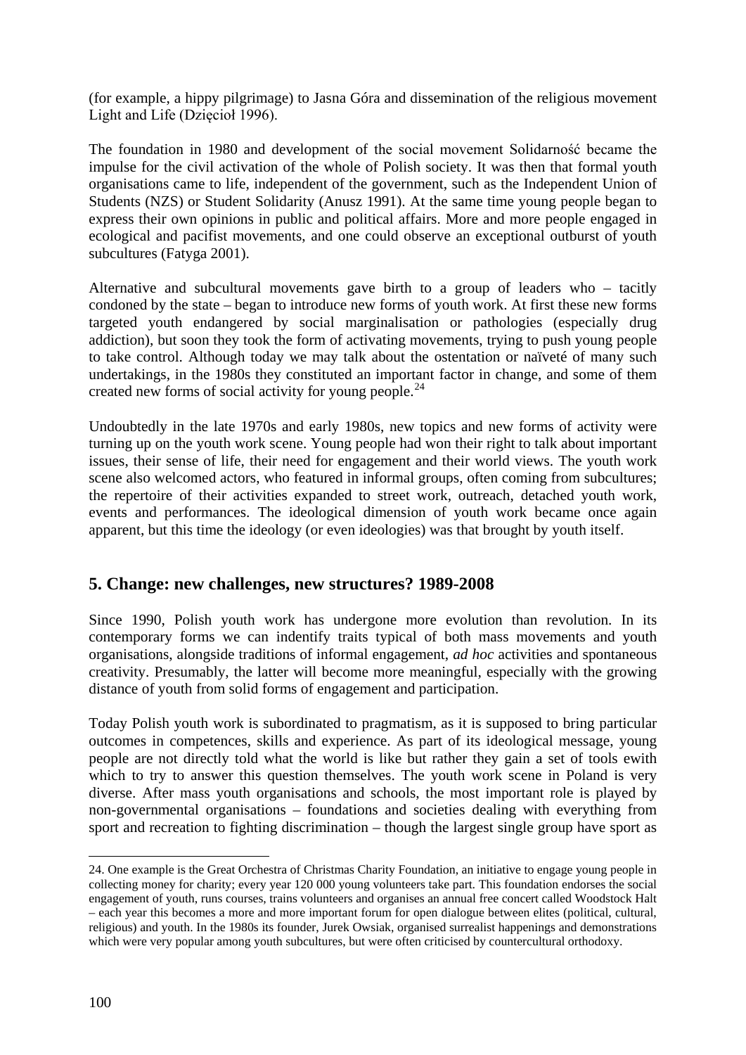(for example, a hippy pilgrimage) to Jasna Góra and dissemination of the religious movement Light and Life (Dzięcioł 1996).

The foundation in 1980 and development of the social movement Solidarność became the impulse for the civil activation of the whole of Polish society. It was then that formal youth organisations came to life, independent of the government, such as the Independent Union of Students (NZS) or Student Solidarity (Anusz 1991). At the same time young people began to express their own opinions in public and political affairs. More and more people engaged in ecological and pacifist movements, and one could observe an exceptional outburst of youth subcultures (Fatyga 2001).

Alternative and subcultural movements gave birth to a group of leaders who – tacitly condoned by the state – began to introduce new forms of youth work. At first these new forms targeted youth endangered by social marginalisation or pathologies (especially drug addiction), but soon they took the form of activating movements, trying to push young people to take control. Although today we may talk about the ostentation or naïveté of many such undertakings, in the 1980s they constituted an important factor in change, and some of them created new forms of social activity for young people.[24]

Undoubtedly in the late 1970s and early 1980s, new topics and new forms of activity were turning up on the youth work scene. Young people had won their right to talk about important issues, their sense of life, their need for engagement and their world views. The youth work scene also welcomed actors, who featured in informal groups, often coming from subcultures; the repertoire of their activities expanded to street work, outreach, detached youth work, events and performances. The ideological dimension of youth work became once again apparent, but this time the ideology (or even ideologies) was that brought by youth itself.

## 5. Change: new challenges, new structures? 1989-2008

Since 1990, Polish youth work has undergone more evolution than revolution. In its contemporary forms we can indentify traits typical of both mass movements and youth organisations, alongside traditions of informal engagement, *ad hoc* activities and spontaneous creativity. Presumably, the latter will become more meaningful, especially with the growing distance of youth from solid forms of engagement and participation.

Today Polish youth work is subordinated to pragmatism, as it is supposed to bring particular outcomes in competences, skills and experience. As part of its ideological message, young people are not directly told what the world is like but rather they gain a set of tools ewith which to try to answer this question themselves. The youth work scene in Poland is very diverse. After mass youth organisations and schools, the most important role is played by non-governmental organisations – foundations and societies dealing with everything from sport and recreation to fighting discrimination – though the largest single group have sport as

24. One example is the Great Orchestra of Christmas Charity Foundation, an initiative to engage young people in collecting money for charity; every year 120 000 young volunteers take part. This foundation endorses the social engagement of youth, runs courses, trains volunteers and organises an annual free concert called Woodstock Halt – each year this becomes a more and more important forum for open dialogue between elites (political, cultural, religious) and youth. In the 1980s its founder, Jurek Owsiak, organised surrealist happenings and demonstrations which were very popular among youth subcultures, but were often criticised by countercultural orthodoxy.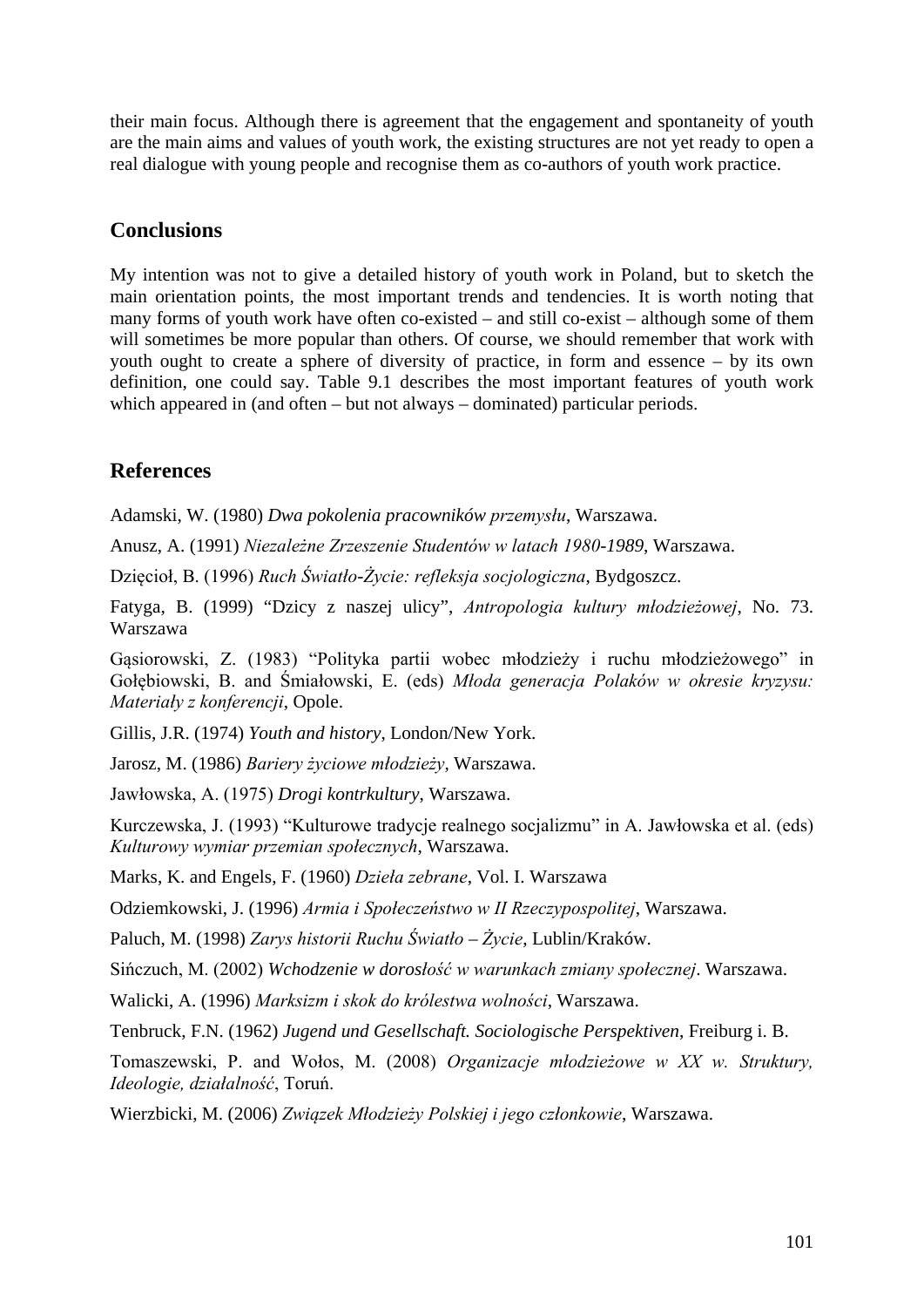their main focus. Although there is agreement that the engagement and spontaneity of youth are the main aims and values of youth work, the existing structures are not yet ready to open a real dialogue with young people and recognise them as co-authors of youth work practice.

## Conclusions

My intention was not to give a detailed history of youth work in Poland, but to sketch the main orientation points, the most important trends and tendencies. It is worth noting that many forms of youth work have often co-existed – and still co-exist – although some of them will sometimes be more popular than others. Of course, we should remember that work with youth ought to create a sphere of diversity of practice, in form and essence – by its own definition, one could say. Table 9.1 describes the most important features of youth work which appeared in (and often – but not always – dominated) particular periods.

## References

Adamski, W. (1980) *Dwa pokolenia pracowników przemysłu*, Warszawa.

Anusz, A. (1991) *Niezależne Zrzeszenie Studentów w latach 1980-1989*, Warszawa.

Dzięcioł, B. (1996) *Ruch Światło-Życie: refleksja socjologiczna*, Bydgoszcz.

Fatyga, B. (1999) "Dzicy z naszej ulicy", *Antropologia kultury młodzieżowej*, No. 73. Warszawa

Gąsiorowski, Z. (1983) "Polityka partii wobec młodzieży i ruchu młodzieżowego" in Gołębiowski, B. and Śmiałowski, E. (eds) *Młoda generacja Polaków w okresie kryzysu: Materiały z konferencji*, Opole.

Gillis, J.R. (1974) *Youth and history*, London/New York.

Jarosz, M. (1986) *Bariery życiowe młodzieży*, Warszawa.

Jawłowska, A. (1975) *Drogi kontrkultury*, Warszawa.

Kurczewska, J. (1993) "Kulturowe tradycje realnego socjalizmu" in A. Jawłowska et al. (eds) *Kulturowy wymiar przemian społecznych*, Warszawa.

Marks, K. and Engels, F. (1960) *Dzieła zebrane*, Vol. I. Warszawa

Odziemkowski, J. (1996) *Armia i Społeczeństwo w II Rzeczypospolitej*, Warszawa.

Paluch, M. (1998) *Zarys historii Ruchu Światło – Życie*, Lublin/Kraków.

Sińczuch, M. (2002) *Wchodzenie w dorosłość w warunkach zmiany społecznej*. Warszawa.

Walicki, A. (1996) *Marksizm i skok do królestwa wolności*, Warszawa.

Tenbruck, F.N. (1962) *Jugend und Gesellschaft. Sociologische Perspektiven*, Freiburg i. B.

Tomaszewski, P. and Wołos, M. (2008) *Organizacje młodzieżowe w XX w. Struktury, Ideologie, działalność*, Toruń.

Wierzbicki, M. (2006) *Związek Młodzieży Polskiej i jego członkowie*, Warszawa.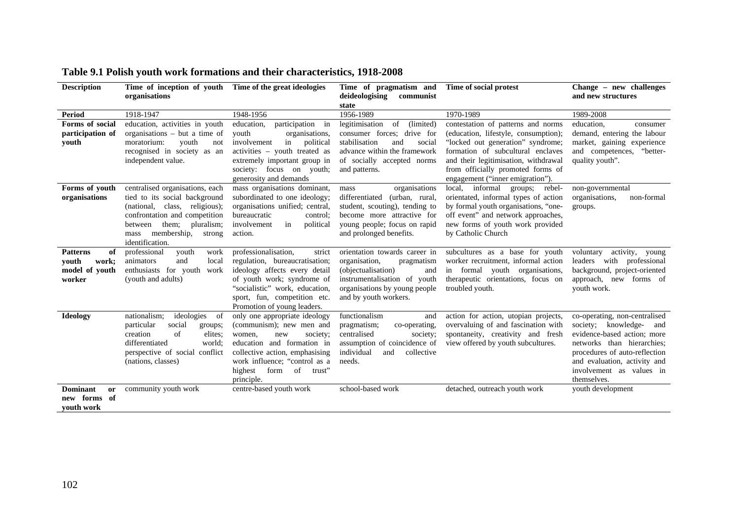**Table 9.1 Polish youth work formations and their characteristics, 1918-2008**

| Description | Time of inception of youth organisations | Time of the great ideologies | Time of pragmatism and deideologising communist state | Time of social protest | Change – new challenges and new structures |
|---|---|---|---|---|---|
| **Period** | 1918-1947 | 1948-1956 | 1956-1989 | 1970-1989 | 1989-2008 |
| **Forms of social participation of youth** | education, activities in youth organisations – but a time of moratorium: youth not recognised in society as an independent value. | education, participation in youth organisations, involvement in political activities – youth treated as extremely important group in society: focus on youth; generosity and demands | legitimisation of (limited) consumer forces; drive for stabilisation and social advance within the framework of socially accepted norms and patterns. | contestation of patterns and norms (education, lifestyle, consumption); "locked out generation" syndrome; formation of subcultural enclaves and their legitimisation, withdrawal from officially promoted forms of engagement ("inner emigration"). | education, consumer demand, entering the labour market, gaining experience and competences, "better-quality youth". |
| **Forms of youth organisations** | centralised organisations, each tied to its social background (national, class, religious); confrontation and competition between them; pluralism; mass membership, strong identification. | mass organisations dominant, subordinated to one ideology; organisations unified; central, bureaucratic control; involvement in political action. | mass organisations differentiated (urban, rural, student, scouting), tending to become more attractive for young people; focus on rapid and prolonged benefits. | local, informal groups; rebel-orientated, informal types of action by formal youth organisations, "one-off event" and network approaches, new forms of youth work provided by Catholic Church | non-governmental organisations, non-formal groups. |
| **Patterns of youth work; model of youth worker** | professional youth work animators and local enthusiasts for youth work (youth and adults) | professionalisation, strict regulation, bureaucratisation; ideology affects every detail of youth work; syndrome of "socialistic" work, education, sport, fun, competition etc. Promotion of young leaders. | orientation towards career in organisation, pragmatism (objectualisation) and instrumentalisation of youth organisations by young people and by youth workers. | subcultures as a base for youth worker recruitment, informal action in formal youth organisations, therapeutic orientations, focus on troubled youth. | voluntary activity, young leaders with professional background, project-oriented approach, new forms of youth work. |
| **Ideology** | nationalism; ideologies of particular social groups; creation of elites; differentiated world; perspective of social conflict (nations, classes) | only one appropriate ideology (communism); new men and women, new society; education and formation in collective action, emphasising work influence; "control as a highest form of trust" principle. | functionalism and pragmatism; co-operating, centralised society; assumption of coincidence of individual and collective needs. | action for action, utopian projects, overvaluing of and fascination with spontaneity, creativity and fresh view offered by youth subcultures. | co-operating, non-centralised society; knowledge- and evidence-based action; more networks than hierarchies; procedures of auto-reflection and evaluation, activity and involvement as values in themselves. |
| **Dominant or new forms of youth work** | community youth work | centre-based youth work | school-based work | detached, outreach youth work | youth development |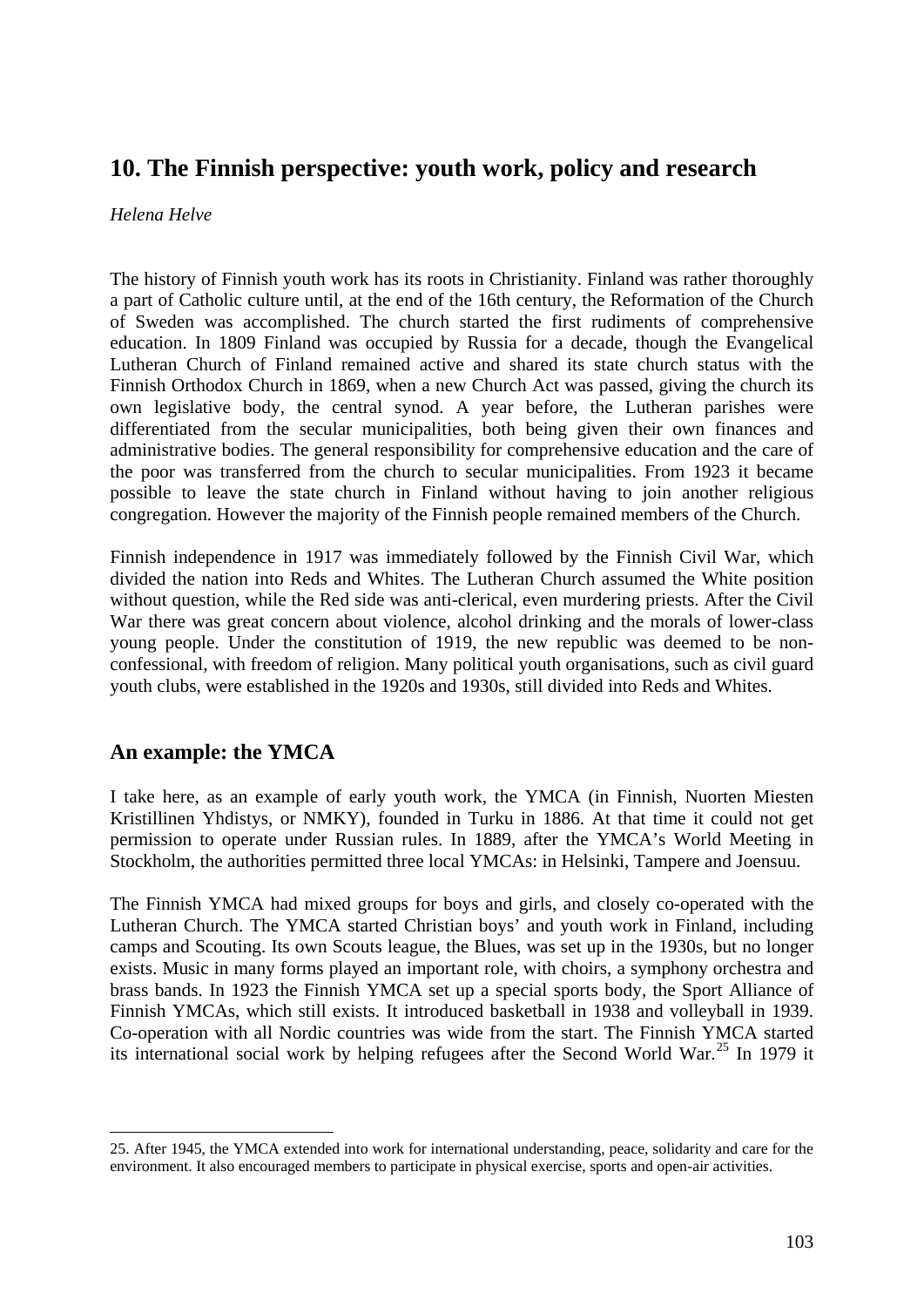# 10. The Finnish perspective: youth work, policy and research

*Helena Helve*

The history of Finnish youth work has its roots in Christianity. Finland was rather thoroughly a part of Catholic culture until, at the end of the 16th century, the Reformation of the Church of Sweden was accomplished. The church started the first rudiments of comprehensive education. In 1809 Finland was occupied by Russia for a decade, though the Evangelical Lutheran Church of Finland remained active and shared its state church status with the Finnish Orthodox Church in 1869, when a new Church Act was passed, giving the church its own legislative body, the central synod. A year before, the Lutheran parishes were differentiated from the secular municipalities, both being given their own finances and administrative bodies. The general responsibility for comprehensive education and the care of the poor was transferred from the church to secular municipalities. From 1923 it became possible to leave the state church in Finland without having to join another religious congregation. However the majority of the Finnish people remained members of the Church.

Finnish independence in 1917 was immediately followed by the Finnish Civil War, which divided the nation into Reds and Whites. The Lutheran Church assumed the White position without question, while the Red side was anti-clerical, even murdering priests. After the Civil War there was great concern about violence, alcohol drinking and the morals of lower-class young people. Under the constitution of 1919, the new republic was deemed to be non-confessional, with freedom of religion. Many political youth organisations, such as civil guard youth clubs, were established in the 1920s and 1930s, still divided into Reds and Whites.

## An example: the YMCA

I take here, as an example of early youth work, the YMCA (in Finnish, Nuorten Miesten Kristillinen Yhdistys, or NMKY), founded in Turku in 1886. At that time it could not get permission to operate under Russian rules. In 1889, after the YMCA's World Meeting in Stockholm, the authorities permitted three local YMCAs: in Helsinki, Tampere and Joensuu.

The Finnish YMCA had mixed groups for boys and girls, and closely co-operated with the Lutheran Church. The YMCA started Christian boys' and youth work in Finland, including camps and Scouting. Its own Scouts league, the Blues, was set up in the 1930s, but no longer exists. Music in many forms played an important role, with choirs, a symphony orchestra and brass bands. In 1923 the Finnish YMCA set up a special sports body, the Sport Alliance of Finnish YMCAs, which still exists. It introduced basketball in 1938 and volleyball in 1939. Co-operation with all Nordic countries was wide from the start. The Finnish YMCA started its international social work by helping refugees after the Second World War.[25] In 1979 it

25. After 1945, the YMCA extended into work for international understanding, peace, solidarity and care for the environment. It also encouraged members to participate in physical exercise, sports and open-air activities.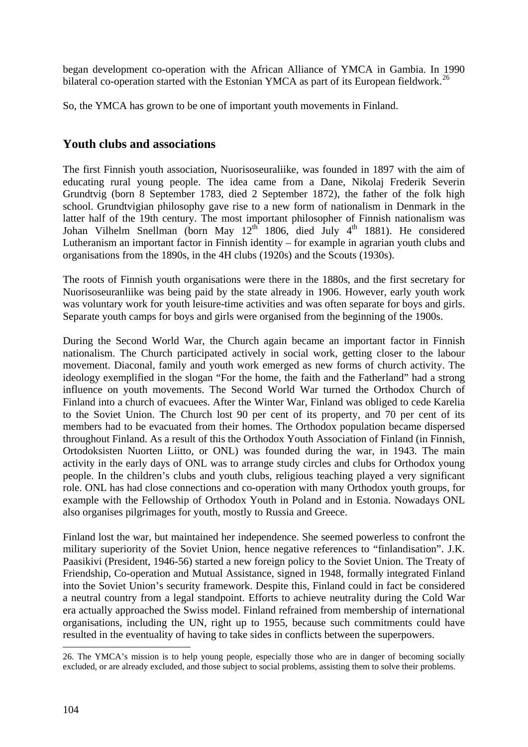began development co-operation with the African Alliance of YMCA in Gambia. In 1990 bilateral co-operation started with the Estonian YMCA as part of its European fieldwork.[26]

So, the YMCA has grown to be one of important youth movements in Finland.

## Youth clubs and associations

The first Finnish youth association, Nuorisoseuraliike, was founded in 1897 with the aim of educating rural young people. The idea came from a Dane, Nikolaj Frederik Severin Grundtvig (born 8 September 1783, died 2 September 1872), the father of the folk high school. Grundtvigian philosophy gave rise to a new form of nationalism in Denmark in the latter half of the 19th century. The most important philosopher of Finnish nationalism was Johan Vilhelm Snellman (born May 12th 1806, died July 4th 1881). He considered Lutheranism an important factor in Finnish identity – for example in agrarian youth clubs and organisations from the 1890s, in the 4H clubs (1920s) and the Scouts (1930s).

The roots of Finnish youth organisations were there in the 1880s, and the first secretary for Nuorisoseuranliike was being paid by the state already in 1906. However, early youth work was voluntary work for youth leisure-time activities and was often separate for boys and girls. Separate youth camps for boys and girls were organised from the beginning of the 1900s.

During the Second World War, the Church again became an important factor in Finnish nationalism. The Church participated actively in social work, getting closer to the labour movement. Diaconal, family and youth work emerged as new forms of church activity. The ideology exemplified in the slogan "For the home, the faith and the Fatherland" had a strong influence on youth movements. The Second World War turned the Orthodox Church of Finland into a church of evacuees. After the Winter War, Finland was obliged to cede Karelia to the Soviet Union. The Church lost 90 per cent of its property, and 70 per cent of its members had to be evacuated from their homes. The Orthodox population became dispersed throughout Finland. As a result of this the Orthodox Youth Association of Finland (in Finnish, Ortodoksisten Nuorten Liitto, or ONL) was founded during the war, in 1943. The main activity in the early days of ONL was to arrange study circles and clubs for Orthodox young people. In the children's clubs and youth clubs, religious teaching played a very significant role. ONL has had close connections and co-operation with many Orthodox youth groups, for example with the Fellowship of Orthodox Youth in Poland and in Estonia. Nowadays ONL also organises pilgrimages for youth, mostly to Russia and Greece.

Finland lost the war, but maintained her independence. She seemed powerless to confront the military superiority of the Soviet Union, hence negative references to "finlandisation". J.K. Paasikivi (President, 1946-56) started a new foreign policy to the Soviet Union. The Treaty of Friendship, Co-operation and Mutual Assistance, signed in 1948, formally integrated Finland into the Soviet Union's security framework. Despite this, Finland could in fact be considered a neutral country from a legal standpoint. Efforts to achieve neutrality during the Cold War era actually approached the Swiss model. Finland refrained from membership of international organisations, including the UN, right up to 1955, because such commitments could have resulted in the eventuality of having to take sides in conflicts between the superpowers.

---

26. The YMCA's mission is to help young people, especially those who are in danger of becoming socially excluded, or are already excluded, and those subject to social problems, assisting them to solve their problems.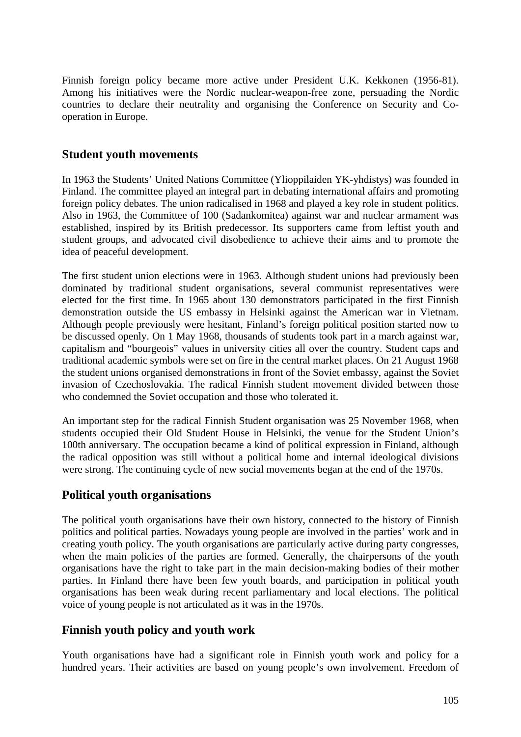Finnish foreign policy became more active under President U.K. Kekkonen (1956-81). Among his initiatives were the Nordic nuclear-weapon-free zone, persuading the Nordic countries to declare their neutrality and organising the Conference on Security and Co-operation in Europe.

## Student youth movements

In 1963 the Students' United Nations Committee (Ylioppilaiden YK-yhdistys) was founded in Finland. The committee played an integral part in debating international affairs and promoting foreign policy debates. The union radicalised in 1968 and played a key role in student politics. Also in 1963, the Committee of 100 (Sadankomitea) against war and nuclear armament was established, inspired by its British predecessor. Its supporters came from leftist youth and student groups, and advocated civil disobedience to achieve their aims and to promote the idea of peaceful development.

The first student union elections were in 1963. Although student unions had previously been dominated by traditional student organisations, several communist representatives were elected for the first time. In 1965 about 130 demonstrators participated in the first Finnish demonstration outside the US embassy in Helsinki against the American war in Vietnam. Although people previously were hesitant, Finland's foreign political position started now to be discussed openly. On 1 May 1968, thousands of students took part in a march against war, capitalism and "bourgeois" values in university cities all over the country. Student caps and traditional academic symbols were set on fire in the central market places. On 21 August 1968 the student unions organised demonstrations in front of the Soviet embassy, against the Soviet invasion of Czechoslovakia. The radical Finnish student movement divided between those who condemned the Soviet occupation and those who tolerated it.

An important step for the radical Finnish Student organisation was 25 November 1968, when students occupied their Old Student House in Helsinki, the venue for the Student Union's 100th anniversary. The occupation became a kind of political expression in Finland, although the radical opposition was still without a political home and internal ideological divisions were strong. The continuing cycle of new social movements began at the end of the 1970s.

## Political youth organisations

The political youth organisations have their own history, connected to the history of Finnish politics and political parties. Nowadays young people are involved in the parties' work and in creating youth policy. The youth organisations are particularly active during party congresses, when the main policies of the parties are formed. Generally, the chairpersons of the youth organisations have the right to take part in the main decision-making bodies of their mother parties. In Finland there have been few youth boards, and participation in political youth organisations has been weak during recent parliamentary and local elections. The political voice of young people is not articulated as it was in the 1970s.

## Finnish youth policy and youth work

Youth organisations have had a significant role in Finnish youth work and policy for a hundred years. Their activities are based on young people's own involvement. Freedom of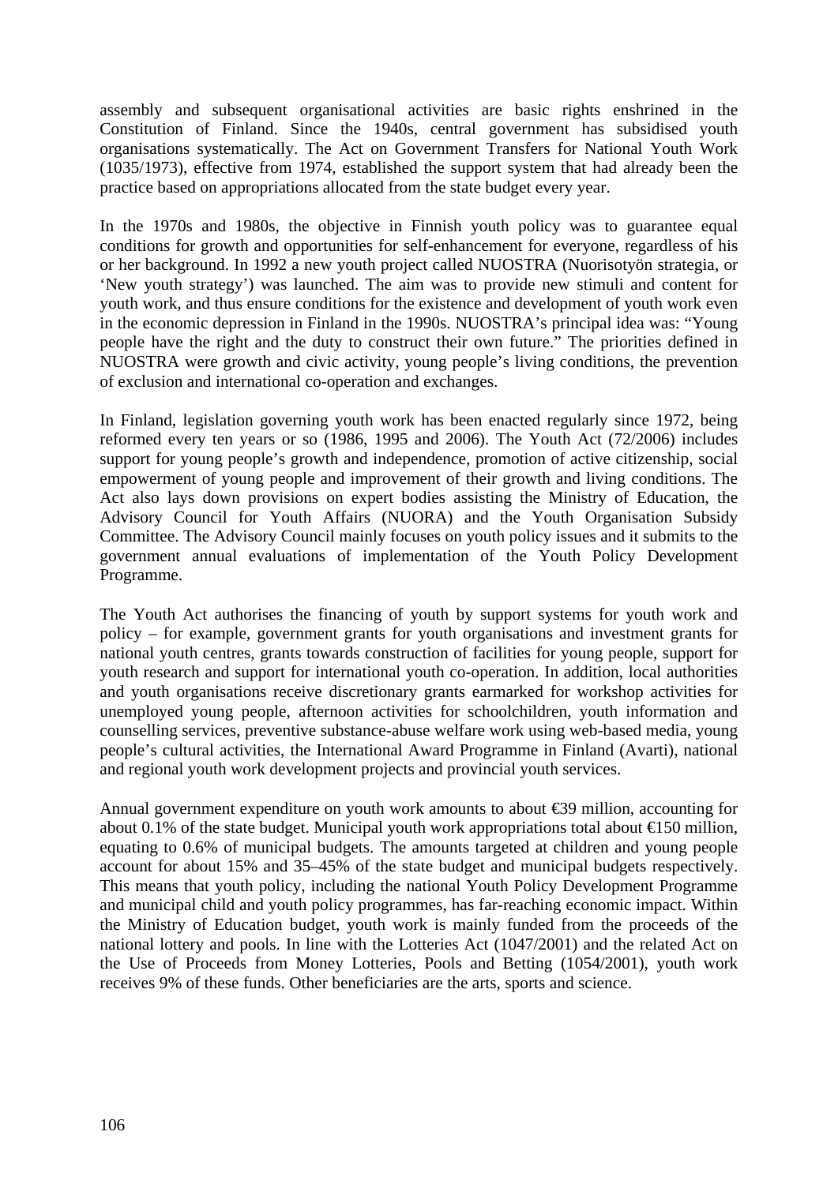assembly and subsequent organisational activities are basic rights enshrined in the Constitution of Finland. Since the 1940s, central government has subsidised youth organisations systematically. The Act on Government Transfers for National Youth Work (1035/1973), effective from 1974, established the support system that had already been the practice based on appropriations allocated from the state budget every year.

In the 1970s and 1980s, the objective in Finnish youth policy was to guarantee equal conditions for growth and opportunities for self-enhancement for everyone, regardless of his or her background. In 1992 a new youth project called NUOSTRA (Nuorisotyön strategia, or 'New youth strategy') was launched. The aim was to provide new stimuli and content for youth work, and thus ensure conditions for the existence and development of youth work even in the economic depression in Finland in the 1990s. NUOSTRA's principal idea was: "Young people have the right and the duty to construct their own future." The priorities defined in NUOSTRA were growth and civic activity, young people's living conditions, the prevention of exclusion and international co-operation and exchanges.

In Finland, legislation governing youth work has been enacted regularly since 1972, being reformed every ten years or so (1986, 1995 and 2006). The Youth Act (72/2006) includes support for young people's growth and independence, promotion of active citizenship, social empowerment of young people and improvement of their growth and living conditions. The Act also lays down provisions on expert bodies assisting the Ministry of Education, the Advisory Council for Youth Affairs (NUORA) and the Youth Organisation Subsidy Committee. The Advisory Council mainly focuses on youth policy issues and it submits to the government annual evaluations of implementation of the Youth Policy Development Programme.

The Youth Act authorises the financing of youth by support systems for youth work and policy – for example, government grants for youth organisations and investment grants for national youth centres, grants towards construction of facilities for young people, support for youth research and support for international youth co-operation. In addition, local authorities and youth organisations receive discretionary grants earmarked for workshop activities for unemployed young people, afternoon activities for schoolchildren, youth information and counselling services, preventive substance-abuse welfare work using web-based media, young people's cultural activities, the International Award Programme in Finland (Avarti), national and regional youth work development projects and provincial youth services.

Annual government expenditure on youth work amounts to about €39 million, accounting for about 0.1% of the state budget. Municipal youth work appropriations total about €150 million, equating to 0.6% of municipal budgets. The amounts targeted at children and young people account for about 15% and 35–45% of the state budget and municipal budgets respectively. This means that youth policy, including the national Youth Policy Development Programme and municipal child and youth policy programmes, has far-reaching economic impact. Within the Ministry of Education budget, youth work is mainly funded from the proceeds of the national lottery and pools. In line with the Lotteries Act (1047/2001) and the related Act on the Use of Proceeds from Money Lotteries, Pools and Betting (1054/2001), youth work receives 9% of these funds. Other beneficiaries are the arts, sports and science.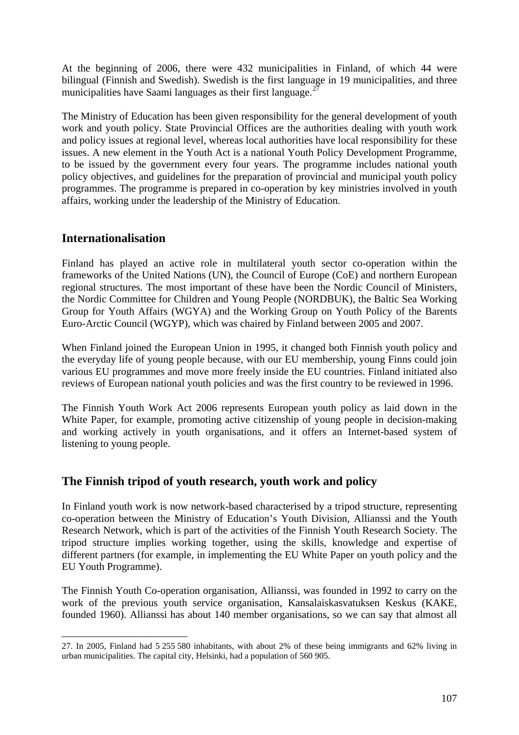At the beginning of 2006, there were 432 municipalities in Finland, of which 44 were bilingual (Finnish and Swedish). Swedish is the first language in 19 municipalities, and three municipalities have Saami languages as their first language.[27]

The Ministry of Education has been given responsibility for the general development of youth work and youth policy. State Provincial Offices are the authorities dealing with youth work and policy issues at regional level, whereas local authorities have local responsibility for these issues. A new element in the Youth Act is a national Youth Policy Development Programme, to be issued by the government every four years. The programme includes national youth policy objectives, and guidelines for the preparation of provincial and municipal youth policy programmes. The programme is prepared in co-operation by key ministries involved in youth affairs, working under the leadership of the Ministry of Education.

## Internationalisation

Finland has played an active role in multilateral youth sector co-operation within the frameworks of the United Nations (UN), the Council of Europe (CoE) and northern European regional structures. The most important of these have been the Nordic Council of Ministers, the Nordic Committee for Children and Young People (NORDBUK), the Baltic Sea Working Group for Youth Affairs (WGYA) and the Working Group on Youth Policy of the Barents Euro-Arctic Council (WGYP), which was chaired by Finland between 2005 and 2007.

When Finland joined the European Union in 1995, it changed both Finnish youth policy and the everyday life of young people because, with our EU membership, young Finns could join various EU programmes and move more freely inside the EU countries. Finland initiated also reviews of European national youth policies and was the first country to be reviewed in 1996.

The Finnish Youth Work Act 2006 represents European youth policy as laid down in the White Paper, for example, promoting active citizenship of young people in decision-making and working actively in youth organisations, and it offers an Internet-based system of listening to young people.

## The Finnish tripod of youth research, youth work and policy

In Finland youth work is now network-based characterised by a tripod structure, representing co-operation between the Ministry of Education's Youth Division, Allianssi and the Youth Research Network, which is part of the activities of the Finnish Youth Research Society. The tripod structure implies working together, using the skills, knowledge and expertise of different partners (for example, in implementing the EU White Paper on youth policy and the EU Youth Programme).

The Finnish Youth Co-operation organisation, Allianssi, was founded in 1992 to carry on the work of the previous youth service organisation, Kansalaiskasvatuksen Keskus (KAKE, founded 1960). Allianssi has about 140 member organisations, so we can say that almost all

---

27. In 2005, Finland had 5 255 580 inhabitants, with about 2% of these being immigrants and 62% living in urban municipalities. The capital city, Helsinki, had a population of 560 905.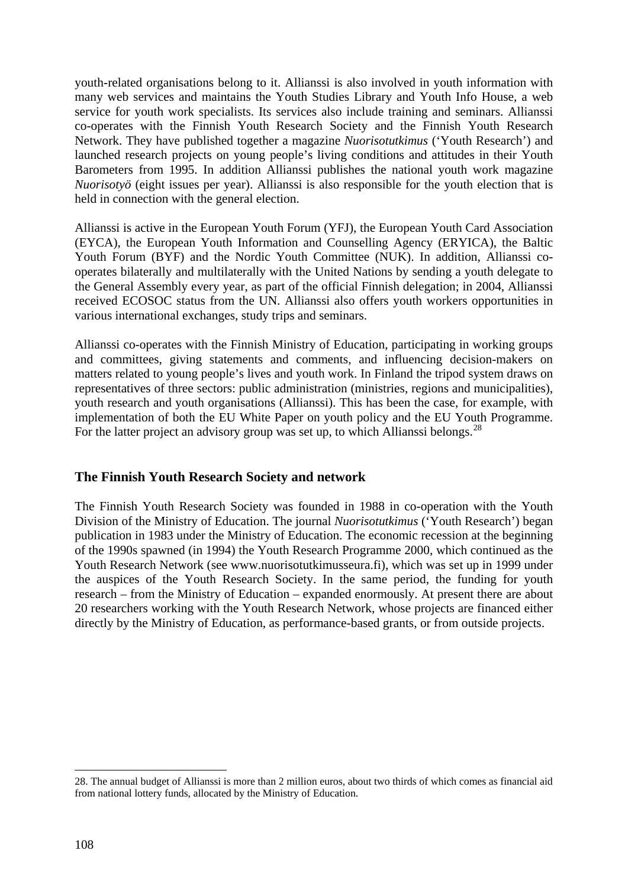youth-related organisations belong to it. Allianssi is also involved in youth information with many web services and maintains the Youth Studies Library and Youth Info House, a web service for youth work specialists. Its services also include training and seminars. Allianssi co-operates with the Finnish Youth Research Society and the Finnish Youth Research Network. They have published together a magazine *Nuorisotutkimus* ('Youth Research') and launched research projects on young people's living conditions and attitudes in their Youth Barometers from 1995. In addition Allianssi publishes the national youth work magazine *Nuorisotyö* (eight issues per year). Allianssi is also responsible for the youth election that is held in connection with the general election.

Allianssi is active in the European Youth Forum (YFJ), the European Youth Card Association (EYCA), the European Youth Information and Counselling Agency (ERYICA), the Baltic Youth Forum (BYF) and the Nordic Youth Committee (NUK). In addition, Allianssi co-operates bilaterally and multilaterally with the United Nations by sending a youth delegate to the General Assembly every year, as part of the official Finnish delegation; in 2004, Allianssi received ECOSOC status from the UN. Allianssi also offers youth workers opportunities in various international exchanges, study trips and seminars.

Allianssi co-operates with the Finnish Ministry of Education, participating in working groups and committees, giving statements and comments, and influencing decision-makers on matters related to young people's lives and youth work. In Finland the tripod system draws on representatives of three sectors: public administration (ministries, regions and municipalities), youth research and youth organisations (Allianssi). This has been the case, for example, with implementation of both the EU White Paper on youth policy and the EU Youth Programme. For the latter project an advisory group was set up, to which Allianssi belongs.[28]

## The Finnish Youth Research Society and network

The Finnish Youth Research Society was founded in 1988 in co-operation with the Youth Division of the Ministry of Education. The journal *Nuorisotutkimus* ('Youth Research') began publication in 1983 under the Ministry of Education. The economic recession at the beginning of the 1990s spawned (in 1994) the Youth Research Programme 2000, which continued as the Youth Research Network (see www.nuorisotutkimusseura.fi), which was set up in 1999 under the auspices of the Youth Research Society. In the same period, the funding for youth research – from the Ministry of Education – expanded enormously. At present there are about 20 researchers working with the Youth Research Network, whose projects are financed either directly by the Ministry of Education, as performance-based grants, or from outside projects.

---

28. The annual budget of Allianssi is more than 2 million euros, about two thirds of which comes as financial aid from national lottery funds, allocated by the Ministry of Education.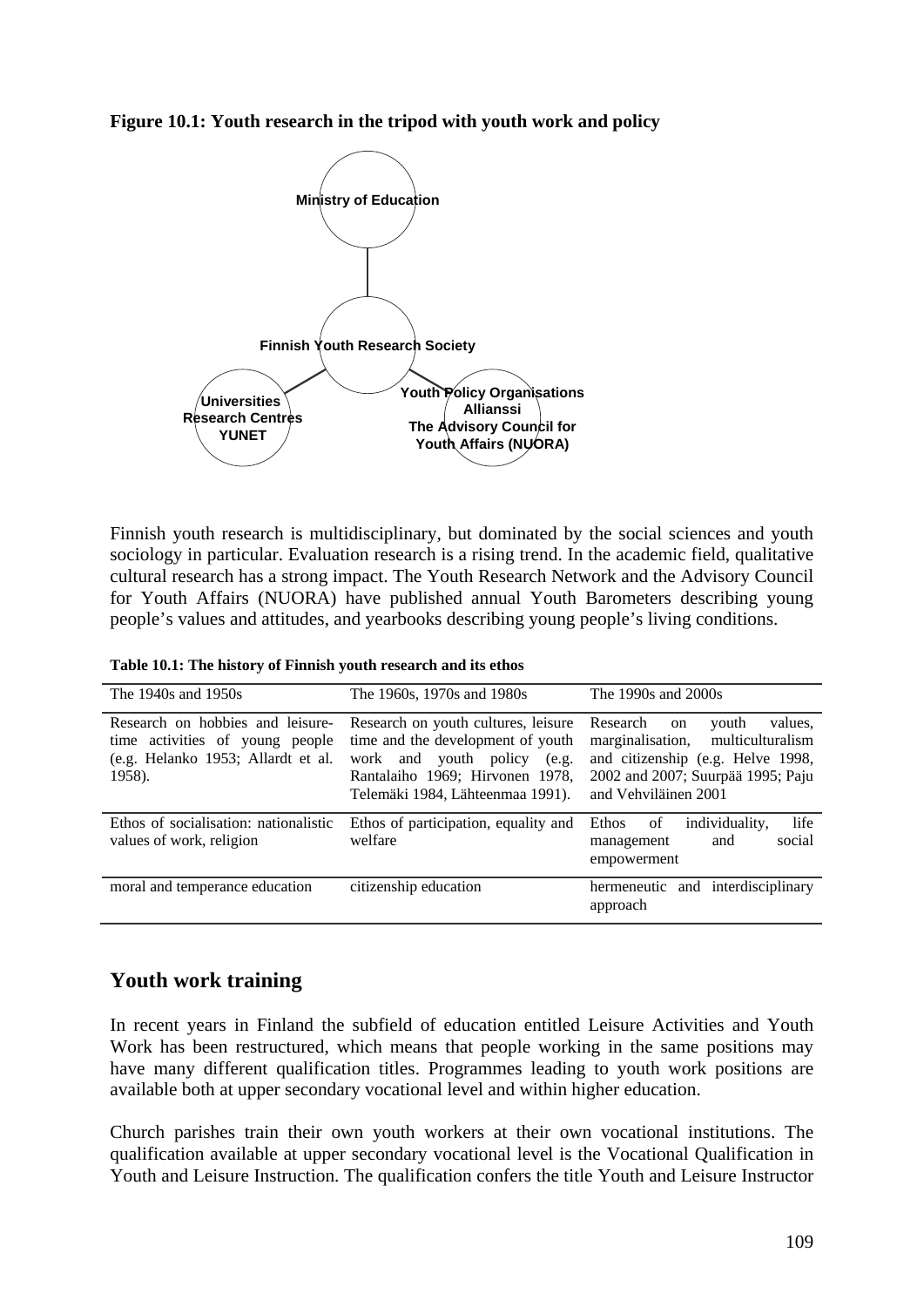**Figure 10.1: Youth research in the tripod with youth work and policy**

Ministry of Education

Finnish Youth Research Society

Universities
Research Centres
YUNET

Youth Policy Organisations
Allianssi
The Advisory Council for
Youth Affairs (NUORA)

Finnish youth research is multidisciplinary, but dominated by the social sciences and youth sociology in particular. Evaluation research is a rising trend. In the academic field, qualitative cultural research has a strong impact. The Youth Research Network and the Advisory Council for Youth Affairs (NUORA) have published annual Youth Barometers describing young people's values and attitudes, and yearbooks describing young people's living conditions.

**Table 10.1: The history of Finnish youth research and its ethos**

| The 1940s and 1950s | The 1960s, 1970s and 1980s | The 1990s and 2000s |
|---|---|---|
| Research on hobbies and leisure-time activities of young people (e.g. Helanko 1953; Allardt et al. 1958). | Research on youth cultures, leisure time and the development of youth work and youth policy (e.g. Rantalaiho 1969; Hirvonen 1978, Telemäki 1984, Lähteenmaa 1991). | Research on youth values, marginalisation, multiculturalism and citizenship (e.g. Helve 1998, 2002 and 2007; Suurpää 1995; Paju and Vehviläinen 2001 |
| Ethos of socialisation: nationalistic values of work, religion | Ethos of participation, equality and welfare | Ethos of individuality, life management and social empowerment |
| moral and temperance education | citizenship education | hermeneutic and interdisciplinary approach |

## Youth work training

In recent years in Finland the subfield of education entitled Leisure Activities and Youth Work has been restructured, which means that people working in the same positions may have many different qualification titles. Programmes leading to youth work positions are available both at upper secondary vocational level and within higher education.

Church parishes train their own youth workers at their own vocational institutions. The qualification available at upper secondary vocational level is the Vocational Qualification in Youth and Leisure Instruction. The qualification confers the title Youth and Leisure Instructor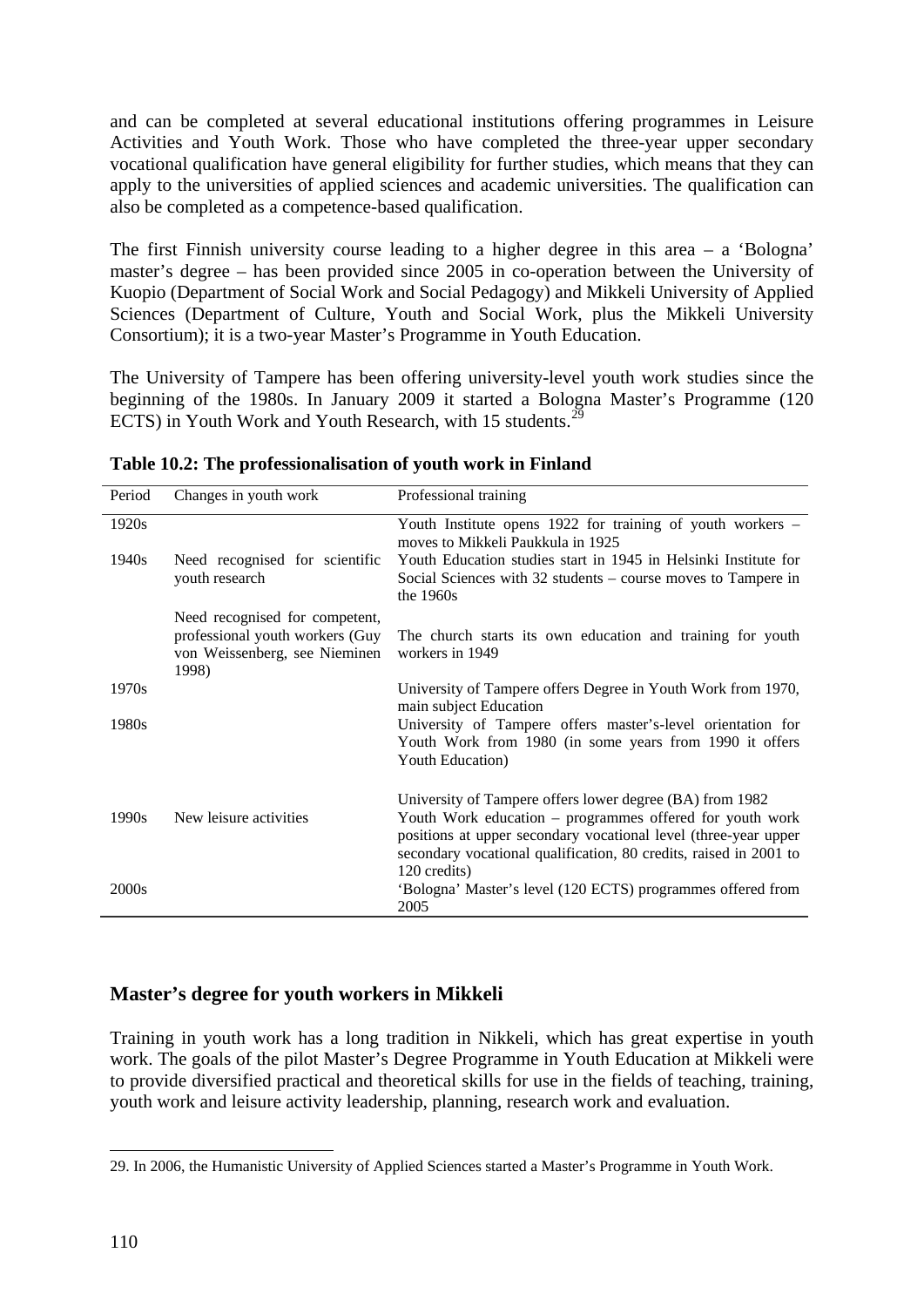and can be completed at several educational institutions offering programmes in Leisure Activities and Youth Work. Those who have completed the three-year upper secondary vocational qualification have general eligibility for further studies, which means that they can apply to the universities of applied sciences and academic universities. The qualification can also be completed as a competence-based qualification.

The first Finnish university course leading to a higher degree in this area – a 'Bologna' master's degree – has been provided since 2005 in co-operation between the University of Kuopio (Department of Social Work and Social Pedagogy) and Mikkeli University of Applied Sciences (Department of Culture, Youth and Social Work, plus the Mikkeli University Consortium); it is a two-year Master's Programme in Youth Education.

The University of Tampere has been offering university-level youth work studies since the beginning of the 1980s. In January 2009 it started a Bologna Master's Programme (120 ECTS) in Youth Work and Youth Research, with 15 students.[29]

**Table 10.2: The professionalisation of youth work in Finland**

| Period | Changes in youth work | Professional training |
|---|---|---|
| 1920s | | Youth Institute opens 1922 for training of youth workers – moves to Mikkeli Paukkula in 1925 |
| 1940s | Need recognised for scientific youth research | Youth Education studies start in 1945 in Helsinki Institute for Social Sciences with 32 students – course moves to Tampere in the 1960s |
| | Need recognised for competent, professional youth workers (Guy von Weissenberg, see Nieminen 1998) | The church starts its own education and training for youth workers in 1949 |
| 1970s | | University of Tampere offers Degree in Youth Work from 1970, main subject Education |
| 1980s | | University of Tampere offers master's-level orientation for Youth Work from 1980 (in some years from 1990 it offers Youth Education)<br><br>University of Tampere offers lower degree (BA) from 1982 |
| 1990s | New leisure activities | Youth Work education – programmes offered for youth work positions at upper secondary vocational level (three-year upper secondary vocational qualification, 80 credits, raised in 2001 to 120 credits) |
| 2000s | | 'Bologna' Master's level (120 ECTS) programmes offered from 2005 |

## Master's degree for youth workers in Mikkeli

Training in youth work has a long tradition in Nikkeli, which has great expertise in youth work. The goals of the pilot Master's Degree Programme in Youth Education at Mikkeli were to provide diversified practical and theoretical skills for use in the fields of teaching, training, youth work and leisure activity leadership, planning, research work and evaluation.

29. In 2006, the Humanistic University of Applied Sciences started a Master's Programme in Youth Work.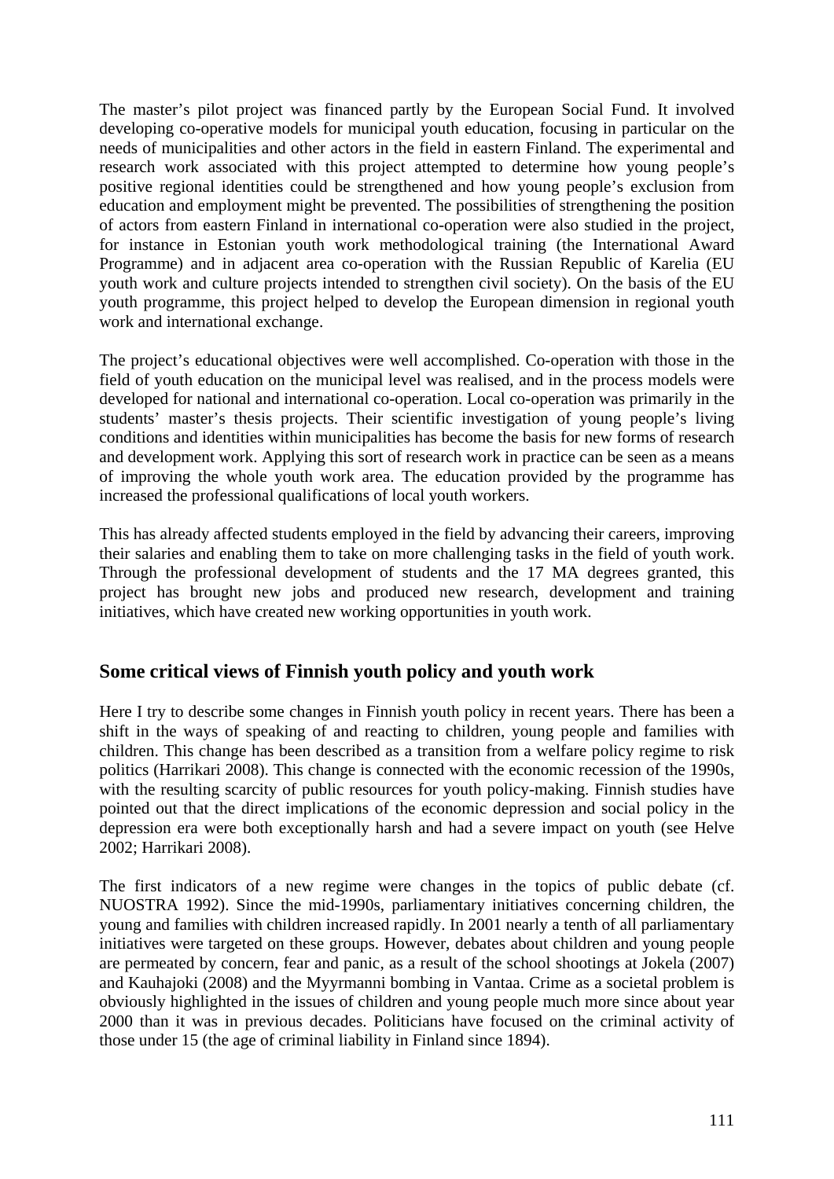The master's pilot project was financed partly by the European Social Fund. It involved developing co-operative models for municipal youth education, focusing in particular on the needs of municipalities and other actors in the field in eastern Finland. The experimental and research work associated with this project attempted to determine how young people's positive regional identities could be strengthened and how young people's exclusion from education and employment might be prevented. The possibilities of strengthening the position of actors from eastern Finland in international co-operation were also studied in the project, for instance in Estonian youth work methodological training (the International Award Programme) and in adjacent area co-operation with the Russian Republic of Karelia (EU youth work and culture projects intended to strengthen civil society). On the basis of the EU youth programme, this project helped to develop the European dimension in regional youth work and international exchange.

The project's educational objectives were well accomplished. Co-operation with those in the field of youth education on the municipal level was realised, and in the process models were developed for national and international co-operation. Local co-operation was primarily in the students' master's thesis projects. Their scientific investigation of young people's living conditions and identities within municipalities has become the basis for new forms of research and development work. Applying this sort of research work in practice can be seen as a means of improving the whole youth work area. The education provided by the programme has increased the professional qualifications of local youth workers.

This has already affected students employed in the field by advancing their careers, improving their salaries and enabling them to take on more challenging tasks in the field of youth work. Through the professional development of students and the 17 MA degrees granted, this project has brought new jobs and produced new research, development and training initiatives, which have created new working opportunities in youth work.

## Some critical views of Finnish youth policy and youth work

Here I try to describe some changes in Finnish youth policy in recent years. There has been a shift in the ways of speaking of and reacting to children, young people and families with children. This change has been described as a transition from a welfare policy regime to risk politics (Harrikari 2008). This change is connected with the economic recession of the 1990s, with the resulting scarcity of public resources for youth policy-making. Finnish studies have pointed out that the direct implications of the economic depression and social policy in the depression era were both exceptionally harsh and had a severe impact on youth (see Helve 2002; Harrikari 2008).

The first indicators of a new regime were changes in the topics of public debate (cf. NUOSTRA 1992). Since the mid-1990s, parliamentary initiatives concerning children, the young and families with children increased rapidly. In 2001 nearly a tenth of all parliamentary initiatives were targeted on these groups. However, debates about children and young people are permeated by concern, fear and panic, as a result of the school shootings at Jokela (2007) and Kauhajoki (2008) and the Myyrmanni bombing in Vantaa. Crime as a societal problem is obviously highlighted in the issues of children and young people much more since about year 2000 than it was in previous decades. Politicians have focused on the criminal activity of those under 15 (the age of criminal liability in Finland since 1894).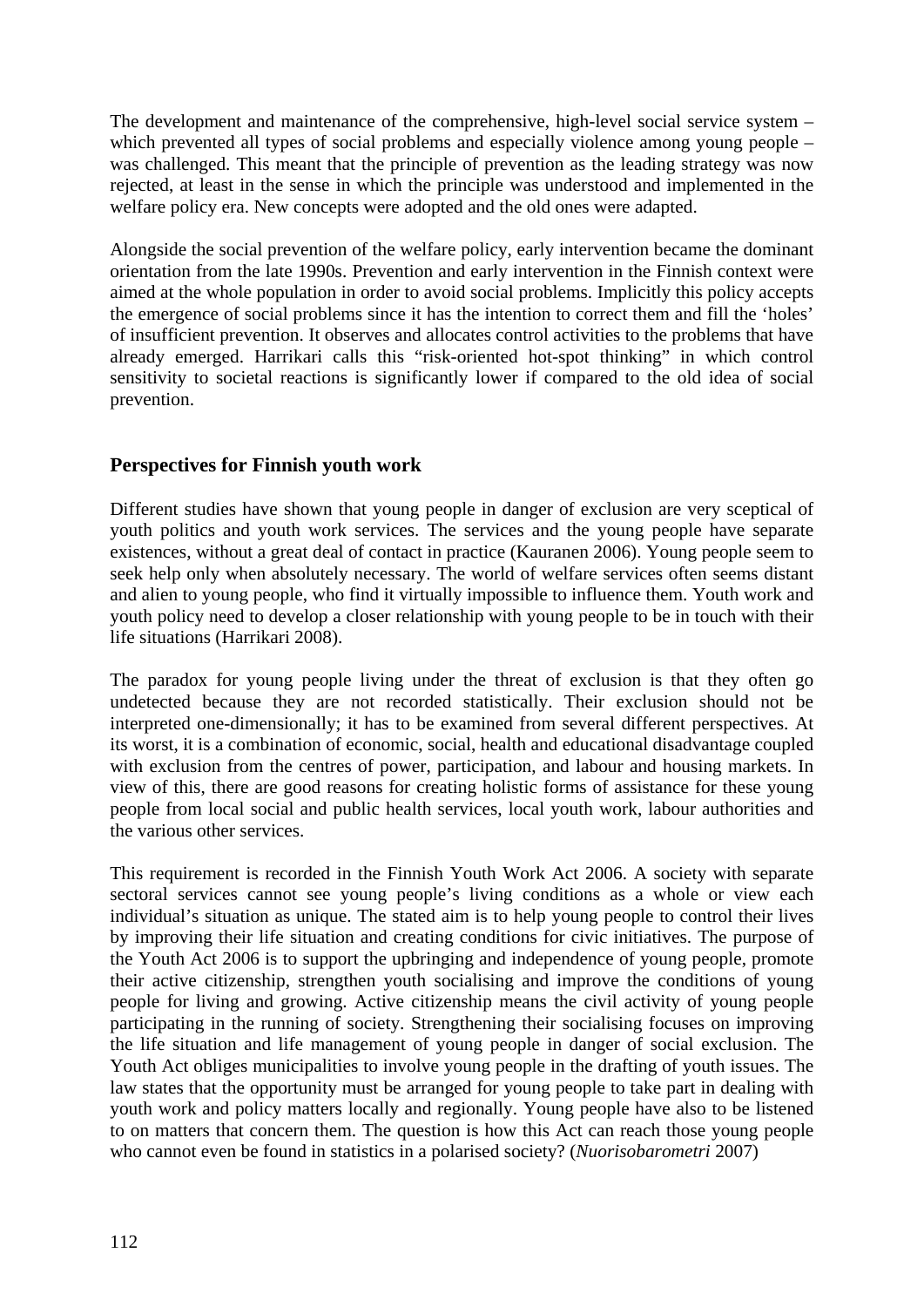The development and maintenance of the comprehensive, high-level social service system – which prevented all types of social problems and especially violence among young people – was challenged. This meant that the principle of prevention as the leading strategy was now rejected, at least in the sense in which the principle was understood and implemented in the welfare policy era. New concepts were adopted and the old ones were adapted.

Alongside the social prevention of the welfare policy, early intervention became the dominant orientation from the late 1990s. Prevention and early intervention in the Finnish context were aimed at the whole population in order to avoid social problems. Implicitly this policy accepts the emergence of social problems since it has the intention to correct them and fill the 'holes' of insufficient prevention. It observes and allocates control activities to the problems that have already emerged. Harrikari calls this "risk-oriented hot-spot thinking" in which control sensitivity to societal reactions is significantly lower if compared to the old idea of social prevention.

## Perspectives for Finnish youth work

Different studies have shown that young people in danger of exclusion are very sceptical of youth politics and youth work services. The services and the young people have separate existences, without a great deal of contact in practice (Kauranen 2006). Young people seem to seek help only when absolutely necessary. The world of welfare services often seems distant and alien to young people, who find it virtually impossible to influence them. Youth work and youth policy need to develop a closer relationship with young people to be in touch with their life situations (Harrikari 2008).

The paradox for young people living under the threat of exclusion is that they often go undetected because they are not recorded statistically. Their exclusion should not be interpreted one-dimensionally; it has to be examined from several different perspectives. At its worst, it is a combination of economic, social, health and educational disadvantage coupled with exclusion from the centres of power, participation, and labour and housing markets. In view of this, there are good reasons for creating holistic forms of assistance for these young people from local social and public health services, local youth work, labour authorities and the various other services.

This requirement is recorded in the Finnish Youth Work Act 2006. A society with separate sectoral services cannot see young people's living conditions as a whole or view each individual's situation as unique. The stated aim is to help young people to control their lives by improving their life situation and creating conditions for civic initiatives. The purpose of the Youth Act 2006 is to support the upbringing and independence of young people, promote their active citizenship, strengthen youth socialising and improve the conditions of young people for living and growing. Active citizenship means the civil activity of young people participating in the running of society. Strengthening their socialising focuses on improving the life situation and life management of young people in danger of social exclusion. The Youth Act obliges municipalities to involve young people in the drafting of youth issues. The law states that the opportunity must be arranged for young people to take part in dealing with youth work and policy matters locally and regionally. Young people have also to be listened to on matters that concern them. The question is how this Act can reach those young people who cannot even be found in statistics in a polarised society? (*Nuorisobarometri* 2007)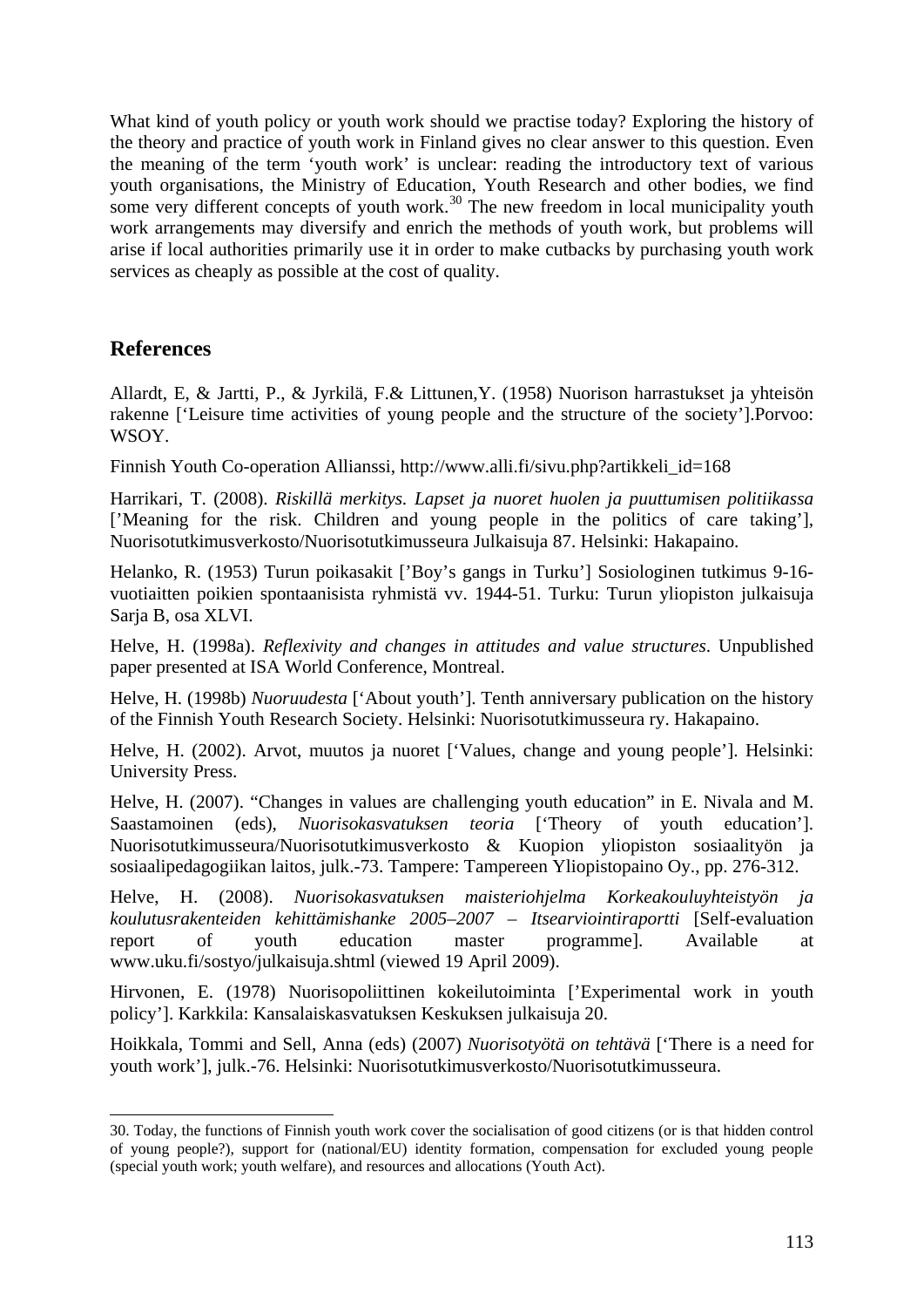What kind of youth policy or youth work should we practise today? Exploring the history of the theory and practice of youth work in Finland gives no clear answer to this question. Even the meaning of the term 'youth work' is unclear: reading the introductory text of various youth organisations, the Ministry of Education, Youth Research and other bodies, we find some very different concepts of youth work.[30] The new freedom in local municipality youth work arrangements may diversify and enrich the methods of youth work, but problems will arise if local authorities primarily use it in order to make cutbacks by purchasing youth work services as cheaply as possible at the cost of quality.

## References

Allardt, E, & Jartti, P., & Jyrkilä, F.& Littunen,Y. (1958) Nuorison harrastukset ja yhteisön rakenne ['Leisure time activities of young people and the structure of the society'].Porvoo: WSOY.

Finnish Youth Co-operation Allianssi, http://www.alli.fi/sivu.php?artikkeli_id=168

Harrikari, T. (2008). *Riskillä merkitys. Lapset ja nuoret huolen ja puuttumisen politiikassa* ['Meaning for the risk. Children and young people in the politics of care taking'], Nuorisotutkimusverkosto/Nuorisotutkimusseura Julkaisuja 87. Helsinki: Hakapaino.

Helanko, R. (1953) Turun poikasakit ['Boy's gangs in Turku'] Sosiologinen tutkimus 9-16-vuotiaitten poikien spontaanisista ryhmistä vv. 1944-51. Turku: Turun yliopiston julkaisuja Sarja B, osa XLVI.

Helve, H. (1998a). *Reflexivity and changes in attitudes and value structures*. Unpublished paper presented at ISA World Conference, Montreal.

Helve, H. (1998b) *Nuoruudesta* ['About youth']. Tenth anniversary publication on the history of the Finnish Youth Research Society. Helsinki: Nuorisotutkimusseura ry. Hakapaino.

Helve, H. (2002). Arvot, muutos ja nuoret ['Values, change and young people']. Helsinki: University Press.

Helve, H. (2007). "Changes in values are challenging youth education" in E. Nivala and M. Saastamoinen (eds), *Nuorisokasvatuksen teoria* ['Theory of youth education']. Nuorisotutkimusseura/Nuorisotutkimusverkosto & Kuopion yliopiston sosiaalityön ja sosiaalipedagogiikan laitos, julk.-73. Tampere: Tampereen Yliopistopaino Oy., pp. 276-312.

Helve, H. (2008). *Nuorisokasvatuksen maisteriohjelma Korkeakouluyhteistyön ja koulutusrakenteiden kehittämishanke 2005–2007 – Itsearviointiraportti* [Self-evaluation report of youth education master programme]. Available at www.uku.fi/sostyo/julkaisuja.shtml (viewed 19 April 2009).

Hirvonen, E. (1978) Nuorisopoliittinen kokeilutoiminta ['Experimental work in youth policy']. Karkkila: Kansalaiskasvatuksen Keskuksen julkaisuja 20.

Hoikkala, Tommi and Sell, Anna (eds) (2007) *Nuorisotyötä on tehtävä* ['There is a need for youth work'], julk.-76. Helsinki: Nuorisotutkimusverkosto/Nuorisotutkimusseura.

---

30. Today, the functions of Finnish youth work cover the socialisation of good citizens (or is that hidden control of young people?), support for (national/EU) identity formation, compensation for excluded young people (special youth work; youth welfare), and resources and allocations (Youth Act).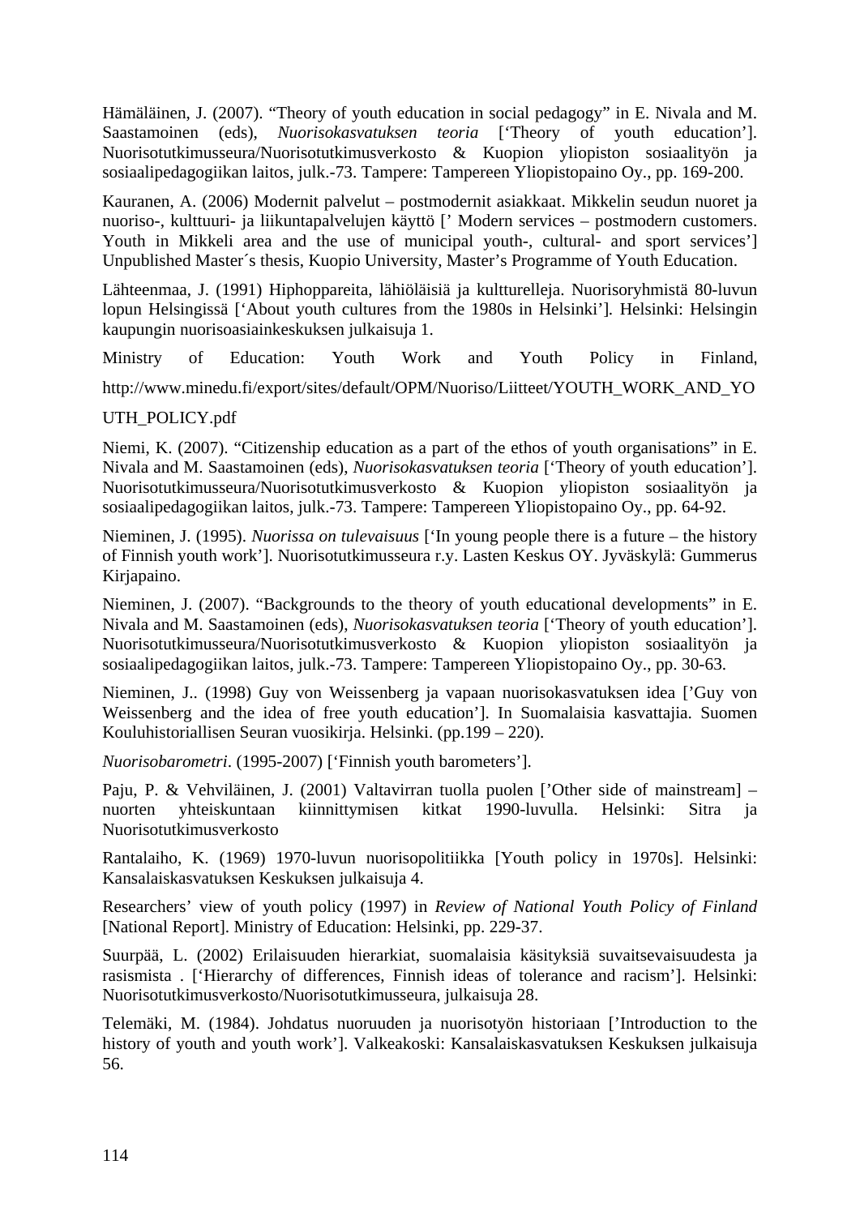Hämäläinen, J. (2007). “Theory of youth education in social pedagogy” in E. Nivala and M. Saastamoinen (eds), *Nuorisokasvatuksen teoria* [‘Theory of youth education’]. Nuorisotutkimusseura/Nuorisotutkimusverkosto & Kuopion yliopiston sosiaalityön ja sosiaalipedagogiikan laitos, julk.-73. Tampere: Tampereen Yliopistopaino Oy., pp. 169-200.

Kauranen, A. (2006) Modernit palvelut – postmodernit asiakkaat. Mikkelin seudun nuoret ja nuoriso-, kulttuuri- ja liikuntapalvelujen käyttö [’ Modern services – postmodern customers. Youth in Mikkeli area and the use of municipal youth-, cultural- and sport services’] Unpublished Master´s thesis, Kuopio University, Master’s Programme of Youth Education.

Lähteenmaa, J. (1991) Hiphoppareita, lähiöläisiä ja kultturelleja. Nuorisoryhmistä 80-luvun lopun Helsingissä [‘About youth cultures from the 1980s in Helsinki’]. Helsinki: Helsingin kaupungin nuorisoasiainkeskuksen julkaisuja 1.

Ministry of Education: Youth Work and Youth Policy in Finland, http://www.minedu.fi/export/sites/default/OPM/Nuoriso/Liitteet/YOUTH_WORK_AND_YOUTH_POLICY.pdf

Niemi, K. (2007). “Citizenship education as a part of the ethos of youth organisations” in E. Nivala and M. Saastamoinen (eds), *Nuorisokasvatuksen teoria* [‘Theory of youth education’]. Nuorisotutkimusseura/Nuorisotutkimusverkosto & Kuopion yliopiston sosiaalityön ja sosiaalipedagogiikan laitos, julk.-73. Tampere: Tampereen Yliopistopaino Oy., pp. 64-92.

Nieminen, J. (1995). *Nuorissa on tulevaisuus* [‘In young people there is a future – the history of Finnish youth work’]. Nuorisotutkimusseura r.y. Lasten Keskus OY. Jyväskylä: Gummerus Kirjapaino.

Nieminen, J. (2007). “Backgrounds to the theory of youth educational developments” in E. Nivala and M. Saastamoinen (eds), *Nuorisokasvatuksen teoria* [‘Theory of youth education’]. Nuorisotutkimusseura/Nuorisotutkimusverkosto & Kuopion yliopiston sosiaalityön ja sosiaalipedagogiikan laitos, julk.-73. Tampere: Tampereen Yliopistopaino Oy., pp. 30-63.

Nieminen, J.. (1998) Guy von Weissenberg ja vapaan nuorisokasvatuksen idea [’Guy von Weissenberg and the idea of free youth education’]. In Suomalaisia kasvattajia. Suomen Kouluhistoriallisen Seuran vuosikirja. Helsinki. (pp.199 – 220).

*Nuorisobarometri*. (1995-2007) [‘Finnish youth barometers’].

Paju, P. & Vehviläinen, J. (2001) Valtavirran tuolla puolen [’Other side of mainstream] – nuorten yhteiskuntaan kiinnittymisen kitkat 1990-luvulla. Helsinki: Sitra ja Nuorisotutkimusverkosto

Rantalaiho, K. (1969) 1970-luvun nuorisopolitiikka [Youth policy in 1970s]. Helsinki: Kansalaiskasvatuksen Keskuksen julkaisuja 4.

Researchers’ view of youth policy (1997) in *Review of National Youth Policy of Finland* [National Report]. Ministry of Education: Helsinki, pp. 229-37.

Suurpää, L. (2002) Erilaisuuden hierarkiat, suomalaisia käsityksiä suvaitsevaisuudesta ja rasismista . [‘Hierarchy of differences, Finnish ideas of tolerance and racism’]. Helsinki: Nuorisotutkimusverkosto/Nuorisotutkimusseura, julkaisuja 28.

Telemäki, M. (1984). Johdatus nuoruuden ja nuorisotyön historiaan [’Introduction to the history of youth and youth work’]. Valkeakoski: Kansalaiskasvatuksen Keskuksen julkaisuja 56.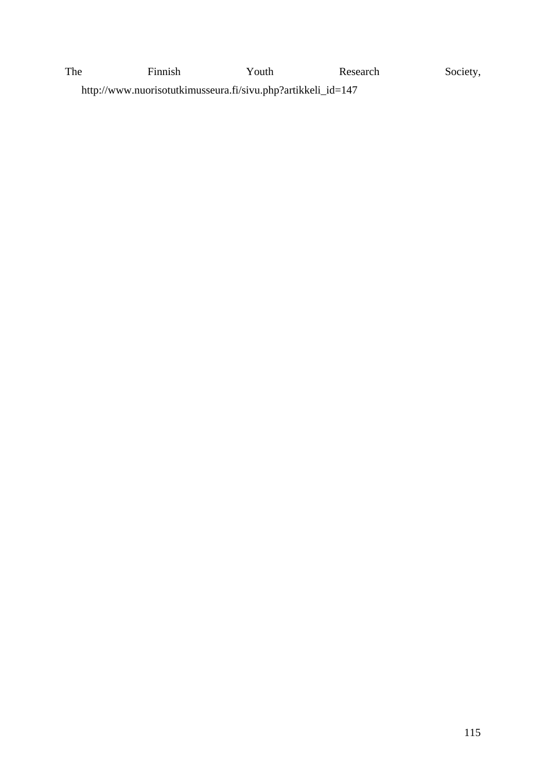The Finnish Youth Research Society, http://www.nuorisotutkimusseura.fi/sivu.php?artikkeli_id=147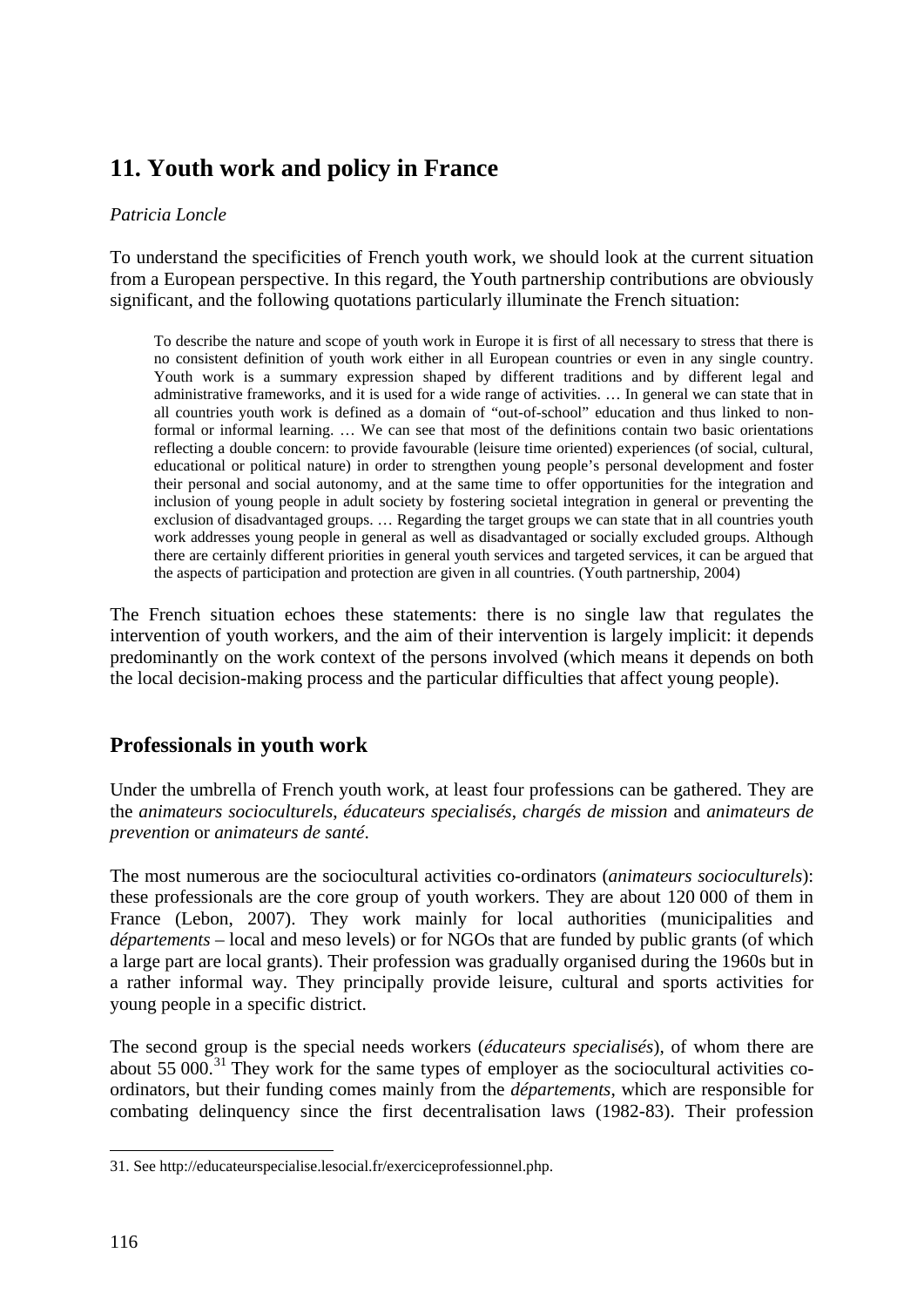# 11. Youth work and policy in France

*Patricia Loncle*

To understand the specificities of French youth work, we should look at the current situation from a European perspective. In this regard, the Youth partnership contributions are obviously significant, and the following quotations particularly illuminate the French situation:

> To describe the nature and scope of youth work in Europe it is first of all necessary to stress that there is no consistent definition of youth work either in all European countries or even in any single country. Youth work is a summary expression shaped by different traditions and by different legal and administrative frameworks, and it is used for a wide range of activities. … In general we can state that in all countries youth work is defined as a domain of "out-of-school" education and thus linked to non-formal or informal learning. … We can see that most of the definitions contain two basic orientations reflecting a double concern: to provide favourable (leisure time oriented) experiences (of social, cultural, educational or political nature) in order to strengthen young people's personal development and foster their personal and social autonomy, and at the same time to offer opportunities for the integration and inclusion of young people in adult society by fostering societal integration in general or preventing the exclusion of disadvantaged groups. … Regarding the target groups we can state that in all countries youth work addresses young people in general as well as disadvantaged or socially excluded groups. Although there are certainly different priorities in general youth services and targeted services, it can be argued that the aspects of participation and protection are given in all countries. (Youth partnership, 2004)

The French situation echoes these statements: there is no single law that regulates the intervention of youth workers, and the aim of their intervention is largely implicit: it depends predominantly on the work context of the persons involved (which means it depends on both the local decision-making process and the particular difficulties that affect young people).

## Professionals in youth work

Under the umbrella of French youth work, at least four professions can be gathered. They are the *animateurs socioculturels*, *éducateurs specialisés*, *chargés de mission* and *animateurs de prevention* or *animateurs de santé*.

The most numerous are the sociocultural activities co-ordinators (*animateurs socioculturels*): these professionals are the core group of youth workers. They are about 120 000 of them in France (Lebon, 2007). They work mainly for local authorities (municipalities and *départements* – local and meso levels) or for NGOs that are funded by public grants (of which a large part are local grants). Their profession was gradually organised during the 1960s but in a rather informal way. They principally provide leisure, cultural and sports activities for young people in a specific district.

The second group is the special needs workers (*éducateurs specialisés*), of whom there are about 55 000.[31] They work for the same types of employer as the sociocultural activities co-ordinators, but their funding comes mainly from the *départements*, which are responsible for combating delinquency since the first decentralisation laws (1982-83). Their profession

31. See http://educateurspecialise.lesocial.fr/exerciceprofessionnel.php.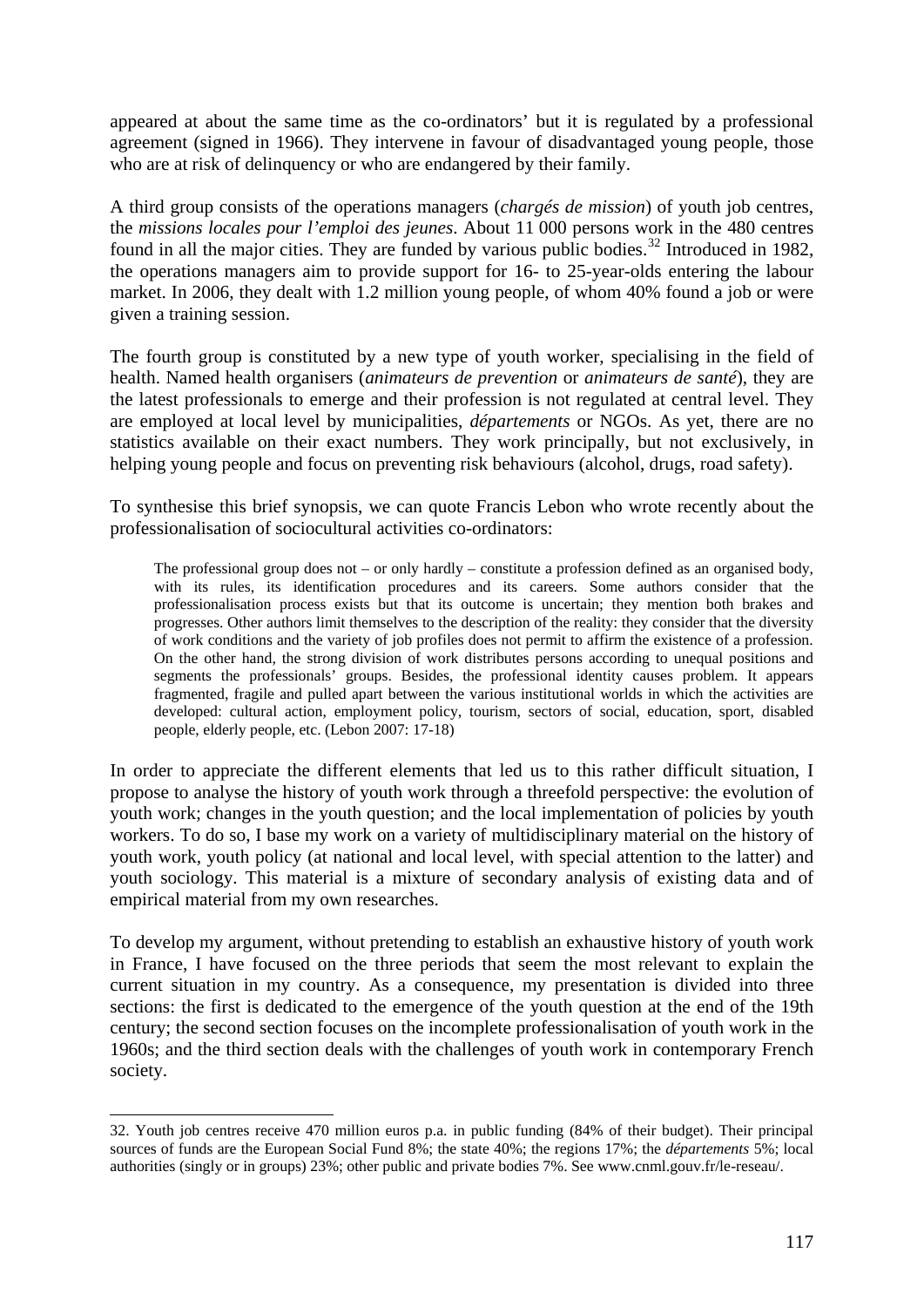appeared at about the same time as the co-ordinators' but it is regulated by a professional agreement (signed in 1966). They intervene in favour of disadvantaged young people, those who are at risk of delinquency or who are endangered by their family.

A third group consists of the operations managers (*chargés de mission*) of youth job centres, the *missions locales pour l'emploi des jeunes*. About 11 000 persons work in the 480 centres found in all the major cities. They are funded by various public bodies.[32] Introduced in 1982, the operations managers aim to provide support for 16- to 25-year-olds entering the labour market. In 2006, they dealt with 1.2 million young people, of whom 40% found a job or were given a training session.

The fourth group is constituted by a new type of youth worker, specialising in the field of health. Named health organisers (*animateurs de prevention* or *animateurs de santé*), they are the latest professionals to emerge and their profession is not regulated at central level. They are employed at local level by municipalities, *départements* or NGOs. As yet, there are no statistics available on their exact numbers. They work principally, but not exclusively, in helping young people and focus on preventing risk behaviours (alcohol, drugs, road safety).

To synthesise this brief synopsis, we can quote Francis Lebon who wrote recently about the professionalisation of sociocultural activities co-ordinators:

> The professional group does not – or only hardly – constitute a profession defined as an organised body, with its rules, its identification procedures and its careers. Some authors consider that the professionalisation process exists but that its outcome is uncertain; they mention both brakes and progresses. Other authors limit themselves to the description of the reality: they consider that the diversity of work conditions and the variety of job profiles does not permit to affirm the existence of a profession. On the other hand, the strong division of work distributes persons according to unequal positions and segments the professionals' groups. Besides, the professional identity causes problem. It appears fragmented, fragile and pulled apart between the various institutional worlds in which the activities are developed: cultural action, employment policy, tourism, sectors of social, education, sport, disabled people, elderly people, etc. (Lebon 2007: 17-18)

In order to appreciate the different elements that led us to this rather difficult situation, I propose to analyse the history of youth work through a threefold perspective: the evolution of youth work; changes in the youth question; and the local implementation of policies by youth workers. To do so, I base my work on a variety of multidisciplinary material on the history of youth work, youth policy (at national and local level, with special attention to the latter) and youth sociology. This material is a mixture of secondary analysis of existing data and of empirical material from my own researches.

To develop my argument, without pretending to establish an exhaustive history of youth work in France, I have focused on the three periods that seem the most relevant to explain the current situation in my country. As a consequence, my presentation is divided into three sections: the first is dedicated to the emergence of the youth question at the end of the 19th century; the second section focuses on the incomplete professionalisation of youth work in the 1960s; and the third section deals with the challenges of youth work in contemporary French society.

---

32. Youth job centres receive 470 million euros p.a. in public funding (84% of their budget). Their principal sources of funds are the European Social Fund 8%; the state 40%; the regions 17%; the *départements* 5%; local authorities (singly or in groups) 23%; other public and private bodies 7%. See www.cnml.gouv.fr/le-reseau/.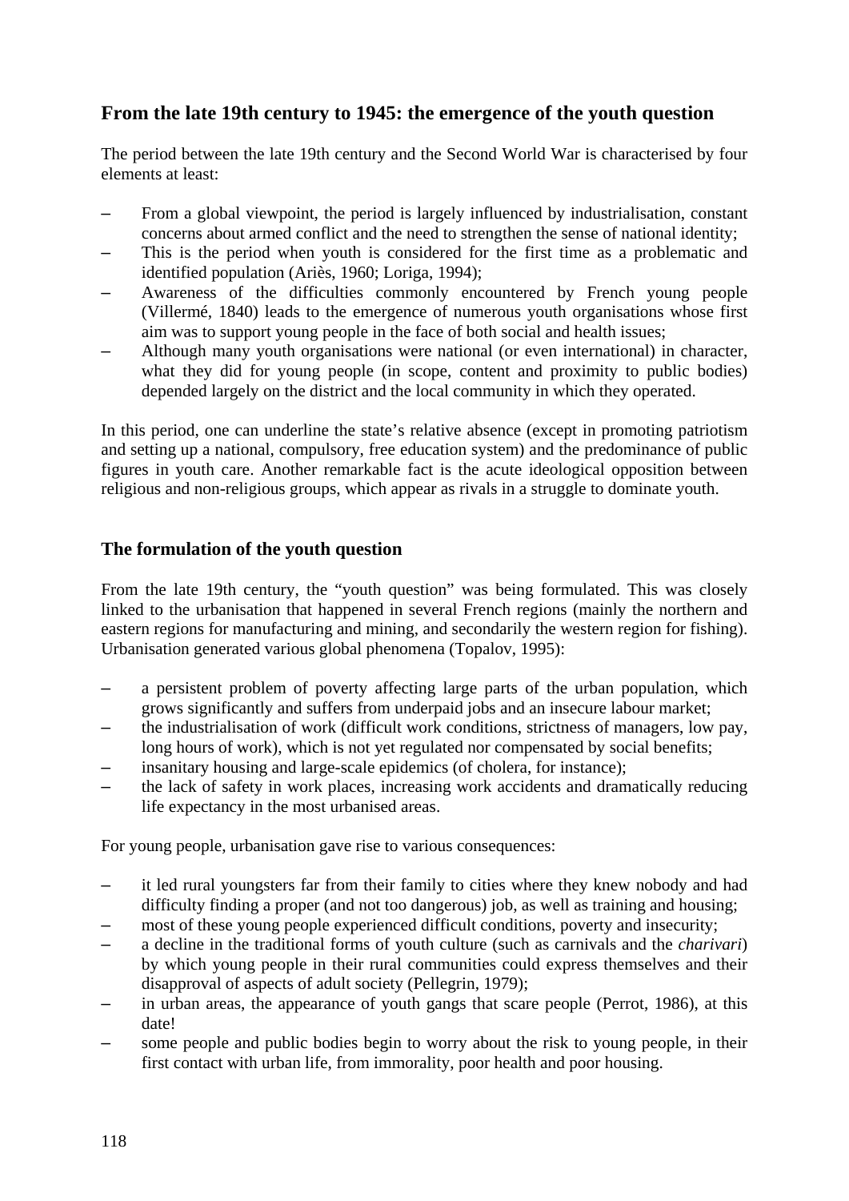## From the late 19th century to 1945: the emergence of the youth question

The period between the late 19th century and the Second World War is characterised by four elements at least:

- From a global viewpoint, the period is largely influenced by industrialisation, constant concerns about armed conflict and the need to strengthen the sense of national identity;
- This is the period when youth is considered for the first time as a problematic and identified population (Ariès, 1960; Loriga, 1994);
- Awareness of the difficulties commonly encountered by French young people (Villermé, 1840) leads to the emergence of numerous youth organisations whose first aim was to support young people in the face of both social and health issues;
- Although many youth organisations were national (or even international) in character, what they did for young people (in scope, content and proximity to public bodies) depended largely on the district and the local community in which they operated.

In this period, one can underline the state's relative absence (except in promoting patriotism and setting up a national, compulsory, free education system) and the predominance of public figures in youth care. Another remarkable fact is the acute ideological opposition between religious and non-religious groups, which appear as rivals in a struggle to dominate youth.

## The formulation of the youth question

From the late 19th century, the "youth question" was being formulated. This was closely linked to the urbanisation that happened in several French regions (mainly the northern and eastern regions for manufacturing and mining, and secondarily the western region for fishing). Urbanisation generated various global phenomena (Topalov, 1995):

- a persistent problem of poverty affecting large parts of the urban population, which grows significantly and suffers from underpaid jobs and an insecure labour market;
- the industrialisation of work (difficult work conditions, strictness of managers, low pay, long hours of work), which is not yet regulated nor compensated by social benefits;
- insanitary housing and large-scale epidemics (of cholera, for instance);
- the lack of safety in work places, increasing work accidents and dramatically reducing life expectancy in the most urbanised areas.

For young people, urbanisation gave rise to various consequences:

- it led rural youngsters far from their family to cities where they knew nobody and had difficulty finding a proper (and not too dangerous) job, as well as training and housing;
- most of these young people experienced difficult conditions, poverty and insecurity;
- a decline in the traditional forms of youth culture (such as carnivals and the *charivari*) by which young people in their rural communities could express themselves and their disapproval of aspects of adult society (Pellegrin, 1979);
- in urban areas, the appearance of youth gangs that scare people (Perrot, 1986), at this date!
- some people and public bodies begin to worry about the risk to young people, in their first contact with urban life, from immorality, poor health and poor housing.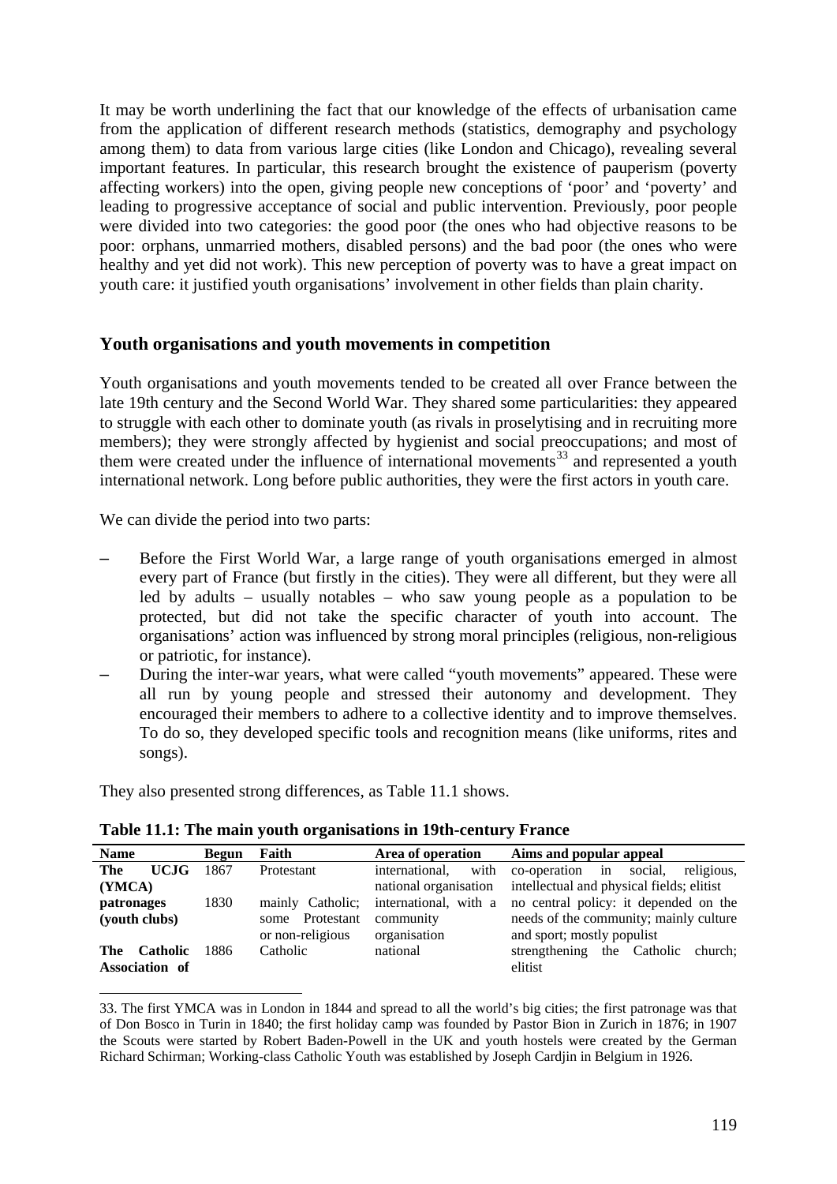It may be worth underlining the fact that our knowledge of the effects of urbanisation came from the application of different research methods (statistics, demography and psychology among them) to data from various large cities (like London and Chicago), revealing several important features. In particular, this research brought the existence of pauperism (poverty affecting workers) into the open, giving people new conceptions of 'poor' and 'poverty' and leading to progressive acceptance of social and public intervention. Previously, poor people were divided into two categories: the good poor (the ones who had objective reasons to be poor: orphans, unmarried mothers, disabled persons) and the bad poor (the ones who were healthy and yet did not work). This new perception of poverty was to have a great impact on youth care: it justified youth organisations' involvement in other fields than plain charity.

## Youth organisations and youth movements in competition

Youth organisations and youth movements tended to be created all over France between the late 19th century and the Second World War. They shared some particularities: they appeared to struggle with each other to dominate youth (as rivals in proselytising and in recruiting more members); they were strongly affected by hygienist and social preoccupations; and most of them were created under the influence of international movements[33] and represented a youth international network. Long before public authorities, they were the first actors in youth care.

We can divide the period into two parts:

– Before the First World War, a large range of youth organisations emerged in almost every part of France (but firstly in the cities). They were all different, but they were all led by adults – usually notables – who saw young people as a population to be protected, but did not take the specific character of youth into account. The organisations' action was influenced by strong moral principles (religious, non-religious or patriotic, for instance).
– During the inter-war years, what were called "youth movements" appeared. These were all run by young people and stressed their autonomy and development. They encouraged their members to adhere to a collective identity and to improve themselves. To do so, they developed specific tools and recognition means (like uniforms, rites and songs).

They also presented strong differences, as Table 11.1 shows.

**Table 11.1: The main youth organisations in 19th-century France**

| Name | Begun | Faith | Area of operation | Aims and popular appeal |
|---|---|---|---|---|
| **The UCJG (YMCA)** | 1867 | Protestant | international, with national organisation | co-operation in social, religious, intellectual and physical fields; elitist |
| **patronages (youth clubs)** | 1830 | mainly Catholic; some Protestant or non-religious | international, with a community organisation | no central policy: it depended on the needs of the community; mainly culture and sport; mostly populist |
| **The Catholic Association of** | 1886 | Catholic | national | strengthening the Catholic church; elitist |

33. The first YMCA was in London in 1844 and spread to all the world's big cities; the first patronage was that of Don Bosco in Turin in 1840; the first holiday camp was founded by Pastor Bion in Zurich in 1876; in 1907 the Scouts were started by Robert Baden-Powell in the UK and youth hostels were created by the German Richard Schirman; Working-class Catholic Youth was established by Joseph Cardjin in Belgium in 1926.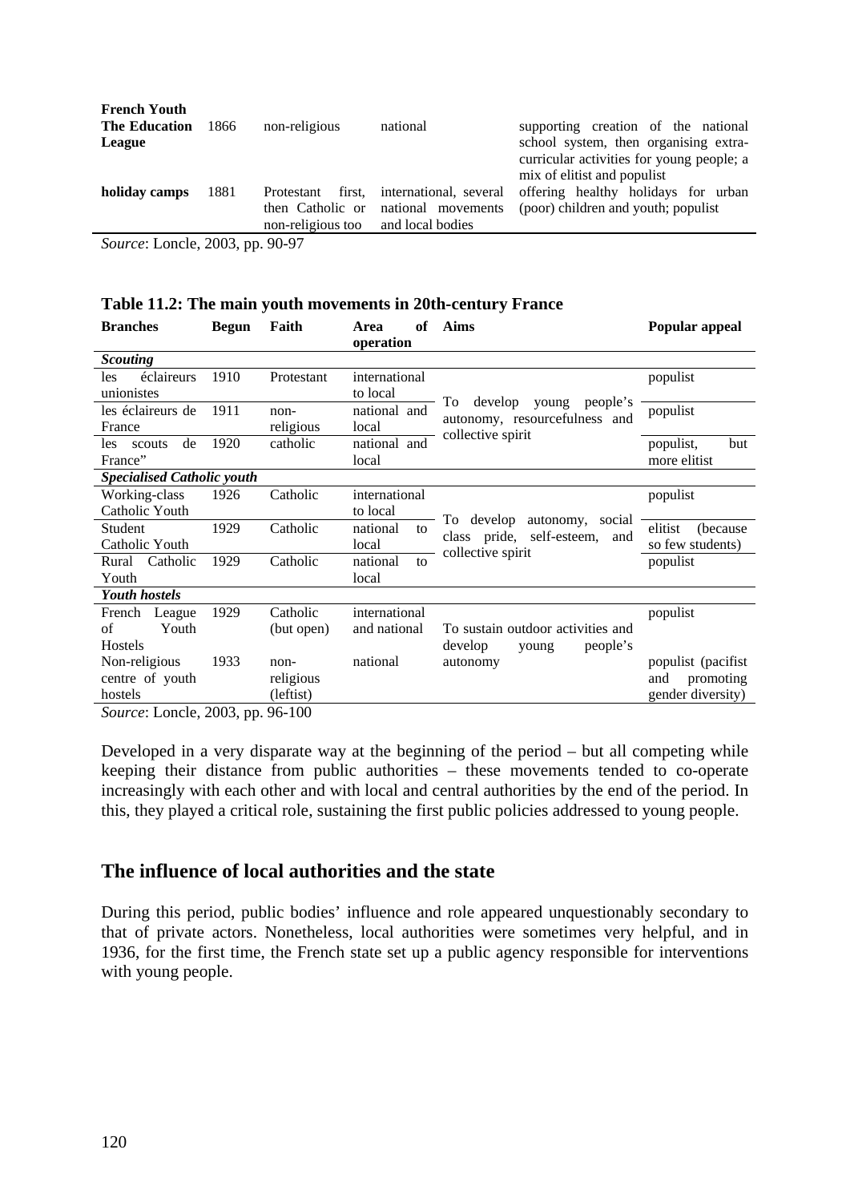| | | | | |
|---|---|---|---|---|
| **French Youth** | | | | |
| **The Education League** | 1866 | non-religious | national | supporting creation of the national school system, then organising extra-curricular activities for young people; a mix of elitist and populist |
| **holiday camps** | 1881 | Protestant first, then Catholic or non-religious too | international, several national movements and local bodies | offering healthy holidays for urban (poor) children and youth; populist |

*Source*: Loncle, 2003, pp. 90-97

**Table 11.2: The main youth movements in 20th-century France**

| Branches | Begun | Faith | Area of operation | Aims | Popular appeal |
|---|---|---|---|---|---|
| ***Scouting*** | | | | | |
| les éclaireurs unionistes | 1910 | Protestant | international to local | To develop young people's autonomy, resourcefulness and collective spirit | populist |
| les éclaireurs de France | 1911 | non-religious | national and local | | populist |
| les scouts de France" | 1920 | catholic | national and local | | populist, but more elitist |
| ***Specialised Catholic youth*** | | | | | |
| Working-class Catholic Youth | 1926 | Catholic | international to local | To develop autonomy, social class pride, self-esteem, and collective spirit | populist |
| Student Catholic Youth | 1929 | Catholic | national to local | | elitist (because so few students) |
| Rural Catholic Youth | 1929 | Catholic | national to local | | populist |
| ***Youth hostels*** | | | | | |
| French League of Youth Hostels | 1929 | Catholic (but open) | international and national | To sustain outdoor activities and develop young people's autonomy | populist |
| Non-religious centre of youth hostels | 1933 | non-religious (leftist) | national | | populist (pacifist and promoting gender diversity) |

*Source*: Loncle, 2003, pp. 96-100

Developed in a very disparate way at the beginning of the period – but all competing while keeping their distance from public authorities – these movements tended to co-operate increasingly with each other and with local and central authorities by the end of the period. In this, they played a critical role, sustaining the first public policies addressed to young people.

## The influence of local authorities and the state

During this period, public bodies' influence and role appeared unquestionably secondary to that of private actors. Nonetheless, local authorities were sometimes very helpful, and in 1936, for the first time, the French state set up a public agency responsible for interventions with young people.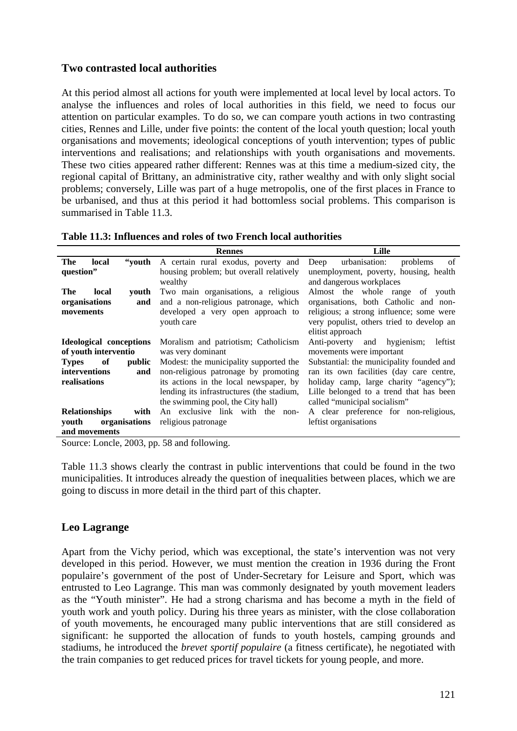## Two contrasted local authorities

At this period almost all actions for youth were implemented at local level by local actors. To analyse the influences and roles of local authorities in this field, we need to focus our attention on particular examples. To do so, we can compare youth actions in two contrasting cities, Rennes and Lille, under five points: the content of the local youth question; local youth organisations and movements; ideological conceptions of youth intervention; types of public interventions and realisations; and relationships with youth organisations and movements. These two cities appeared rather different: Rennes was at this time a medium-sized city, the regional capital of Brittany, an administrative city, rather wealthy and with only slight social problems; conversely, Lille was part of a huge metropolis, one of the first places in France to be urbanised, and thus at this period it had bottomless social problems. This comparison is summarised in Table 11.3.

**Table 11.3: Influences and roles of two French local authorities**

| | Rennes | Lille |
|---|---|---|
| **The local "youth question"** | A certain rural exodus, poverty and housing problem; but overall relatively wealthy | Deep urbanisation: problems of unemployment, poverty, housing, health and dangerous workplaces |
| **The local youth organisations and movements** | Two main organisations, a religious and a non-religious patronage, which developed a very open approach to youth care | Almost the whole range of youth organisations, both Catholic and non-religious; a strong influence; some were very populist, others tried to develop an elitist approach |
| **Ideological conceptions of youth interventio** | Moralism and patriotism; Catholicism was very dominant | Anti-poverty and hygienism; leftist movements were important |
| **Types of public interventions and realisations** | Modest: the municipality supported the non-religious patronage by promoting its actions in the local newspaper, by lending its infrastructures (the stadium, the swimming pool, the City hall) | Substantial: the municipality founded and ran its own facilities (day care centre, holiday camp, large charity "agency"); Lille belonged to a trend that has been called "municipal socialism" |
| **Relationships with youth organisations and movements** | An exclusive link with the non-religious patronage | A clear preference for non-religious, leftist organisations |

Source: Loncle, 2003, pp. 58 and following.

Table 11.3 shows clearly the contrast in public interventions that could be found in the two municipalities. It introduces already the question of inequalities between places, which we are going to discuss in more detail in the third part of this chapter.

## Leo Lagrange

Apart from the Vichy period, which was exceptional, the state's intervention was not very developed in this period. However, we must mention the creation in 1936 during the Front populaire's government of the post of Under-Secretary for Leisure and Sport, which was entrusted to Leo Lagrange. This man was commonly designated by youth movement leaders as the "Youth minister". He had a strong charisma and has become a myth in the field of youth work and youth policy. During his three years as minister, with the close collaboration of youth movements, he encouraged many public interventions that are still considered as significant: he supported the allocation of funds to youth hostels, camping grounds and stadiums, he introduced the *brevet sportif populaire* (a fitness certificate), he negotiated with the train companies to get reduced prices for travel tickets for young people, and more.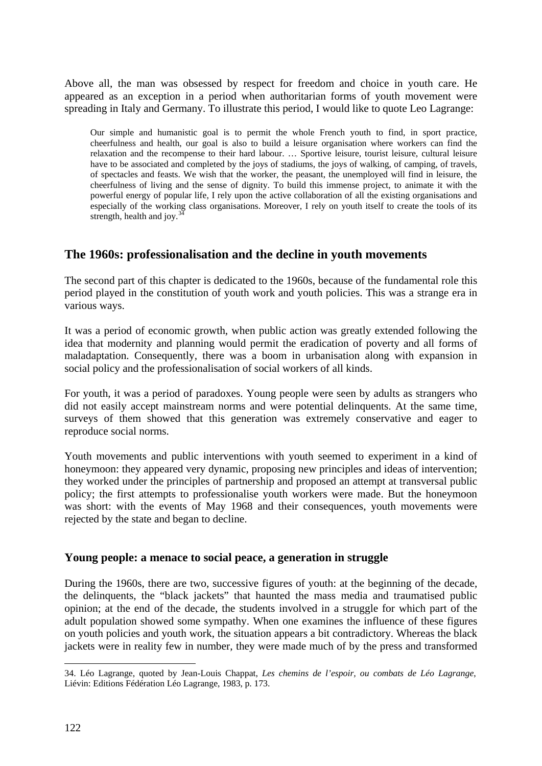Above all, the man was obsessed by respect for freedom and choice in youth care. He appeared as an exception in a period when authoritarian forms of youth movement were spreading in Italy and Germany. To illustrate this period, I would like to quote Leo Lagrange:

> Our simple and humanistic goal is to permit the whole French youth to find, in sport practice, cheerfulness and health, our goal is also to build a leisure organisation where workers can find the relaxation and the recompense to their hard labour. … Sportive leisure, tourist leisure, cultural leisure have to be associated and completed by the joys of stadiums, the joys of walking, of camping, of travels, of spectacles and feasts. We wish that the worker, the peasant, the unemployed will find in leisure, the cheerfulness of living and the sense of dignity. To build this immense project, to animate it with the powerful energy of popular life, I rely upon the active collaboration of all the existing organisations and especially of the working class organisations. Moreover, I rely on youth itself to create the tools of its strength, health and joy.[34]

## The 1960s: professionalisation and the decline in youth movements

The second part of this chapter is dedicated to the 1960s, because of the fundamental role this period played in the constitution of youth work and youth policies. This was a strange era in various ways.

It was a period of economic growth, when public action was greatly extended following the idea that modernity and planning would permit the eradication of poverty and all forms of maladaptation. Consequently, there was a boom in urbanisation along with expansion in social policy and the professionalisation of social workers of all kinds.

For youth, it was a period of paradoxes. Young people were seen by adults as strangers who did not easily accept mainstream norms and were potential delinquents. At the same time, surveys of them showed that this generation was extremely conservative and eager to reproduce social norms.

Youth movements and public interventions with youth seemed to experiment in a kind of honeymoon: they appeared very dynamic, proposing new principles and ideas of intervention; they worked under the principles of partnership and proposed an attempt at transversal public policy; the first attempts to professionalise youth workers were made. But the honeymoon was short: with the events of May 1968 and their consequences, youth movements were rejected by the state and began to decline.

### Young people: a menace to social peace, a generation in struggle

During the 1960s, there are two, successive figures of youth: at the beginning of the decade, the delinquents, the "black jackets" that haunted the mass media and traumatised public opinion; at the end of the decade, the students involved in a struggle for which part of the adult population showed some sympathy. When one examines the influence of these figures on youth policies and youth work, the situation appears a bit contradictory. Whereas the black jackets were in reality few in number, they were made much of by the press and transformed

---

34. Léo Lagrange, quoted by Jean-Louis Chappat, *Les chemins de l'espoir, ou combats de Léo Lagrange*, Liévin: Editions Fédération Léo Lagrange, 1983, p. 173.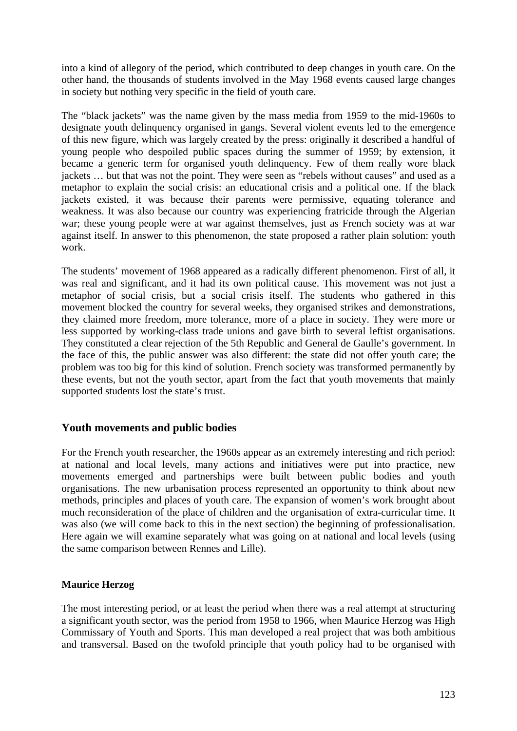into a kind of allegory of the period, which contributed to deep changes in youth care. On the other hand, the thousands of students involved in the May 1968 events caused large changes in society but nothing very specific in the field of youth care.

The "black jackets" was the name given by the mass media from 1959 to the mid-1960s to designate youth delinquency organised in gangs. Several violent events led to the emergence of this new figure, which was largely created by the press: originally it described a handful of young people who despoiled public spaces during the summer of 1959; by extension, it became a generic term for organised youth delinquency. Few of them really wore black jackets … but that was not the point. They were seen as "rebels without causes" and used as a metaphor to explain the social crisis: an educational crisis and a political one. If the black jackets existed, it was because their parents were permissive, equating tolerance and weakness. It was also because our country was experiencing fratricide through the Algerian war; these young people were at war against themselves, just as French society was at war against itself. In answer to this phenomenon, the state proposed a rather plain solution: youth work.

The students' movement of 1968 appeared as a radically different phenomenon. First of all, it was real and significant, and it had its own political cause. This movement was not just a metaphor of social crisis, but a social crisis itself. The students who gathered in this movement blocked the country for several weeks, they organised strikes and demonstrations, they claimed more freedom, more tolerance, more of a place in society. They were more or less supported by working-class trade unions and gave birth to several leftist organisations. They constituted a clear rejection of the 5th Republic and General de Gaulle's government. In the face of this, the public answer was also different: the state did not offer youth care; the problem was too big for this kind of solution. French society was transformed permanently by these events, but not the youth sector, apart from the fact that youth movements that mainly supported students lost the state's trust.

## Youth movements and public bodies

For the French youth researcher, the 1960s appear as an extremely interesting and rich period: at national and local levels, many actions and initiatives were put into practice, new movements emerged and partnerships were built between public bodies and youth organisations. The new urbanisation process represented an opportunity to think about new methods, principles and places of youth care. The expansion of women's work brought about much reconsideration of the place of children and the organisation of extra-curricular time. It was also (we will come back to this in the next section) the beginning of professionalisation. Here again we will examine separately what was going on at national and local levels (using the same comparison between Rennes and Lille).

### Maurice Herzog

The most interesting period, or at least the period when there was a real attempt at structuring a significant youth sector, was the period from 1958 to 1966, when Maurice Herzog was High Commissary of Youth and Sports. This man developed a real project that was both ambitious and transversal. Based on the twofold principle that youth policy had to be organised with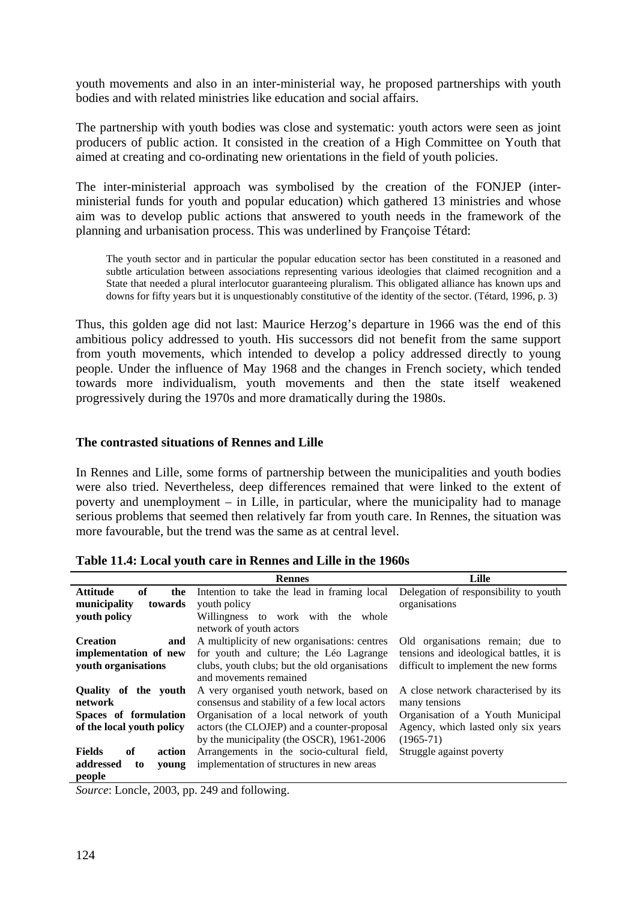youth movements and also in an inter-ministerial way, he proposed partnerships with youth bodies and with related ministries like education and social affairs.

The partnership with youth bodies was close and systematic: youth actors were seen as joint producers of public action. It consisted in the creation of a High Committee on Youth that aimed at creating and co-ordinating new orientations in the field of youth policies.

The inter-ministerial approach was symbolised by the creation of the FONJEP (inter-ministerial funds for youth and popular education) which gathered 13 ministries and whose aim was to develop public actions that answered to youth needs in the framework of the planning and urbanisation process. This was underlined by Françoise Tétard:

> The youth sector and in particular the popular education sector has been constituted in a reasoned and subtle articulation between associations representing various ideologies that claimed recognition and a State that needed a plural interlocutor guaranteeing pluralism. This obligated alliance has known ups and downs for fifty years but it is unquestionably constitutive of the identity of the sector. (Tétard, 1996, p. 3)

Thus, this golden age did not last: Maurice Herzog's departure in 1966 was the end of this ambitious policy addressed to youth. His successors did not benefit from the same support from youth movements, which intended to develop a policy addressed directly to young people. Under the influence of May 1968 and the changes in French society, which tended towards more individualism, youth movements and then the state itself weakened progressively during the 1970s and more dramatically during the 1980s.

### The contrasted situations of Rennes and Lille

In Rennes and Lille, some forms of partnership between the municipalities and youth bodies were also tried. Nevertheless, deep differences remained that were linked to the extent of poverty and unemployment – in Lille, in particular, where the municipality had to manage serious problems that seemed then relatively far from youth care. In Rennes, the situation was more favourable, but the trend was the same as at central level.

**Table 11.4: Local youth care in Rennes and Lille in the 1960s**

| | Rennes | Lille |
|---|---|---|
| **Attitude of the municipality towards youth policy** | Intention to take the lead in framing local youth policy<br>Willingness to work with the whole network of youth actors | Delegation of responsibility to youth organisations |
| **Creation and implementation of new youth organisations** | A multiplicity of new organisations: centres for youth and culture; the Léo Lagrange clubs, youth clubs; but the old organisations and movements remained | Old organisations remain; due to tensions and ideological battles, it is difficult to implement the new forms |
| **Quality of the youth network** | A very organised youth network, based on consensus and stability of a few local actors | A close network characterised by its many tensions |
| **Spaces of formulation of the local youth policy** | Organisation of a local network of youth actors (the CLOJEP) and a counter-proposal by the municipality (the OSCR), 1961-2006 | Organisation of a Youth Municipal Agency, which lasted only six years (1965-71) |
| **Fields of action addressed to young people** | Arrangements in the socio-cultural field, implementation of structures in new areas | Struggle against poverty |

*Source*: Loncle, 2003, pp. 249 and following.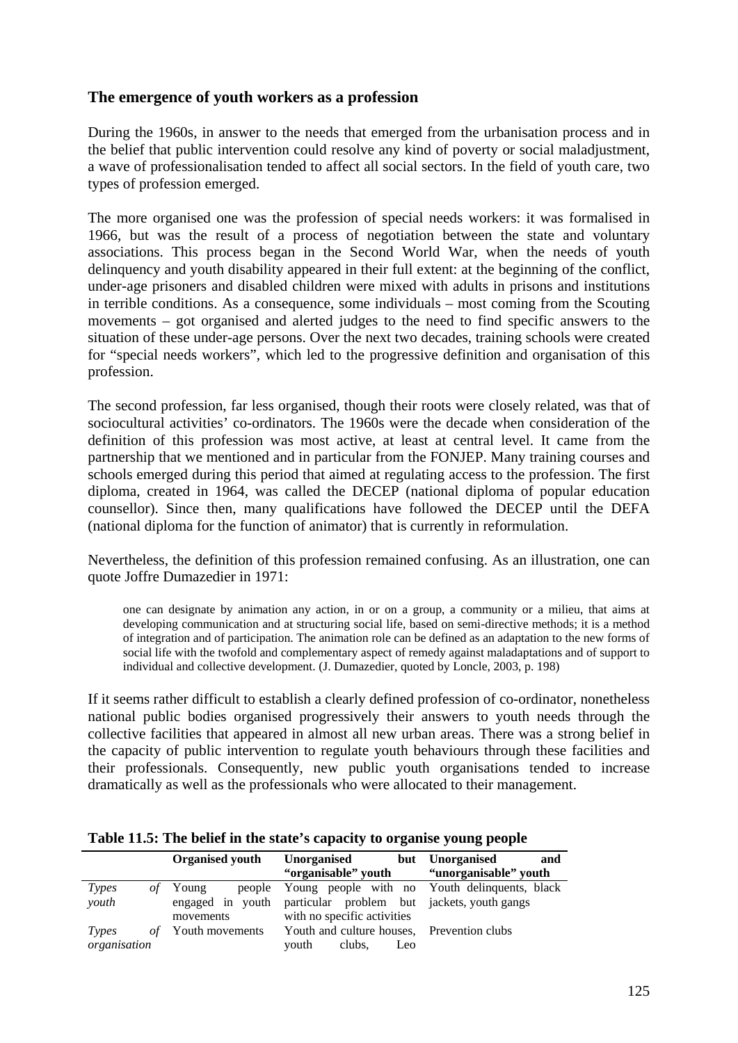## The emergence of youth workers as a profession

During the 1960s, in answer to the needs that emerged from the urbanisation process and in the belief that public intervention could resolve any kind of poverty or social maladjustment, a wave of professionalisation tended to affect all social sectors. In the field of youth care, two types of profession emerged.

The more organised one was the profession of special needs workers: it was formalised in 1966, but was the result of a process of negotiation between the state and voluntary associations. This process began in the Second World War, when the needs of youth delinquency and youth disability appeared in their full extent: at the beginning of the conflict, under-age prisoners and disabled children were mixed with adults in prisons and institutions in terrible conditions. As a consequence, some individuals – most coming from the Scouting movements – got organised and alerted judges to the need to find specific answers to the situation of these under-age persons. Over the next two decades, training schools were created for "special needs workers", which led to the progressive definition and organisation of this profession.

The second profession, far less organised, though their roots were closely related, was that of sociocultural activities' co-ordinators. The 1960s were the decade when consideration of the definition of this profession was most active, at least at central level. It came from the partnership that we mentioned and in particular from the FONJEP. Many training courses and schools emerged during this period that aimed at regulating access to the profession. The first diploma, created in 1964, was called the DECEP (national diploma of popular education counsellor). Since then, many qualifications have followed the DECEP until the DEFA (national diploma for the function of animator) that is currently in reformulation.

Nevertheless, the definition of this profession remained confusing. As an illustration, one can quote Joffre Dumazedier in 1971:

> one can designate by animation any action, in or on a group, a community or a milieu, that aims at developing communication and at structuring social life, based on semi-directive methods; it is a method of integration and of participation. The animation role can be defined as an adaptation to the new forms of social life with the twofold and complementary aspect of remedy against maladaptations and of support to individual and collective development. (J. Dumazedier, quoted by Loncle, 2003, p. 198)

If it seems rather difficult to establish a clearly defined profession of co-ordinator, nonetheless national public bodies organised progressively their answers to youth needs through the collective facilities that appeared in almost all new urban areas. There was a strong belief in the capacity of public intervention to regulate youth behaviours through these facilities and their professionals. Consequently, new public youth organisations tended to increase dramatically as well as the professionals who were allocated to their management.

**Table 11.5: The belief in the state's capacity to organise young people**

| | **Organised youth** | **Unorganised but "organisable" youth** | **Unorganised and "unorganisable" youth** |
|---|---|---|---|
| *Types of youth* | Young people engaged in youth movements | Young people with no particular problem but with no specific activities | Youth delinquents, black jackets, youth gangs |
| *Types of organisation* | Youth movements | Youth and culture houses, youth clubs, Leo | Prevention clubs |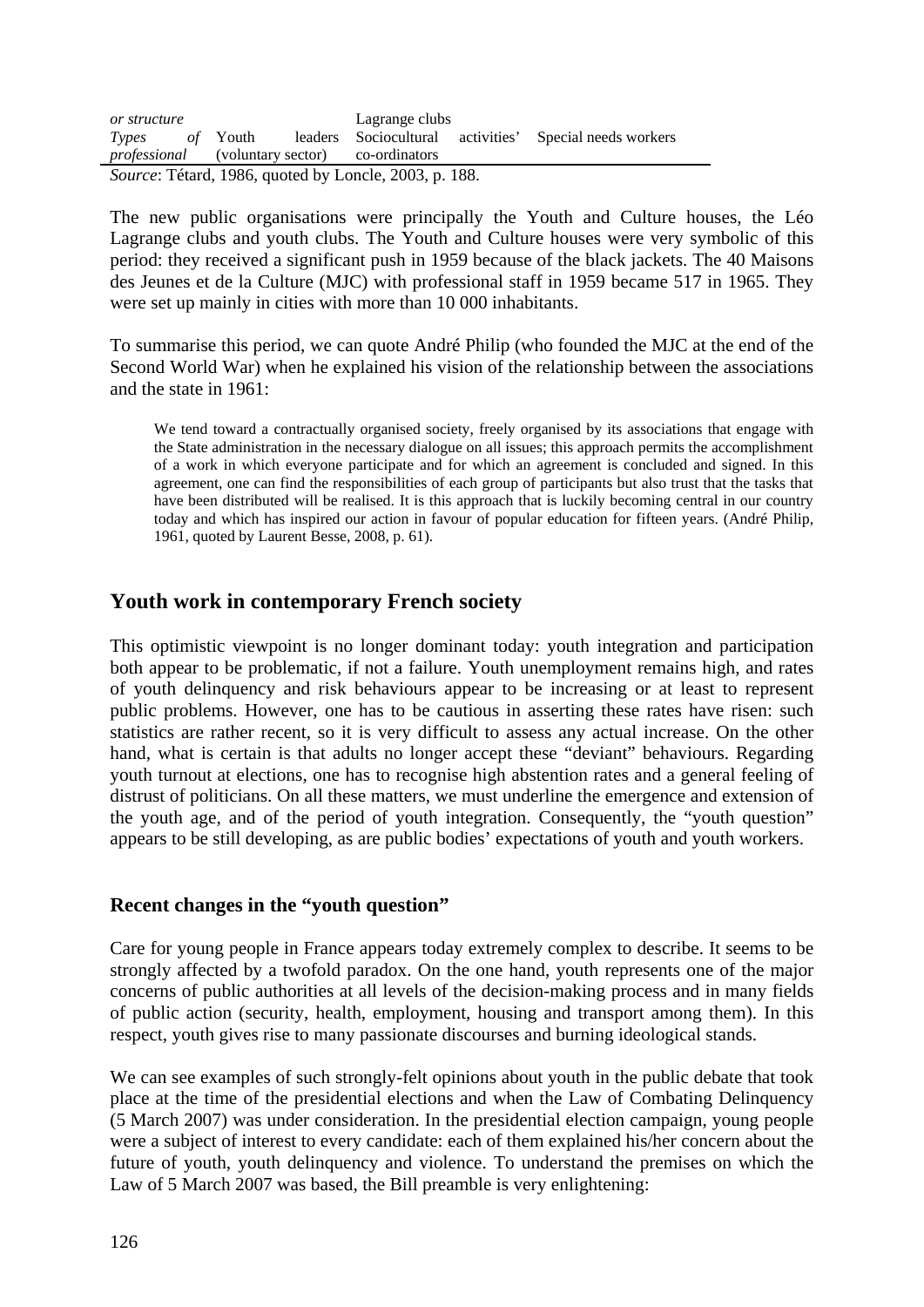| *or structure* | | Lagrange clubs | |
|---|---|---|---|
| *Types of professional* | Youth leaders (voluntary sector) | Sociocultural activities' co-ordinators | Special needs workers |

*Source*: Tétard, 1986, quoted by Loncle, 2003, p. 188.

The new public organisations were principally the Youth and Culture houses, the Léo Lagrange clubs and youth clubs. The Youth and Culture houses were very symbolic of this period: they received a significant push in 1959 because of the black jackets. The 40 Maisons des Jeunes et de la Culture (MJC) with professional staff in 1959 became 517 in 1965. They were set up mainly in cities with more than 10 000 inhabitants.

To summarise this period, we can quote André Philip (who founded the MJC at the end of the Second World War) when he explained his vision of the relationship between the associations and the state in 1961:

> We tend toward a contractually organised society, freely organised by its associations that engage with the State administration in the necessary dialogue on all issues; this approach permits the accomplishment of a work in which everyone participate and for which an agreement is concluded and signed. In this agreement, one can find the responsibilities of each group of participants but also trust that the tasks that have been distributed will be realised. It is this approach that is luckily becoming central in our country today and which has inspired our action in favour of popular education for fifteen years. (André Philip, 1961, quoted by Laurent Besse, 2008, p. 61).

## Youth work in contemporary French society

This optimistic viewpoint is no longer dominant today: youth integration and participation both appear to be problematic, if not a failure. Youth unemployment remains high, and rates of youth delinquency and risk behaviours appear to be increasing or at least to represent public problems. However, one has to be cautious in asserting these rates have risen: such statistics are rather recent, so it is very difficult to assess any actual increase. On the other hand, what is certain is that adults no longer accept these "deviant" behaviours. Regarding youth turnout at elections, one has to recognise high abstention rates and a general feeling of distrust of politicians. On all these matters, we must underline the emergence and extension of the youth age, and of the period of youth integration. Consequently, the "youth question" appears to be still developing, as are public bodies' expectations of youth and youth workers.

### Recent changes in the "youth question"

Care for young people in France appears today extremely complex to describe. It seems to be strongly affected by a twofold paradox. On the one hand, youth represents one of the major concerns of public authorities at all levels of the decision-making process and in many fields of public action (security, health, employment, housing and transport among them). In this respect, youth gives rise to many passionate discourses and burning ideological stands.

We can see examples of such strongly-felt opinions about youth in the public debate that took place at the time of the presidential elections and when the Law of Combating Delinquency (5 March 2007) was under consideration. In the presidential election campaign, young people were a subject of interest to every candidate: each of them explained his/her concern about the future of youth, youth delinquency and violence. To understand the premises on which the Law of 5 March 2007 was based, the Bill preamble is very enlightening: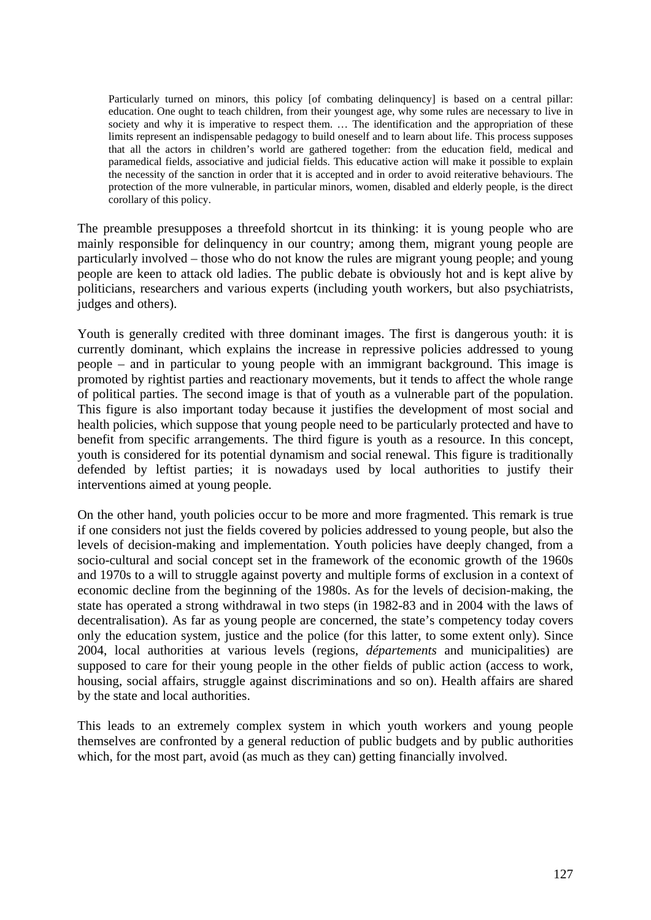> Particularly turned on minors, this policy [of combating delinquency] is based on a central pillar: education. One ought to teach children, from their youngest age, why some rules are necessary to live in society and why it is imperative to respect them. … The identification and the appropriation of these limits represent an indispensable pedagogy to build oneself and to learn about life. This process supposes that all the actors in children's world are gathered together: from the education field, medical and paramedical fields, associative and judicial fields. This educative action will make it possible to explain the necessity of the sanction in order that it is accepted and in order to avoid reiterative behaviours. The protection of the more vulnerable, in particular minors, women, disabled and elderly people, is the direct corollary of this policy.

The preamble presupposes a threefold shortcut in its thinking: it is young people who are mainly responsible for delinquency in our country; among them, migrant young people are particularly involved – those who do not know the rules are migrant young people; and young people are keen to attack old ladies. The public debate is obviously hot and is kept alive by politicians, researchers and various experts (including youth workers, but also psychiatrists, judges and others).

Youth is generally credited with three dominant images. The first is dangerous youth: it is currently dominant, which explains the increase in repressive policies addressed to young people – and in particular to young people with an immigrant background. This image is promoted by rightist parties and reactionary movements, but it tends to affect the whole range of political parties. The second image is that of youth as a vulnerable part of the population. This figure is also important today because it justifies the development of most social and health policies, which suppose that young people need to be particularly protected and have to benefit from specific arrangements. The third figure is youth as a resource. In this concept, youth is considered for its potential dynamism and social renewal. This figure is traditionally defended by leftist parties; it is nowadays used by local authorities to justify their interventions aimed at young people.

On the other hand, youth policies occur to be more and more fragmented. This remark is true if one considers not just the fields covered by policies addressed to young people, but also the levels of decision-making and implementation. Youth policies have deeply changed, from a socio-cultural and social concept set in the framework of the economic growth of the 1960s and 1970s to a will to struggle against poverty and multiple forms of exclusion in a context of economic decline from the beginning of the 1980s. As for the levels of decision-making, the state has operated a strong withdrawal in two steps (in 1982-83 and in 2004 with the laws of decentralisation). As far as young people are concerned, the state's competency today covers only the education system, justice and the police (for this latter, to some extent only). Since 2004, local authorities at various levels (regions, *départements* and municipalities) are supposed to care for their young people in the other fields of public action (access to work, housing, social affairs, struggle against discriminations and so on). Health affairs are shared by the state and local authorities.

This leads to an extremely complex system in which youth workers and young people themselves are confronted by a general reduction of public budgets and by public authorities which, for the most part, avoid (as much as they can) getting financially involved.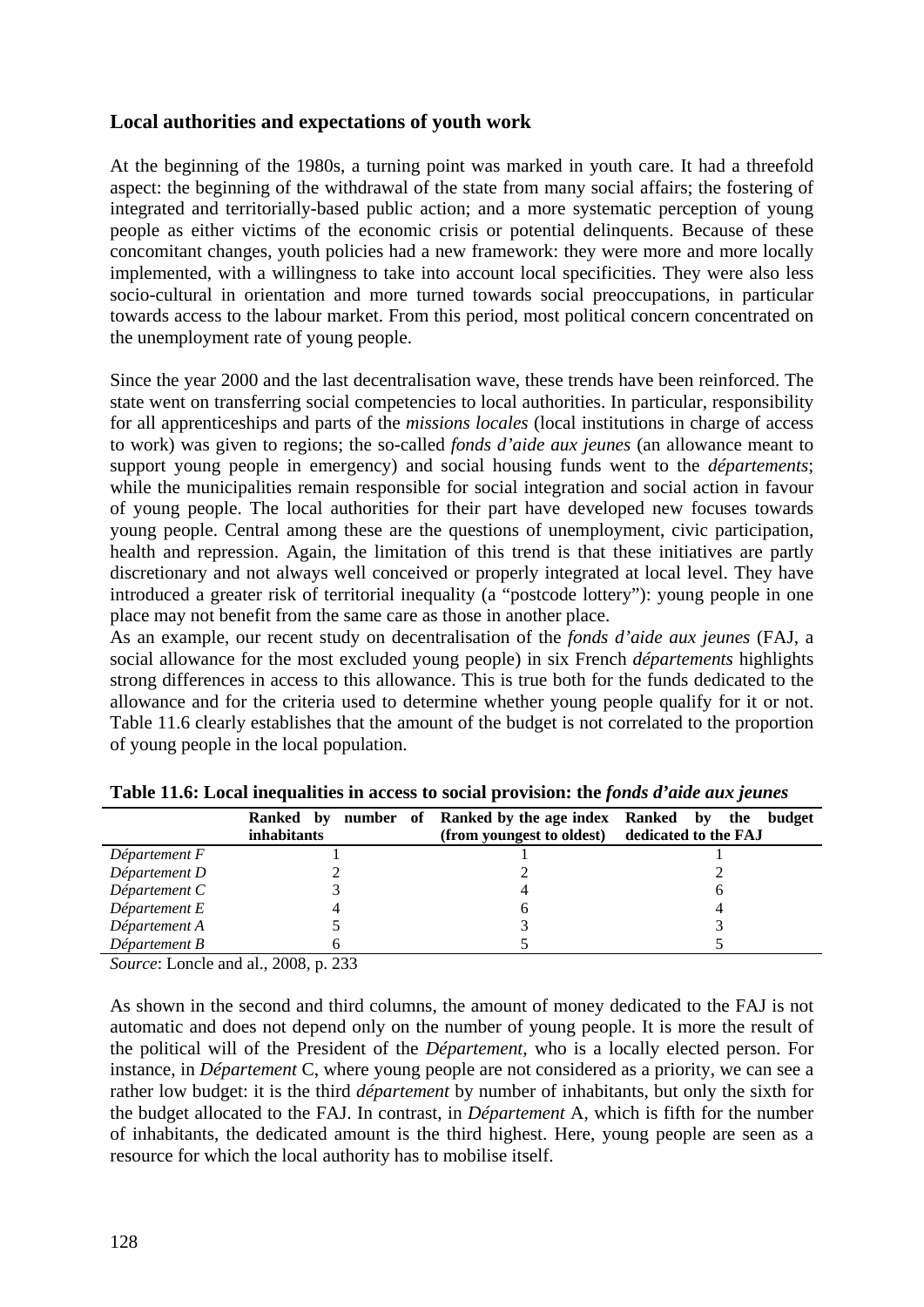## Local authorities and expectations of youth work

At the beginning of the 1980s, a turning point was marked in youth care. It had a threefold aspect: the beginning of the withdrawal of the state from many social affairs; the fostering of integrated and territorially-based public action; and a more systematic perception of young people as either victims of the economic crisis or potential delinquents. Because of these concomitant changes, youth policies had a new framework: they were more and more locally implemented, with a willingness to take into account local specificities. They were also less socio-cultural in orientation and more turned towards social preoccupations, in particular towards access to the labour market. From this period, most political concern concentrated on the unemployment rate of young people.

Since the year 2000 and the last decentralisation wave, these trends have been reinforced. The state went on transferring social competencies to local authorities. In particular, responsibility for all apprenticeships and parts of the *missions locales* (local institutions in charge of access to work) was given to regions; the so-called *fonds d'aide aux jeunes* (an allowance meant to support young people in emergency) and social housing funds went to the *départements*; while the municipalities remain responsible for social integration and social action in favour of young people. The local authorities for their part have developed new focuses towards young people. Central among these are the questions of unemployment, civic participation, health and repression. Again, the limitation of this trend is that these initiatives are partly discretionary and not always well conceived or properly integrated at local level. They have introduced a greater risk of territorial inequality (a "postcode lottery"): young people in one place may not benefit from the same care as those in another place.

As an example, our recent study on decentralisation of the *fonds d'aide aux jeunes* (FAJ, a social allowance for the most excluded young people) in six French *départements* highlights strong differences in access to this allowance. This is true both for the funds dedicated to the allowance and for the criteria used to determine whether young people qualify for it or not. Table 11.6 clearly establishes that the amount of the budget is not correlated to the proportion of young people in the local population.

**Table 11.6: Local inequalities in access to social provision: the *fonds d'aide aux jeunes***

| | Ranked by number of inhabitants | Ranked by the age index (from youngest to oldest) | Ranked by the budget dedicated to the FAJ |
|---|---|---|---|
| *Département F* | 1 | 1 | 1 |
| *Département D* | 2 | 2 | 2 |
| *Département C* | 3 | 4 | 6 |
| *Département E* | 4 | 6 | 4 |
| *Département A* | 5 | 3 | 3 |
| *Département B* | 6 | 5 | 5 |

*Source*: Loncle and al., 2008, p. 233

As shown in the second and third columns, the amount of money dedicated to the FAJ is not automatic and does not depend only on the number of young people. It is more the result of the political will of the President of the *Département*, who is a locally elected person. For instance, in *Département* C, where young people are not considered as a priority, we can see a rather low budget: it is the third *département* by number of inhabitants, but only the sixth for the budget allocated to the FAJ. In contrast, in *Département* A, which is fifth for the number of inhabitants, the dedicated amount is the third highest. Here, young people are seen as a resource for which the local authority has to mobilise itself.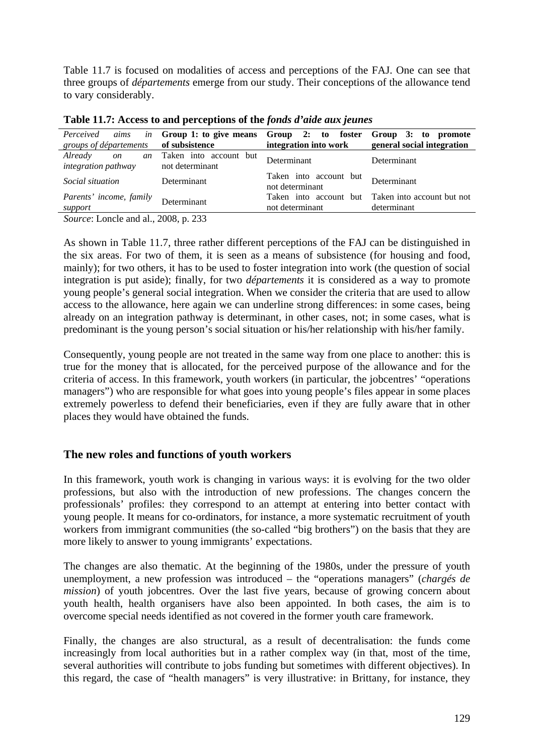Table 11.7 is focused on modalities of access and perceptions of the FAJ. One can see that three groups of *départements* emerge from our study. Their conceptions of the allowance tend to vary considerably.

**Table 11.7: Access to and perceptions of the *fonds d'aide aux jeunes***

| *Perceived aims in groups of départements* | **Group 1: to give means of subsistence** | **Group 2: to foster integration into work** | **Group 3: to promote general social integration** |
|---|---|---|---|
| *Already on an integration pathway* | Taken into account but not determinant | Determinant | Determinant |
| *Social situation* | Determinant | Taken into account but not determinant | Determinant |
| *Parents' income, family support* | Determinant | Taken into account but not determinant | Taken into account but not determinant |

*Source*: Loncle and al., 2008, p. 233

As shown in Table 11.7, three rather different perceptions of the FAJ can be distinguished in the six areas. For two of them, it is seen as a means of subsistence (for housing and food, mainly); for two others, it has to be used to foster integration into work (the question of social integration is put aside); finally, for two *départements* it is considered as a way to promote young people's general social integration. When we consider the criteria that are used to allow access to the allowance, here again we can underline strong differences: in some cases, being already on an integration pathway is determinant, in other cases, not; in some cases, what is predominant is the young person's social situation or his/her relationship with his/her family.

Consequently, young people are not treated in the same way from one place to another: this is true for the money that is allocated, for the perceived purpose of the allowance and for the criteria of access. In this framework, youth workers (in particular, the jobcentres' "operations managers") who are responsible for what goes into young people's files appear in some places extremely powerless to defend their beneficiaries, even if they are fully aware that in other places they would have obtained the funds.

## The new roles and functions of youth workers

In this framework, youth work is changing in various ways: it is evolving for the two older professions, but also with the introduction of new professions. The changes concern the professionals' profiles: they correspond to an attempt at entering into better contact with young people. It means for co-ordinators, for instance, a more systematic recruitment of youth workers from immigrant communities (the so-called "big brothers") on the basis that they are more likely to answer to young immigrants' expectations.

The changes are also thematic. At the beginning of the 1980s, under the pressure of youth unemployment, a new profession was introduced – the "operations managers" (*chargés de mission*) of youth jobcentres. Over the last five years, because of growing concern about youth health, health organisers have also been appointed. In both cases, the aim is to overcome special needs identified as not covered in the former youth care framework.

Finally, the changes are also structural, as a result of decentralisation: the funds come increasingly from local authorities but in a rather complex way (in that, most of the time, several authorities will contribute to jobs funding but sometimes with different objectives). In this regard, the case of "health managers" is very illustrative: in Brittany, for instance, they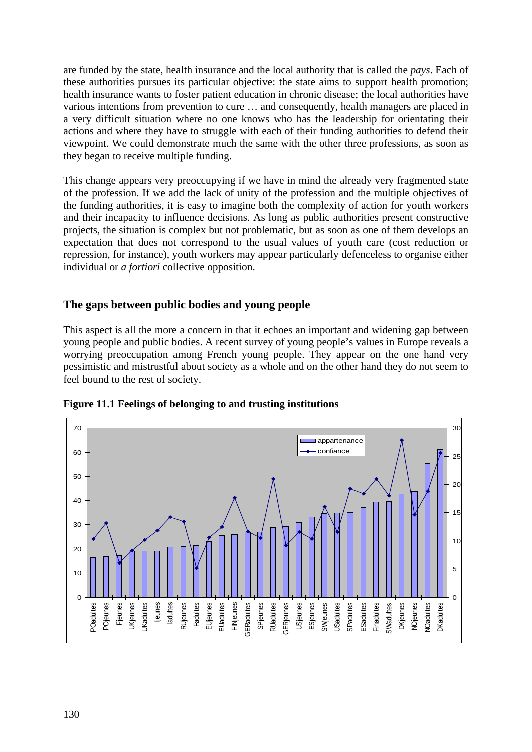are funded by the state, health insurance and the local authority that is called the *pays*. Each of these authorities pursues its particular objective: the state aims to support health promotion; health insurance wants to foster patient education in chronic disease; the local authorities have various intentions from prevention to cure … and consequently, health managers are placed in a very difficult situation where no one knows who has the leadership for orientating their actions and where they have to struggle with each of their funding authorities to defend their viewpoint. We could demonstrate much the same with the other three professions, as soon as they began to receive multiple funding.

This change appears very preoccupying if we have in mind the already very fragmented state of the profession. If we add the lack of unity of the profession and the multiple objectives of the funding authorities, it is easy to imagine both the complexity of action for youth workers and their incapacity to influence decisions. As long as public authorities present constructive projects, the situation is complex but not problematic, but as soon as one of them develops an expectation that does not correspond to the usual values of youth care (cost reduction or repression, for instance), youth workers may appear particularly defenceless to organise either individual or *a fortiori* collective opposition.

## The gaps between public bodies and young people

This aspect is all the more a concern in that it echoes an important and widening gap between young people and public bodies. A recent survey of young people's values in Europe reveals a worrying preoccupation among French young people. They appear on the one hand very pessimistic and mistrustful about society as a whole and on the other hand they do not seem to feel bound to the rest of society.

**Figure 11.1 Feelings of belonging to and trusting institutions**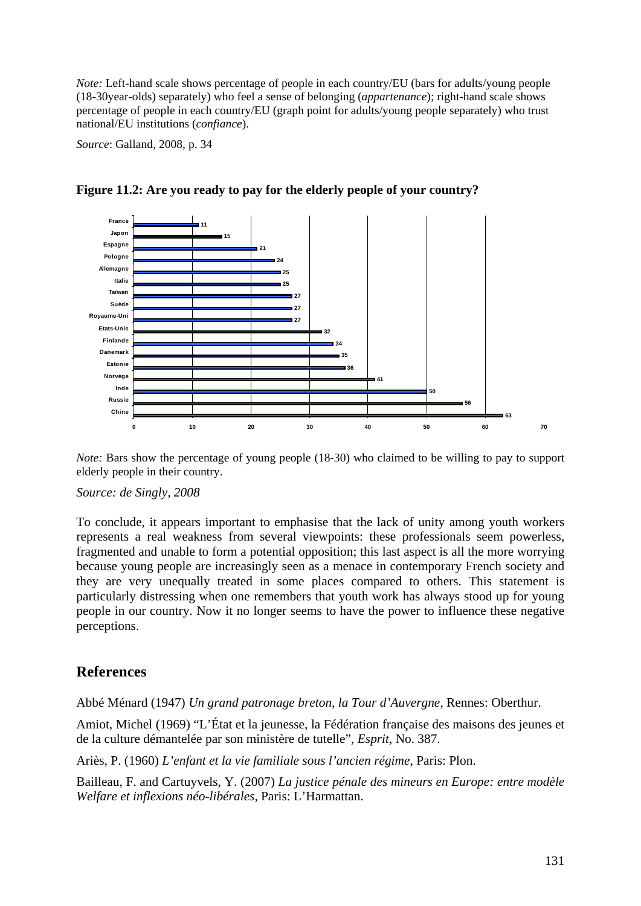*Note:* Left-hand scale shows percentage of people in each country/EU (bars for adults/young people (18-30year-olds) separately) who feel a sense of belonging (*appartenance*); right-hand scale shows percentage of people in each country/EU (graph point for adults/young people separately) who trust national/EU institutions (*confiance*).

*Source*: Galland, 2008, p. 34

**Figure 11.2: Are you ready to pay for the elderly people of your country?**

| Country | % |
|---|---|
| France | 11 |
| Japon | 15 |
| Espagne | 21 |
| Pologne | 24 |
| Allemagne | 25 |
| Italie | 25 |
| Taïwan | 27 |
| Suède | 27 |
| Royaume-Uni | 27 |
| Etats-Unis | 32 |
| Finlande | 34 |
| Danemark | 35 |
| Estonie | 36 |
| Norvège | 41 |
| Inde | 50 |
| Russie | 56 |
| Chine | 63 |

*Note:* Bars show the percentage of young people (18-30) who claimed to be willing to pay to support elderly people in their country.

*Source: de Singly, 2008*

To conclude, it appears important to emphasise that the lack of unity among youth workers represents a real weakness from several viewpoints: these professionals seem powerless, fragmented and unable to form a potential opposition; this last aspect is all the more worrying because young people are increasingly seen as a menace in contemporary French society and they are very unequally treated in some places compared to others. This statement is particularly distressing when one remembers that youth work has always stood up for young people in our country. Now it no longer seems to have the power to influence these negative perceptions.

## References

Abbé Ménard (1947) *Un grand patronage breton, la Tour d'Auvergne*, Rennes: Oberthur.

Amiot, Michel (1969) "L'État et la jeunesse, la Fédération française des maisons des jeunes et de la culture démantelée par son ministère de tutelle", *Esprit*, No. 387.

Ariès, P. (1960) *L'enfant et la vie familiale sous l'ancien régime*, Paris: Plon.

Bailleau, F. and Cartuyvels, Y. (2007) *La justice pénale des mineurs en Europe: entre modèle Welfare et inflexions néo-libérales*, Paris: L'Harmattan.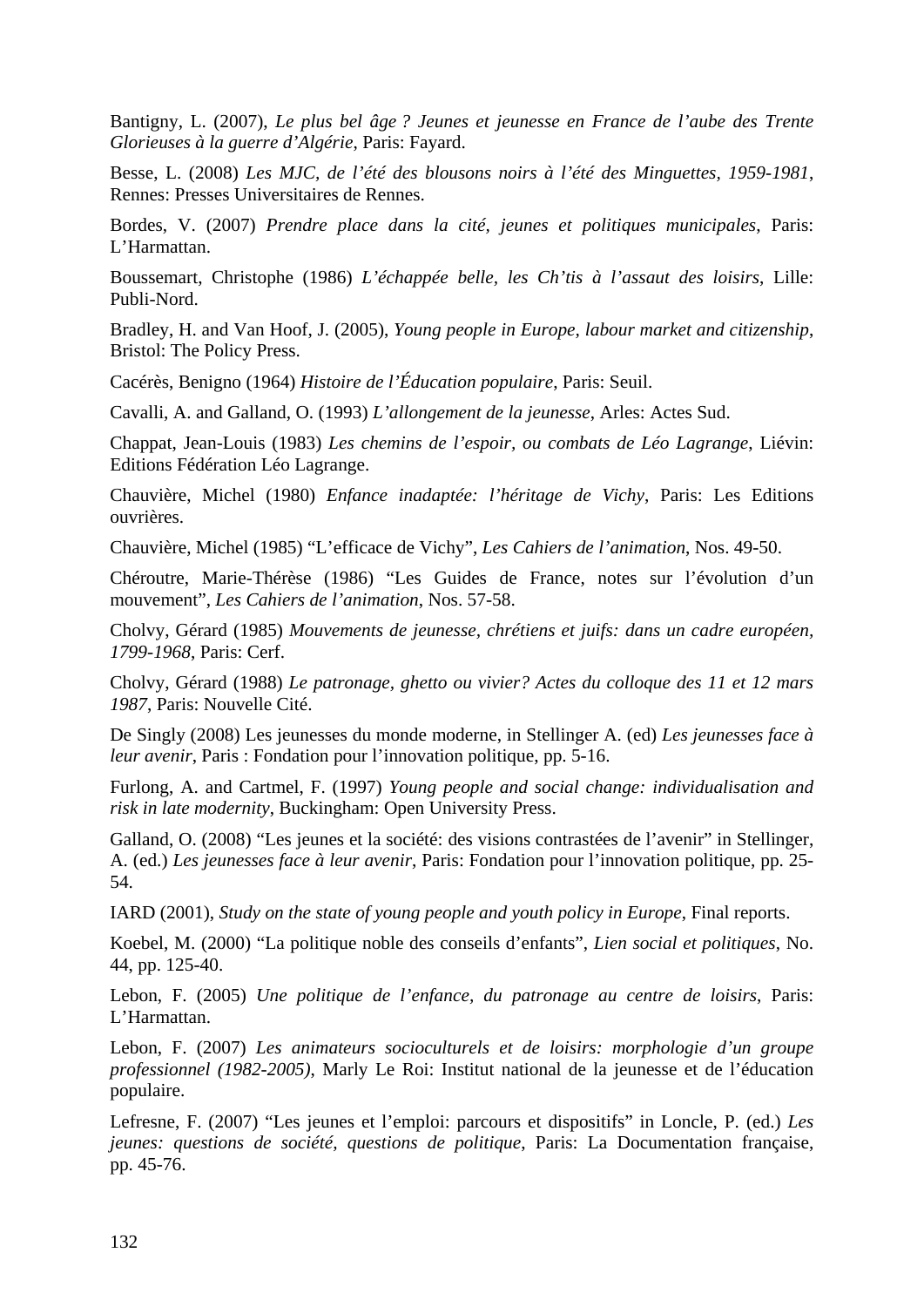Bantigny, L. (2007), *Le plus bel âge ? Jeunes et jeunesse en France de l'aube des Trente Glorieuses à la guerre d'Algérie*, Paris: Fayard.

Besse, L. (2008) *Les MJC, de l'été des blousons noirs à l'été des Minguettes, 1959-1981*, Rennes: Presses Universitaires de Rennes.

Bordes, V. (2007) *Prendre place dans la cité, jeunes et politiques municipales*, Paris: L'Harmattan.

Boussemart, Christophe (1986) *L'échappée belle, les Ch'tis à l'assaut des loisirs*, Lille: Publi-Nord.

Bradley, H. and Van Hoof, J. (2005), *Young people in Europe, labour market and citizenship*, Bristol: The Policy Press.

Cacérès, Benigno (1964) *Histoire de l'Éducation populaire*, Paris: Seuil.

Cavalli, A. and Galland, O. (1993) *L'allongement de la jeunesse*, Arles: Actes Sud.

Chappat, Jean-Louis (1983) *Les chemins de l'espoir, ou combats de Léo Lagrange*, Liévin: Editions Fédération Léo Lagrange.

Chauvière, Michel (1980) *Enfance inadaptée: l'héritage de Vichy*, Paris: Les Editions ouvrières.

Chauvière, Michel (1985) "L'efficace de Vichy", *Les Cahiers de l'animation*, Nos. 49-50.

Chéroutre, Marie-Thérèse (1986) "Les Guides de France, notes sur l'évolution d'un mouvement", *Les Cahiers de l'animation*, Nos. 57-58.

Cholvy, Gérard (1985) *Mouvements de jeunesse, chrétiens et juifs: dans un cadre européen, 1799-1968*, Paris: Cerf.

Cholvy, Gérard (1988) *Le patronage, ghetto ou vivier? Actes du colloque des 11 et 12 mars 1987*, Paris: Nouvelle Cité.

De Singly (2008) Les jeunesses du monde moderne, in Stellinger A. (ed) *Les jeunesses face à leur avenir*, Paris : Fondation pour l'innovation politique, pp. 5-16.

Furlong, A. and Cartmel, F. (1997) *Young people and social change: individualisation and risk in late modernity*, Buckingham: Open University Press.

Galland, O. (2008) "Les jeunes et la société: des visions contrastées de l'avenir" in Stellinger, A. (ed.) *Les jeunesses face à leur avenir*, Paris: Fondation pour l'innovation politique, pp. 25-54.

IARD (2001), *Study on the state of young people and youth policy in Europe*, Final reports.

Koebel, M. (2000) "La politique noble des conseils d'enfants", *Lien social et politiques*, No. 44, pp. 125-40.

Lebon, F. (2005) *Une politique de l'enfance, du patronage au centre de loisirs*, Paris: L'Harmattan.

Lebon, F. (2007) *Les animateurs socioculturels et de loisirs: morphologie d'un groupe professionnel (1982-2005)*, Marly Le Roi: Institut national de la jeunesse et de l'éducation populaire.

Lefresne, F. (2007) "Les jeunes et l'emploi: parcours et dispositifs" in Loncle, P. (ed.) *Les jeunes: questions de société, questions de politique*, Paris: La Documentation française, pp. 45-76.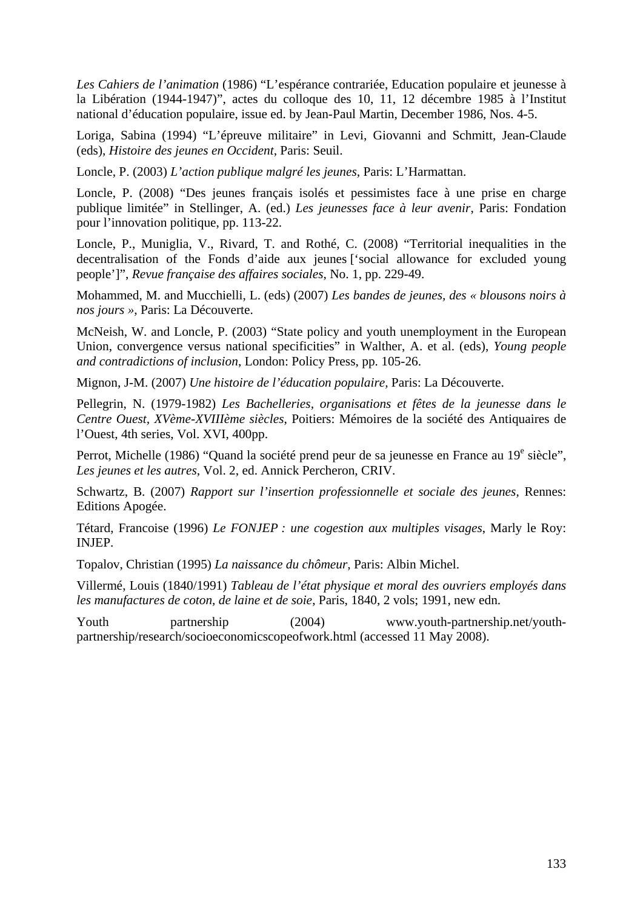*Les Cahiers de l'animation* (1986) "L'espérance contrariée, Education populaire et jeunesse à la Libération (1944-1947)", actes du colloque des 10, 11, 12 décembre 1985 à l'Institut national d'éducation populaire, issue ed. by Jean-Paul Martin, December 1986, Nos. 4-5.

Loriga, Sabina (1994) "L'épreuve militaire" in Levi, Giovanni and Schmitt, Jean-Claude (eds), *Histoire des jeunes en Occident*, Paris: Seuil.

Loncle, P. (2003) *L'action publique malgré les jeunes*, Paris: L'Harmattan.

Loncle, P. (2008) "Des jeunes français isolés et pessimistes face à une prise en charge publique limitée" in Stellinger, A. (ed.) *Les jeunesses face à leur avenir*, Paris: Fondation pour l'innovation politique, pp. 113-22.

Loncle, P., Muniglia, V., Rivard, T. and Rothé, C. (2008) "Territorial inequalities in the decentralisation of the Fonds d'aide aux jeunes ['social allowance for excluded young people']", *Revue française des affaires sociales*, No. 1, pp. 229-49.

Mohammed, M. and Mucchielli, L. (eds) (2007) *Les bandes de jeunes, des « blousons noirs à nos jours »*, Paris: La Découverte.

McNeish, W. and Loncle, P. (2003) "State policy and youth unemployment in the European Union, convergence versus national specificities" in Walther, A. et al. (eds), *Young people and contradictions of inclusion*, London: Policy Press, pp. 105-26.

Mignon, J-M. (2007) *Une histoire de l'éducation populaire*, Paris: La Découverte.

Pellegrin, N. (1979-1982) *Les Bachelleries, organisations et fêtes de la jeunesse dans le Centre Ouest, XVème-XVIIIème siècles*, Poitiers: Mémoires de la société des Antiquaires de l'Ouest, 4th series, Vol. XVI, 400pp.

Perrot, Michelle (1986) "Quand la société prend peur de sa jeunesse en France au 19e siècle", *Les jeunes et les autres*, Vol. 2, ed. Annick Percheron, CRIV.

Schwartz, B. (2007) *Rapport sur l'insertion professionnelle et sociale des jeunes*, Rennes: Editions Apogée.

Tétard, Francoise (1996) *Le FONJEP : une cogestion aux multiples visages*, Marly le Roy: INJEP.

Topalov, Christian (1995) *La naissance du chômeur*, Paris: Albin Michel.

Villermé, Louis (1840/1991) *Tableau de l'état physique et moral des ouvriers employés dans les manufactures de coton, de laine et de soie*, Paris, 1840, 2 vols; 1991, new edn.

Youth partnership (2004) www.youth-partnership.net/youth-partnership/research/socioeconomicscopeofwork.html (accessed 11 May 2008).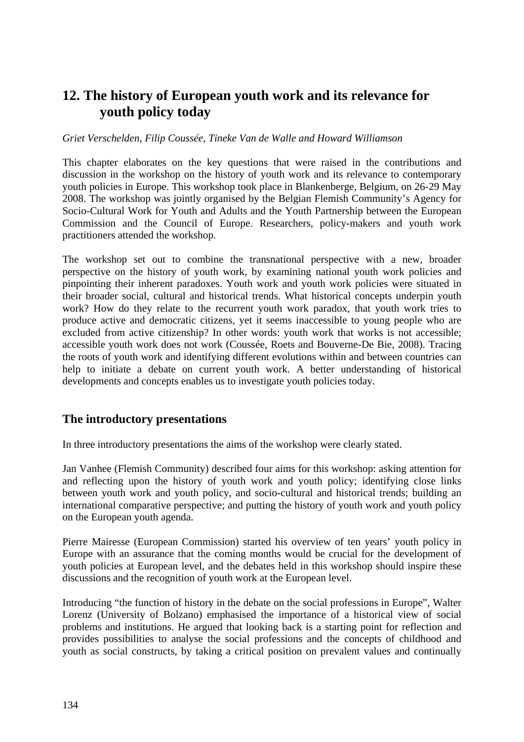## 12. The history of European youth work and its relevance for youth policy today

*Griet Verschelden, Filip Coussée, Tineke Van de Walle and Howard Williamson*

This chapter elaborates on the key questions that were raised in the contributions and discussion in the workshop on the history of youth work and its relevance to contemporary youth policies in Europe. This workshop took place in Blankenberge, Belgium, on 26-29 May 2008. The workshop was jointly organised by the Belgian Flemish Community's Agency for Socio-Cultural Work for Youth and Adults and the Youth Partnership between the European Commission and the Council of Europe. Researchers, policy-makers and youth work practitioners attended the workshop.

The workshop set out to combine the transnational perspective with a new, broader perspective on the history of youth work, by examining national youth work policies and pinpointing their inherent paradoxes. Youth work and youth work policies were situated in their broader social, cultural and historical trends. What historical concepts underpin youth work? How do they relate to the recurrent youth work paradox, that youth work tries to produce active and democratic citizens, yet it seems inaccessible to young people who are excluded from active citizenship? In other words: youth work that works is not accessible; accessible youth work does not work (Coussée, Roets and Bouverne-De Bie, 2008). Tracing the roots of youth work and identifying different evolutions within and between countries can help to initiate a debate on current youth work. A better understanding of historical developments and concepts enables us to investigate youth policies today.

### The introductory presentations

In three introductory presentations the aims of the workshop were clearly stated.

Jan Vanhee (Flemish Community) described four aims for this workshop: asking attention for and reflecting upon the history of youth work and youth policy; identifying close links between youth work and youth policy, and socio-cultural and historical trends; building an international comparative perspective; and putting the history of youth work and youth policy on the European youth agenda.

Pierre Mairesse (European Commission) started his overview of ten years' youth policy in Europe with an assurance that the coming months would be crucial for the development of youth policies at European level, and the debates held in this workshop should inspire these discussions and the recognition of youth work at the European level.

Introducing "the function of history in the debate on the social professions in Europe", Walter Lorenz (University of Bolzano) emphasised the importance of a historical view of social problems and institutions. He argued that looking back is a starting point for reflection and provides possibilities to analyse the social professions and the concepts of childhood and youth as social constructs, by taking a critical position on prevalent values and continually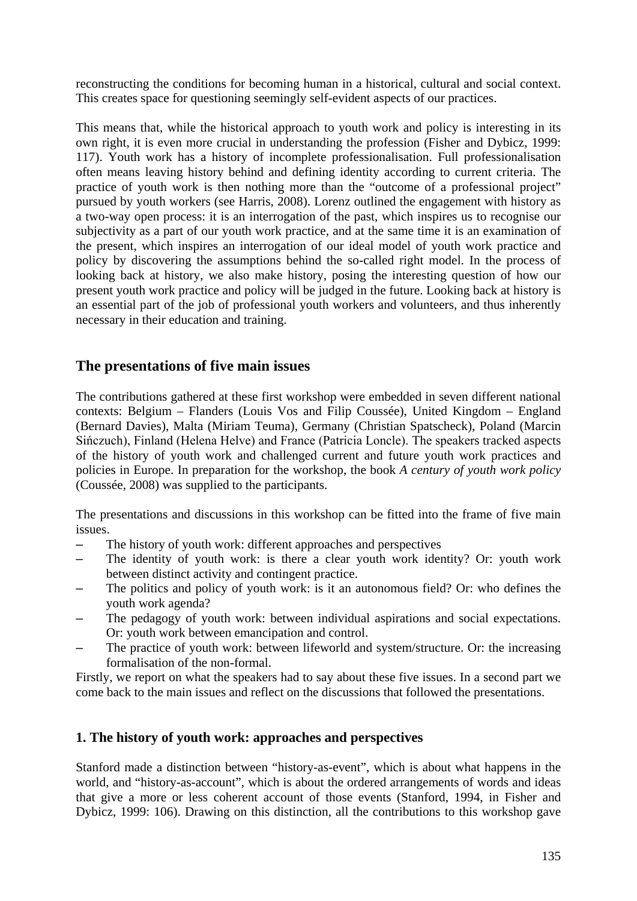reconstructing the conditions for becoming human in a historical, cultural and social context. This creates space for questioning seemingly self-evident aspects of our practices.

This means that, while the historical approach to youth work and policy is interesting in its own right, it is even more crucial in understanding the profession (Fisher and Dybicz, 1999: 117). Youth work has a history of incomplete professionalisation. Full professionalisation often means leaving history behind and defining identity according to current criteria. The practice of youth work is then nothing more than the "outcome of a professional project" pursued by youth workers (see Harris, 2008). Lorenz outlined the engagement with history as a two-way open process: it is an interrogation of the past, which inspires us to recognise our subjectivity as a part of our youth work practice, and at the same time it is an examination of the present, which inspires an interrogation of our ideal model of youth work practice and policy by discovering the assumptions behind the so-called right model. In the process of looking back at history, we also make history, posing the interesting question of how our present youth work practice and policy will be judged in the future. Looking back at history is an essential part of the job of professional youth workers and volunteers, and thus inherently necessary in their education and training.

## The presentations of five main issues

The contributions gathered at these first workshop were embedded in seven different national contexts: Belgium – Flanders (Louis Vos and Filip Coussée), United Kingdom – England (Bernard Davies), Malta (Miriam Teuma), Germany (Christian Spatscheck), Poland (Marcin Sińczuch), Finland (Helena Helve) and France (Patricia Loncle). The speakers tracked aspects of the history of youth work and challenged current and future youth work practices and policies in Europe. In preparation for the workshop, the book *A century of youth work policy* (Coussée, 2008) was supplied to the participants.

The presentations and discussions in this workshop can be fitted into the frame of five main issues.

- The history of youth work: different approaches and perspectives
- The identity of youth work: is there a clear youth work identity? Or: youth work between distinct activity and contingent practice.
- The politics and policy of youth work: is it an autonomous field? Or: who defines the youth work agenda?
- The pedagogy of youth work: between individual aspirations and social expectations. Or: youth work between emancipation and control.
- The practice of youth work: between lifeworld and system/structure. Or: the increasing formalisation of the non-formal.

Firstly, we report on what the speakers had to say about these five issues. In a second part we come back to the main issues and reflect on the discussions that followed the presentations.

### 1. The history of youth work: approaches and perspectives

Stanford made a distinction between "history-as-event", which is about what happens in the world, and "history-as-account", which is about the ordered arrangements of words and ideas that give a more or less coherent account of those events (Stanford, 1994, in Fisher and Dybicz, 1999: 106). Drawing on this distinction, all the contributions to this workshop gave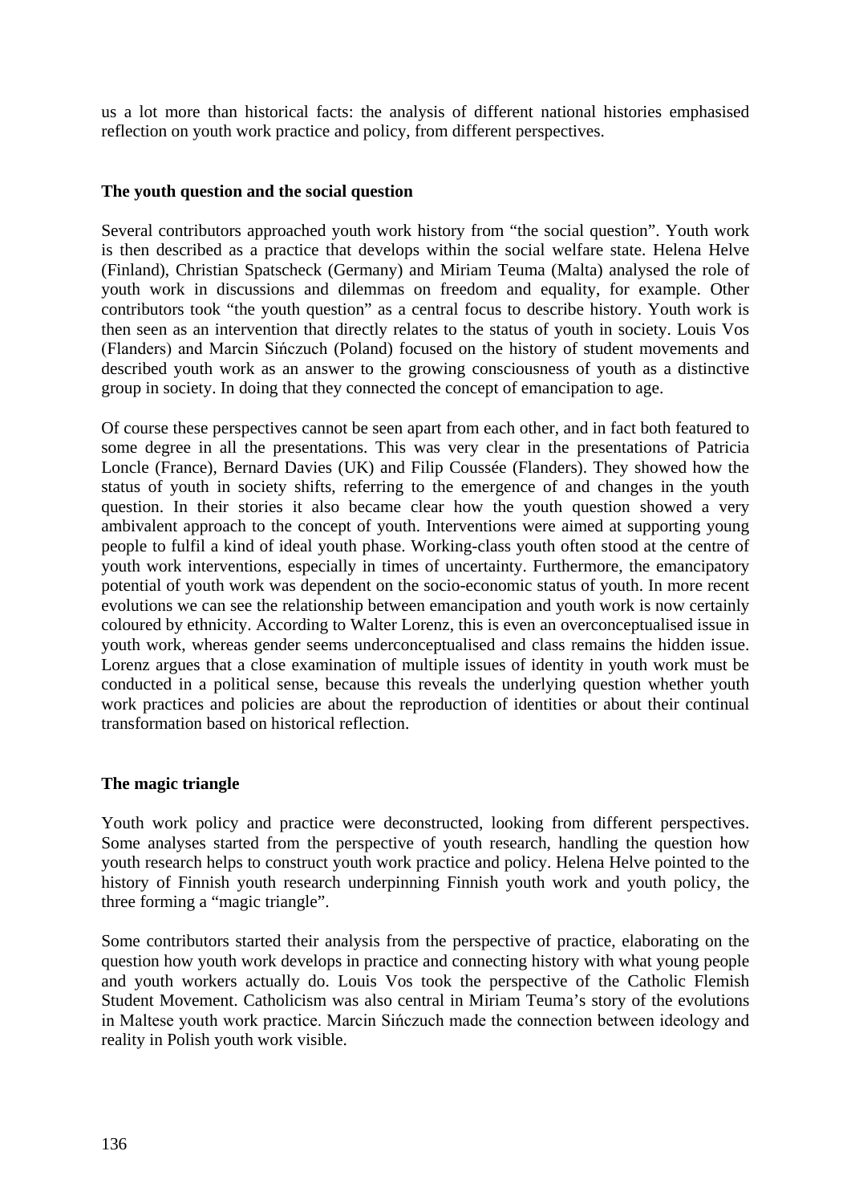us a lot more than historical facts: the analysis of different national histories emphasised reflection on youth work practice and policy, from different perspectives.

## The youth question and the social question

Several contributors approached youth work history from "the social question". Youth work is then described as a practice that develops within the social welfare state. Helena Helve (Finland), Christian Spatscheck (Germany) and Miriam Teuma (Malta) analysed the role of youth work in discussions and dilemmas on freedom and equality, for example. Other contributors took "the youth question" as a central focus to describe history. Youth work is then seen as an intervention that directly relates to the status of youth in society. Louis Vos (Flanders) and Marcin Sińczuch (Poland) focused on the history of student movements and described youth work as an answer to the growing consciousness of youth as a distinctive group in society. In doing that they connected the concept of emancipation to age.

Of course these perspectives cannot be seen apart from each other, and in fact both featured to some degree in all the presentations. This was very clear in the presentations of Patricia Loncle (France), Bernard Davies (UK) and Filip Coussée (Flanders). They showed how the status of youth in society shifts, referring to the emergence of and changes in the youth question. In their stories it also became clear how the youth question showed a very ambivalent approach to the concept of youth. Interventions were aimed at supporting young people to fulfil a kind of ideal youth phase. Working-class youth often stood at the centre of youth work interventions, especially in times of uncertainty. Furthermore, the emancipatory potential of youth work was dependent on the socio-economic status of youth. In more recent evolutions we can see the relationship between emancipation and youth work is now certainly coloured by ethnicity. According to Walter Lorenz, this is even an overconceptualised issue in youth work, whereas gender seems underconceptualised and class remains the hidden issue. Lorenz argues that a close examination of multiple issues of identity in youth work must be conducted in a political sense, because this reveals the underlying question whether youth work practices and policies are about the reproduction of identities or about their continual transformation based on historical reflection.

## The magic triangle

Youth work policy and practice were deconstructed, looking from different perspectives. Some analyses started from the perspective of youth research, handling the question how youth research helps to construct youth work practice and policy. Helena Helve pointed to the history of Finnish youth research underpinning Finnish youth work and youth policy, the three forming a "magic triangle".

Some contributors started their analysis from the perspective of practice, elaborating on the question how youth work develops in practice and connecting history with what young people and youth workers actually do. Louis Vos took the perspective of the Catholic Flemish Student Movement. Catholicism was also central in Miriam Teuma's story of the evolutions in Maltese youth work practice. Marcin Sińczuch made the connection between ideology and reality in Polish youth work visible.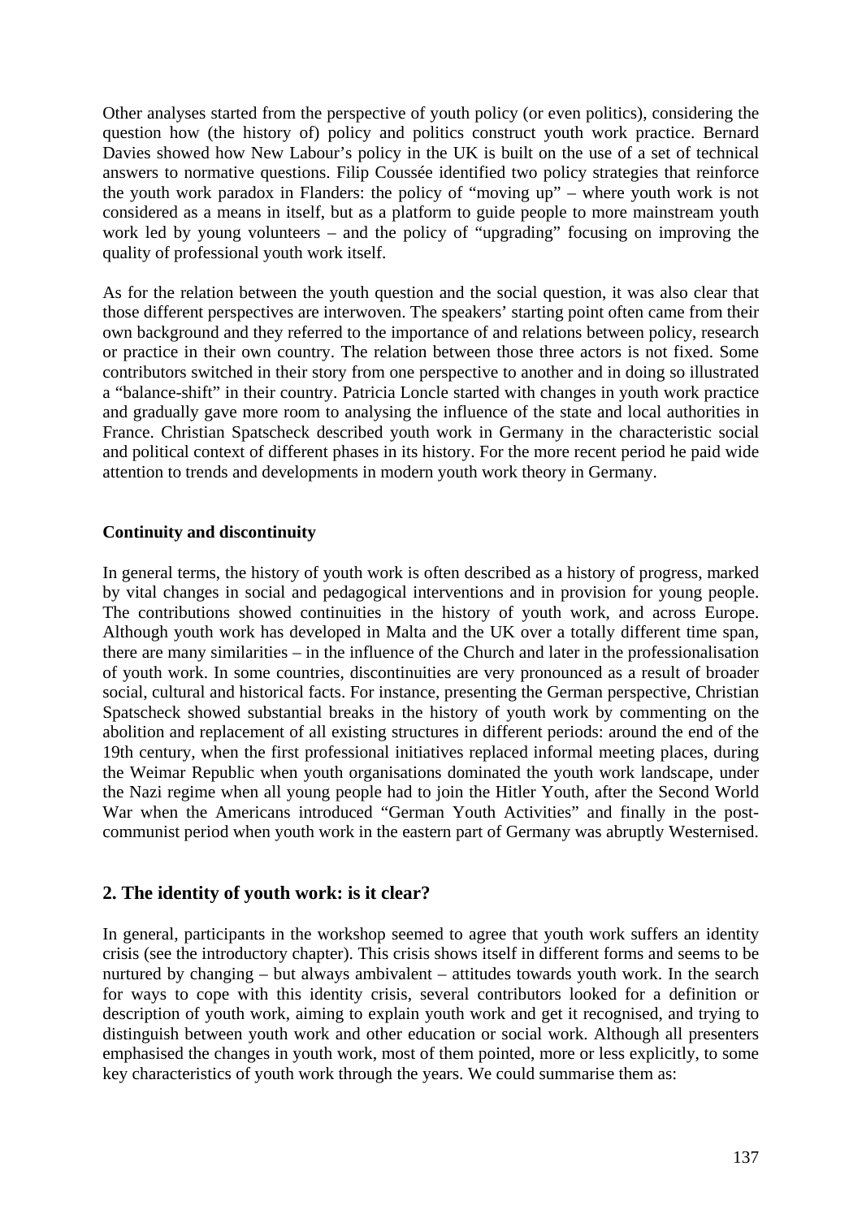Other analyses started from the perspective of youth policy (or even politics), considering the question how (the history of) policy and politics construct youth work practice. Bernard Davies showed how New Labour's policy in the UK is built on the use of a set of technical answers to normative questions. Filip Coussée identified two policy strategies that reinforce the youth work paradox in Flanders: the policy of "moving up" – where youth work is not considered as a means in itself, but as a platform to guide people to more mainstream youth work led by young volunteers – and the policy of "upgrading" focusing on improving the quality of professional youth work itself.

As for the relation between the youth question and the social question, it was also clear that those different perspectives are interwoven. The speakers' starting point often came from their own background and they referred to the importance of and relations between policy, research or practice in their own country. The relation between those three actors is not fixed. Some contributors switched in their story from one perspective to another and in doing so illustrated a "balance-shift" in their country. Patricia Loncle started with changes in youth work practice and gradually gave more room to analysing the influence of the state and local authorities in France. Christian Spatscheck described youth work in Germany in the characteristic social and political context of different phases in its history. For the more recent period he paid wide attention to trends and developments in modern youth work theory in Germany.

**Continuity and discontinuity**

In general terms, the history of youth work is often described as a history of progress, marked by vital changes in social and pedagogical interventions and in provision for young people. The contributions showed continuities in the history of youth work, and across Europe. Although youth work has developed in Malta and the UK over a totally different time span, there are many similarities – in the influence of the Church and later in the professionalisation of youth work. In some countries, discontinuities are very pronounced as a result of broader social, cultural and historical facts. For instance, presenting the German perspective, Christian Spatscheck showed substantial breaks in the history of youth work by commenting on the abolition and replacement of all existing structures in different periods: around the end of the 19th century, when the first professional initiatives replaced informal meeting places, during the Weimar Republic when youth organisations dominated the youth work landscape, under the Nazi regime when all young people had to join the Hitler Youth, after the Second World War when the Americans introduced "German Youth Activities" and finally in the post-communist period when youth work in the eastern part of Germany was abruptly Westernised.

## 2. The identity of youth work: is it clear?

In general, participants in the workshop seemed to agree that youth work suffers an identity crisis (see the introductory chapter). This crisis shows itself in different forms and seems to be nurtured by changing – but always ambivalent – attitudes towards youth work. In the search for ways to cope with this identity crisis, several contributors looked for a definition or description of youth work, aiming to explain youth work and get it recognised, and trying to distinguish between youth work and other education or social work. Although all presenters emphasised the changes in youth work, most of them pointed, more or less explicitly, to some key characteristics of youth work through the years. We could summarise them as: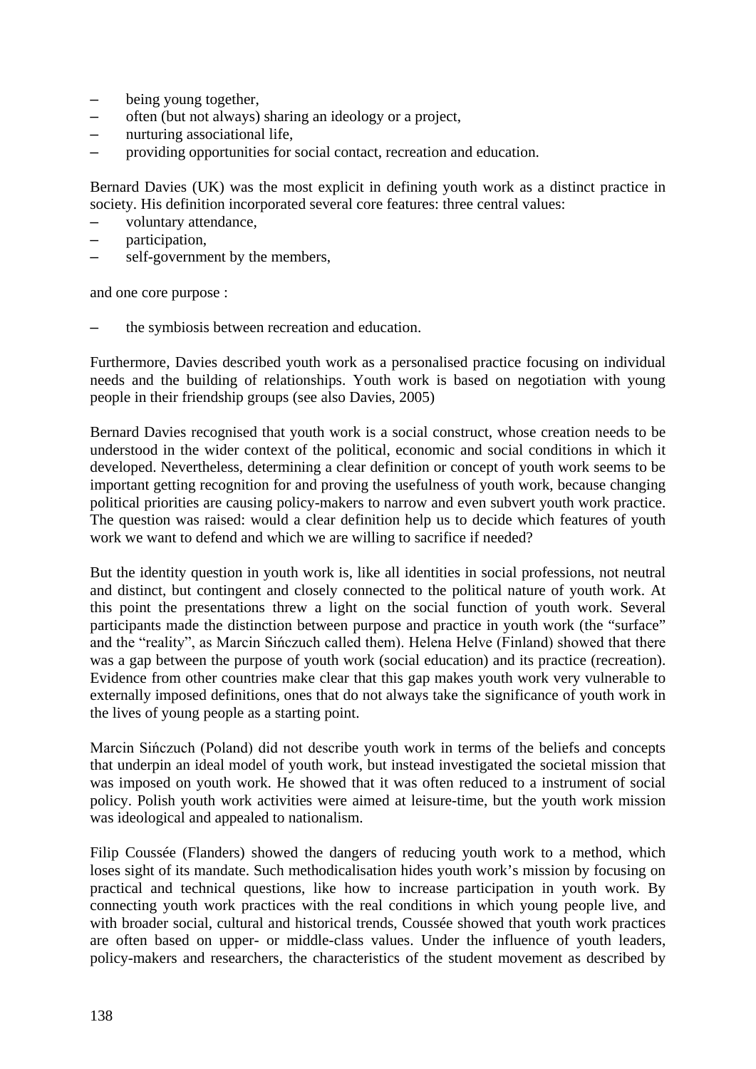- being young together,
- often (but not always) sharing an ideology or a project,
- nurturing associational life,
- providing opportunities for social contact, recreation and education.

Bernard Davies (UK) was the most explicit in defining youth work as a distinct practice in society. His definition incorporated several core features: three central values:

- voluntary attendance,
- participation,
- self-government by the members,

and one core purpose :

- the symbiosis between recreation and education.

Furthermore, Davies described youth work as a personalised practice focusing on individual needs and the building of relationships. Youth work is based on negotiation with young people in their friendship groups (see also Davies, 2005)

Bernard Davies recognised that youth work is a social construct, whose creation needs to be understood in the wider context of the political, economic and social conditions in which it developed. Nevertheless, determining a clear definition or concept of youth work seems to be important getting recognition for and proving the usefulness of youth work, because changing political priorities are causing policy-makers to narrow and even subvert youth work practice. The question was raised: would a clear definition help us to decide which features of youth work we want to defend and which we are willing to sacrifice if needed?

But the identity question in youth work is, like all identities in social professions, not neutral and distinct, but contingent and closely connected to the political nature of youth work. At this point the presentations threw a light on the social function of youth work. Several participants made the distinction between purpose and practice in youth work (the "surface" and the "reality", as Marcin Sińczuch called them). Helena Helve (Finland) showed that there was a gap between the purpose of youth work (social education) and its practice (recreation). Evidence from other countries make clear that this gap makes youth work very vulnerable to externally imposed definitions, ones that do not always take the significance of youth work in the lives of young people as a starting point.

Marcin Sińczuch (Poland) did not describe youth work in terms of the beliefs and concepts that underpin an ideal model of youth work, but instead investigated the societal mission that was imposed on youth work. He showed that it was often reduced to a instrument of social policy. Polish youth work activities were aimed at leisure-time, but the youth work mission was ideological and appealed to nationalism.

Filip Coussée (Flanders) showed the dangers of reducing youth work to a method, which loses sight of its mandate. Such methodicalisation hides youth work's mission by focusing on practical and technical questions, like how to increase participation in youth work. By connecting youth work practices with the real conditions in which young people live, and with broader social, cultural and historical trends, Coussée showed that youth work practices are often based on upper- or middle-class values. Under the influence of youth leaders, policy-makers and researchers, the characteristics of the student movement as described by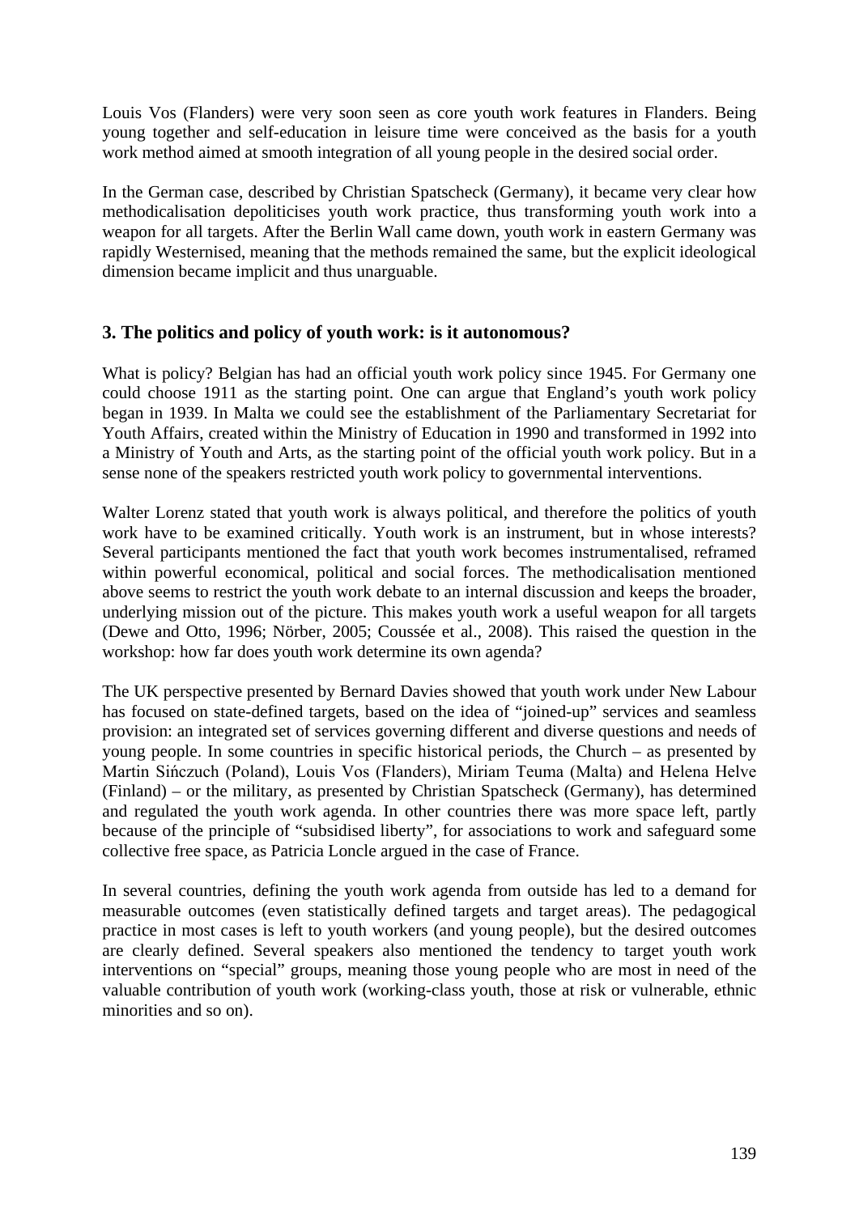Louis Vos (Flanders) were very soon seen as core youth work features in Flanders. Being young together and self-education in leisure time were conceived as the basis for a youth work method aimed at smooth integration of all young people in the desired social order.

In the German case, described by Christian Spatscheck (Germany), it became very clear how methodicalisation depoliticises youth work practice, thus transforming youth work into a weapon for all targets. After the Berlin Wall came down, youth work in eastern Germany was rapidly Westernised, meaning that the methods remained the same, but the explicit ideological dimension became implicit and thus unarguable.

## 3. The politics and policy of youth work: is it autonomous?

What is policy? Belgian has had an official youth work policy since 1945. For Germany one could choose 1911 as the starting point. One can argue that England's youth work policy began in 1939. In Malta we could see the establishment of the Parliamentary Secretariat for Youth Affairs, created within the Ministry of Education in 1990 and transformed in 1992 into a Ministry of Youth and Arts, as the starting point of the official youth work policy. But in a sense none of the speakers restricted youth work policy to governmental interventions.

Walter Lorenz stated that youth work is always political, and therefore the politics of youth work have to be examined critically. Youth work is an instrument, but in whose interests? Several participants mentioned the fact that youth work becomes instrumentalised, reframed within powerful economical, political and social forces. The methodicalisation mentioned above seems to restrict the youth work debate to an internal discussion and keeps the broader, underlying mission out of the picture. This makes youth work a useful weapon for all targets (Dewe and Otto, 1996; Nörber, 2005; Coussée et al., 2008). This raised the question in the workshop: how far does youth work determine its own agenda?

The UK perspective presented by Bernard Davies showed that youth work under New Labour has focused on state-defined targets, based on the idea of "joined-up" services and seamless provision: an integrated set of services governing different and diverse questions and needs of young people. In some countries in specific historical periods, the Church – as presented by Martin Sińczuch (Poland), Louis Vos (Flanders), Miriam Teuma (Malta) and Helena Helve (Finland) – or the military, as presented by Christian Spatscheck (Germany), has determined and regulated the youth work agenda. In other countries there was more space left, partly because of the principle of "subsidised liberty", for associations to work and safeguard some collective free space, as Patricia Loncle argued in the case of France.

In several countries, defining the youth work agenda from outside has led to a demand for measurable outcomes (even statistically defined targets and target areas). The pedagogical practice in most cases is left to youth workers (and young people), but the desired outcomes are clearly defined. Several speakers also mentioned the tendency to target youth work interventions on "special" groups, meaning those young people who are most in need of the valuable contribution of youth work (working-class youth, those at risk or vulnerable, ethnic minorities and so on).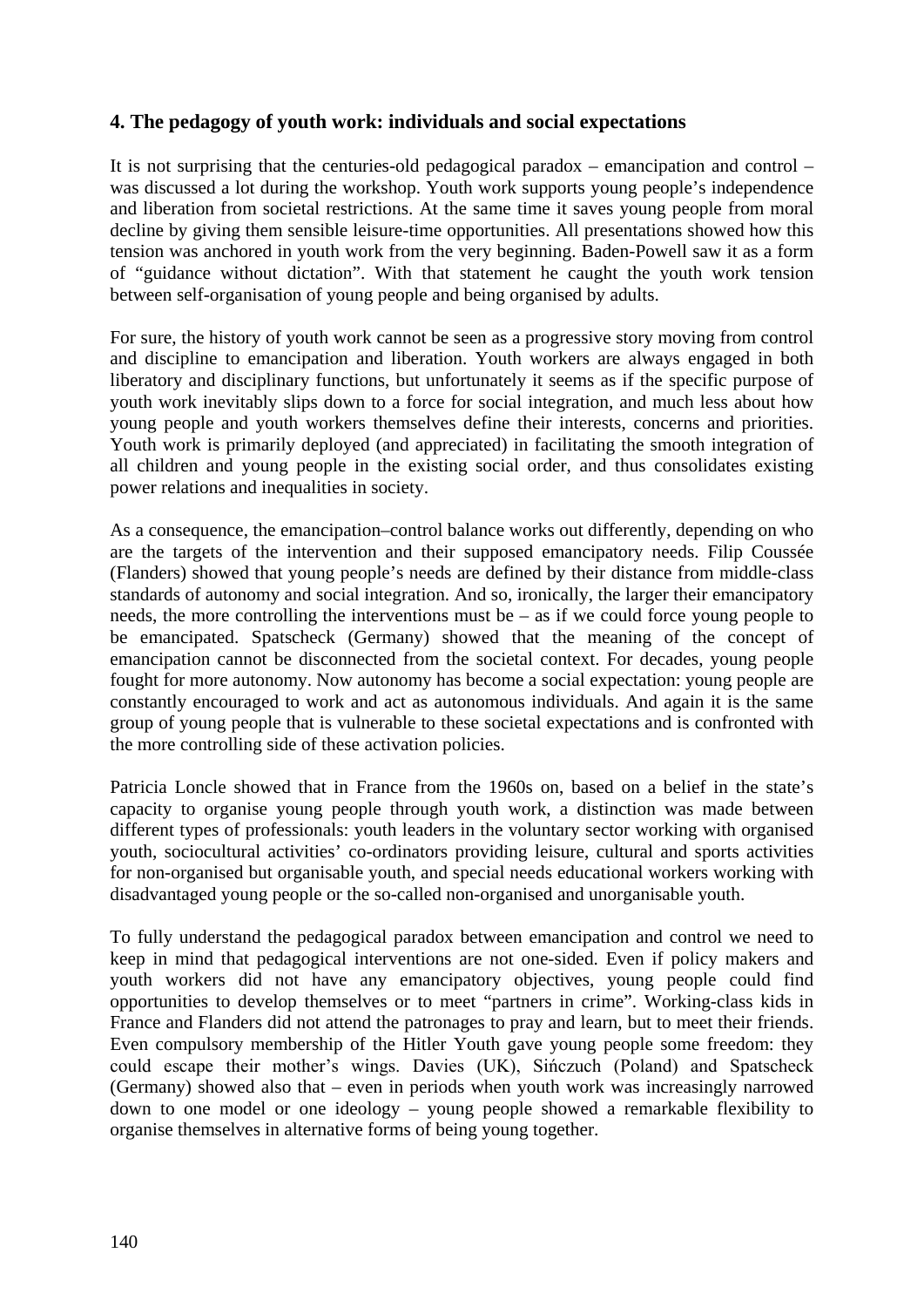## 4. The pedagogy of youth work: individuals and social expectations

It is not surprising that the centuries-old pedagogical paradox – emancipation and control – was discussed a lot during the workshop. Youth work supports young people's independence and liberation from societal restrictions. At the same time it saves young people from moral decline by giving them sensible leisure-time opportunities. All presentations showed how this tension was anchored in youth work from the very beginning. Baden-Powell saw it as a form of "guidance without dictation". With that statement he caught the youth work tension between self-organisation of young people and being organised by adults.

For sure, the history of youth work cannot be seen as a progressive story moving from control and discipline to emancipation and liberation. Youth workers are always engaged in both liberatory and disciplinary functions, but unfortunately it seems as if the specific purpose of youth work inevitably slips down to a force for social integration, and much less about how young people and youth workers themselves define their interests, concerns and priorities. Youth work is primarily deployed (and appreciated) in facilitating the smooth integration of all children and young people in the existing social order, and thus consolidates existing power relations and inequalities in society.

As a consequence, the emancipation–control balance works out differently, depending on who are the targets of the intervention and their supposed emancipatory needs. Filip Coussée (Flanders) showed that young people's needs are defined by their distance from middle-class standards of autonomy and social integration. And so, ironically, the larger their emancipatory needs, the more controlling the interventions must be – as if we could force young people to be emancipated. Spatscheck (Germany) showed that the meaning of the concept of emancipation cannot be disconnected from the societal context. For decades, young people fought for more autonomy. Now autonomy has become a social expectation: young people are constantly encouraged to work and act as autonomous individuals. And again it is the same group of young people that is vulnerable to these societal expectations and is confronted with the more controlling side of these activation policies.

Patricia Loncle showed that in France from the 1960s on, based on a belief in the state's capacity to organise young people through youth work, a distinction was made between different types of professionals: youth leaders in the voluntary sector working with organised youth, sociocultural activities' co-ordinators providing leisure, cultural and sports activities for non-organised but organisable youth, and special needs educational workers working with disadvantaged young people or the so-called non-organised and unorganisable youth.

To fully understand the pedagogical paradox between emancipation and control we need to keep in mind that pedagogical interventions are not one-sided. Even if policy makers and youth workers did not have any emancipatory objectives, young people could find opportunities to develop themselves or to meet "partners in crime". Working-class kids in France and Flanders did not attend the patronages to pray and learn, but to meet their friends. Even compulsory membership of the Hitler Youth gave young people some freedom: they could escape their mother's wings. Davies (UK), Sińczuch (Poland) and Spatscheck (Germany) showed also that – even in periods when youth work was increasingly narrowed down to one model or one ideology – young people showed a remarkable flexibility to organise themselves in alternative forms of being young together.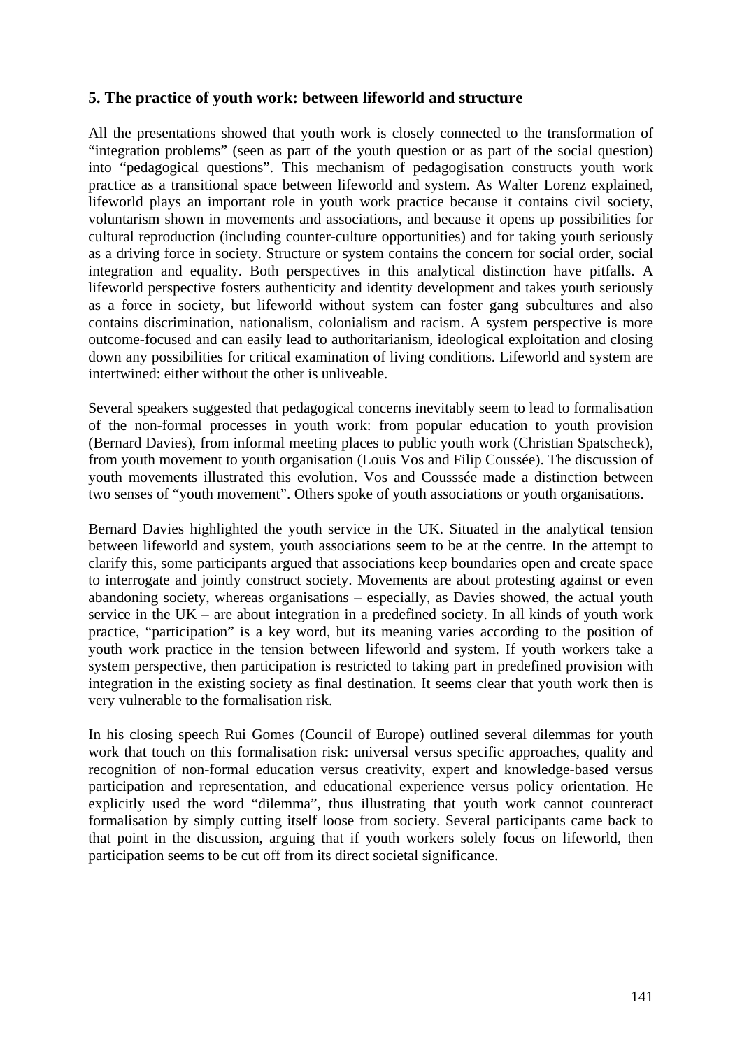## 5. The practice of youth work: between lifeworld and structure

All the presentations showed that youth work is closely connected to the transformation of "integration problems" (seen as part of the youth question or as part of the social question) into "pedagogical questions". This mechanism of pedagogisation constructs youth work practice as a transitional space between lifeworld and system. As Walter Lorenz explained, lifeworld plays an important role in youth work practice because it contains civil society, voluntarism shown in movements and associations, and because it opens up possibilities for cultural reproduction (including counter-culture opportunities) and for taking youth seriously as a driving force in society. Structure or system contains the concern for social order, social integration and equality. Both perspectives in this analytical distinction have pitfalls. A lifeworld perspective fosters authenticity and identity development and takes youth seriously as a force in society, but lifeworld without system can foster gang subcultures and also contains discrimination, nationalism, colonialism and racism. A system perspective is more outcome-focused and can easily lead to authoritarianism, ideological exploitation and closing down any possibilities for critical examination of living conditions. Lifeworld and system are intertwined: either without the other is unliveable.

Several speakers suggested that pedagogical concerns inevitably seem to lead to formalisation of the non-formal processes in youth work: from popular education to youth provision (Bernard Davies), from informal meeting places to public youth work (Christian Spatscheck), from youth movement to youth organisation (Louis Vos and Filip Coussée). The discussion of youth movements illustrated this evolution. Vos and Cousssée made a distinction between two senses of "youth movement". Others spoke of youth associations or youth organisations.

Bernard Davies highlighted the youth service in the UK. Situated in the analytical tension between lifeworld and system, youth associations seem to be at the centre. In the attempt to clarify this, some participants argued that associations keep boundaries open and create space to interrogate and jointly construct society. Movements are about protesting against or even abandoning society, whereas organisations – especially, as Davies showed, the actual youth service in the UK – are about integration in a predefined society. In all kinds of youth work practice, "participation" is a key word, but its meaning varies according to the position of youth work practice in the tension between lifeworld and system. If youth workers take a system perspective, then participation is restricted to taking part in predefined provision with integration in the existing society as final destination. It seems clear that youth work then is very vulnerable to the formalisation risk.

In his closing speech Rui Gomes (Council of Europe) outlined several dilemmas for youth work that touch on this formalisation risk: universal versus specific approaches, quality and recognition of non-formal education versus creativity, expert and knowledge-based versus participation and representation, and educational experience versus policy orientation. He explicitly used the word "dilemma", thus illustrating that youth work cannot counteract formalisation by simply cutting itself loose from society. Several participants came back to that point in the discussion, arguing that if youth workers solely focus on lifeworld, then participation seems to be cut off from its direct societal significance.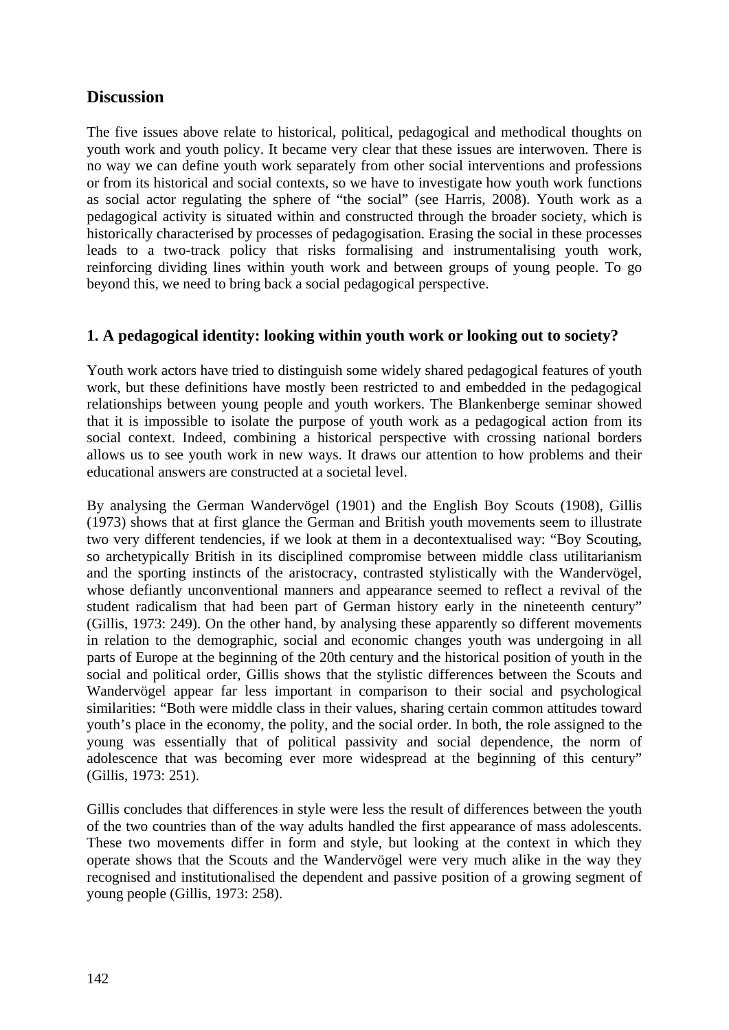## Discussion

The five issues above relate to historical, political, pedagogical and methodical thoughts on youth work and youth policy. It became very clear that these issues are interwoven. There is no way we can define youth work separately from other social interventions and professions or from its historical and social contexts, so we have to investigate how youth work functions as social actor regulating the sphere of "the social" (see Harris, 2008). Youth work as a pedagogical activity is situated within and constructed through the broader society, which is historically characterised by processes of pedagogisation. Erasing the social in these processes leads to a two-track policy that risks formalising and instrumentalising youth work, reinforcing dividing lines within youth work and between groups of young people. To go beyond this, we need to bring back a social pedagogical perspective.

### 1. A pedagogical identity: looking within youth work or looking out to society?

Youth work actors have tried to distinguish some widely shared pedagogical features of youth work, but these definitions have mostly been restricted to and embedded in the pedagogical relationships between young people and youth workers. The Blankenberge seminar showed that it is impossible to isolate the purpose of youth work as a pedagogical action from its social context. Indeed, combining a historical perspective with crossing national borders allows us to see youth work in new ways. It draws our attention to how problems and their educational answers are constructed at a societal level.

By analysing the German Wandervögel (1901) and the English Boy Scouts (1908), Gillis (1973) shows that at first glance the German and British youth movements seem to illustrate two very different tendencies, if we look at them in a decontextualised way: "Boy Scouting, so archetypically British in its disciplined compromise between middle class utilitarianism and the sporting instincts of the aristocracy, contrasted stylistically with the Wandervögel, whose defiantly unconventional manners and appearance seemed to reflect a revival of the student radicalism that had been part of German history early in the nineteenth century" (Gillis, 1973: 249). On the other hand, by analysing these apparently so different movements in relation to the demographic, social and economic changes youth was undergoing in all parts of Europe at the beginning of the 20th century and the historical position of youth in the social and political order, Gillis shows that the stylistic differences between the Scouts and Wandervögel appear far less important in comparison to their social and psychological similarities: "Both were middle class in their values, sharing certain common attitudes toward youth's place in the economy, the polity, and the social order. In both, the role assigned to the young was essentially that of political passivity and social dependence, the norm of adolescence that was becoming ever more widespread at the beginning of this century" (Gillis, 1973: 251).

Gillis concludes that differences in style were less the result of differences between the youth of the two countries than of the way adults handled the first appearance of mass adolescents. These two movements differ in form and style, but looking at the context in which they operate shows that the Scouts and the Wandervögel were very much alike in the way they recognised and institutionalised the dependent and passive position of a growing segment of young people (Gillis, 1973: 258).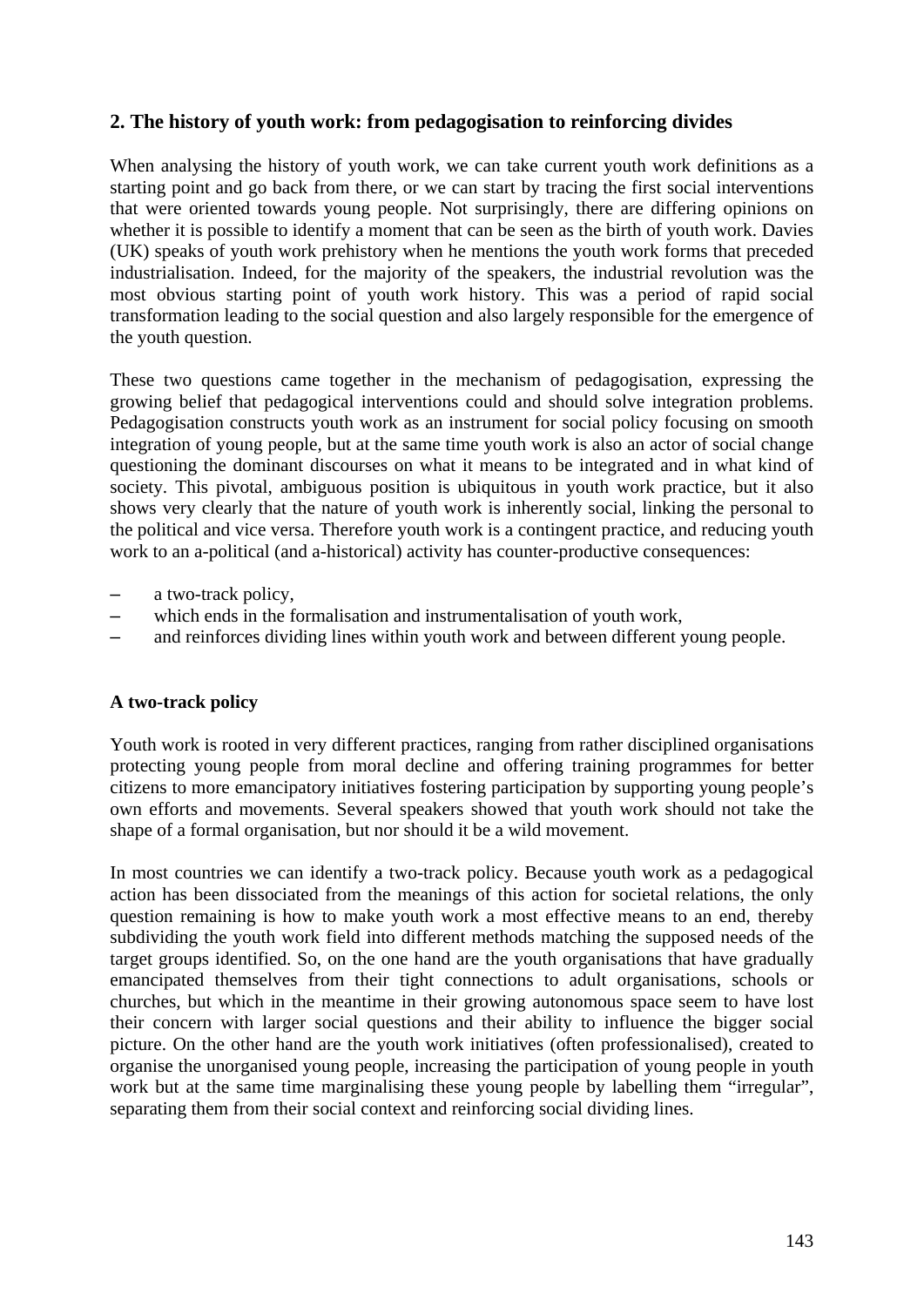## 2. The history of youth work: from pedagogisation to reinforcing divides

When analysing the history of youth work, we can take current youth work definitions as a starting point and go back from there, or we can start by tracing the first social interventions that were oriented towards young people. Not surprisingly, there are differing opinions on whether it is possible to identify a moment that can be seen as the birth of youth work. Davies (UK) speaks of youth work prehistory when he mentions the youth work forms that preceded industrialisation. Indeed, for the majority of the speakers, the industrial revolution was the most obvious starting point of youth work history. This was a period of rapid social transformation leading to the social question and also largely responsible for the emergence of the youth question.

These two questions came together in the mechanism of pedagogisation, expressing the growing belief that pedagogical interventions could and should solve integration problems. Pedagogisation constructs youth work as an instrument for social policy focusing on smooth integration of young people, but at the same time youth work is also an actor of social change questioning the dominant discourses on what it means to be integrated and in what kind of society. This pivotal, ambiguous position is ubiquitous in youth work practice, but it also shows very clearly that the nature of youth work is inherently social, linking the personal to the political and vice versa. Therefore youth work is a contingent practice, and reducing youth work to an a-political (and a-historical) activity has counter-productive consequences:

- a two-track policy,
- which ends in the formalisation and instrumentalisation of youth work,
- and reinforces dividing lines within youth work and between different young people.

### A two-track policy

Youth work is rooted in very different practices, ranging from rather disciplined organisations protecting young people from moral decline and offering training programmes for better citizens to more emancipatory initiatives fostering participation by supporting young people's own efforts and movements. Several speakers showed that youth work should not take the shape of a formal organisation, but nor should it be a wild movement.

In most countries we can identify a two-track policy. Because youth work as a pedagogical action has been dissociated from the meanings of this action for societal relations, the only question remaining is how to make youth work a most effective means to an end, thereby subdividing the youth work field into different methods matching the supposed needs of the target groups identified. So, on the one hand are the youth organisations that have gradually emancipated themselves from their tight connections to adult organisations, schools or churches, but which in the meantime in their growing autonomous space seem to have lost their concern with larger social questions and their ability to influence the bigger social picture. On the other hand are the youth work initiatives (often professionalised), created to organise the unorganised young people, increasing the participation of young people in youth work but at the same time marginalising these young people by labelling them "irregular", separating them from their social context and reinforcing social dividing lines.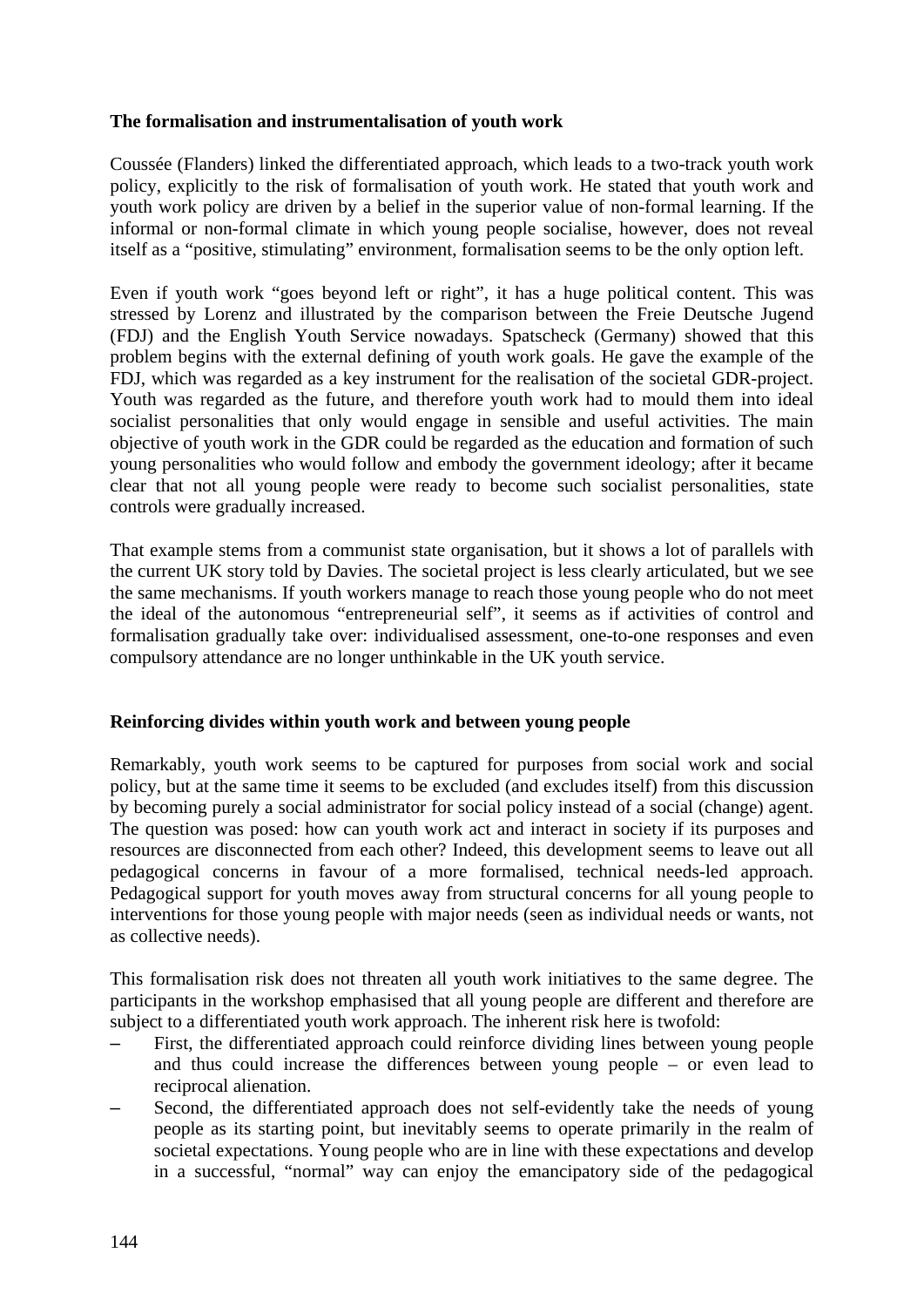**The formalisation and instrumentalisation of youth work**

Coussée (Flanders) linked the differentiated approach, which leads to a two-track youth work policy, explicitly to the risk of formalisation of youth work. He stated that youth work and youth work policy are driven by a belief in the superior value of non-formal learning. If the informal or non-formal climate in which young people socialise, however, does not reveal itself as a "positive, stimulating" environment, formalisation seems to be the only option left.

Even if youth work "goes beyond left or right", it has a huge political content. This was stressed by Lorenz and illustrated by the comparison between the Freie Deutsche Jugend (FDJ) and the English Youth Service nowadays. Spatscheck (Germany) showed that this problem begins with the external defining of youth work goals. He gave the example of the FDJ, which was regarded as a key instrument for the realisation of the societal GDR-project. Youth was regarded as the future, and therefore youth work had to mould them into ideal socialist personalities that only would engage in sensible and useful activities. The main objective of youth work in the GDR could be regarded as the education and formation of such young personalities who would follow and embody the government ideology; after it became clear that not all young people were ready to become such socialist personalities, state controls were gradually increased.

That example stems from a communist state organisation, but it shows a lot of parallels with the current UK story told by Davies. The societal project is less clearly articulated, but we see the same mechanisms. If youth workers manage to reach those young people who do not meet the ideal of the autonomous "entrepreneurial self", it seems as if activities of control and formalisation gradually take over: individualised assessment, one-to-one responses and even compulsory attendance are no longer unthinkable in the UK youth service.

**Reinforcing divides within youth work and between young people**

Remarkably, youth work seems to be captured for purposes from social work and social policy, but at the same time it seems to be excluded (and excludes itself) from this discussion by becoming purely a social administrator for social policy instead of a social (change) agent. The question was posed: how can youth work act and interact in society if its purposes and resources are disconnected from each other? Indeed, this development seems to leave out all pedagogical concerns in favour of a more formalised, technical needs-led approach. Pedagogical support for youth moves away from structural concerns for all young people to interventions for those young people with major needs (seen as individual needs or wants, not as collective needs).

This formalisation risk does not threaten all youth work initiatives to the same degree. The participants in the workshop emphasised that all young people are different and therefore are subject to a differentiated youth work approach. The inherent risk here is twofold:

- First, the differentiated approach could reinforce dividing lines between young people and thus could increase the differences between young people – or even lead to reciprocal alienation.
- Second, the differentiated approach does not self-evidently take the needs of young people as its starting point, but inevitably seems to operate primarily in the realm of societal expectations. Young people who are in line with these expectations and develop in a successful, "normal" way can enjoy the emancipatory side of the pedagogical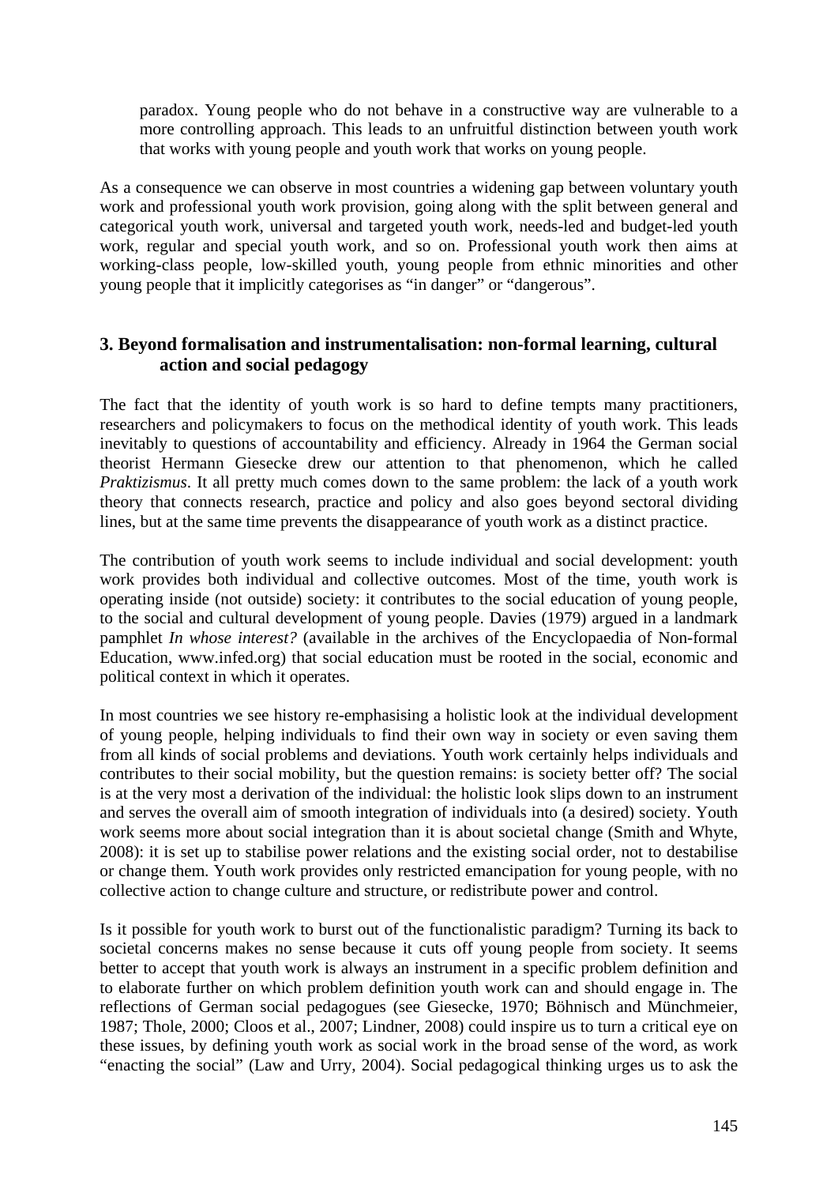paradox. Young people who do not behave in a constructive way are vulnerable to a more controlling approach. This leads to an unfruitful distinction between youth work that works with young people and youth work that works on young people.

As a consequence we can observe in most countries a widening gap between voluntary youth work and professional youth work provision, going along with the split between general and categorical youth work, universal and targeted youth work, needs-led and budget-led youth work, regular and special youth work, and so on. Professional youth work then aims at working-class people, low-skilled youth, young people from ethnic minorities and other young people that it implicitly categorises as "in danger" or "dangerous".

### 3. Beyond formalisation and instrumentalisation: non-formal learning, cultural action and social pedagogy

The fact that the identity of youth work is so hard to define tempts many practitioners, researchers and policymakers to focus on the methodical identity of youth work. This leads inevitably to questions of accountability and efficiency. Already in 1964 the German social theorist Hermann Giesecke drew our attention to that phenomenon, which he called *Praktizismus*. It all pretty much comes down to the same problem: the lack of a youth work theory that connects research, practice and policy and also goes beyond sectoral dividing lines, but at the same time prevents the disappearance of youth work as a distinct practice.

The contribution of youth work seems to include individual and social development: youth work provides both individual and collective outcomes. Most of the time, youth work is operating inside (not outside) society: it contributes to the social education of young people, to the social and cultural development of young people. Davies (1979) argued in a landmark pamphlet *In whose interest?* (available in the archives of the Encyclopaedia of Non-formal Education, www.infed.org) that social education must be rooted in the social, economic and political context in which it operates.

In most countries we see history re-emphasising a holistic look at the individual development of young people, helping individuals to find their own way in society or even saving them from all kinds of social problems and deviations. Youth work certainly helps individuals and contributes to their social mobility, but the question remains: is society better off? The social is at the very most a derivation of the individual: the holistic look slips down to an instrument and serves the overall aim of smooth integration of individuals into (a desired) society. Youth work seems more about social integration than it is about societal change (Smith and Whyte, 2008): it is set up to stabilise power relations and the existing social order, not to destabilise or change them. Youth work provides only restricted emancipation for young people, with no collective action to change culture and structure, or redistribute power and control.

Is it possible for youth work to burst out of the functionalistic paradigm? Turning its back to societal concerns makes no sense because it cuts off young people from society. It seems better to accept that youth work is always an instrument in a specific problem definition and to elaborate further on which problem definition youth work can and should engage in. The reflections of German social pedagogues (see Giesecke, 1970; Böhnisch and Münchmeier, 1987; Thole, 2000; Cloos et al., 2007; Lindner, 2008) could inspire us to turn a critical eye on these issues, by defining youth work as social work in the broad sense of the word, as work "enacting the social" (Law and Urry, 2004). Social pedagogical thinking urges us to ask the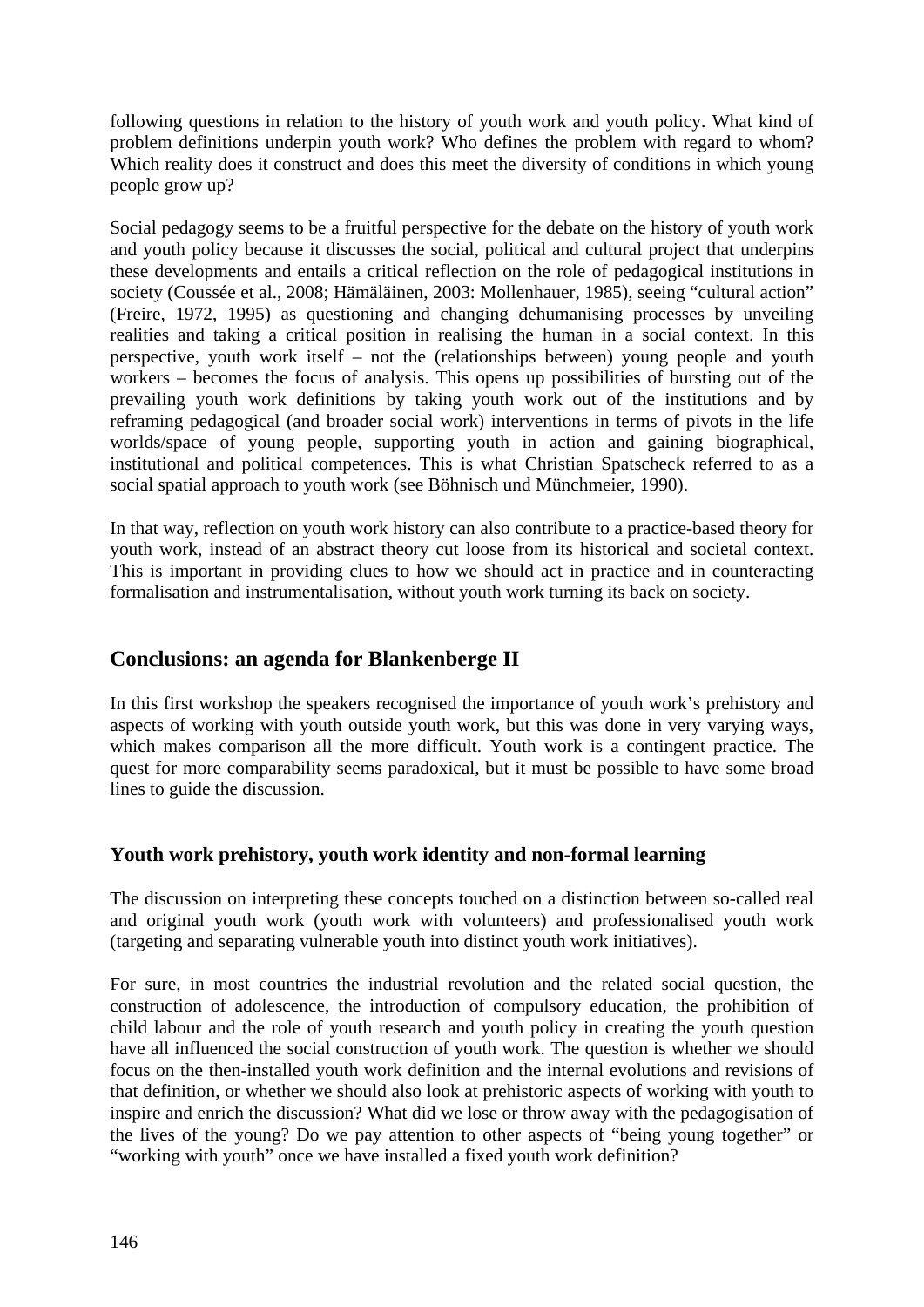following questions in relation to the history of youth work and youth policy. What kind of problem definitions underpin youth work? Who defines the problem with regard to whom? Which reality does it construct and does this meet the diversity of conditions in which young people grow up?

Social pedagogy seems to be a fruitful perspective for the debate on the history of youth work and youth policy because it discusses the social, political and cultural project that underpins these developments and entails a critical reflection on the role of pedagogical institutions in society (Coussée et al., 2008; Hämäläinen, 2003: Mollenhauer, 1985), seeing "cultural action" (Freire, 1972, 1995) as questioning and changing dehumanising processes by unveiling realities and taking a critical position in realising the human in a social context. In this perspective, youth work itself – not the (relationships between) young people and youth workers – becomes the focus of analysis. This opens up possibilities of bursting out of the prevailing youth work definitions by taking youth work out of the institutions and by reframing pedagogical (and broader social work) interventions in terms of pivots in the life worlds/space of young people, supporting youth in action and gaining biographical, institutional and political competences. This is what Christian Spatscheck referred to as a social spatial approach to youth work (see Böhnisch und Münchmeier, 1990).

In that way, reflection on youth work history can also contribute to a practice-based theory for youth work, instead of an abstract theory cut loose from its historical and societal context. This is important in providing clues to how we should act in practice and in counteracting formalisation and instrumentalisation, without youth work turning its back on society.

## Conclusions: an agenda for Blankenberge II

In this first workshop the speakers recognised the importance of youth work's prehistory and aspects of working with youth outside youth work, but this was done in very varying ways, which makes comparison all the more difficult. Youth work is a contingent practice. The quest for more comparability seems paradoxical, but it must be possible to have some broad lines to guide the discussion.

### Youth work prehistory, youth work identity and non-formal learning

The discussion on interpreting these concepts touched on a distinction between so-called real and original youth work (youth work with volunteers) and professionalised youth work (targeting and separating vulnerable youth into distinct youth work initiatives).

For sure, in most countries the industrial revolution and the related social question, the construction of adolescence, the introduction of compulsory education, the prohibition of child labour and the role of youth research and youth policy in creating the youth question have all influenced the social construction of youth work. The question is whether we should focus on the then-installed youth work definition and the internal evolutions and revisions of that definition, or whether we should also look at prehistoric aspects of working with youth to inspire and enrich the discussion? What did we lose or throw away with the pedagogisation of the lives of the young? Do we pay attention to other aspects of "being young together" or "working with youth" once we have installed a fixed youth work definition?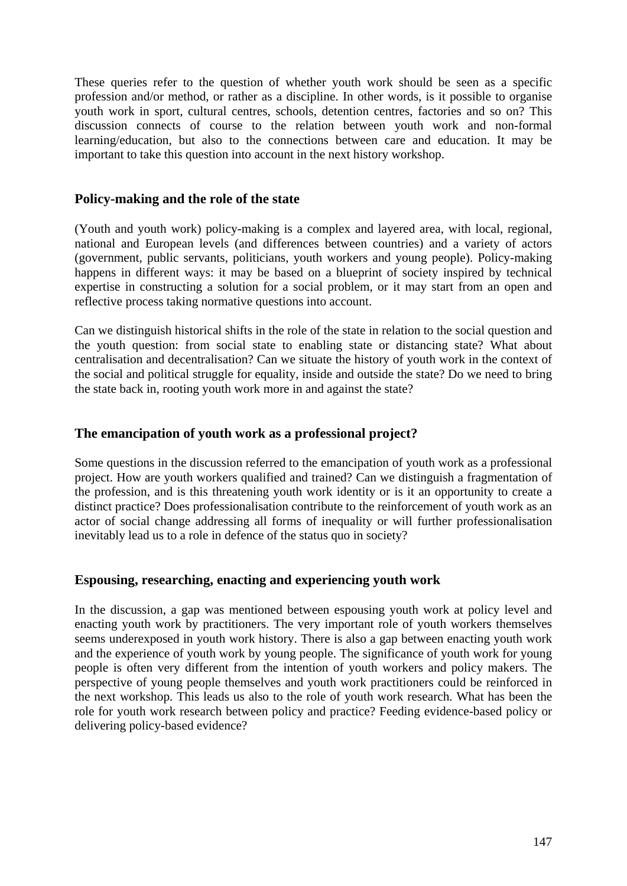These queries refer to the question of whether youth work should be seen as a specific profession and/or method, or rather as a discipline. In other words, is it possible to organise youth work in sport, cultural centres, schools, detention centres, factories and so on? This discussion connects of course to the relation between youth work and non-formal learning/education, but also to the connections between care and education. It may be important to take this question into account in the next history workshop.

## Policy-making and the role of the state

(Youth and youth work) policy-making is a complex and layered area, with local, regional, national and European levels (and differences between countries) and a variety of actors (government, public servants, politicians, youth workers and young people). Policy-making happens in different ways: it may be based on a blueprint of society inspired by technical expertise in constructing a solution for a social problem, or it may start from an open and reflective process taking normative questions into account.

Can we distinguish historical shifts in the role of the state in relation to the social question and the youth question: from social state to enabling state or distancing state? What about centralisation and decentralisation? Can we situate the history of youth work in the context of the social and political struggle for equality, inside and outside the state? Do we need to bring the state back in, rooting youth work more in and against the state?

## The emancipation of youth work as a professional project?

Some questions in the discussion referred to the emancipation of youth work as a professional project. How are youth workers qualified and trained? Can we distinguish a fragmentation of the profession, and is this threatening youth work identity or is it an opportunity to create a distinct practice? Does professionalisation contribute to the reinforcement of youth work as an actor of social change addressing all forms of inequality or will further professionalisation inevitably lead us to a role in defence of the status quo in society?

## Espousing, researching, enacting and experiencing youth work

In the discussion, a gap was mentioned between espousing youth work at policy level and enacting youth work by practitioners. The very important role of youth workers themselves seems underexposed in youth work history. There is also a gap between enacting youth work and the experience of youth work by young people. The significance of youth work for young people is often very different from the intention of youth workers and policy makers. The perspective of young people themselves and youth work practitioners could be reinforced in the next workshop. This leads us also to the role of youth work research. What has been the role for youth work research between policy and practice? Feeding evidence-based policy or delivering policy-based evidence?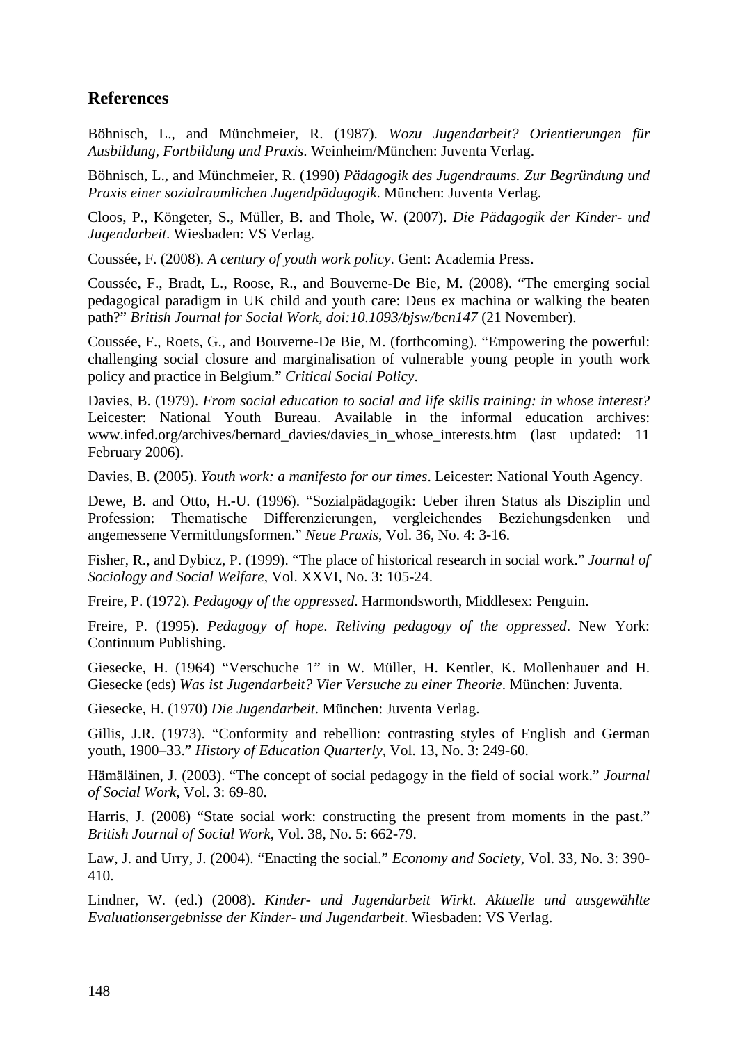## References

Böhnisch, L., and Münchmeier, R. (1987). *Wozu Jugendarbeit? Orientierungen für Ausbildung, Fortbildung und Praxis*. Weinheim/München: Juventa Verlag.

Böhnisch, L., and Münchmeier, R. (1990) *Pädagogik des Jugendraums. Zur Begründung und Praxis einer sozialraumlichen Jugendpädagogik*. München: Juventa Verlag.

Cloos, P., Köngeter, S., Müller, B. and Thole, W. (2007). *Die Pädagogik der Kinder- und Jugendarbeit*. Wiesbaden: VS Verlag.

Coussée, F. (2008). *A century of youth work policy*. Gent: Academia Press.

Coussée, F., Bradt, L., Roose, R., and Bouverne-De Bie, M. (2008). "The emerging social pedagogical paradigm in UK child and youth care: Deus ex machina or walking the beaten path?" *British Journal for Social Work, doi:10.1093/bjsw/bcn147* (21 November).

Coussée, F., Roets, G., and Bouverne-De Bie, M. (forthcoming). "Empowering the powerful: challenging social closure and marginalisation of vulnerable young people in youth work policy and practice in Belgium." *Critical Social Policy*.

Davies, B. (1979). *From social education to social and life skills training: in whose interest?* Leicester: National Youth Bureau. Available in the informal education archives: www.infed.org/archives/bernard_davies/davies_in_whose_interests.htm (last updated: 11 February 2006).

Davies, B. (2005). *Youth work: a manifesto for our times*. Leicester: National Youth Agency.

Dewe, B. and Otto, H.-U. (1996). "Sozialpädagogik: Ueber ihren Status als Disziplin und Profession: Thematische Differenzierungen, vergleichendes Beziehungsdenken und angemessene Vermittlungsformen." *Neue Praxis*, Vol. 36, No. 4: 3-16.

Fisher, R., and Dybicz, P. (1999). "The place of historical research in social work." *Journal of Sociology and Social Welfare*, Vol. XXVI, No. 3: 105-24.

Freire, P. (1972). *Pedagogy of the oppressed*. Harmondsworth, Middlesex: Penguin.

Freire, P. (1995). *Pedagogy of hope. Reliving pedagogy of the oppressed*. New York: Continuum Publishing.

Giesecke, H. (1964) "Verschuche 1" in W. Müller, H. Kentler, K. Mollenhauer and H. Giesecke (eds) *Was ist Jugendarbeit? Vier Versuche zu einer Theorie*. München: Juventa.

Giesecke, H. (1970) *Die Jugendarbeit*. München: Juventa Verlag.

Gillis, J.R. (1973). "Conformity and rebellion: contrasting styles of English and German youth, 1900–33." *History of Education Quarterly*, Vol. 13, No. 3: 249-60.

Hämäläinen, J. (2003). "The concept of social pedagogy in the field of social work." *Journal of Social Work*, Vol. 3: 69-80.

Harris, J. (2008) "State social work: constructing the present from moments in the past." *British Journal of Social Work*, Vol. 38, No. 5: 662-79.

Law, J. and Urry, J. (2004). "Enacting the social." *Economy and Society*, Vol. 33, No. 3: 390-410.

Lindner, W. (ed.) (2008). *Kinder- und Jugendarbeit Wirkt. Aktuelle und ausgewählte Evaluationsergebnisse der Kinder- und Jugendarbeit*. Wiesbaden: VS Verlag.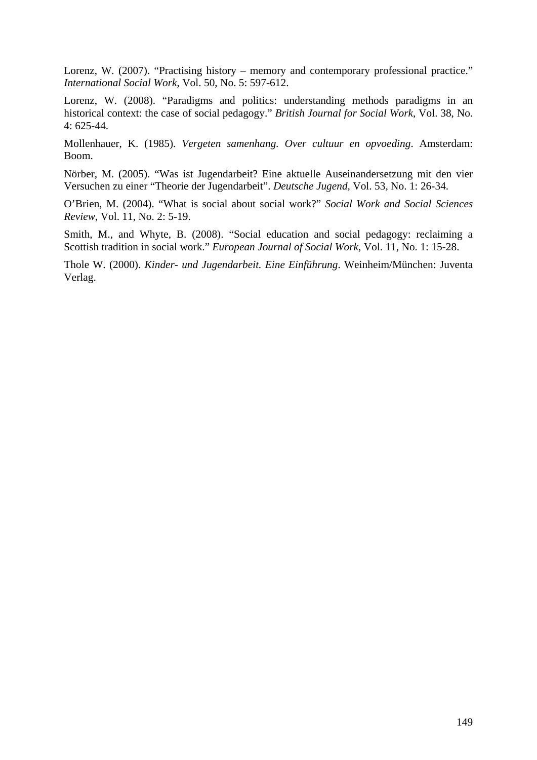Lorenz, W. (2007). “Practising history – memory and contemporary professional practice.” *International Social Work*, Vol. 50, No. 5: 597-612.

Lorenz, W. (2008). “Paradigms and politics: understanding methods paradigms in an historical context: the case of social pedagogy.” *British Journal for Social Work*, Vol. 38, No. 4: 625-44.

Mollenhauer, K. (1985). *Vergeten samenhang. Over cultuur en opvoeding*. Amsterdam: Boom.

Nörber, M. (2005). “Was ist Jugendarbeit? Eine aktuelle Auseinandersetzung mit den vier Versuchen zu einer “Theorie der Jugendarbeit”. *Deutsche Jugend*, Vol. 53, No. 1: 26-34.

O’Brien, M. (2004). “What is social about social work?” *Social Work and Social Sciences Review*, Vol. 11, No. 2: 5-19.

Smith, M., and Whyte, B. (2008). “Social education and social pedagogy: reclaiming a Scottish tradition in social work.” *European Journal of Social Work*, Vol. 11, No. 1: 15-28.

Thole W. (2000). *Kinder- und Jugendarbeit. Eine Einführung*. Weinheim/München: Juventa Verlag.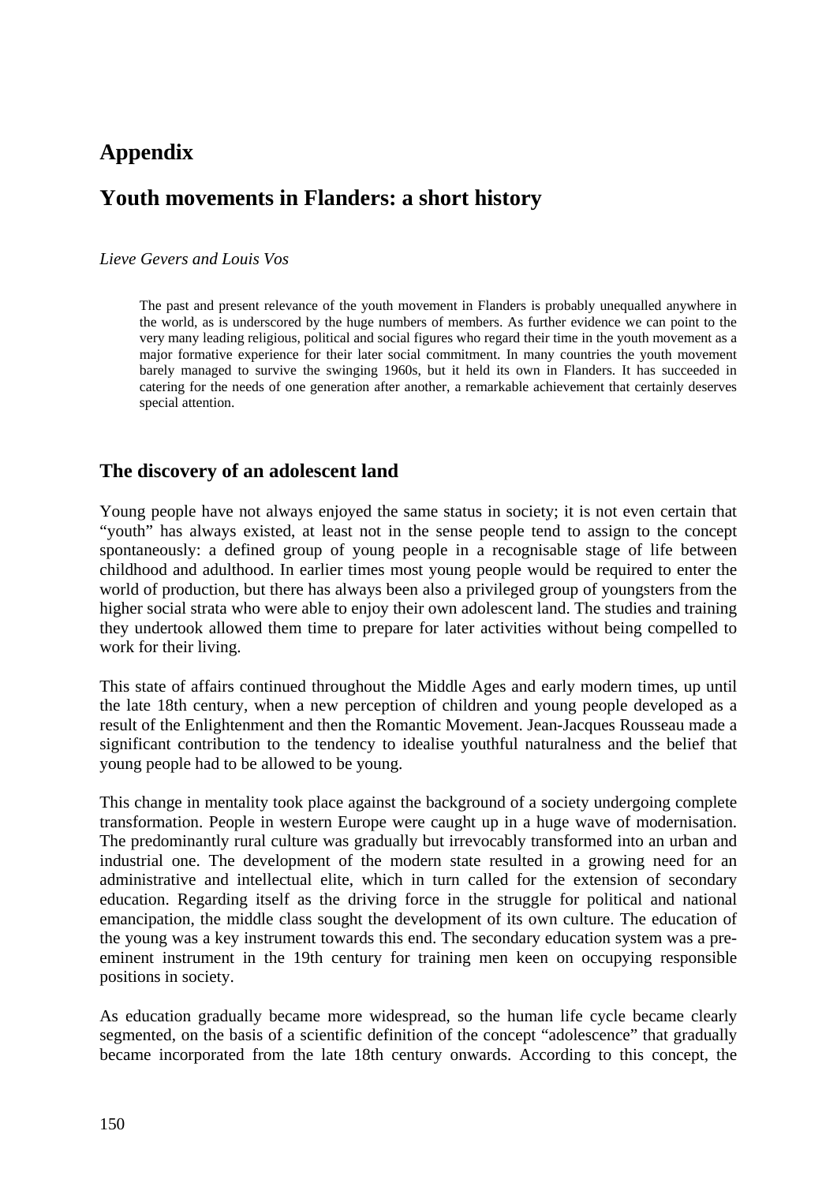# Appendix

## Youth movements in Flanders: a short history

*Lieve Gevers and Louis Vos*

> The past and present relevance of the youth movement in Flanders is probably unequalled anywhere in the world, as is underscored by the huge numbers of members. As further evidence we can point to the very many leading religious, political and social figures who regard their time in the youth movement as a major formative experience for their later social commitment. In many countries the youth movement barely managed to survive the swinging 1960s, but it held its own in Flanders. It has succeeded in catering for the needs of one generation after another, a remarkable achievement that certainly deserves special attention.

### The discovery of an adolescent land

Young people have not always enjoyed the same status in society; it is not even certain that "youth" has always existed, at least not in the sense people tend to assign to the concept spontaneously: a defined group of young people in a recognisable stage of life between childhood and adulthood. In earlier times most young people would be required to enter the world of production, but there has always been also a privileged group of youngsters from the higher social strata who were able to enjoy their own adolescent land. The studies and training they undertook allowed them time to prepare for later activities without being compelled to work for their living.

This state of affairs continued throughout the Middle Ages and early modern times, up until the late 18th century, when a new perception of children and young people developed as a result of the Enlightenment and then the Romantic Movement. Jean-Jacques Rousseau made a significant contribution to the tendency to idealise youthful naturalness and the belief that young people had to be allowed to be young.

This change in mentality took place against the background of a society undergoing complete transformation. People in western Europe were caught up in a huge wave of modernisation. The predominantly rural culture was gradually but irrevocably transformed into an urban and industrial one. The development of the modern state resulted in a growing need for an administrative and intellectual elite, which in turn called for the extension of secondary education. Regarding itself as the driving force in the struggle for political and national emancipation, the middle class sought the development of its own culture. The education of the young was a key instrument towards this end. The secondary education system was a pre-eminent instrument in the 19th century for training men keen on occupying responsible positions in society.

As education gradually became more widespread, so the human life cycle became clearly segmented, on the basis of a scientific definition of the concept "adolescence" that gradually became incorporated from the late 18th century onwards. According to this concept, the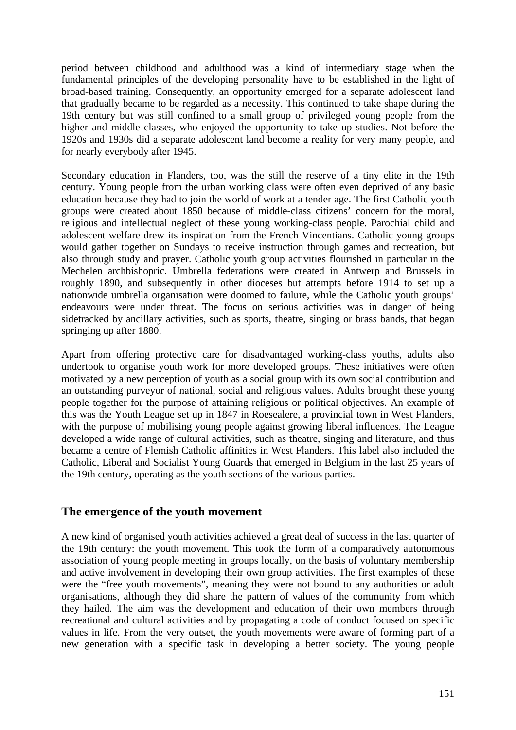period between childhood and adulthood was a kind of intermediary stage when the fundamental principles of the developing personality have to be established in the light of broad-based training. Consequently, an opportunity emerged for a separate adolescent land that gradually became to be regarded as a necessity. This continued to take shape during the 19th century but was still confined to a small group of privileged young people from the higher and middle classes, who enjoyed the opportunity to take up studies. Not before the 1920s and 1930s did a separate adolescent land become a reality for very many people, and for nearly everybody after 1945.

Secondary education in Flanders, too, was the still the reserve of a tiny elite in the 19th century. Young people from the urban working class were often even deprived of any basic education because they had to join the world of work at a tender age. The first Catholic youth groups were created about 1850 because of middle-class citizens' concern for the moral, religious and intellectual neglect of these young working-class people. Parochial child and adolescent welfare drew its inspiration from the French Vincentians. Catholic young groups would gather together on Sundays to receive instruction through games and recreation, but also through study and prayer. Catholic youth group activities flourished in particular in the Mechelen archbishopric. Umbrella federations were created in Antwerp and Brussels in roughly 1890, and subsequently in other dioceses but attempts before 1914 to set up a nationwide umbrella organisation were doomed to failure, while the Catholic youth groups' endeavours were under threat. The focus on serious activities was in danger of being sidetracked by ancillary activities, such as sports, theatre, singing or brass bands, that began springing up after 1880.

Apart from offering protective care for disadvantaged working-class youths, adults also undertook to organise youth work for more developed groups. These initiatives were often motivated by a new perception of youth as a social group with its own social contribution and an outstanding purveyor of national, social and religious values. Adults brought these young people together for the purpose of attaining religious or political objectives. An example of this was the Youth League set up in 1847 in Roesealere, a provincial town in West Flanders, with the purpose of mobilising young people against growing liberal influences. The League developed a wide range of cultural activities, such as theatre, singing and literature, and thus became a centre of Flemish Catholic affinities in West Flanders. This label also included the Catholic, Liberal and Socialist Young Guards that emerged in Belgium in the last 25 years of the 19th century, operating as the youth sections of the various parties.

## The emergence of the youth movement

A new kind of organised youth activities achieved a great deal of success in the last quarter of the 19th century: the youth movement. This took the form of a comparatively autonomous association of young people meeting in groups locally, on the basis of voluntary membership and active involvement in developing their own group activities. The first examples of these were the "free youth movements", meaning they were not bound to any authorities or adult organisations, although they did share the pattern of values of the community from which they hailed. The aim was the development and education of their own members through recreational and cultural activities and by propagating a code of conduct focused on specific values in life. From the very outset, the youth movements were aware of forming part of a new generation with a specific task in developing a better society. The young people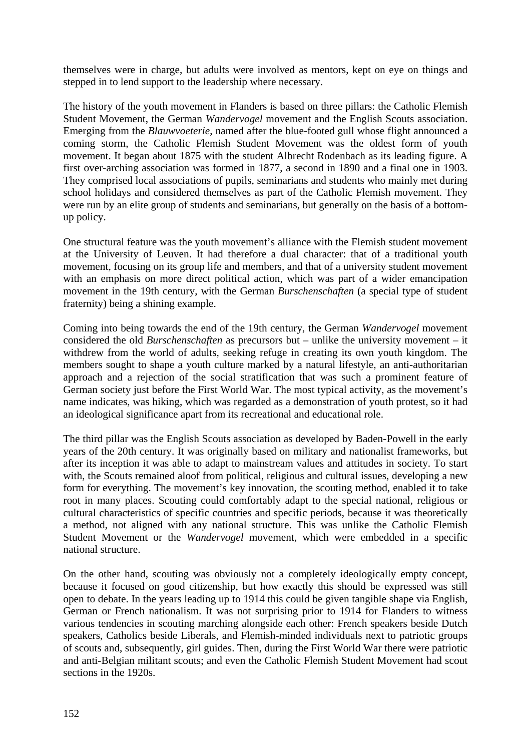themselves were in charge, but adults were involved as mentors, kept on eye on things and stepped in to lend support to the leadership where necessary.

The history of the youth movement in Flanders is based on three pillars: the Catholic Flemish Student Movement, the German *Wandervogel* movement and the English Scouts association. Emerging from the *Blauwvoeterie*, named after the blue-footed gull whose flight announced a coming storm, the Catholic Flemish Student Movement was the oldest form of youth movement. It began about 1875 with the student Albrecht Rodenbach as its leading figure. A first over-arching association was formed in 1877, a second in 1890 and a final one in 1903. They comprised local associations of pupils, seminarians and students who mainly met during school holidays and considered themselves as part of the Catholic Flemish movement. They were run by an elite group of students and seminarians, but generally on the basis of a bottom-up policy.

One structural feature was the youth movement's alliance with the Flemish student movement at the University of Leuven. It had therefore a dual character: that of a traditional youth movement, focusing on its group life and members, and that of a university student movement with an emphasis on more direct political action, which was part of a wider emancipation movement in the 19th century, with the German *Burschenschaften* (a special type of student fraternity) being a shining example.

Coming into being towards the end of the 19th century, the German *Wandervogel* movement considered the old *Burschenschaften* as precursors but – unlike the university movement – it withdrew from the world of adults, seeking refuge in creating its own youth kingdom. The members sought to shape a youth culture marked by a natural lifestyle, an anti-authoritarian approach and a rejection of the social stratification that was such a prominent feature of German society just before the First World War. The most typical activity, as the movement's name indicates, was hiking, which was regarded as a demonstration of youth protest, so it had an ideological significance apart from its recreational and educational role.

The third pillar was the English Scouts association as developed by Baden-Powell in the early years of the 20th century. It was originally based on military and nationalist frameworks, but after its inception it was able to adapt to mainstream values and attitudes in society. To start with, the Scouts remained aloof from political, religious and cultural issues, developing a new form for everything. The movement's key innovation, the scouting method, enabled it to take root in many places. Scouting could comfortably adapt to the special national, religious or cultural characteristics of specific countries and specific periods, because it was theoretically a method, not aligned with any national structure. This was unlike the Catholic Flemish Student Movement or the *Wandervogel* movement, which were embedded in a specific national structure.

On the other hand, scouting was obviously not a completely ideologically empty concept, because it focused on good citizenship, but how exactly this should be expressed was still open to debate. In the years leading up to 1914 this could be given tangible shape via English, German or French nationalism. It was not surprising prior to 1914 for Flanders to witness various tendencies in scouting marching alongside each other: French speakers beside Dutch speakers, Catholics beside Liberals, and Flemish-minded individuals next to patriotic groups of scouts and, subsequently, girl guides. Then, during the First World War there were patriotic and anti-Belgian militant scouts; and even the Catholic Flemish Student Movement had scout sections in the 1920s.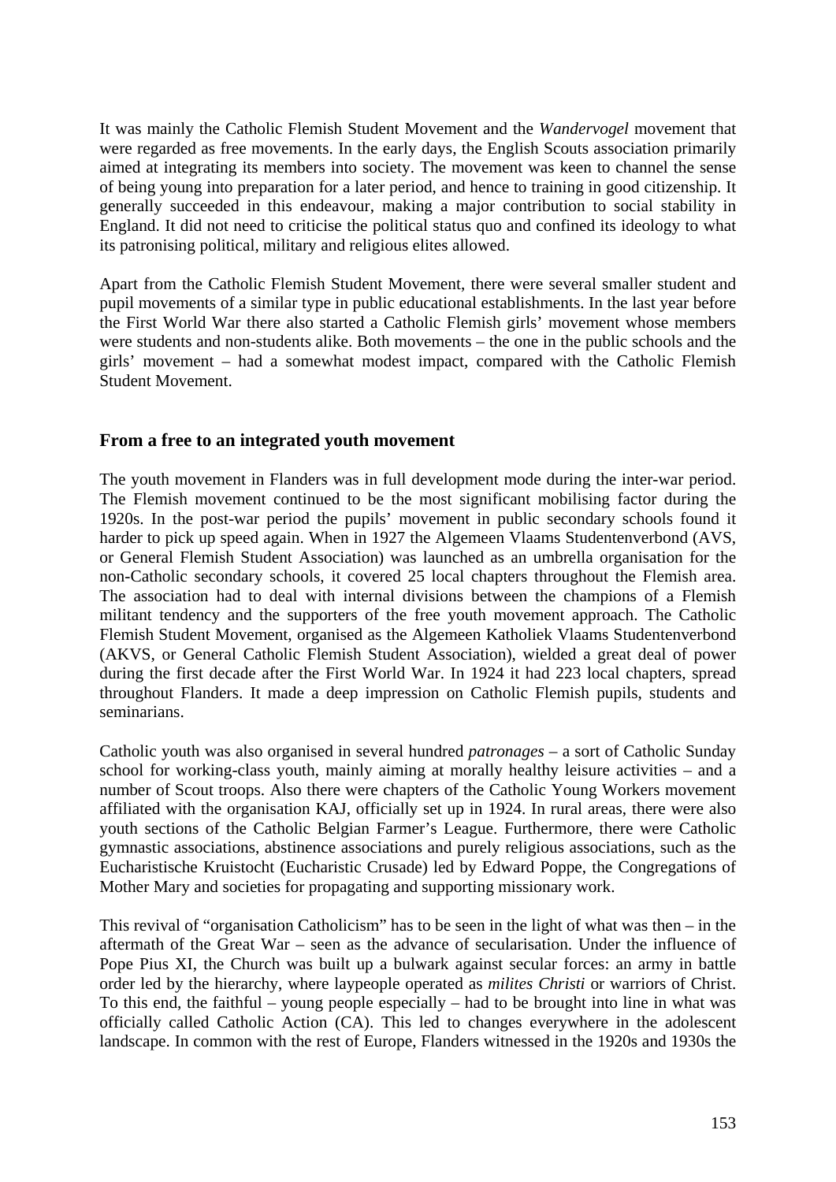It was mainly the Catholic Flemish Student Movement and the *Wandervogel* movement that were regarded as free movements. In the early days, the English Scouts association primarily aimed at integrating its members into society. The movement was keen to channel the sense of being young into preparation for a later period, and hence to training in good citizenship. It generally succeeded in this endeavour, making a major contribution to social stability in England. It did not need to criticise the political status quo and confined its ideology to what its patronising political, military and religious elites allowed.

Apart from the Catholic Flemish Student Movement, there were several smaller student and pupil movements of a similar type in public educational establishments. In the last year before the First World War there also started a Catholic Flemish girls' movement whose members were students and non-students alike. Both movements – the one in the public schools and the girls' movement – had a somewhat modest impact, compared with the Catholic Flemish Student Movement.

## From a free to an integrated youth movement

The youth movement in Flanders was in full development mode during the inter-war period. The Flemish movement continued to be the most significant mobilising factor during the 1920s. In the post-war period the pupils' movement in public secondary schools found it harder to pick up speed again. When in 1927 the Algemeen Vlaams Studentenverbond (AVS, or General Flemish Student Association) was launched as an umbrella organisation for the non-Catholic secondary schools, it covered 25 local chapters throughout the Flemish area. The association had to deal with internal divisions between the champions of a Flemish militant tendency and the supporters of the free youth movement approach. The Catholic Flemish Student Movement, organised as the Algemeen Katholiek Vlaams Studentenverbond (AKVS, or General Catholic Flemish Student Association), wielded a great deal of power during the first decade after the First World War. In 1924 it had 223 local chapters, spread throughout Flanders. It made a deep impression on Catholic Flemish pupils, students and seminarians.

Catholic youth was also organised in several hundred *patronages* – a sort of Catholic Sunday school for working-class youth, mainly aiming at morally healthy leisure activities – and a number of Scout troops. Also there were chapters of the Catholic Young Workers movement affiliated with the organisation KAJ, officially set up in 1924. In rural areas, there were also youth sections of the Catholic Belgian Farmer's League. Furthermore, there were Catholic gymnastic associations, abstinence associations and purely religious associations, such as the Eucharistische Kruistocht (Eucharistic Crusade) led by Edward Poppe, the Congregations of Mother Mary and societies for propagating and supporting missionary work.

This revival of "organisation Catholicism" has to be seen in the light of what was then – in the aftermath of the Great War – seen as the advance of secularisation. Under the influence of Pope Pius XI, the Church was built up a bulwark against secular forces: an army in battle order led by the hierarchy, where laypeople operated as *milites Christi* or warriors of Christ. To this end, the faithful – young people especially – had to be brought into line in what was officially called Catholic Action (CA). This led to changes everywhere in the adolescent landscape. In common with the rest of Europe, Flanders witnessed in the 1920s and 1930s the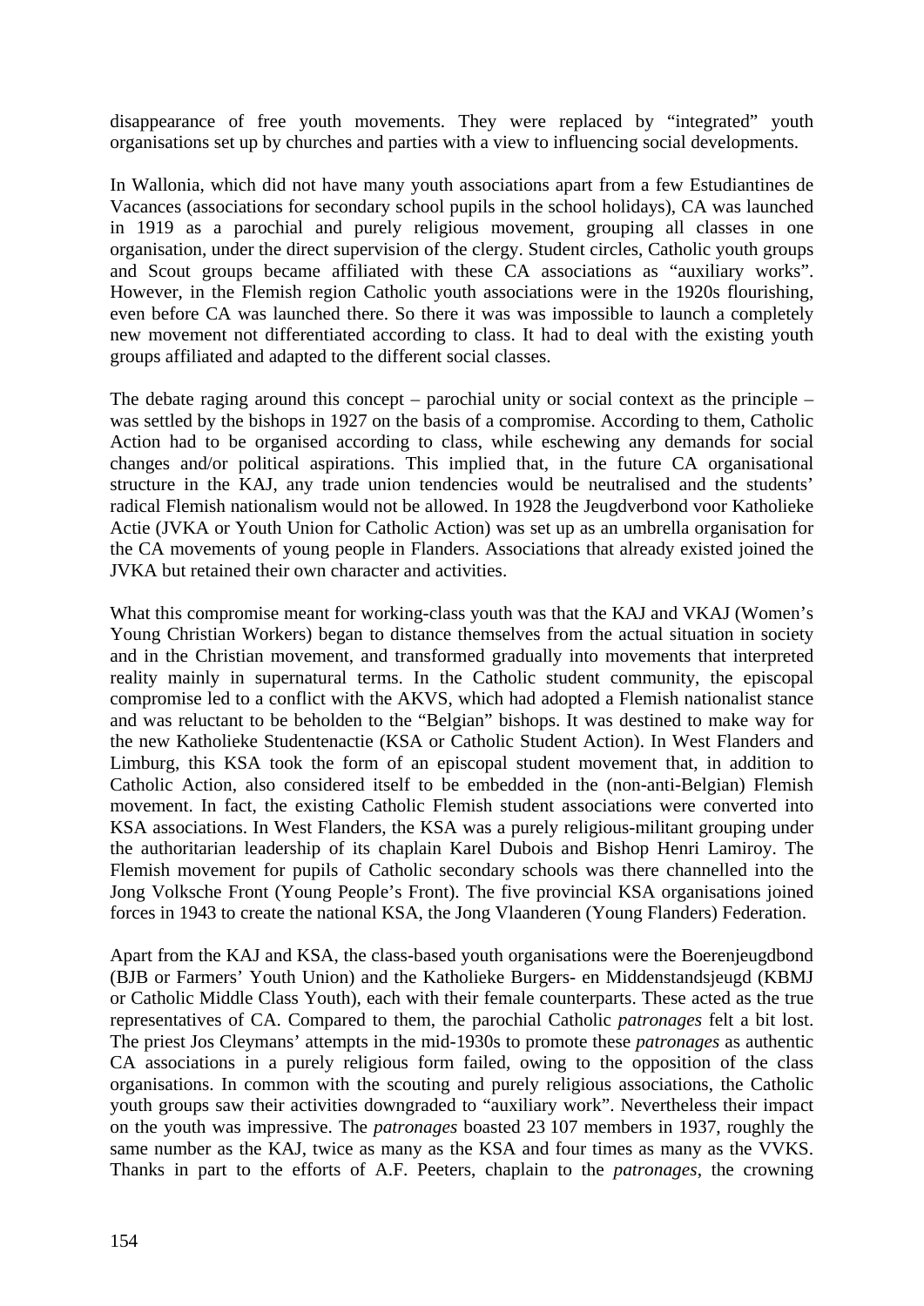disappearance of free youth movements. They were replaced by "integrated" youth organisations set up by churches and parties with a view to influencing social developments.

In Wallonia, which did not have many youth associations apart from a few Estudiantines de Vacances (associations for secondary school pupils in the school holidays), CA was launched in 1919 as a parochial and purely religious movement, grouping all classes in one organisation, under the direct supervision of the clergy. Student circles, Catholic youth groups and Scout groups became affiliated with these CA associations as "auxiliary works". However, in the Flemish region Catholic youth associations were in the 1920s flourishing, even before CA was launched there. So there it was was impossible to launch a completely new movement not differentiated according to class. It had to deal with the existing youth groups affiliated and adapted to the different social classes.

The debate raging around this concept – parochial unity or social context as the principle – was settled by the bishops in 1927 on the basis of a compromise. According to them, Catholic Action had to be organised according to class, while eschewing any demands for social changes and/or political aspirations. This implied that, in the future CA organisational structure in the KAJ, any trade union tendencies would be neutralised and the students' radical Flemish nationalism would not be allowed. In 1928 the Jeugdverbond voor Katholieke Actie (JVKA or Youth Union for Catholic Action) was set up as an umbrella organisation for the CA movements of young people in Flanders. Associations that already existed joined the JVKA but retained their own character and activities.

What this compromise meant for working-class youth was that the KAJ and VKAJ (Women's Young Christian Workers) began to distance themselves from the actual situation in society and in the Christian movement, and transformed gradually into movements that interpreted reality mainly in supernatural terms. In the Catholic student community, the episcopal compromise led to a conflict with the AKVS, which had adopted a Flemish nationalist stance and was reluctant to be beholden to the "Belgian" bishops. It was destined to make way for the new Katholieke Studentenactie (KSA or Catholic Student Action). In West Flanders and Limburg, this KSA took the form of an episcopal student movement that, in addition to Catholic Action, also considered itself to be embedded in the (non-anti-Belgian) Flemish movement. In fact, the existing Catholic Flemish student associations were converted into KSA associations. In West Flanders, the KSA was a purely religious-militant grouping under the authoritarian leadership of its chaplain Karel Dubois and Bishop Henri Lamiroy. The Flemish movement for pupils of Catholic secondary schools was there channelled into the Jong Volksche Front (Young People's Front). The five provincial KSA organisations joined forces in 1943 to create the national KSA, the Jong Vlaanderen (Young Flanders) Federation.

Apart from the KAJ and KSA, the class-based youth organisations were the Boerenjeugdbond (BJB or Farmers' Youth Union) and the Katholieke Burgers- en Middenstandsjeugd (KBMJ or Catholic Middle Class Youth), each with their female counterparts. These acted as the true representatives of CA. Compared to them, the parochial Catholic *patronages* felt a bit lost. The priest Jos Cleymans' attempts in the mid-1930s to promote these *patronages* as authentic CA associations in a purely religious form failed, owing to the opposition of the class organisations. In common with the scouting and purely religious associations, the Catholic youth groups saw their activities downgraded to "auxiliary work". Nevertheless their impact on the youth was impressive. The *patronages* boasted 23 107 members in 1937, roughly the same number as the KAJ, twice as many as the KSA and four times as many as the VVKS. Thanks in part to the efforts of A.F. Peeters, chaplain to the *patronages*, the crowning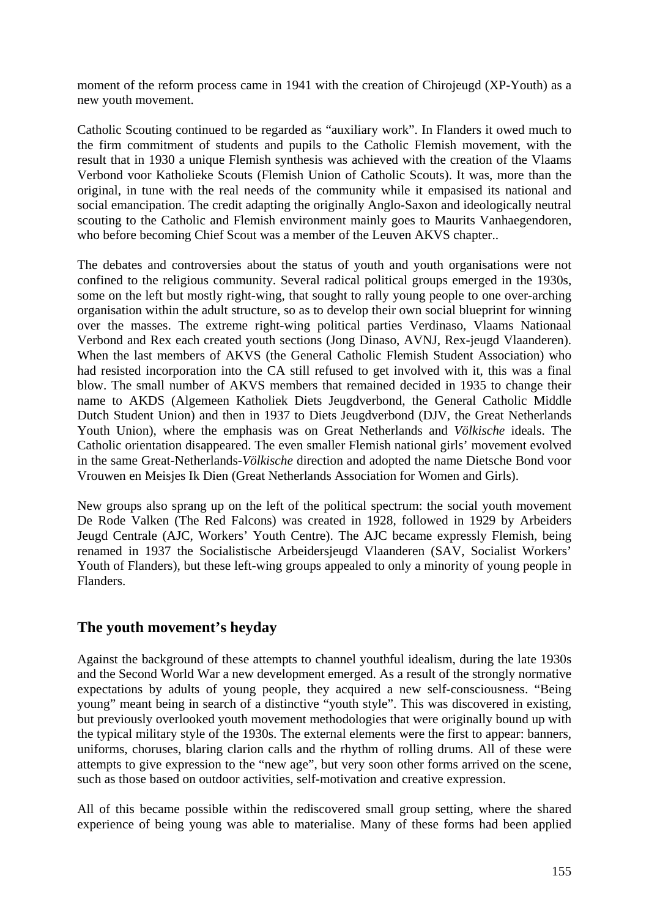moment of the reform process came in 1941 with the creation of Chirojeugd (XP-Youth) as a new youth movement.

Catholic Scouting continued to be regarded as "auxiliary work". In Flanders it owed much to the firm commitment of students and pupils to the Catholic Flemish movement, with the result that in 1930 a unique Flemish synthesis was achieved with the creation of the Vlaams Verbond voor Katholieke Scouts (Flemish Union of Catholic Scouts). It was, more than the original, in tune with the real needs of the community while it empasised its national and social emancipation. The credit adapting the originally Anglo-Saxon and ideologically neutral scouting to the Catholic and Flemish environment mainly goes to Maurits Vanhaegendoren, who before becoming Chief Scout was a member of the Leuven AKVS chapter..

The debates and controversies about the status of youth and youth organisations were not confined to the religious community. Several radical political groups emerged in the 1930s, some on the left but mostly right-wing, that sought to rally young people to one over-arching organisation within the adult structure, so as to develop their own social blueprint for winning over the masses. The extreme right-wing political parties Verdinaso, Vlaams Nationaal Verbond and Rex each created youth sections (Jong Dinaso, AVNJ, Rex-jeugd Vlaanderen). When the last members of AKVS (the General Catholic Flemish Student Association) who had resisted incorporation into the CA still refused to get involved with it, this was a final blow. The small number of AKVS members that remained decided in 1935 to change their name to AKDS (Algemeen Katholiek Diets Jeugdverbond, the General Catholic Middle Dutch Student Union) and then in 1937 to Diets Jeugdverbond (DJV, the Great Netherlands Youth Union), where the emphasis was on Great Netherlands and *Völkische* ideals. The Catholic orientation disappeared. The even smaller Flemish national girls' movement evolved in the same Great-Netherlands-*Völkische* direction and adopted the name Dietsche Bond voor Vrouwen en Meisjes Ik Dien (Great Netherlands Association for Women and Girls).

New groups also sprang up on the left of the political spectrum: the social youth movement De Rode Valken (The Red Falcons) was created in 1928, followed in 1929 by Arbeiders Jeugd Centrale (AJC, Workers' Youth Centre). The AJC became expressly Flemish, being renamed in 1937 the Socialistische Arbeidersjeugd Vlaanderen (SAV, Socialist Workers' Youth of Flanders), but these left-wing groups appealed to only a minority of young people in Flanders.

## The youth movement's heyday

Against the background of these attempts to channel youthful idealism, during the late 1930s and the Second World War a new development emerged. As a result of the strongly normative expectations by adults of young people, they acquired a new self-consciousness. "Being young" meant being in search of a distinctive "youth style". This was discovered in existing, but previously overlooked youth movement methodologies that were originally bound up with the typical military style of the 1930s. The external elements were the first to appear: banners, uniforms, choruses, blaring clarion calls and the rhythm of rolling drums. All of these were attempts to give expression to the "new age", but very soon other forms arrived on the scene, such as those based on outdoor activities, self-motivation and creative expression.

All of this became possible within the rediscovered small group setting, where the shared experience of being young was able to materialise. Many of these forms had been applied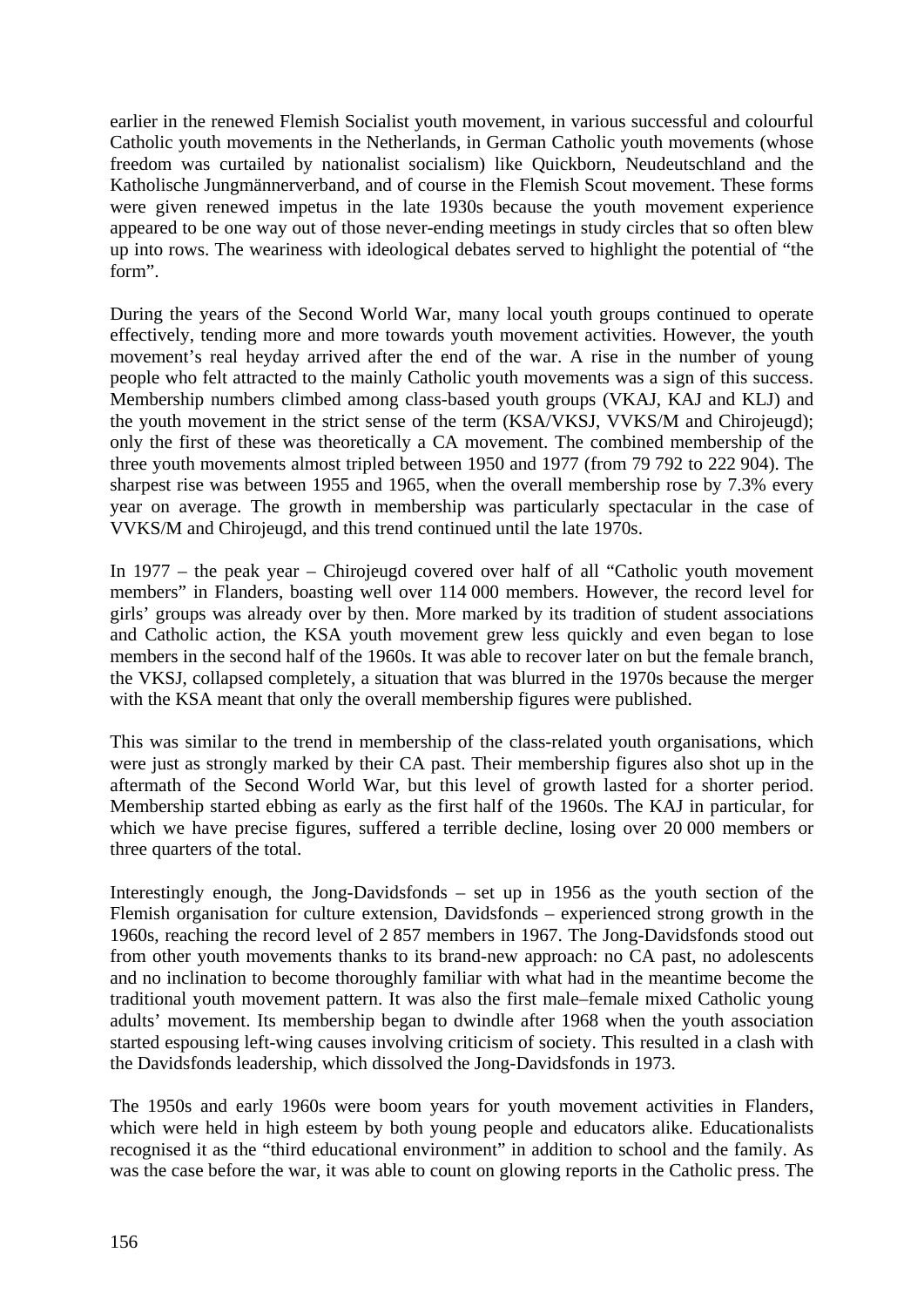earlier in the renewed Flemish Socialist youth movement, in various successful and colourful Catholic youth movements in the Netherlands, in German Catholic youth movements (whose freedom was curtailed by nationalist socialism) like Quickborn, Neudeutschland and the Katholische Jungmännerverband, and of course in the Flemish Scout movement. These forms were given renewed impetus in the late 1930s because the youth movement experience appeared to be one way out of those never-ending meetings in study circles that so often blew up into rows. The weariness with ideological debates served to highlight the potential of "the form".

During the years of the Second World War, many local youth groups continued to operate effectively, tending more and more towards youth movement activities. However, the youth movement's real heyday arrived after the end of the war. A rise in the number of young people who felt attracted to the mainly Catholic youth movements was a sign of this success. Membership numbers climbed among class-based youth groups (VKAJ, KAJ and KLJ) and the youth movement in the strict sense of the term (KSA/VKSJ, VVKS/M and Chirojeugd); only the first of these was theoretically a CA movement. The combined membership of the three youth movements almost tripled between 1950 and 1977 (from 79 792 to 222 904). The sharpest rise was between 1955 and 1965, when the overall membership rose by 7.3% every year on average. The growth in membership was particularly spectacular in the case of VVKS/M and Chirojeugd, and this trend continued until the late 1970s.

In 1977 – the peak year – Chirojeugd covered over half of all "Catholic youth movement members" in Flanders, boasting well over 114 000 members. However, the record level for girls' groups was already over by then. More marked by its tradition of student associations and Catholic action, the KSA youth movement grew less quickly and even began to lose members in the second half of the 1960s. It was able to recover later on but the female branch, the VKSJ, collapsed completely, a situation that was blurred in the 1970s because the merger with the KSA meant that only the overall membership figures were published.

This was similar to the trend in membership of the class-related youth organisations, which were just as strongly marked by their CA past. Their membership figures also shot up in the aftermath of the Second World War, but this level of growth lasted for a shorter period. Membership started ebbing as early as the first half of the 1960s. The KAJ in particular, for which we have precise figures, suffered a terrible decline, losing over 20 000 members or three quarters of the total.

Interestingly enough, the Jong-Davidsfonds – set up in 1956 as the youth section of the Flemish organisation for culture extension, Davidsfonds – experienced strong growth in the 1960s, reaching the record level of 2 857 members in 1967. The Jong-Davidsfonds stood out from other youth movements thanks to its brand-new approach: no CA past, no adolescents and no inclination to become thoroughly familiar with what had in the meantime become the traditional youth movement pattern. It was also the first male–female mixed Catholic young adults' movement. Its membership began to dwindle after 1968 when the youth association started espousing left-wing causes involving criticism of society. This resulted in a clash with the Davidsfonds leadership, which dissolved the Jong-Davidsfonds in 1973.

The 1950s and early 1960s were boom years for youth movement activities in Flanders, which were held in high esteem by both young people and educators alike. Educationalists recognised it as the "third educational environment" in addition to school and the family. As was the case before the war, it was able to count on glowing reports in the Catholic press. The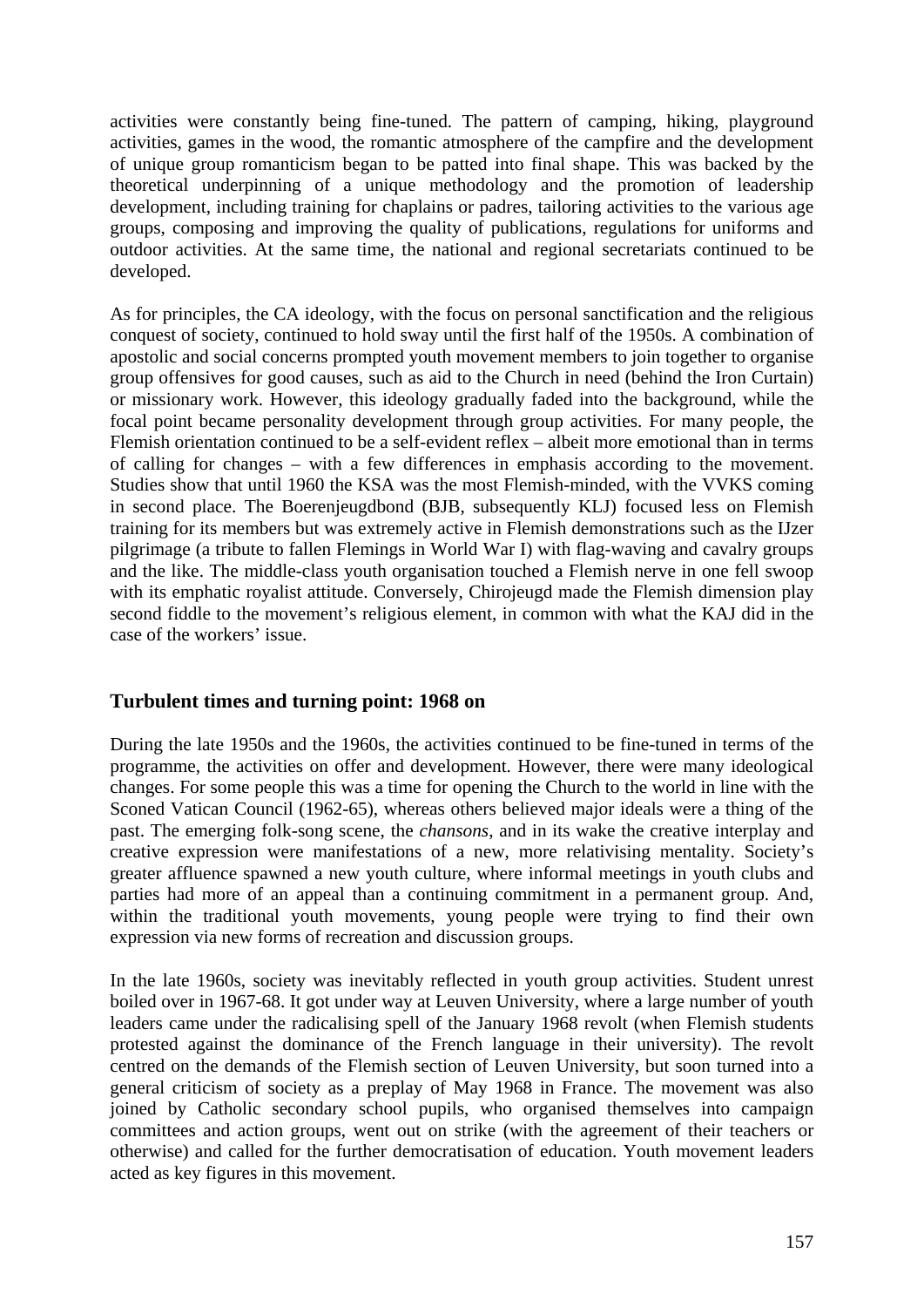activities were constantly being fine-tuned. The pattern of camping, hiking, playground activities, games in the wood, the romantic atmosphere of the campfire and the development of unique group romanticism began to be patted into final shape. This was backed by the theoretical underpinning of a unique methodology and the promotion of leadership development, including training for chaplains or padres, tailoring activities to the various age groups, composing and improving the quality of publications, regulations for uniforms and outdoor activities. At the same time, the national and regional secretariats continued to be developed.

As for principles, the CA ideology, with the focus on personal sanctification and the religious conquest of society, continued to hold sway until the first half of the 1950s. A combination of apostolic and social concerns prompted youth movement members to join together to organise group offensives for good causes, such as aid to the Church in need (behind the Iron Curtain) or missionary work. However, this ideology gradually faded into the background, while the focal point became personality development through group activities. For many people, the Flemish orientation continued to be a self-evident reflex – albeit more emotional than in terms of calling for changes – with a few differences in emphasis according to the movement. Studies show that until 1960 the KSA was the most Flemish-minded, with the VVKS coming in second place. The Boerenjeugdbond (BJB, subsequently KLJ) focused less on Flemish training for its members but was extremely active in Flemish demonstrations such as the IJzer pilgrimage (a tribute to fallen Flemings in World War I) with flag-waving and cavalry groups and the like. The middle-class youth organisation touched a Flemish nerve in one fell swoop with its emphatic royalist attitude. Conversely, Chirojeugd made the Flemish dimension play second fiddle to the movement's religious element, in common with what the KAJ did in the case of the workers' issue.

## Turbulent times and turning point: 1968 on

During the late 1950s and the 1960s, the activities continued to be fine-tuned in terms of the programme, the activities on offer and development. However, there were many ideological changes. For some people this was a time for opening the Church to the world in line with the Sconed Vatican Council (1962-65), whereas others believed major ideals were a thing of the past. The emerging folk-song scene, the *chansons*, and in its wake the creative interplay and creative expression were manifestations of a new, more relativising mentality. Society's greater affluence spawned a new youth culture, where informal meetings in youth clubs and parties had more of an appeal than a continuing commitment in a permanent group. And, within the traditional youth movements, young people were trying to find their own expression via new forms of recreation and discussion groups.

In the late 1960s, society was inevitably reflected in youth group activities. Student unrest boiled over in 1967-68. It got under way at Leuven University, where a large number of youth leaders came under the radicalising spell of the January 1968 revolt (when Flemish students protested against the dominance of the French language in their university). The revolt centred on the demands of the Flemish section of Leuven University, but soon turned into a general criticism of society as a preplay of May 1968 in France. The movement was also joined by Catholic secondary school pupils, who organised themselves into campaign committees and action groups, went out on strike (with the agreement of their teachers or otherwise) and called for the further democratisation of education. Youth movement leaders acted as key figures in this movement.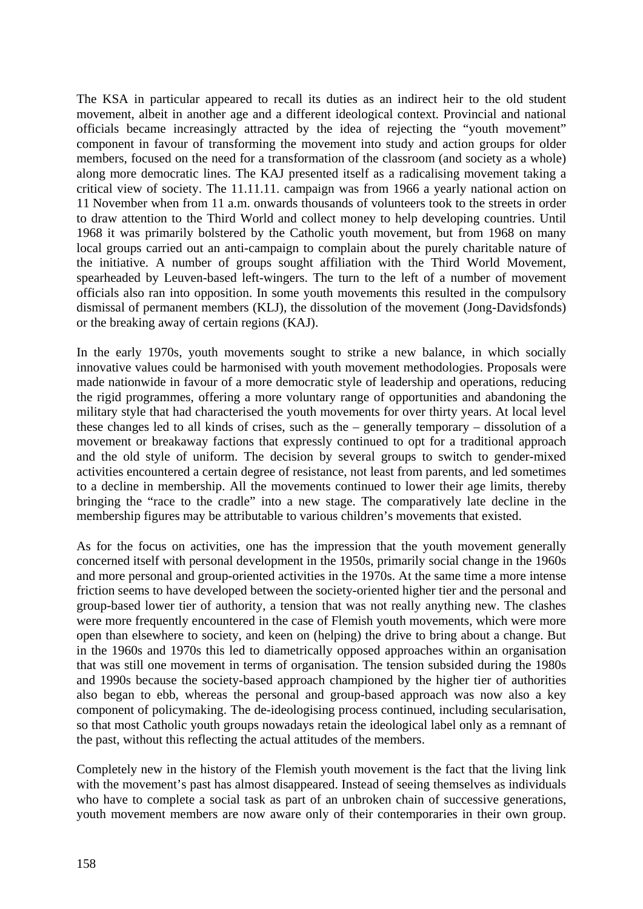The KSA in particular appeared to recall its duties as an indirect heir to the old student movement, albeit in another age and a different ideological context. Provincial and national officials became increasingly attracted by the idea of rejecting the "youth movement" component in favour of transforming the movement into study and action groups for older members, focused on the need for a transformation of the classroom (and society as a whole) along more democratic lines. The KAJ presented itself as a radicalising movement taking a critical view of society. The 11.11.11. campaign was from 1966 a yearly national action on 11 November when from 11 a.m. onwards thousands of volunteers took to the streets in order to draw attention to the Third World and collect money to help developing countries. Until 1968 it was primarily bolstered by the Catholic youth movement, but from 1968 on many local groups carried out an anti-campaign to complain about the purely charitable nature of the initiative. A number of groups sought affiliation with the Third World Movement, spearheaded by Leuven-based left-wingers. The turn to the left of a number of movement officials also ran into opposition. In some youth movements this resulted in the compulsory dismissal of permanent members (KLJ), the dissolution of the movement (Jong-Davidsfonds) or the breaking away of certain regions (KAJ).

In the early 1970s, youth movements sought to strike a new balance, in which socially innovative values could be harmonised with youth movement methodologies. Proposals were made nationwide in favour of a more democratic style of leadership and operations, reducing the rigid programmes, offering a more voluntary range of opportunities and abandoning the military style that had characterised the youth movements for over thirty years. At local level these changes led to all kinds of crises, such as the – generally temporary – dissolution of a movement or breakaway factions that expressly continued to opt for a traditional approach and the old style of uniform. The decision by several groups to switch to gender-mixed activities encountered a certain degree of resistance, not least from parents, and led sometimes to a decline in membership. All the movements continued to lower their age limits, thereby bringing the "race to the cradle" into a new stage. The comparatively late decline in the membership figures may be attributable to various children's movements that existed.

As for the focus on activities, one has the impression that the youth movement generally concerned itself with personal development in the 1950s, primarily social change in the 1960s and more personal and group-oriented activities in the 1970s. At the same time a more intense friction seems to have developed between the society-oriented higher tier and the personal and group-based lower tier of authority, a tension that was not really anything new. The clashes were more frequently encountered in the case of Flemish youth movements, which were more open than elsewhere to society, and keen on (helping) the drive to bring about a change. But in the 1960s and 1970s this led to diametrically opposed approaches within an organisation that was still one movement in terms of organisation. The tension subsided during the 1980s and 1990s because the society-based approach championed by the higher tier of authorities also began to ebb, whereas the personal and group-based approach was now also a key component of policymaking. The de-ideologising process continued, including secularisation, so that most Catholic youth groups nowadays retain the ideological label only as a remnant of the past, without this reflecting the actual attitudes of the members.

Completely new in the history of the Flemish youth movement is the fact that the living link with the movement's past has almost disappeared. Instead of seeing themselves as individuals who have to complete a social task as part of an unbroken chain of successive generations, youth movement members are now aware only of their contemporaries in their own group.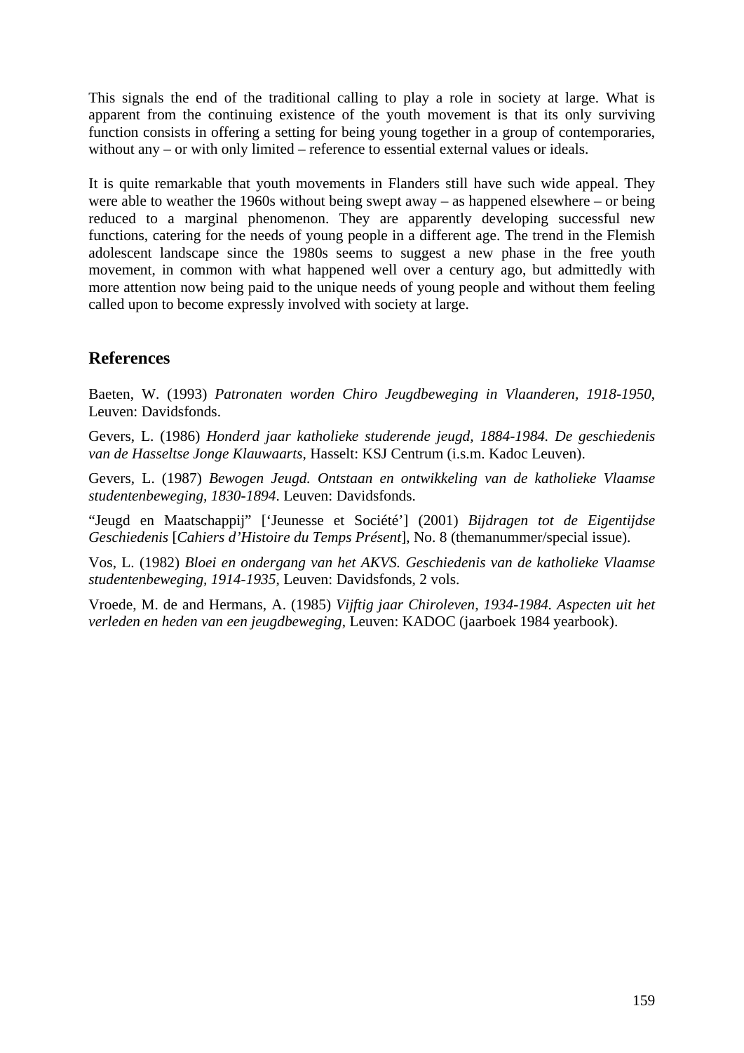This signals the end of the traditional calling to play a role in society at large. What is apparent from the continuing existence of the youth movement is that its only surviving function consists in offering a setting for being young together in a group of contemporaries, without any – or with only limited – reference to essential external values or ideals.

It is quite remarkable that youth movements in Flanders still have such wide appeal. They were able to weather the 1960s without being swept away – as happened elsewhere – or being reduced to a marginal phenomenon. They are apparently developing successful new functions, catering for the needs of young people in a different age. The trend in the Flemish adolescent landscape since the 1980s seems to suggest a new phase in the free youth movement, in common with what happened well over a century ago, but admittedly with more attention now being paid to the unique needs of young people and without them feeling called upon to become expressly involved with society at large.

## References

Baeten, W. (1993) *Patronaten worden Chiro Jeugdbeweging in Vlaanderen, 1918-1950*, Leuven: Davidsfonds.

Gevers, L. (1986) *Honderd jaar katholieke studerende jeugd, 1884-1984. De geschiedenis van de Hasseltse Jonge Klauwaarts*, Hasselt: KSJ Centrum (i.s.m. Kadoc Leuven).

Gevers, L. (1987) *Bewogen Jeugd. Ontstaan en ontwikkeling van de katholieke Vlaamse studentenbeweging, 1830-1894*. Leuven: Davidsfonds.

"Jeugd en Maatschappij" ['Jeunesse et Société'] (2001) *Bijdragen tot de Eigentijdse Geschiedenis* [*Cahiers d'Histoire du Temps Présent*], No. 8 (themanummer/special issue).

Vos, L. (1982) *Bloei en ondergang van het AKVS. Geschiedenis van de katholieke Vlaamse studentenbeweging, 1914-1935*, Leuven: Davidsfonds, 2 vols.

Vroede, M. de and Hermans, A. (1985) *Vijftig jaar Chiroleven, 1934-1984. Aspecten uit het verleden en heden van een jeugdbeweging*, Leuven: KADOC (jaarboek 1984 yearbook).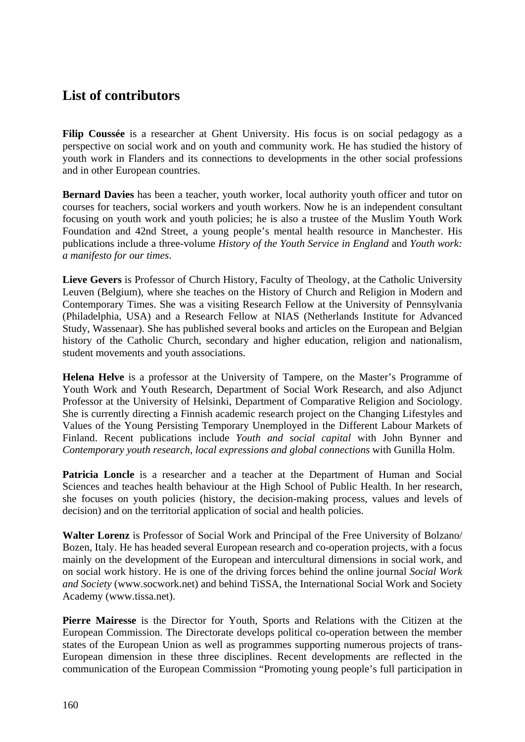## List of contributors

**Filip Coussée** is a researcher at Ghent University. His focus is on social pedagogy as a perspective on social work and on youth and community work. He has studied the history of youth work in Flanders and its connections to developments in the other social professions and in other European countries.

**Bernard Davies** has been a teacher, youth worker, local authority youth officer and tutor on courses for teachers, social workers and youth workers. Now he is an independent consultant focusing on youth work and youth policies; he is also a trustee of the Muslim Youth Work Foundation and 42nd Street, a young people's mental health resource in Manchester. His publications include a three-volume *History of the Youth Service in England* and *Youth work: a manifesto for our times*.

**Lieve Gevers** is Professor of Church History, Faculty of Theology, at the Catholic University Leuven (Belgium), where she teaches on the History of Church and Religion in Modern and Contemporary Times. She was a visiting Research Fellow at the University of Pennsylvania (Philadelphia, USA) and a Research Fellow at NIAS (Netherlands Institute for Advanced Study, Wassenaar). She has published several books and articles on the European and Belgian history of the Catholic Church, secondary and higher education, religion and nationalism, student movements and youth associations.

**Helena Helve** is a professor at the University of Tampere, on the Master's Programme of Youth Work and Youth Research, Department of Social Work Research, and also Adjunct Professor at the University of Helsinki, Department of Comparative Religion and Sociology. She is currently directing a Finnish academic research project on the Changing Lifestyles and Values of the Young Persisting Temporary Unemployed in the Different Labour Markets of Finland. Recent publications include *Youth and social capital* with John Bynner and *Contemporary youth research, local expressions and global connections* with Gunilla Holm.

**Patricia Loncle** is a researcher and a teacher at the Department of Human and Social Sciences and teaches health behaviour at the High School of Public Health. In her research, she focuses on youth policies (history, the decision-making process, values and levels of decision) and on the territorial application of social and health policies.

**Walter Lorenz** is Professor of Social Work and Principal of the Free University of Bolzano/ Bozen, Italy. He has headed several European research and co-operation projects, with a focus mainly on the development of the European and intercultural dimensions in social work, and on social work history. He is one of the driving forces behind the online journal *Social Work and Society* (www.socwork.net) and behind TiSSA, the International Social Work and Society Academy (www.tissa.net).

**Pierre Mairesse** is the Director for Youth, Sports and Relations with the Citizen at the European Commission. The Directorate develops political co-operation between the member states of the European Union as well as programmes supporting numerous projects of trans-European dimension in these three disciplines. Recent developments are reflected in the communication of the European Commission "Promoting young people's full participation in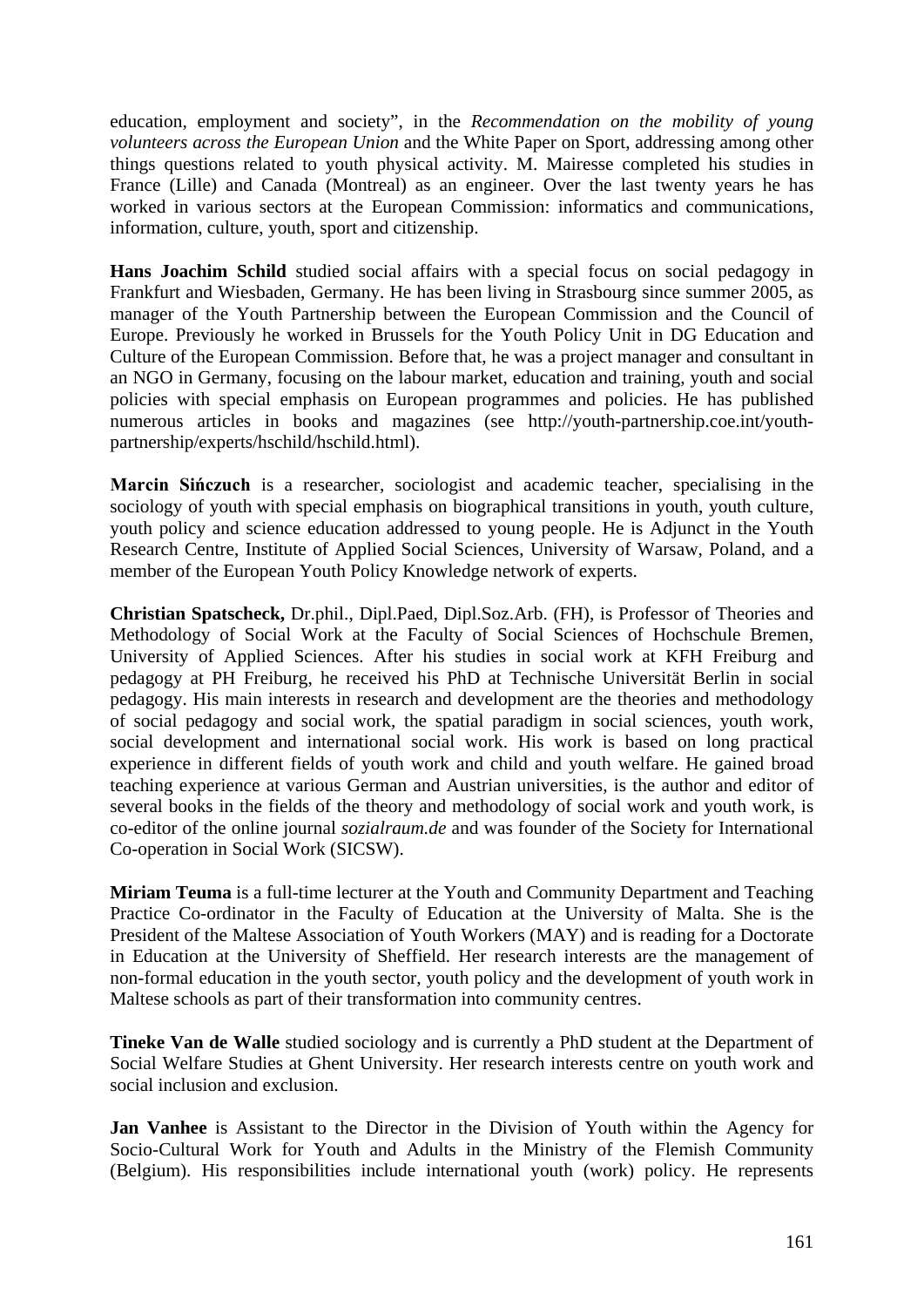education, employment and society", in the *Recommendation on the mobility of young volunteers across the European Union* and the White Paper on Sport, addressing among other things questions related to youth physical activity. M. Mairesse completed his studies in France (Lille) and Canada (Montreal) as an engineer. Over the last twenty years he has worked in various sectors at the European Commission: informatics and communications, information, culture, youth, sport and citizenship.

**Hans Joachim Schild** studied social affairs with a special focus on social pedagogy in Frankfurt and Wiesbaden, Germany. He has been living in Strasbourg since summer 2005, as manager of the Youth Partnership between the European Commission and the Council of Europe. Previously he worked in Brussels for the Youth Policy Unit in DG Education and Culture of the European Commission. Before that, he was a project manager and consultant in an NGO in Germany, focusing on the labour market, education and training, youth and social policies with special emphasis on European programmes and policies. He has published numerous articles in books and magazines (see http://youth-partnership.coe.int/youth-partnership/experts/hschild/hschild.html).

**Marcin Sińczuch** is a researcher, sociologist and academic teacher, specialising in the sociology of youth with special emphasis on biographical transitions in youth, youth culture, youth policy and science education addressed to young people. He is Adjunct in the Youth Research Centre, Institute of Applied Social Sciences, University of Warsaw, Poland, and a member of the European Youth Policy Knowledge network of experts.

**Christian Spatscheck,** Dr.phil., Dipl.Paed, Dipl.Soz.Arb. (FH), is Professor of Theories and Methodology of Social Work at the Faculty of Social Sciences of Hochschule Bremen, University of Applied Sciences. After his studies in social work at KFH Freiburg and pedagogy at PH Freiburg, he received his PhD at Technische Universität Berlin in social pedagogy. His main interests in research and development are the theories and methodology of social pedagogy and social work, the spatial paradigm in social sciences, youth work, social development and international social work. His work is based on long practical experience in different fields of youth work and child and youth welfare. He gained broad teaching experience at various German and Austrian universities, is the author and editor of several books in the fields of the theory and methodology of social work and youth work, is co-editor of the online journal *sozialraum.de* and was founder of the Society for International Co-operation in Social Work (SICSW).

**Miriam Teuma** is a full-time lecturer at the Youth and Community Department and Teaching Practice Co-ordinator in the Faculty of Education at the University of Malta. She is the President of the Maltese Association of Youth Workers (MAY) and is reading for a Doctorate in Education at the University of Sheffield. Her research interests are the management of non-formal education in the youth sector, youth policy and the development of youth work in Maltese schools as part of their transformation into community centres.

**Tineke Van de Walle** studied sociology and is currently a PhD student at the Department of Social Welfare Studies at Ghent University. Her research interests centre on youth work and social inclusion and exclusion.

**Jan Vanhee** is Assistant to the Director in the Division of Youth within the Agency for Socio-Cultural Work for Youth and Adults in the Ministry of the Flemish Community (Belgium). His responsibilities include international youth (work) policy. He represents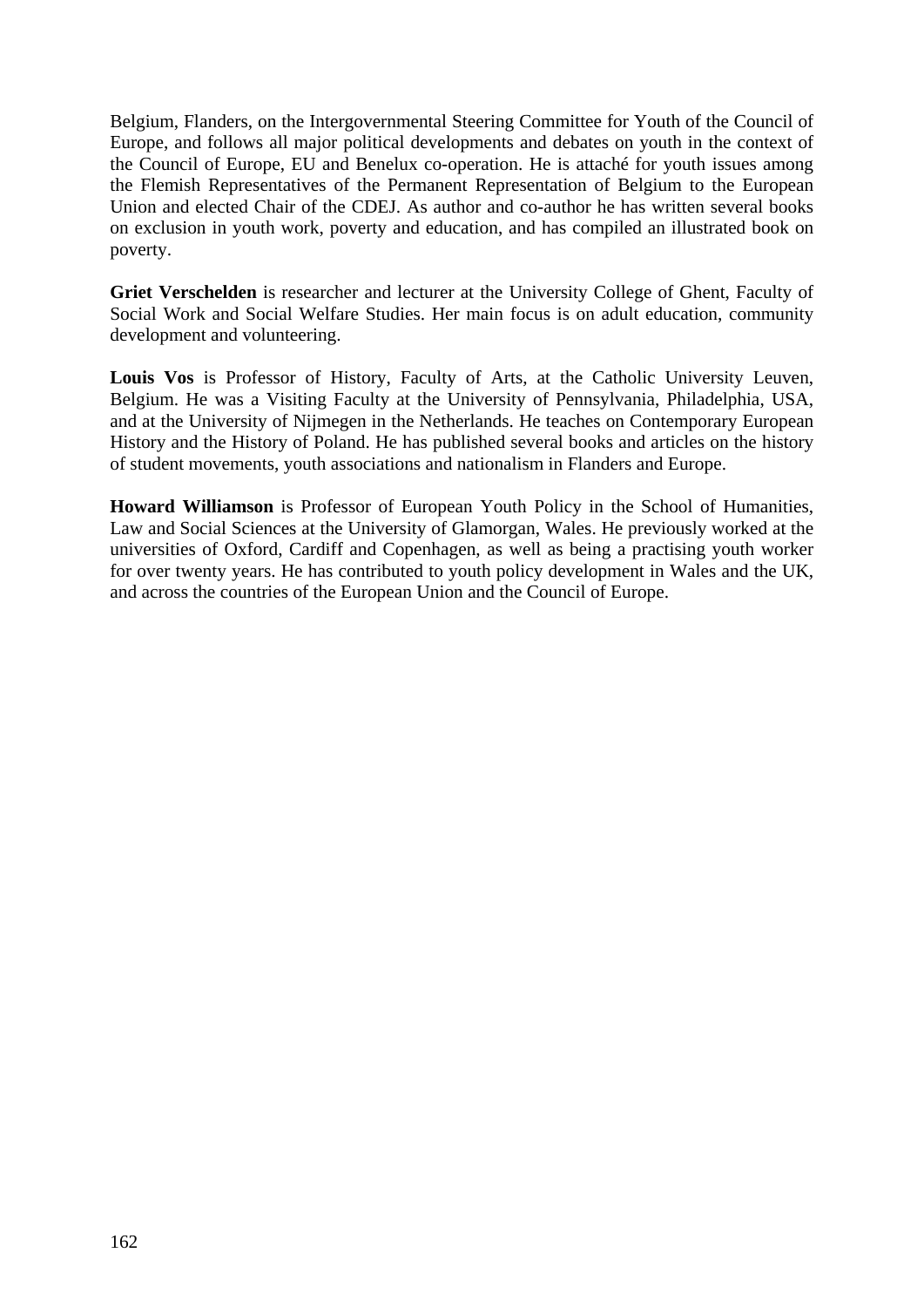Belgium, Flanders, on the Intergovernmental Steering Committee for Youth of the Council of Europe, and follows all major political developments and debates on youth in the context of the Council of Europe, EU and Benelux co-operation. He is attaché for youth issues among the Flemish Representatives of the Permanent Representation of Belgium to the European Union and elected Chair of the CDEJ. As author and co-author he has written several books on exclusion in youth work, poverty and education, and has compiled an illustrated book on poverty.

**Griet Verschelden** is researcher and lecturer at the University College of Ghent, Faculty of Social Work and Social Welfare Studies. Her main focus is on adult education, community development and volunteering.

**Louis Vos** is Professor of History, Faculty of Arts, at the Catholic University Leuven, Belgium. He was a Visiting Faculty at the University of Pennsylvania, Philadelphia, USA, and at the University of Nijmegen in the Netherlands. He teaches on Contemporary European History and the History of Poland. He has published several books and articles on the history of student movements, youth associations and nationalism in Flanders and Europe.

**Howard Williamson** is Professor of European Youth Policy in the School of Humanities, Law and Social Sciences at the University of Glamorgan, Wales. He previously worked at the universities of Oxford, Cardiff and Copenhagen, as well as being a practising youth worker for over twenty years. He has contributed to youth policy development in Wales and the UK, and across the countries of the European Union and the Council of Europe.